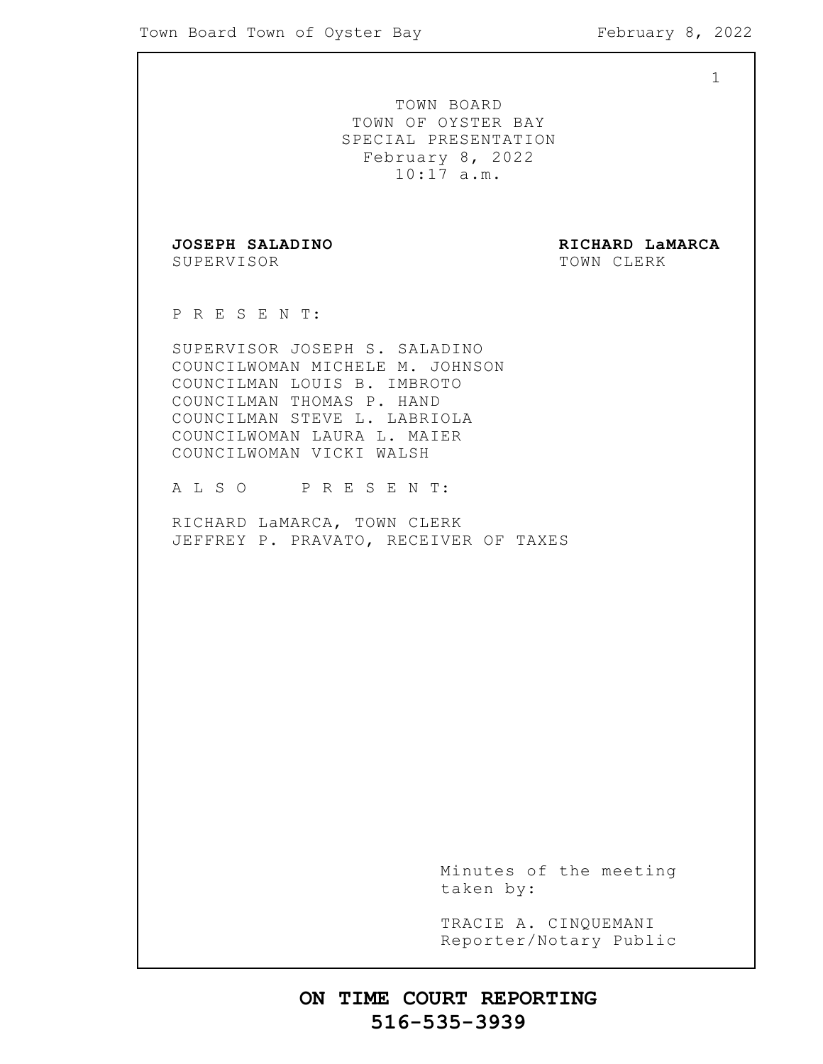# TOWN BOARD
# TOWN OF OYSTER BAY
## SPECIAL PRESENTATION
February 8, 2022
10:17 a.m.

**JOSEPH SALADINO**
SUPERVISOR

**RICHARD LaMARCA**
TOWN CLERK

P R E S E N T:

SUPERVISOR JOSEPH S. SALADINO
COUNCILWOMAN MICHELE M. JOHNSON
COUNCILMAN LOUIS B. IMBROTO
COUNCILMAN THOMAS P. HAND
COUNCILMAN STEVE L. LABRIOLA
COUNCILWOMAN LAURA L. MAIER
COUNCILWOMAN VICKI WALSH

A L S O  P R E S E N T:

RICHARD LaMARCA, TOWN CLERK
JEFFREY P. PRAVATO, RECEIVER OF TAXES

Minutes of the meeting taken by:

TRACIE A. CINQUEMANI
Reporter/Notary Public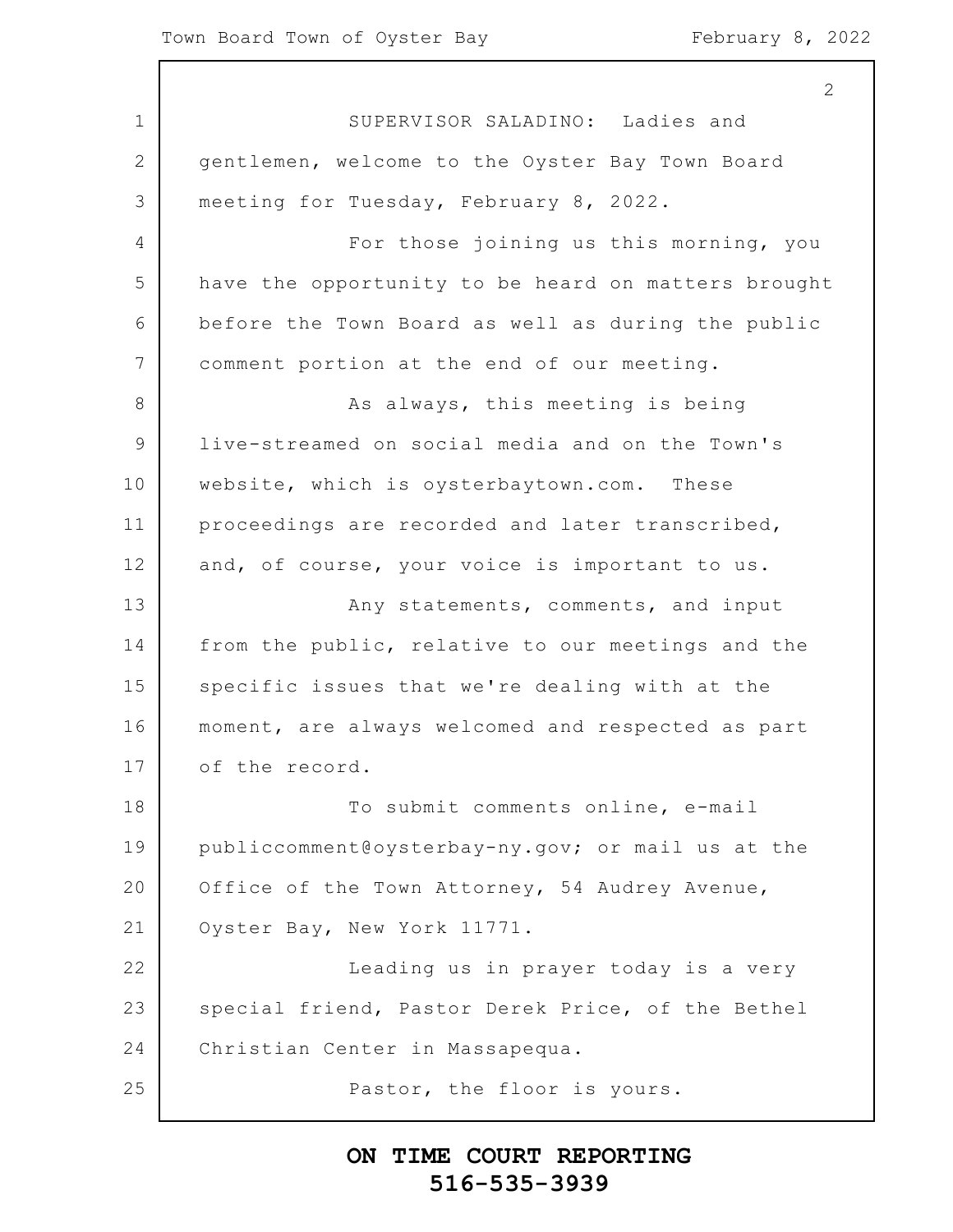SUPERVISOR SALADINO: Ladies and gentlemen, welcome to the Oyster Bay Town Board meeting for Tuesday, February 8, 2022.

For those joining us this morning, you have the opportunity to be heard on matters brought before the Town Board as well as during the public comment portion at the end of our meeting.

As always, this meeting is being live-streamed on social media and on the Town's website, which is oysterbaytown.com. These proceedings are recorded and later transcribed, and, of course, your voice is important to us.

Any statements, comments, and input from the public, relative to our meetings and the specific issues that we're dealing with at the moment, are always welcomed and respected as part of the record.

To submit comments online, e-mail publiccomment@oysterbay-ny.gov; or mail us at the Office of the Town Attorney, 54 Audrey Avenue, Oyster Bay, New York 11771.

Leading us in prayer today is a very special friend, Pastor Derek Price, of the Bethel Christian Center in Massapequa.

Pastor, the floor is yours.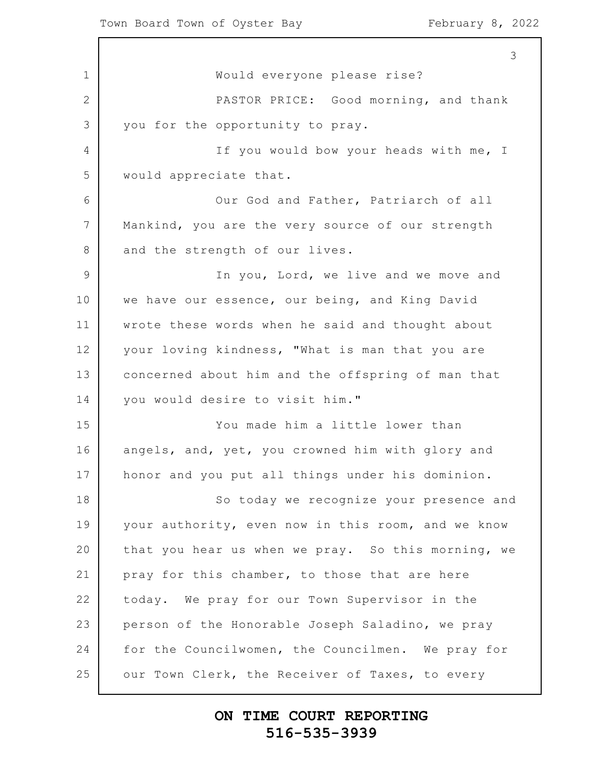Would everyone please rise?

PASTOR PRICE: Good morning, and thank you for the opportunity to pray.

If you would bow your heads with me, I would appreciate that.

Our God and Father, Patriarch of all Mankind, you are the very source of our strength and the strength of our lives.

In you, Lord, we live and we move and we have our essence, our being, and King David wrote these words when he said and thought about your loving kindness, "What is man that you are concerned about him and the offspring of man that you would desire to visit him."

You made him a little lower than angels, and, yet, you crowned him with glory and honor and you put all things under his dominion.

So today we recognize your presence and your authority, even now in this room, and we know that you hear us when we pray. So this morning, we pray for this chamber, to those that are here today. We pray for our Town Supervisor in the person of the Honorable Joseph Saladino, we pray for the Councilwomen, the Councilmen. We pray for our Town Clerk, the Receiver of Taxes, to every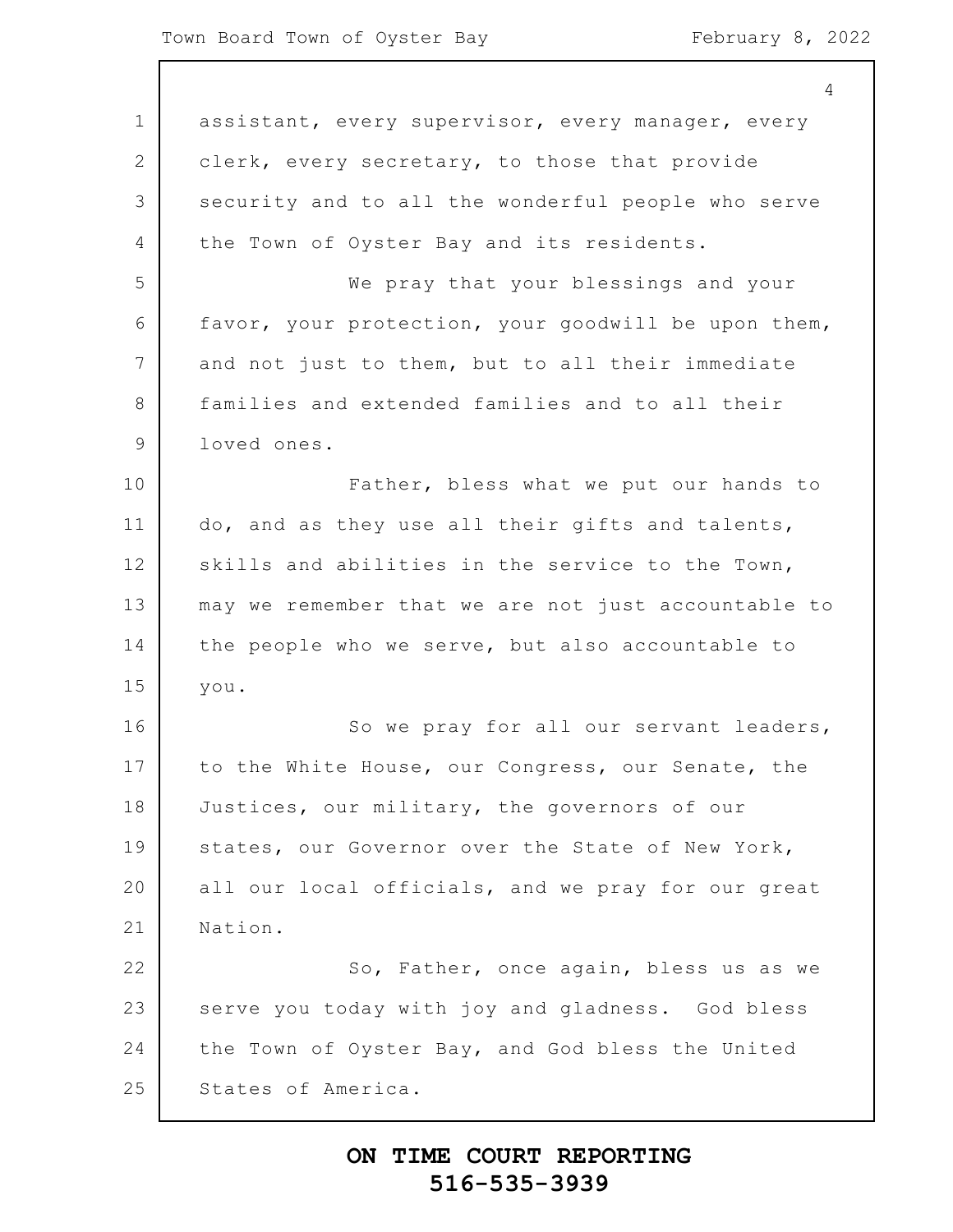assistant, every supervisor, every manager, every clerk, every secretary, to those that provide security and to all the wonderful people who serve the Town of Oyster Bay and its residents.

We pray that your blessings and your favor, your protection, your goodwill be upon them, and not just to them, but to all their immediate families and extended families and to all their loved ones.

Father, bless what we put our hands to do, and as they use all their gifts and talents, skills and abilities in the service to the Town, may we remember that we are not just accountable to the people who we serve, but also accountable to you.

So we pray for all our servant leaders, to the White House, our Congress, our Senate, the Justices, our military, the governors of our states, our Governor over the State of New York, all our local officials, and we pray for our great Nation.

So, Father, once again, bless us as we serve you today with joy and gladness. God bless the Town of Oyster Bay, and God bless the United States of America.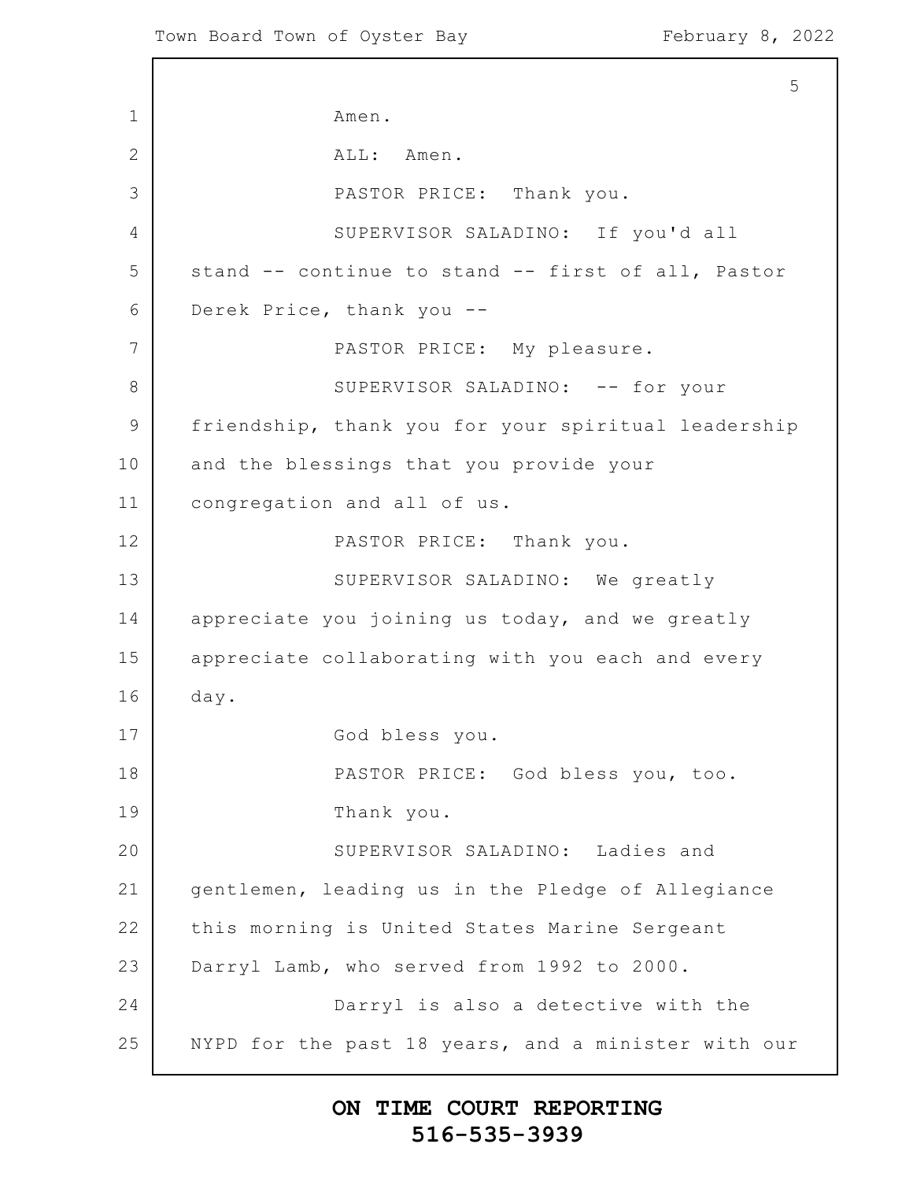Amen.

ALL: Amen.

PASTOR PRICE: Thank you.

SUPERVISOR SALADINO: If you'd all stand -- continue to stand -- first of all, Pastor Derek Price, thank you --

PASTOR PRICE: My pleasure.

SUPERVISOR SALADINO: -- for your friendship, thank you for your spiritual leadership and the blessings that you provide your congregation and all of us.

PASTOR PRICE: Thank you.

SUPERVISOR SALADINO: We greatly appreciate you joining us today, and we greatly appreciate collaborating with you each and every day.

God bless you.

PASTOR PRICE: God bless you, too.

Thank you.

SUPERVISOR SALADINO: Ladies and gentlemen, leading us in the Pledge of Allegiance this morning is United States Marine Sergeant Darryl Lamb, who served from 1992 to 2000.

Darryl is also a detective with the NYPD for the past 18 years, and a minister with our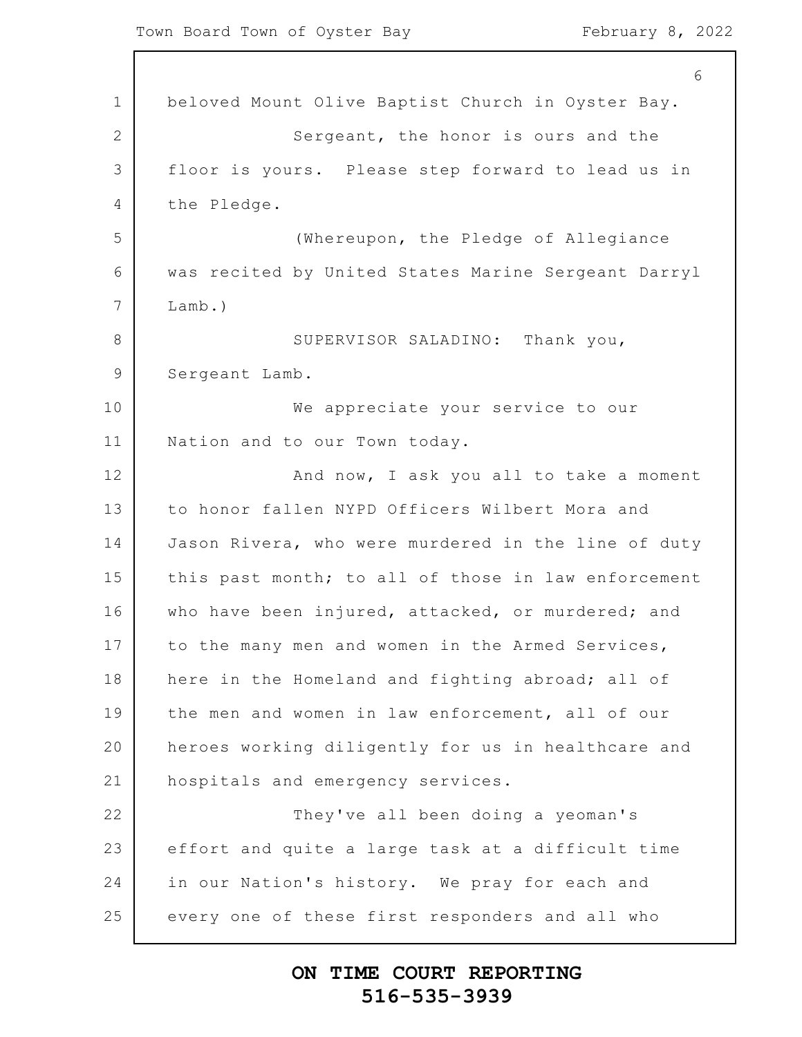beloved Mount Olive Baptist Church in Oyster Bay.

Sergeant, the honor is ours and the floor is yours. Please step forward to lead us in the Pledge.

(Whereupon, the Pledge of Allegiance was recited by United States Marine Sergeant Darryl Lamb.)

SUPERVISOR SALADINO: Thank you, Sergeant Lamb.

We appreciate your service to our Nation and to our Town today.

And now, I ask you all to take a moment to honor fallen NYPD Officers Wilbert Mora and Jason Rivera, who were murdered in the line of duty this past month; to all of those in law enforcement who have been injured, attacked, or murdered; and to the many men and women in the Armed Services, here in the Homeland and fighting abroad; all of the men and women in law enforcement, all of our heroes working diligently for us in healthcare and hospitals and emergency services.

They've all been doing a yeoman's effort and quite a large task at a difficult time in our Nation's history. We pray for each and every one of these first responders and all who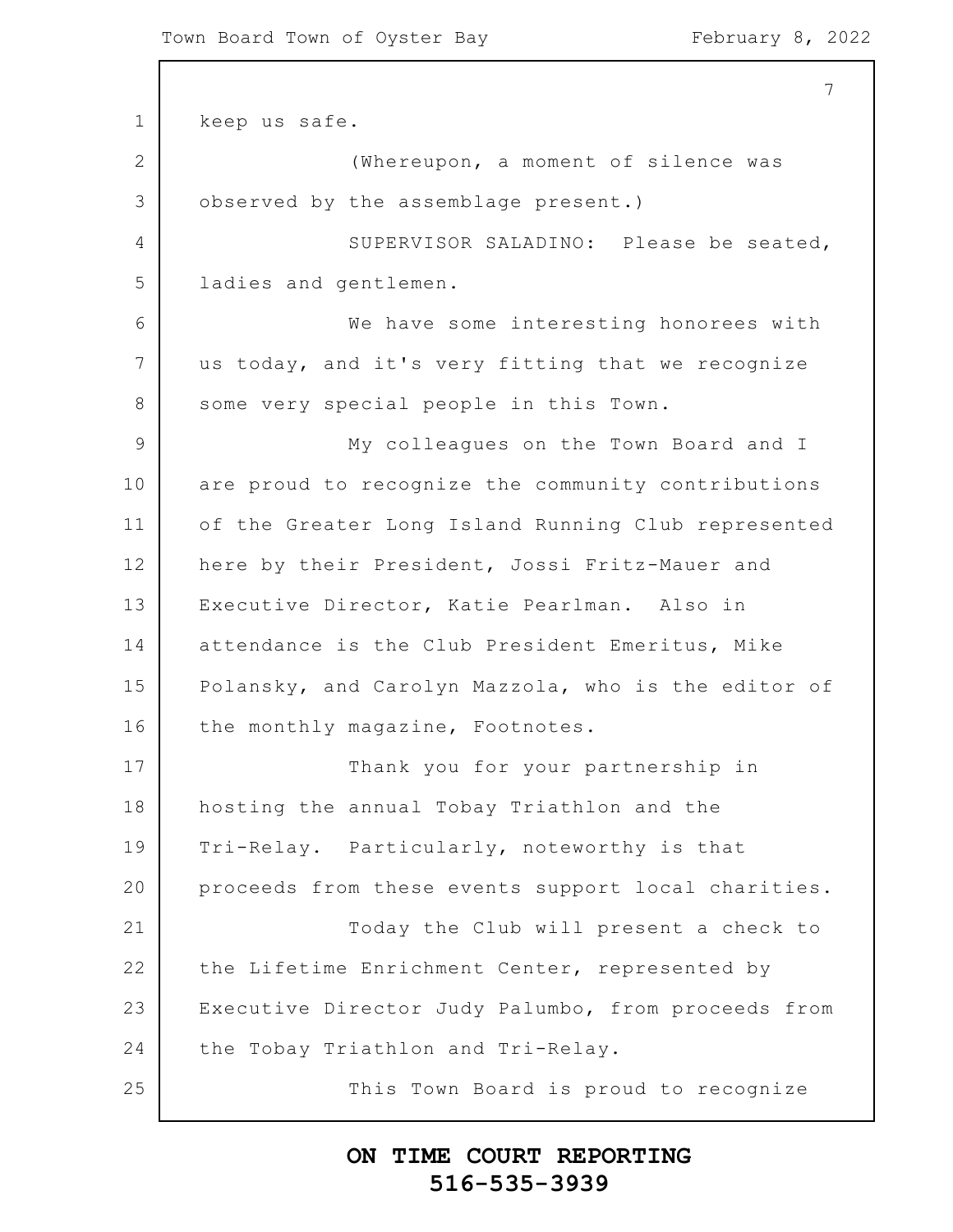keep us safe.

(Whereupon, a moment of silence was observed by the assemblage present.)

SUPERVISOR SALADINO: Please be seated, ladies and gentlemen.

We have some interesting honorees with us today, and it's very fitting that we recognize some very special people in this Town.

My colleagues on the Town Board and I are proud to recognize the community contributions of the Greater Long Island Running Club represented here by their President, Jossi Fritz-Mauer and Executive Director, Katie Pearlman. Also in attendance is the Club President Emeritus, Mike Polansky, and Carolyn Mazzola, who is the editor of the monthly magazine, Footnotes.

Thank you for your partnership in hosting the annual Tobay Triathlon and the Tri-Relay. Particularly, noteworthy is that proceeds from these events support local charities.

Today the Club will present a check to the Lifetime Enrichment Center, represented by Executive Director Judy Palumbo, from proceeds from the Tobay Triathlon and Tri-Relay.

This Town Board is proud to recognize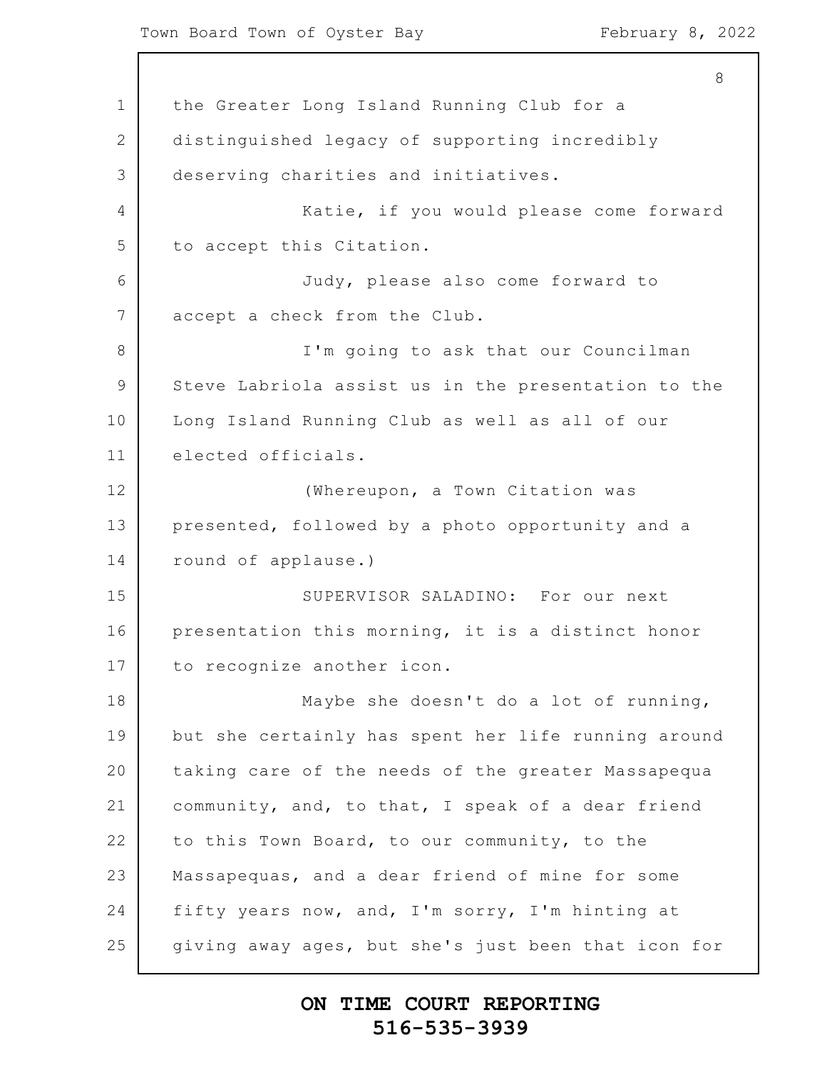the Greater Long Island Running Club for a distinguished legacy of supporting incredibly deserving charities and initiatives.

Katie, if you would please come forward to accept this Citation.

Judy, please also come forward to accept a check from the Club.

I'm going to ask that our Councilman Steve Labriola assist us in the presentation to the Long Island Running Club as well as all of our elected officials.

(Whereupon, a Town Citation was presented, followed by a photo opportunity and a round of applause.)

SUPERVISOR SALADINO: For our next presentation this morning, it is a distinct honor to recognize another icon.

Maybe she doesn't do a lot of running, but she certainly has spent her life running around taking care of the needs of the greater Massapequa community, and, to that, I speak of a dear friend to this Town Board, to our community, to the Massapequas, and a dear friend of mine for some fifty years now, and, I'm sorry, I'm hinting at giving away ages, but she's just been that icon for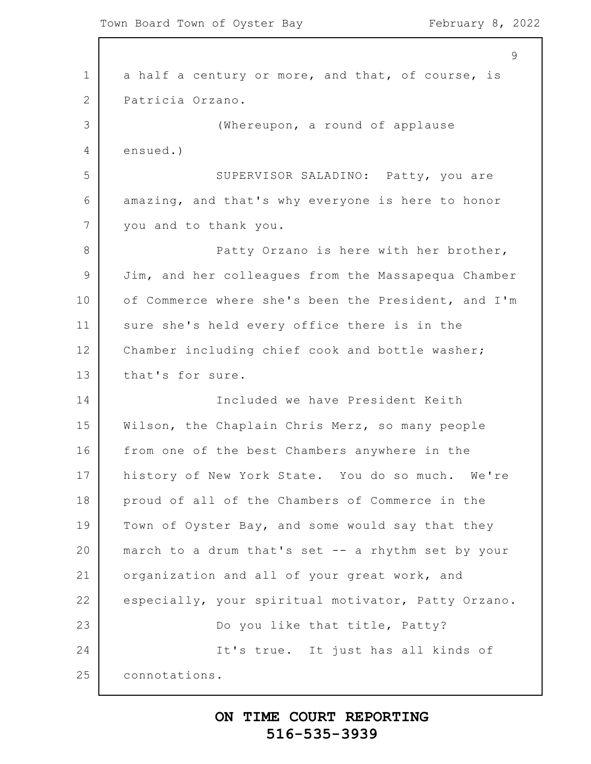a half a century or more, and that, of course, is Patricia Orzano.

(Whereupon, a round of applause ensued.)

SUPERVISOR SALADINO: Patty, you are amazing, and that's why everyone is here to honor you and to thank you.

Patty Orzano is here with her brother, Jim, and her colleagues from the Massapequa Chamber of Commerce where she's been the President, and I'm sure she's held every office there is in the Chamber including chief cook and bottle washer; that's for sure.

Included we have President Keith Wilson, the Chaplain Chris Merz, so many people from one of the best Chambers anywhere in the history of New York State. You do so much. We're proud of all of the Chambers of Commerce in the Town of Oyster Bay, and some would say that they march to a drum that's set -- a rhythm set by your organization and all of your great work, and especially, your spiritual motivator, Patty Orzano.

Do you like that title, Patty?

It's true. It just has all kinds of connotations.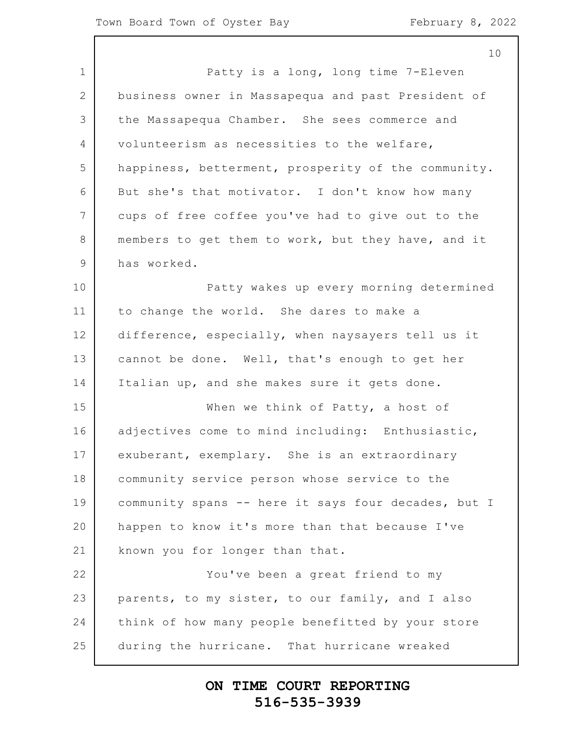Patty is a long, long time 7-Eleven business owner in Massapequa and past President of the Massapequa Chamber. She sees commerce and volunteerism as necessities to the welfare, happiness, betterment, prosperity of the community. But she's that motivator. I don't know how many cups of free coffee you've had to give out to the members to get them to work, but they have, and it has worked.

Patty wakes up every morning determined to change the world. She dares to make a difference, especially, when naysayers tell us it cannot be done. Well, that's enough to get her Italian up, and she makes sure it gets done.

When we think of Patty, a host of adjectives come to mind including: Enthusiastic, exuberant, exemplary. She is an extraordinary community service person whose service to the community spans -- here it says four decades, but I happen to know it's more than that because I've known you for longer than that.

You've been a great friend to my parents, to my sister, to our family, and I also think of how many people benefitted by your store during the hurricane. That hurricane wreaked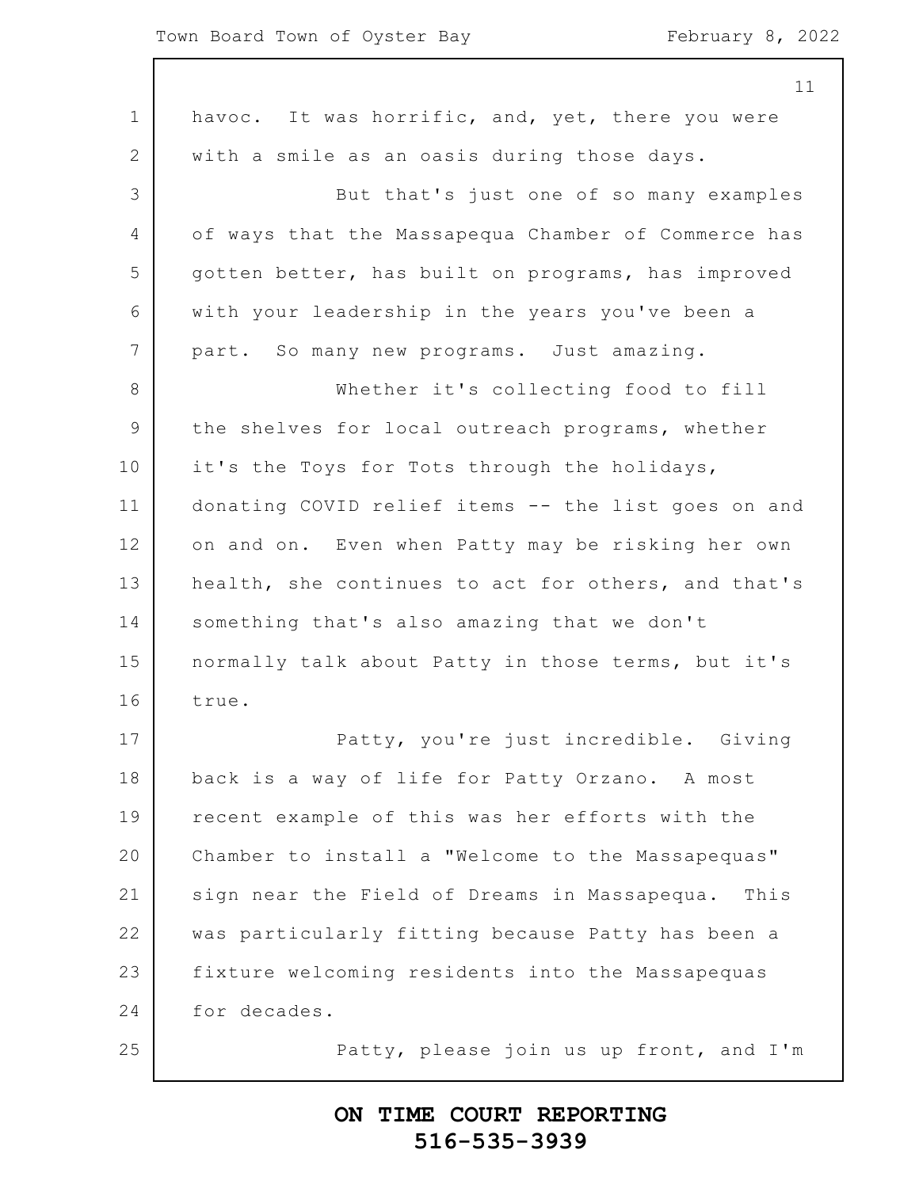havoc. It was horrific, and, yet, there you were with a smile as an oasis during those days.

But that's just one of so many examples of ways that the Massapequa Chamber of Commerce has gotten better, has built on programs, has improved with your leadership in the years you've been a part. So many new programs. Just amazing.

Whether it's collecting food to fill the shelves for local outreach programs, whether it's the Toys for Tots through the holidays, donating COVID relief items -- the list goes on and on and on. Even when Patty may be risking her own health, she continues to act for others, and that's something that's also amazing that we don't normally talk about Patty in those terms, but it's true.

Patty, you're just incredible. Giving back is a way of life for Patty Orzano. A most recent example of this was her efforts with the Chamber to install a "Welcome to the Massapequas" sign near the Field of Dreams in Massapequa. This was particularly fitting because Patty has been a fixture welcoming residents into the Massapequas for decades.

Patty, please join us up front, and I'm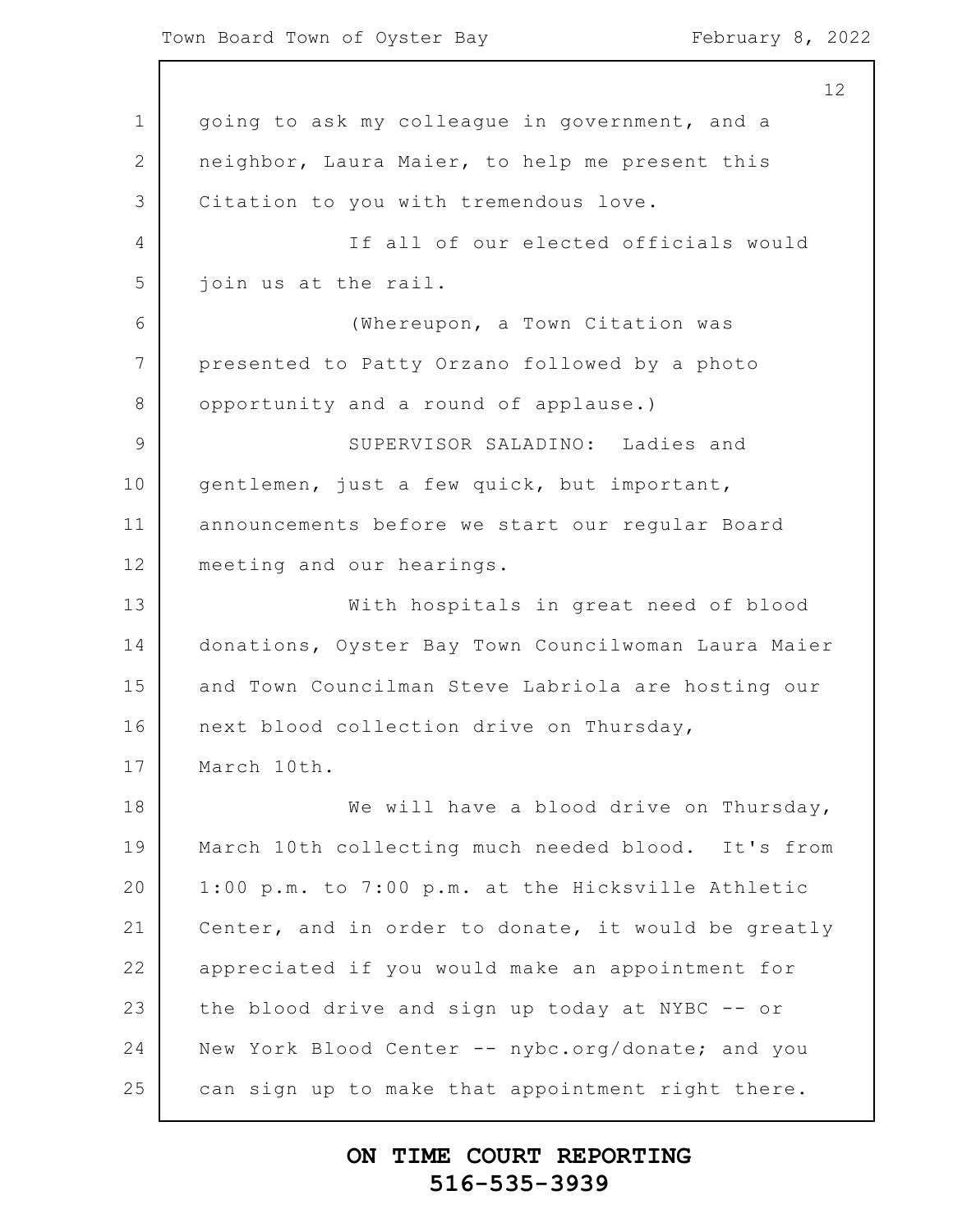going to ask my colleague in government, and a neighbor, Laura Maier, to help me present this Citation to you with tremendous love.

If all of our elected officials would join us at the rail.

(Whereupon, a Town Citation was presented to Patty Orzano followed by a photo opportunity and a round of applause.)

SUPERVISOR SALADINO: Ladies and gentlemen, just a few quick, but important, announcements before we start our regular Board meeting and our hearings.

With hospitals in great need of blood donations, Oyster Bay Town Councilwoman Laura Maier and Town Councilman Steve Labriola are hosting our next blood collection drive on Thursday, March 10th.

We will have a blood drive on Thursday, March 10th collecting much needed blood. It's from 1:00 p.m. to 7:00 p.m. at the Hicksville Athletic Center, and in order to donate, it would be greatly appreciated if you would make an appointment for the blood drive and sign up today at NYBC -- or New York Blood Center -- nybc.org/donate; and you can sign up to make that appointment right there.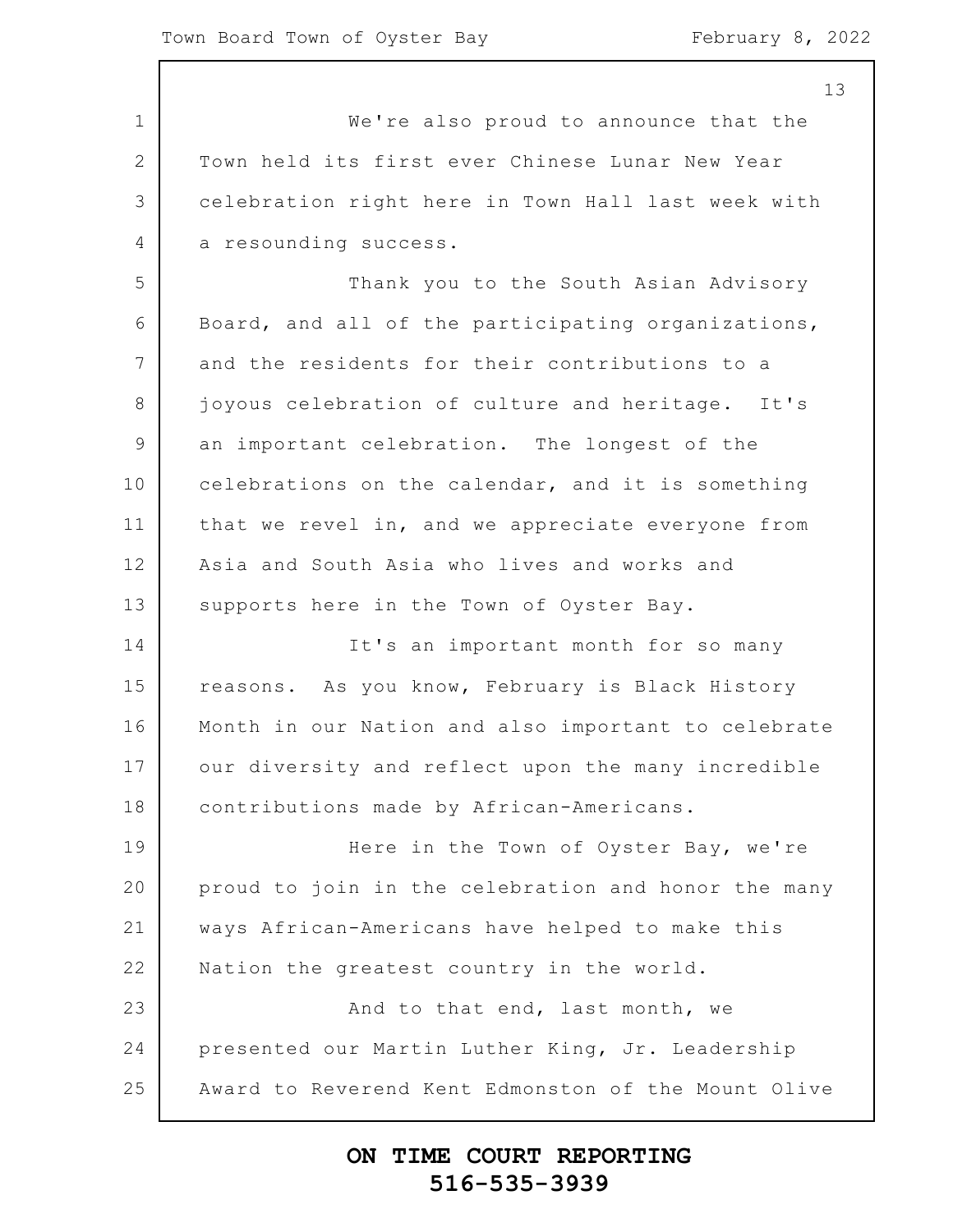We're also proud to announce that the Town held its first ever Chinese Lunar New Year celebration right here in Town Hall last week with a resounding success.

Thank you to the South Asian Advisory Board, and all of the participating organizations, and the residents for their contributions to a joyous celebration of culture and heritage. It's an important celebration. The longest of the celebrations on the calendar, and it is something that we revel in, and we appreciate everyone from Asia and South Asia who lives and works and supports here in the Town of Oyster Bay.

It's an important month for so many reasons. As you know, February is Black History Month in our Nation and also important to celebrate our diversity and reflect upon the many incredible contributions made by African-Americans.

Here in the Town of Oyster Bay, we're proud to join in the celebration and honor the many ways African-Americans have helped to make this Nation the greatest country in the world.

And to that end, last month, we presented our Martin Luther King, Jr. Leadership Award to Reverend Kent Edmonston of the Mount Olive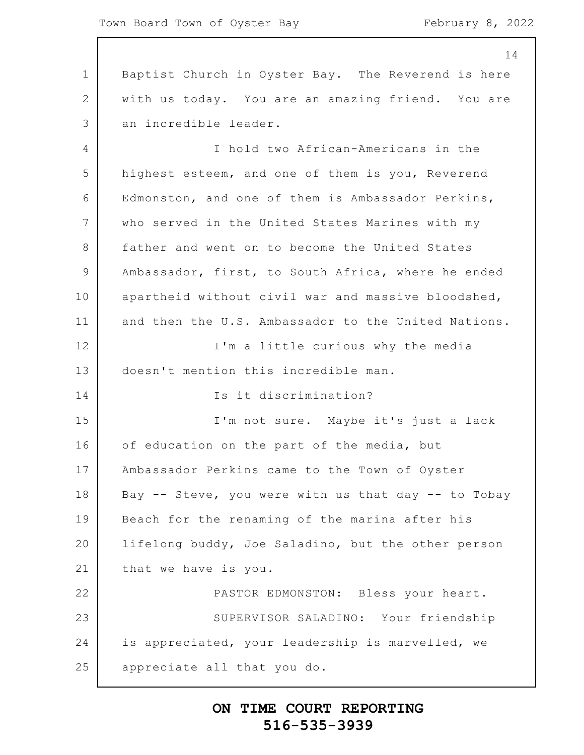Baptist Church in Oyster Bay. The Reverend is here with us today. You are an amazing friend. You are an incredible leader.

I hold two African-Americans in the highest esteem, and one of them is you, Reverend Edmonston, and one of them is Ambassador Perkins, who served in the United States Marines with my father and went on to become the United States Ambassador, first, to South Africa, where he ended apartheid without civil war and massive bloodshed, and then the U.S. Ambassador to the United Nations.

I'm a little curious why the media doesn't mention this incredible man.

Is it discrimination?

I'm not sure. Maybe it's just a lack of education on the part of the media, but Ambassador Perkins came to the Town of Oyster Bay -- Steve, you were with us that day -- to Tobay Beach for the renaming of the marina after his lifelong buddy, Joe Saladino, but the other person that we have is you.

PASTOR EDMONSTON: Bless your heart.

SUPERVISOR SALADINO: Your friendship is appreciated, your leadership is marvelled, we appreciate all that you do.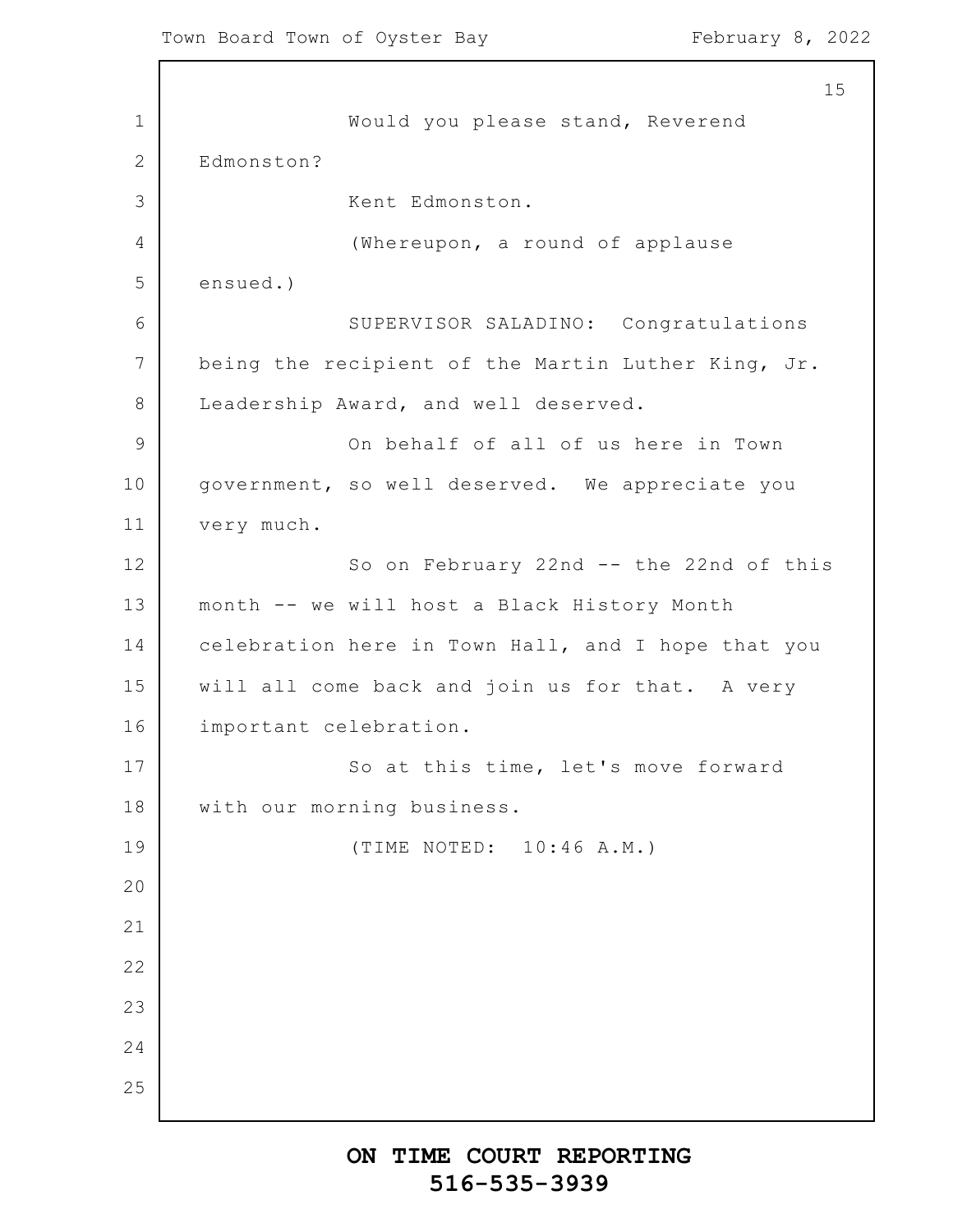Would you please stand, Reverend Edmonston?

Kent Edmonston.

(Whereupon, a round of applause ensued.)

SUPERVISOR SALADINO: Congratulations being the recipient of the Martin Luther King, Jr. Leadership Award, and well deserved.

On behalf of all of us here in Town government, so well deserved. We appreciate you very much.

So on February 22nd -- the 22nd of this month -- we will host a Black History Month celebration here in Town Hall, and I hope that you will all come back and join us for that. A very important celebration.

So at this time, let's move forward with our morning business.

(TIME NOTED: 10:46 A.M.)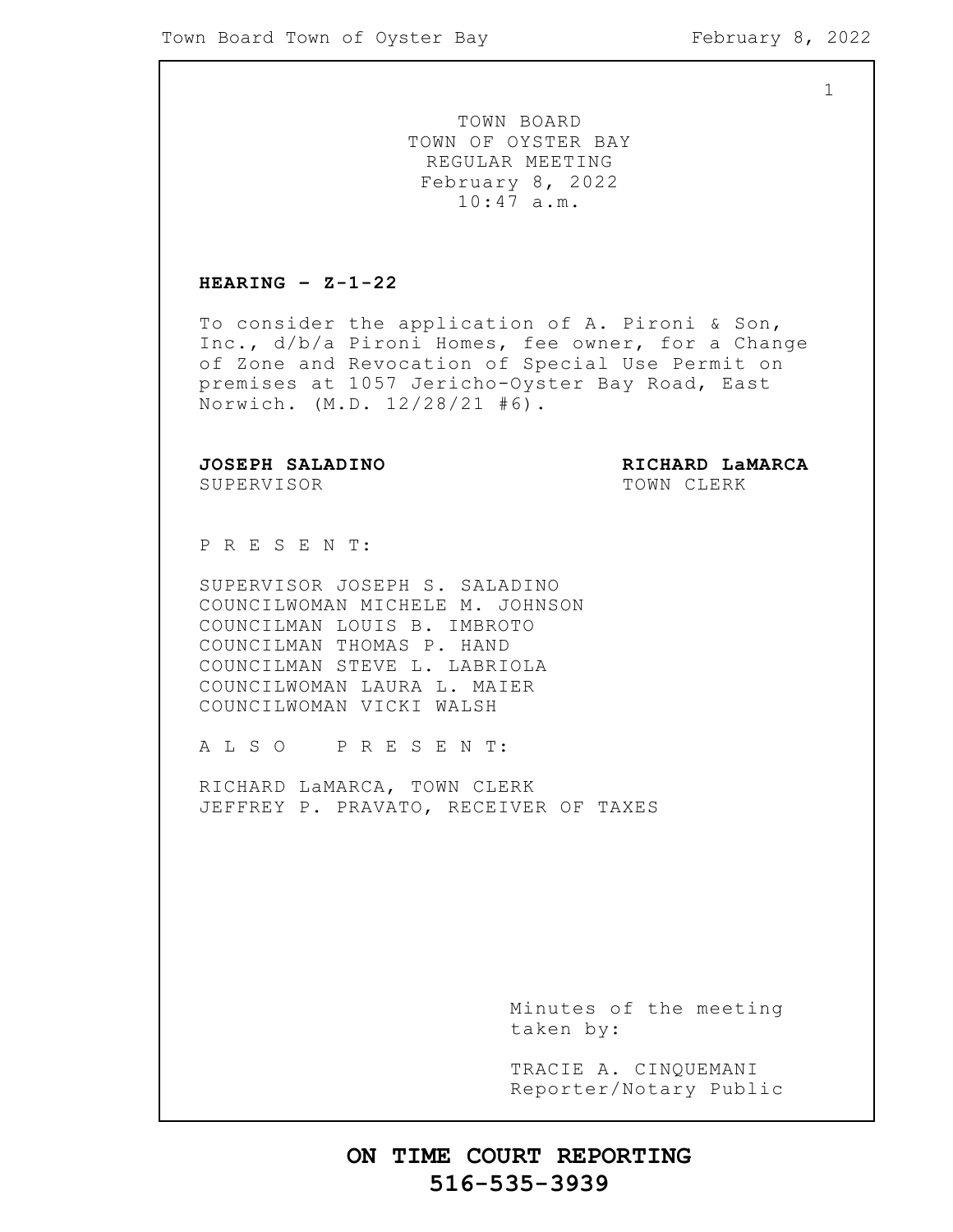TOWN BOARD
TOWN OF OYSTER BAY
REGULAR MEETING
February 8, 2022
10:47 a.m.

**HEARING – Z-1-22**

To consider the application of A. Pironi & Son, Inc., d/b/a Pironi Homes, fee owner, for a Change of Zone and Revocation of Special Use Permit on premises at 1057 Jericho-Oyster Bay Road, East Norwich. (M.D. 12/28/21 #6).

**JOSEPH SALADINO**
SUPERVISOR

**RICHARD LaMARCA**
TOWN CLERK

P R E S E N T:

SUPERVISOR JOSEPH S. SALADINO
COUNCILWOMAN MICHELE M. JOHNSON
COUNCILMAN LOUIS B. IMBROTO
COUNCILMAN THOMAS P. HAND
COUNCILMAN STEVE L. LABRIOLA
COUNCILWOMAN LAURA L. MAIER
COUNCILWOMAN VICKI WALSH

A L S O P R E S E N T:

RICHARD LaMARCA, TOWN CLERK
JEFFREY P. PRAVATO, RECEIVER OF TAXES

Minutes of the meeting taken by:

TRACIE A. CINQUEMANI
Reporter/Notary Public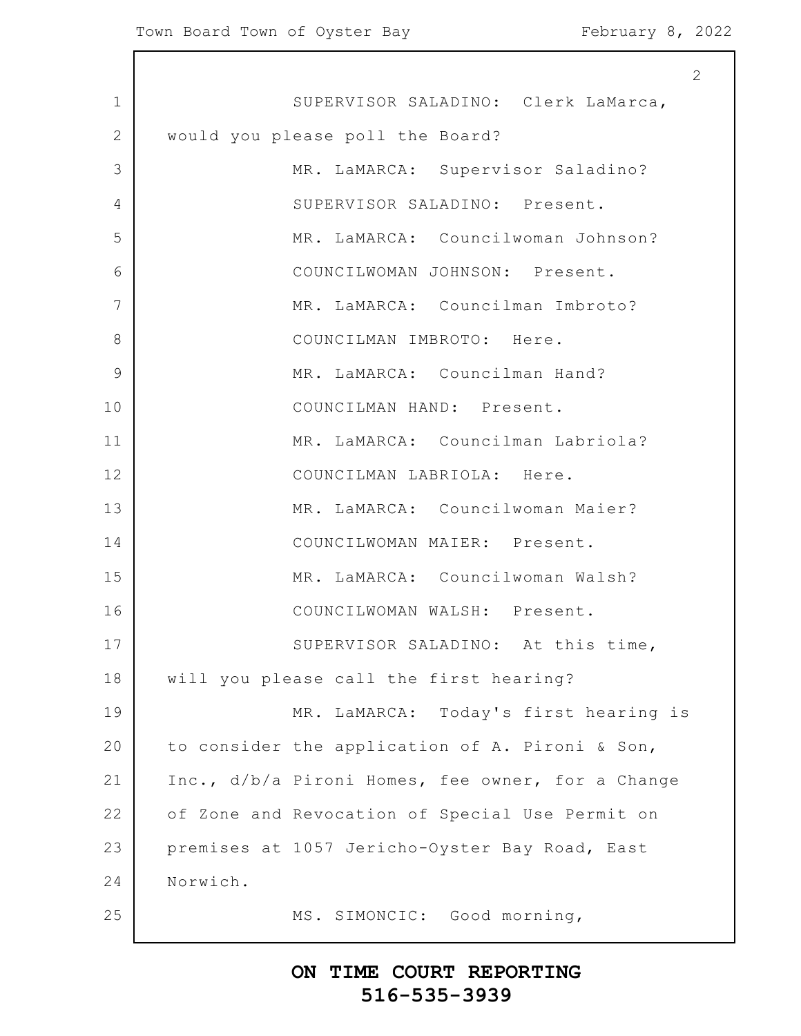SUPERVISOR SALADINO: Clerk LaMarca, would you please poll the Board?

MR. LaMARCA: Supervisor Saladino?

SUPERVISOR SALADINO: Present.

MR. LaMARCA: Councilwoman Johnson?

COUNCILWOMAN JOHNSON: Present.

MR. LaMARCA: Councilman Imbroto?

COUNCILMAN IMBROTO: Here.

MR. LaMARCA: Councilman Hand?

COUNCILMAN HAND: Present.

MR. LaMARCA: Councilman Labriola?

COUNCILMAN LABRIOLA: Here.

MR. LaMARCA: Councilwoman Maier?

COUNCILWOMAN MAIER: Present.

MR. LaMARCA: Councilwoman Walsh?

COUNCILWOMAN WALSH: Present.

SUPERVISOR SALADINO: At this time, will you please call the first hearing?

MR. LaMARCA: Today's first hearing is to consider the application of A. Pironi & Son, Inc., d/b/a Pironi Homes, fee owner, for a Change of Zone and Revocation of Special Use Permit on premises at 1057 Jericho-Oyster Bay Road, East Norwich.

MS. SIMONCIC: Good morning,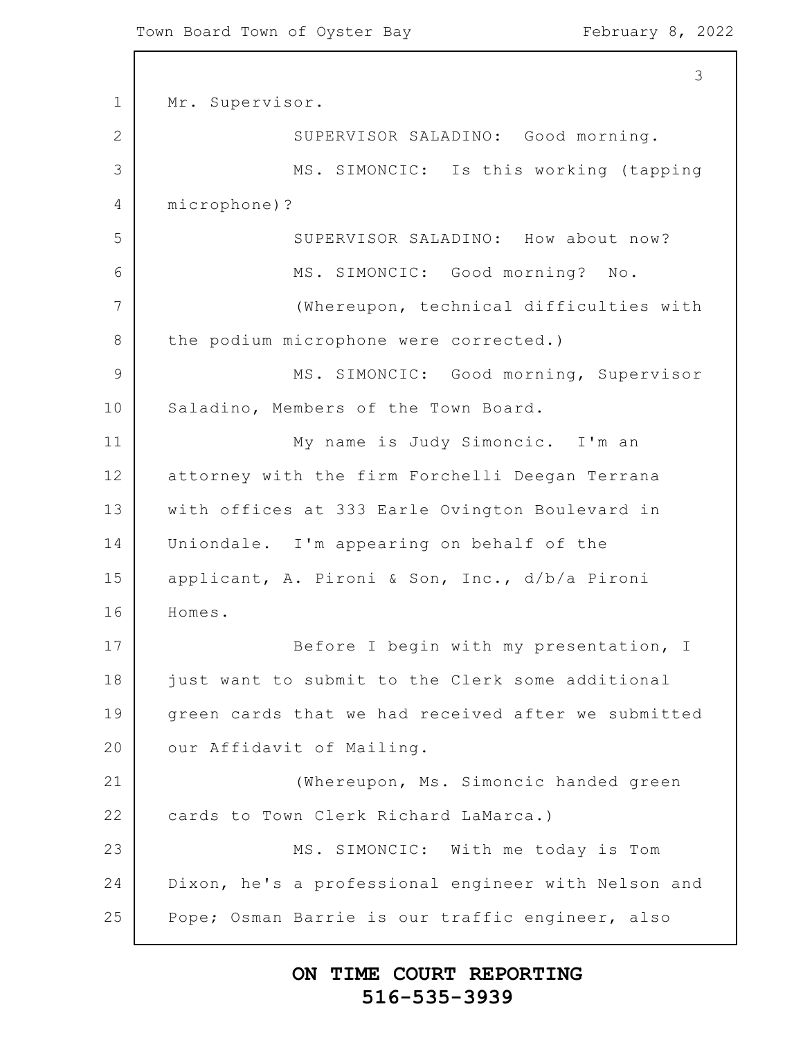Mr. Supervisor.

SUPERVISOR SALADINO: Good morning.

MS. SIMONCIC: Is this working (tapping microphone)?

SUPERVISOR SALADINO: How about now?

MS. SIMONCIC: Good morning? No.

(Whereupon, technical difficulties with the podium microphone were corrected.)

MS. SIMONCIC: Good morning, Supervisor Saladino, Members of the Town Board.

My name is Judy Simoncic. I'm an attorney with the firm Forchelli Deegan Terrana with offices at 333 Earle Ovington Boulevard in Uniondale. I'm appearing on behalf of the applicant, A. Pironi & Son, Inc., d/b/a Pironi Homes.

Before I begin with my presentation, I just want to submit to the Clerk some additional green cards that we had received after we submitted our Affidavit of Mailing.

(Whereupon, Ms. Simoncic handed green cards to Town Clerk Richard LaMarca.)

MS. SIMONCIC: With me today is Tom Dixon, he's a professional engineer with Nelson and Pope; Osman Barrie is our traffic engineer, also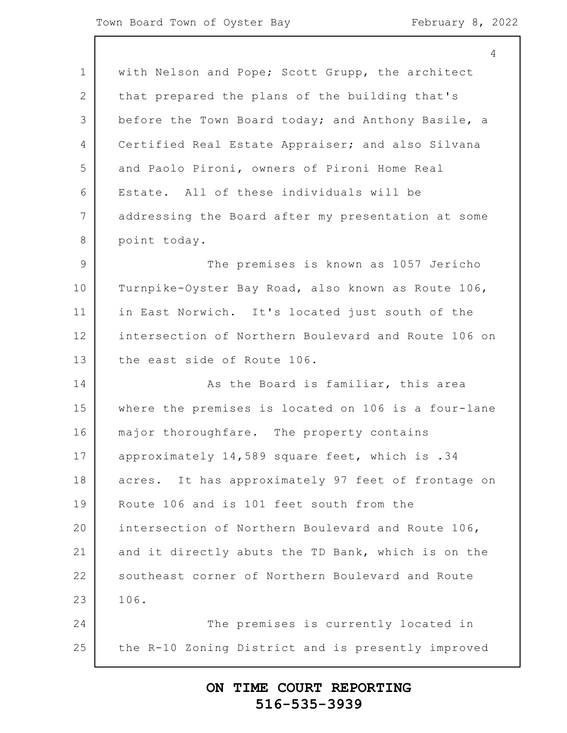with Nelson and Pope; Scott Grupp, the architect that prepared the plans of the building that's before the Town Board today; and Anthony Basile, a Certified Real Estate Appraiser; and also Silvana and Paolo Pironi, owners of Pironi Home Real Estate. All of these individuals will be addressing the Board after my presentation at some point today.

The premises is known as 1057 Jericho Turnpike-Oyster Bay Road, also known as Route 106, in East Norwich. It's located just south of the intersection of Northern Boulevard and Route 106 on the east side of Route 106.

As the Board is familiar, this area where the premises is located on 106 is a four-lane major thoroughfare. The property contains approximately 14,589 square feet, which is .34 acres. It has approximately 97 feet of frontage on Route 106 and is 101 feet south from the intersection of Northern Boulevard and Route 106, and it directly abuts the TD Bank, which is on the southeast corner of Northern Boulevard and Route 106.

The premises is currently located in the R-10 Zoning District and is presently improved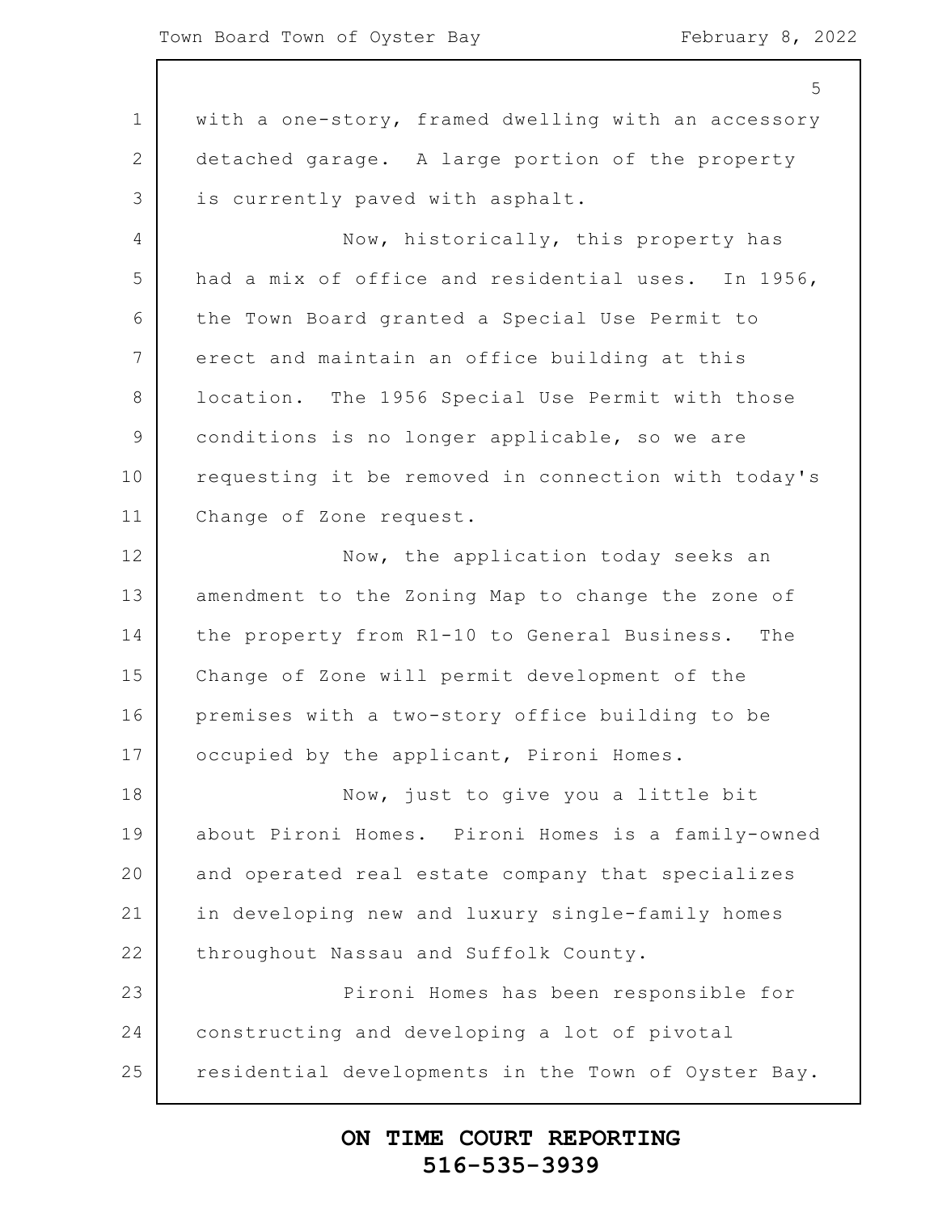with a one-story, framed dwelling with an accessory detached garage. A large portion of the property is currently paved with asphalt.

Now, historically, this property has had a mix of office and residential uses. In 1956, the Town Board granted a Special Use Permit to erect and maintain an office building at this location. The 1956 Special Use Permit with those conditions is no longer applicable, so we are requesting it be removed in connection with today's Change of Zone request.

Now, the application today seeks an amendment to the Zoning Map to change the zone of the property from R1-10 to General Business. The Change of Zone will permit development of the premises with a two-story office building to be occupied by the applicant, Pironi Homes.

Now, just to give you a little bit about Pironi Homes. Pironi Homes is a family-owned and operated real estate company that specializes in developing new and luxury single-family homes throughout Nassau and Suffolk County.

Pironi Homes has been responsible for constructing and developing a lot of pivotal residential developments in the Town of Oyster Bay.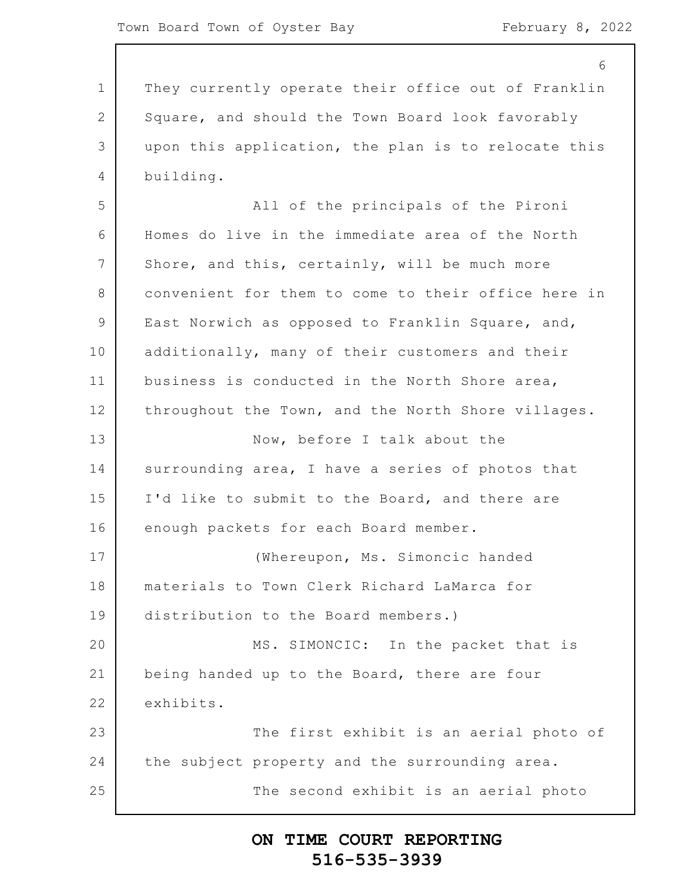They currently operate their office out of Franklin Square, and should the Town Board look favorably upon this application, the plan is to relocate this building.

All of the principals of the Pironi Homes do live in the immediate area of the North Shore, and this, certainly, will be much more convenient for them to come to their office here in East Norwich as opposed to Franklin Square, and, additionally, many of their customers and their business is conducted in the North Shore area, throughout the Town, and the North Shore villages.

Now, before I talk about the surrounding area, I have a series of photos that I'd like to submit to the Board, and there are enough packets for each Board member.

(Whereupon, Ms. Simoncic handed materials to Town Clerk Richard LaMarca for distribution to the Board members.)

MS. SIMONCIC: In the packet that is being handed up to the Board, there are four exhibits.

The first exhibit is an aerial photo of the subject property and the surrounding area.

The second exhibit is an aerial photo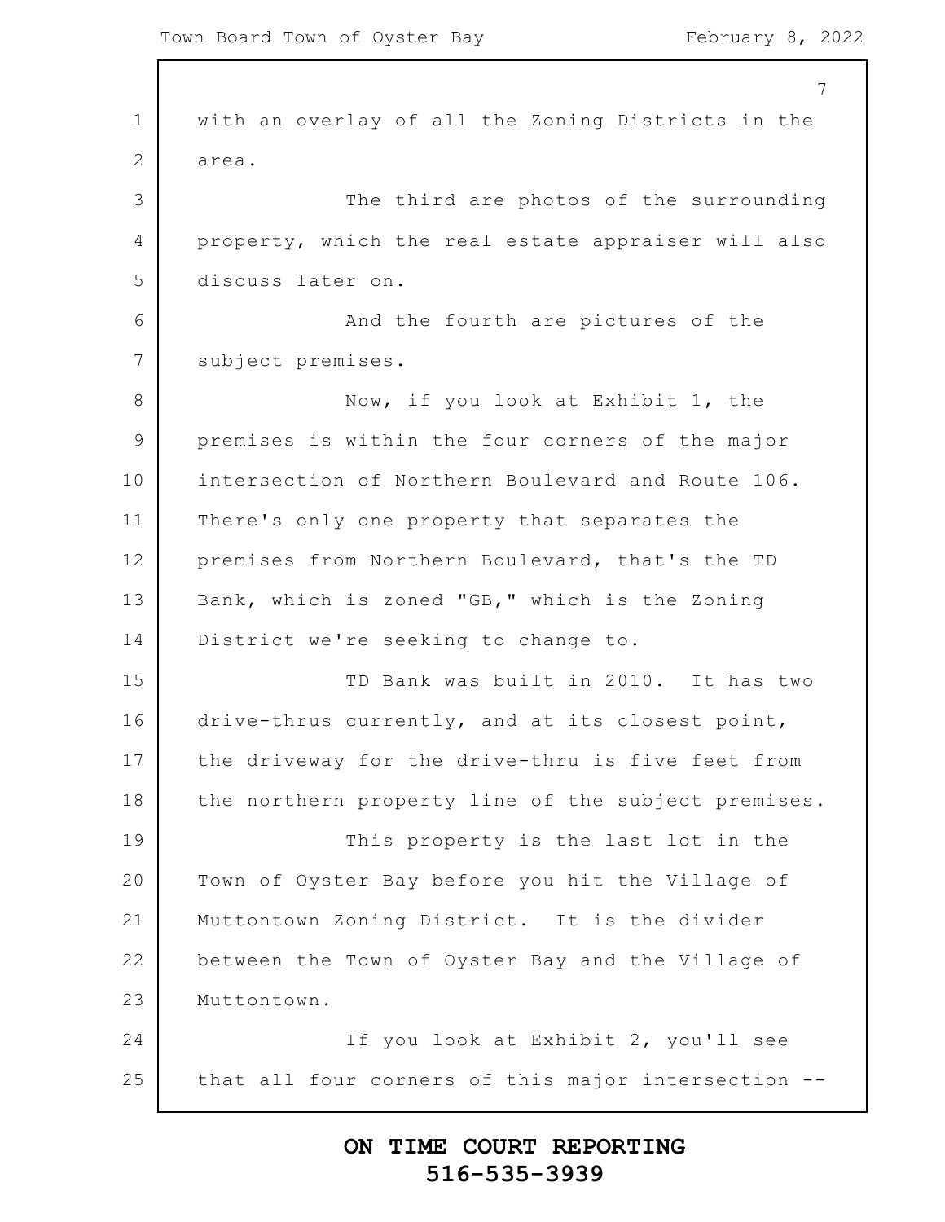with an overlay of all the Zoning Districts in the area.

The third are photos of the surrounding property, which the real estate appraiser will also discuss later on.

And the fourth are pictures of the subject premises.

Now, if you look at Exhibit 1, the premises is within the four corners of the major intersection of Northern Boulevard and Route 106. There's only one property that separates the premises from Northern Boulevard, that's the TD Bank, which is zoned "GB," which is the Zoning District we're seeking to change to.

TD Bank was built in 2010. It has two drive-thrus currently, and at its closest point, the driveway for the drive-thru is five feet from the northern property line of the subject premises.

This property is the last lot in the Town of Oyster Bay before you hit the Village of Muttontown Zoning District. It is the divider between the Town of Oyster Bay and the Village of Muttontown.

If you look at Exhibit 2, you'll see that all four corners of this major intersection --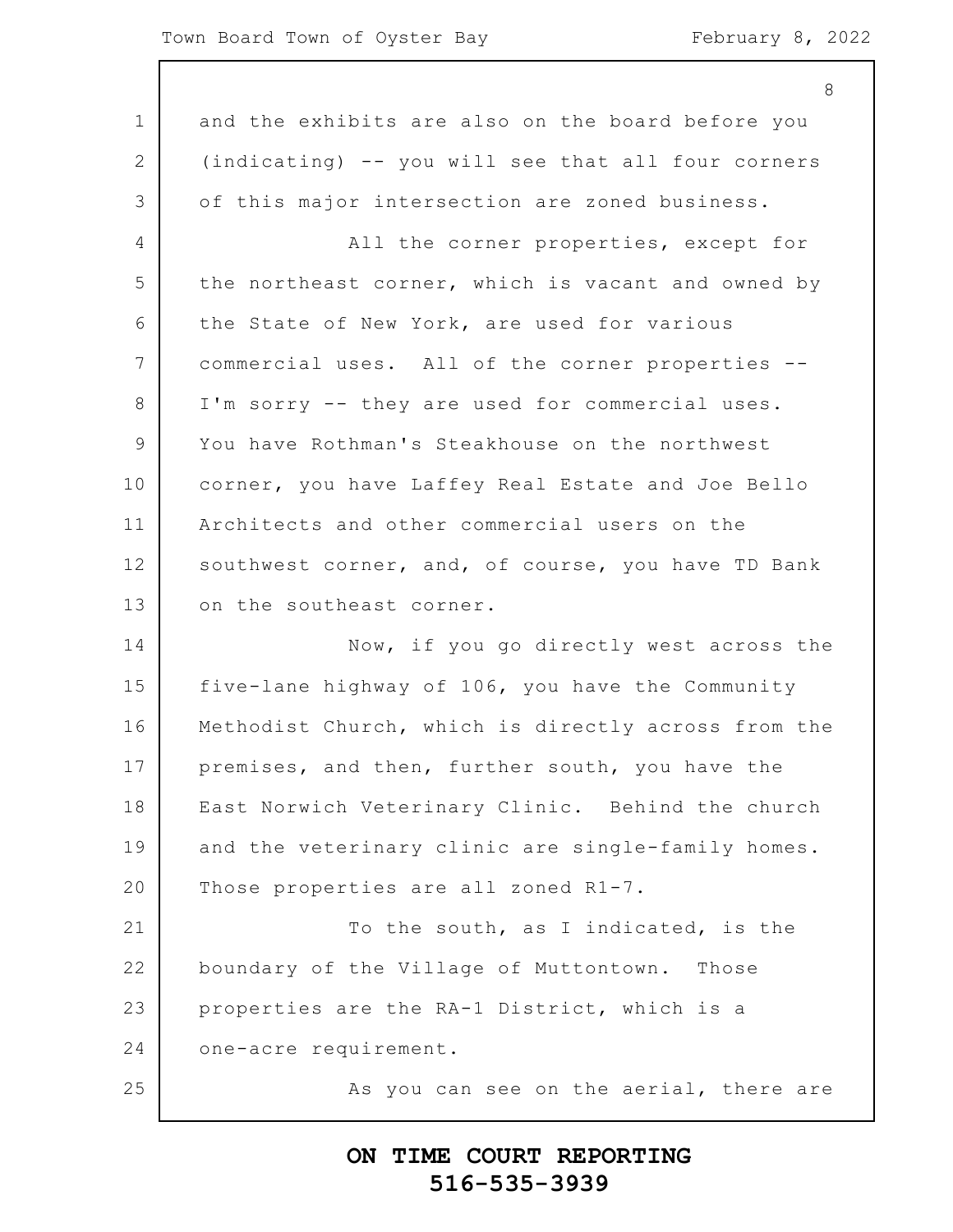and the exhibits are also on the board before you (indicating) -- you will see that all four corners of this major intersection are zoned business.

All the corner properties, except for the northeast corner, which is vacant and owned by the State of New York, are used for various commercial uses. All of the corner properties -- I'm sorry -- they are used for commercial uses. You have Rothman's Steakhouse on the northwest corner, you have Laffey Real Estate and Joe Bello Architects and other commercial users on the southwest corner, and, of course, you have TD Bank on the southeast corner.

Now, if you go directly west across the five-lane highway of 106, you have the Community Methodist Church, which is directly across from the premises, and then, further south, you have the East Norwich Veterinary Clinic. Behind the church and the veterinary clinic are single-family homes. Those properties are all zoned R1-7.

To the south, as I indicated, is the boundary of the Village of Muttontown. Those properties are the RA-1 District, which is a one-acre requirement.

As you can see on the aerial, there are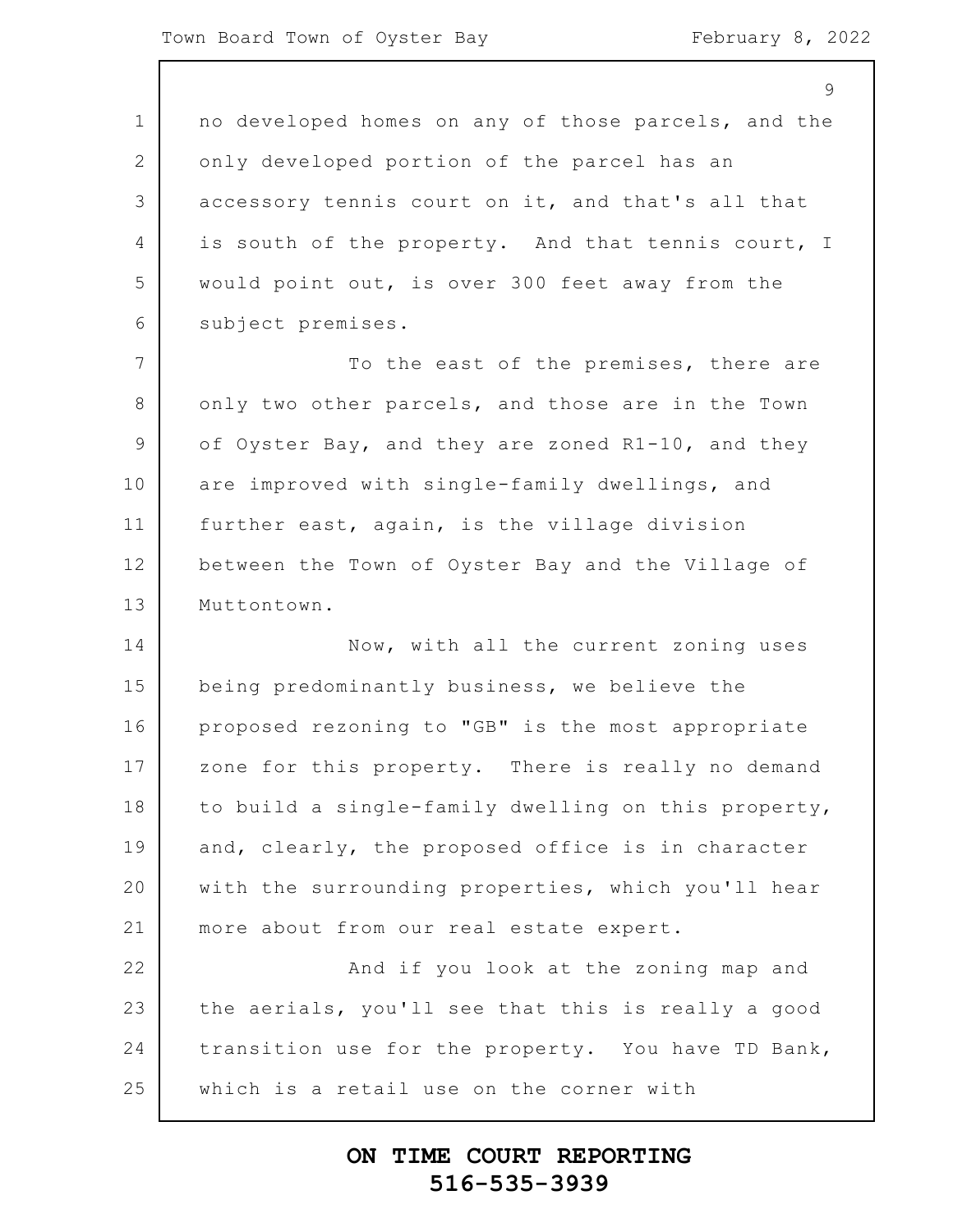no developed homes on any of those parcels, and the only developed portion of the parcel has an accessory tennis court on it, and that's all that is south of the property. And that tennis court, I would point out, is over 300 feet away from the subject premises.

To the east of the premises, there are only two other parcels, and those are in the Town of Oyster Bay, and they are zoned R1-10, and they are improved with single-family dwellings, and further east, again, is the village division between the Town of Oyster Bay and the Village of Muttontown.

Now, with all the current zoning uses being predominantly business, we believe the proposed rezoning to "GB" is the most appropriate zone for this property. There is really no demand to build a single-family dwelling on this property, and, clearly, the proposed office is in character with the surrounding properties, which you'll hear more about from our real estate expert.

And if you look at the zoning map and the aerials, you'll see that this is really a good transition use for the property. You have TD Bank, which is a retail use on the corner with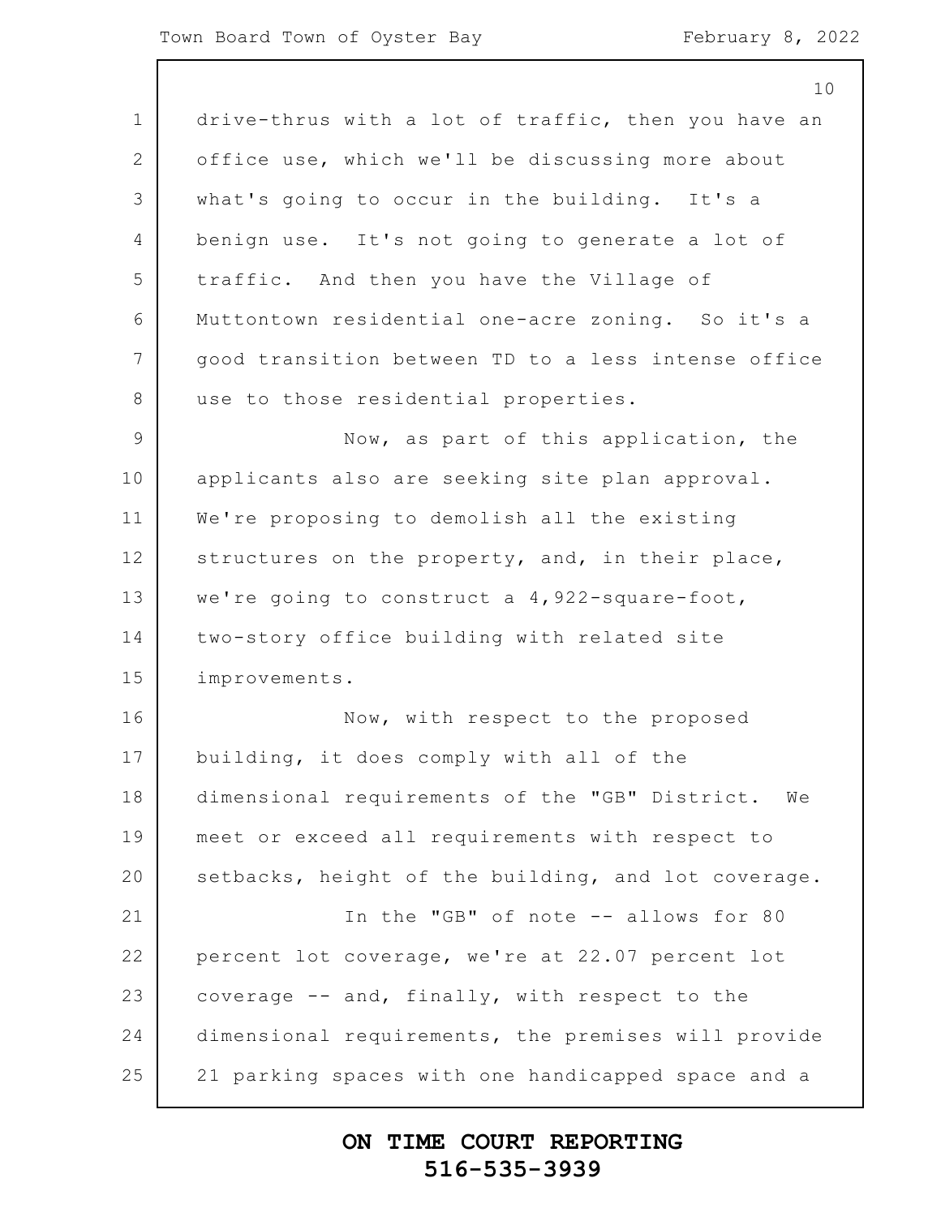drive-thrus with a lot of traffic, then you have an office use, which we'll be discussing more about what's going to occur in the building. It's a benign use. It's not going to generate a lot of traffic. And then you have the Village of Muttontown residential one-acre zoning. So it's a good transition between TD to a less intense office use to those residential properties.

Now, as part of this application, the applicants also are seeking site plan approval. We're proposing to demolish all the existing structures on the property, and, in their place, we're going to construct a 4,922-square-foot, two-story office building with related site improvements.

Now, with respect to the proposed building, it does comply with all of the dimensional requirements of the "GB" District. We meet or exceed all requirements with respect to setbacks, height of the building, and lot coverage.

In the "GB" of note -- allows for 80 percent lot coverage, we're at 22.07 percent lot coverage -- and, finally, with respect to the dimensional requirements, the premises will provide 21 parking spaces with one handicapped space and a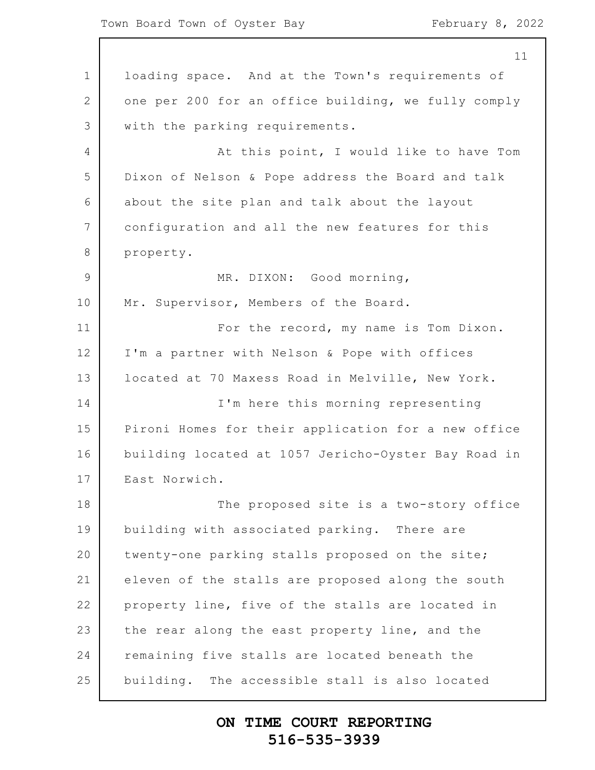loading space. And at the Town's requirements of one per 200 for an office building, we fully comply with the parking requirements.

At this point, I would like to have Tom Dixon of Nelson & Pope address the Board and talk about the site plan and talk about the layout configuration and all the new features for this property.

MR. DIXON: Good morning, Mr. Supervisor, Members of the Board.

For the record, my name is Tom Dixon. I'm a partner with Nelson & Pope with offices located at 70 Maxess Road in Melville, New York.

I'm here this morning representing Pironi Homes for their application for a new office building located at 1057 Jericho-Oyster Bay Road in East Norwich.

The proposed site is a two-story office building with associated parking. There are twenty-one parking stalls proposed on the site; eleven of the stalls are proposed along the south property line, five of the stalls are located in the rear along the east property line, and the remaining five stalls are located beneath the building. The accessible stall is also located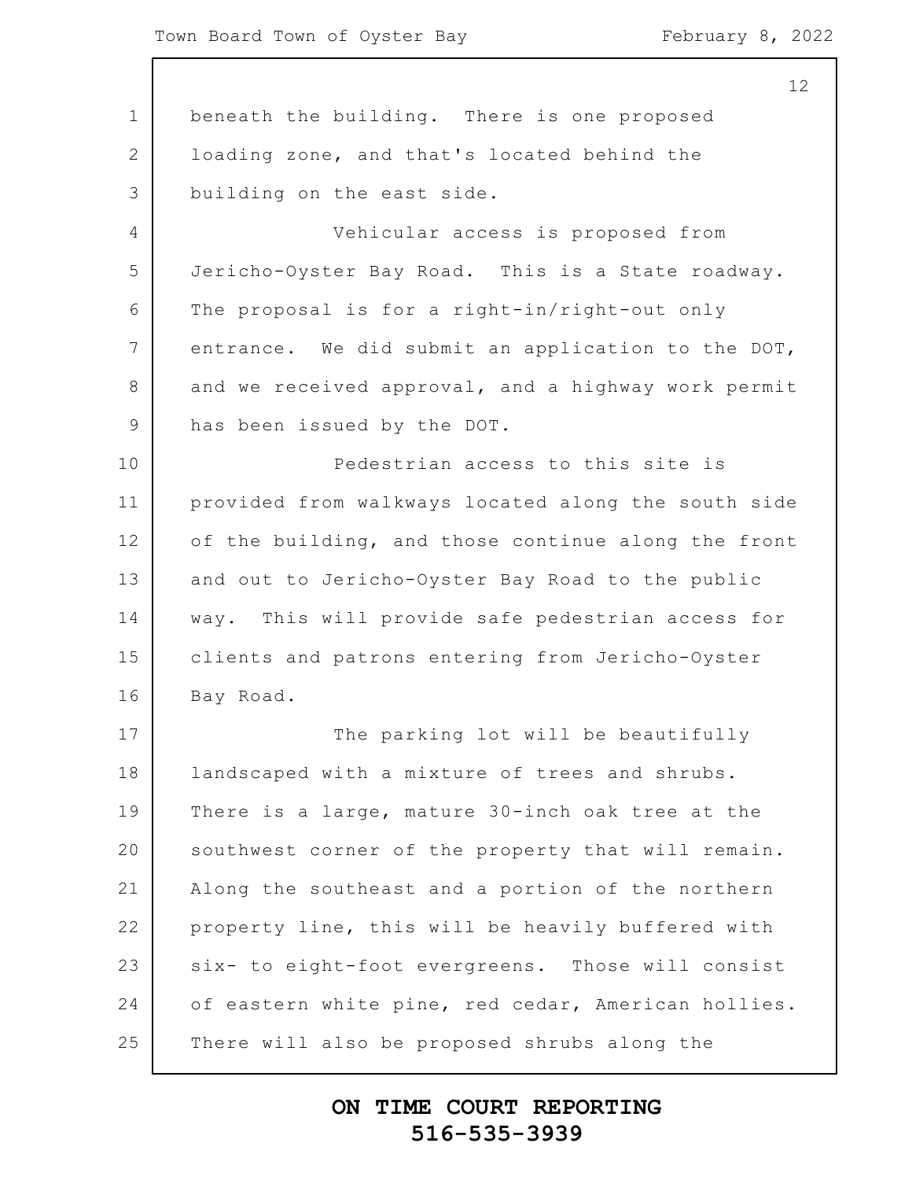beneath the building. There is one proposed loading zone, and that's located behind the building on the east side.

Vehicular access is proposed from Jericho-Oyster Bay Road. This is a State roadway. The proposal is for a right-in/right-out only entrance. We did submit an application to the DOT, and we received approval, and a highway work permit has been issued by the DOT.

Pedestrian access to this site is provided from walkways located along the south side of the building, and those continue along the front and out to Jericho-Oyster Bay Road to the public way. This will provide safe pedestrian access for clients and patrons entering from Jericho-Oyster Bay Road.

The parking lot will be beautifully landscaped with a mixture of trees and shrubs. There is a large, mature 30-inch oak tree at the southwest corner of the property that will remain. Along the southeast and a portion of the northern property line, this will be heavily buffered with six- to eight-foot evergreens. Those will consist of eastern white pine, red cedar, American hollies. There will also be proposed shrubs along the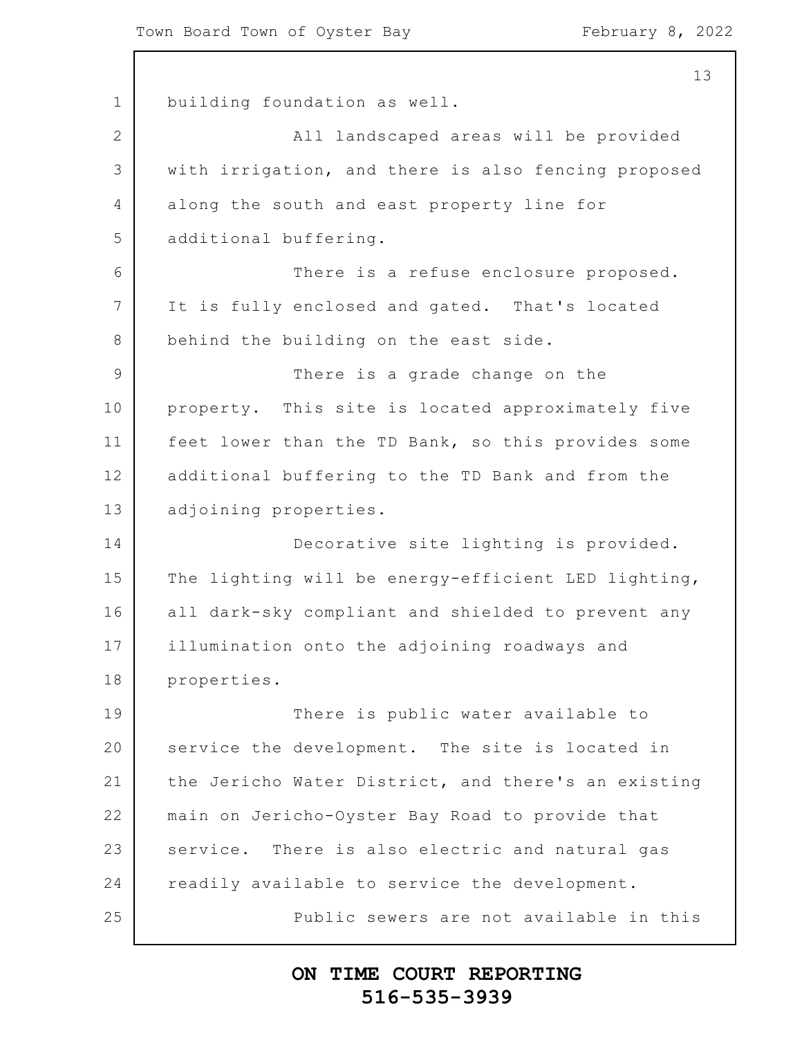building foundation as well.

All landscaped areas will be provided with irrigation, and there is also fencing proposed along the south and east property line for additional buffering.

There is a refuse enclosure proposed. It is fully enclosed and gated. That's located behind the building on the east side.

There is a grade change on the property. This site is located approximately five feet lower than the TD Bank, so this provides some additional buffering to the TD Bank and from the adjoining properties.

Decorative site lighting is provided. The lighting will be energy-efficient LED lighting, all dark-sky compliant and shielded to prevent any illumination onto the adjoining roadways and properties.

There is public water available to service the development. The site is located in the Jericho Water District, and there's an existing main on Jericho-Oyster Bay Road to provide that service. There is also electric and natural gas readily available to service the development.

Public sewers are not available in this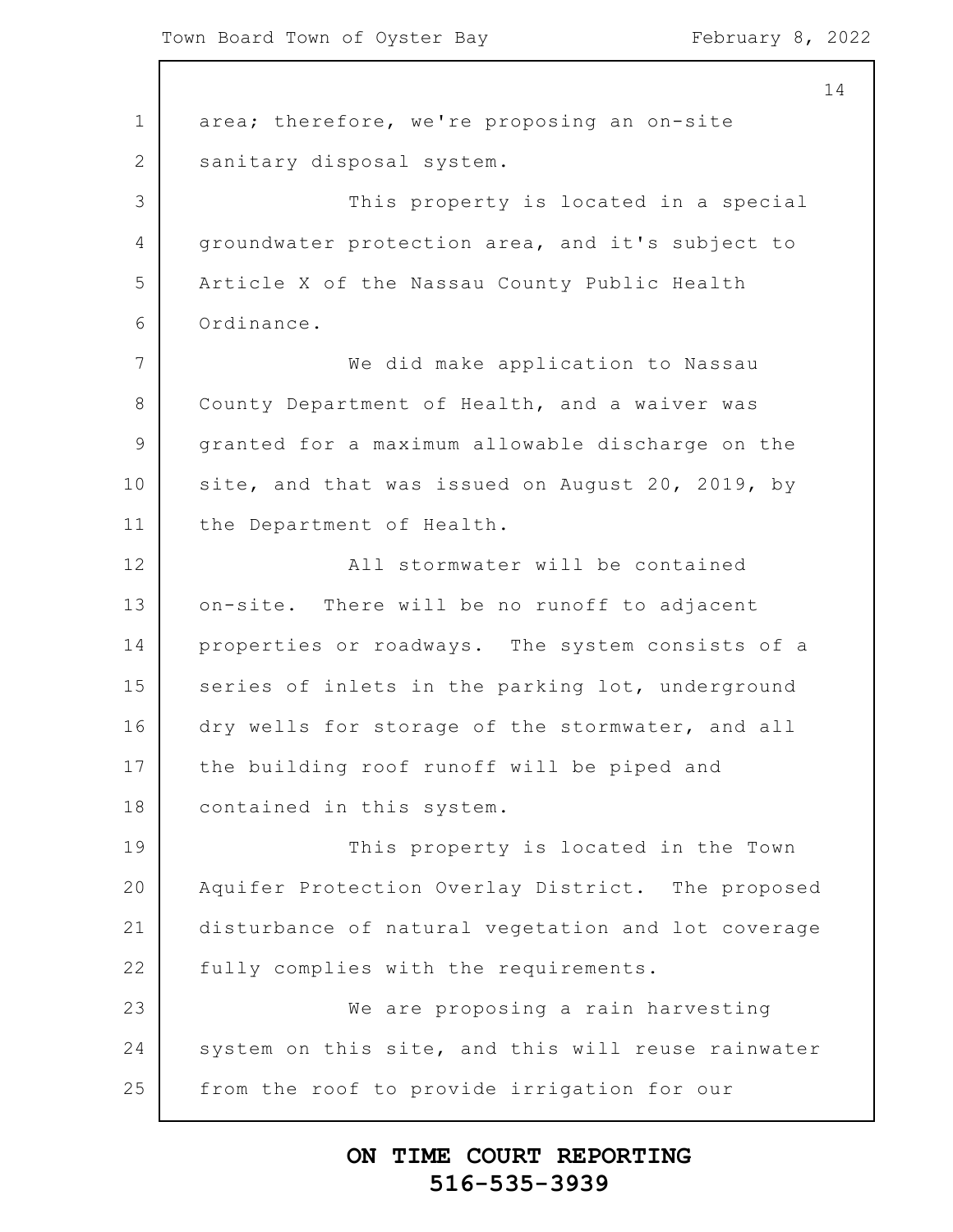area; therefore, we're proposing an on-site sanitary disposal system.

This property is located in a special groundwater protection area, and it's subject to Article X of the Nassau County Public Health Ordinance.

We did make application to Nassau County Department of Health, and a waiver was granted for a maximum allowable discharge on the site, and that was issued on August 20, 2019, by the Department of Health.

All stormwater will be contained on-site. There will be no runoff to adjacent properties or roadways. The system consists of a series of inlets in the parking lot, underground dry wells for storage of the stormwater, and all the building roof runoff will be piped and contained in this system.

This property is located in the Town Aquifer Protection Overlay District. The proposed disturbance of natural vegetation and lot coverage fully complies with the requirements.

We are proposing a rain harvesting system on this site, and this will reuse rainwater from the roof to provide irrigation for our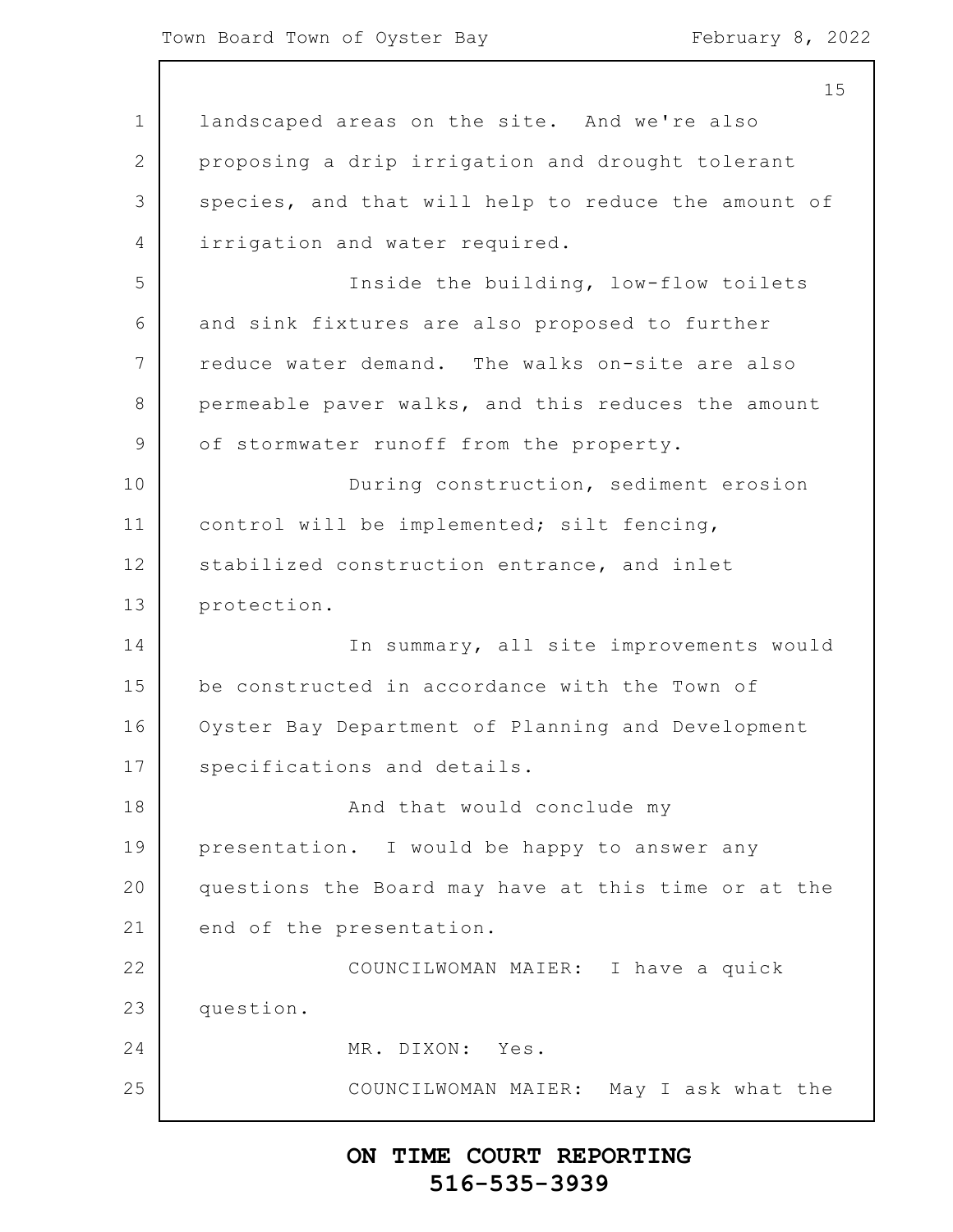landscaped areas on the site. And we're also proposing a drip irrigation and drought tolerant species, and that will help to reduce the amount of irrigation and water required.

Inside the building, low-flow toilets and sink fixtures are also proposed to further reduce water demand. The walks on-site are also permeable paver walks, and this reduces the amount of stormwater runoff from the property.

During construction, sediment erosion control will be implemented; silt fencing, stabilized construction entrance, and inlet protection.

In summary, all site improvements would be constructed in accordance with the Town of Oyster Bay Department of Planning and Development specifications and details.

And that would conclude my presentation. I would be happy to answer any questions the Board may have at this time or at the end of the presentation.

COUNCILWOMAN MAIER: I have a quick question.

MR. DIXON: Yes.

COUNCILWOMAN MAIER: May I ask what the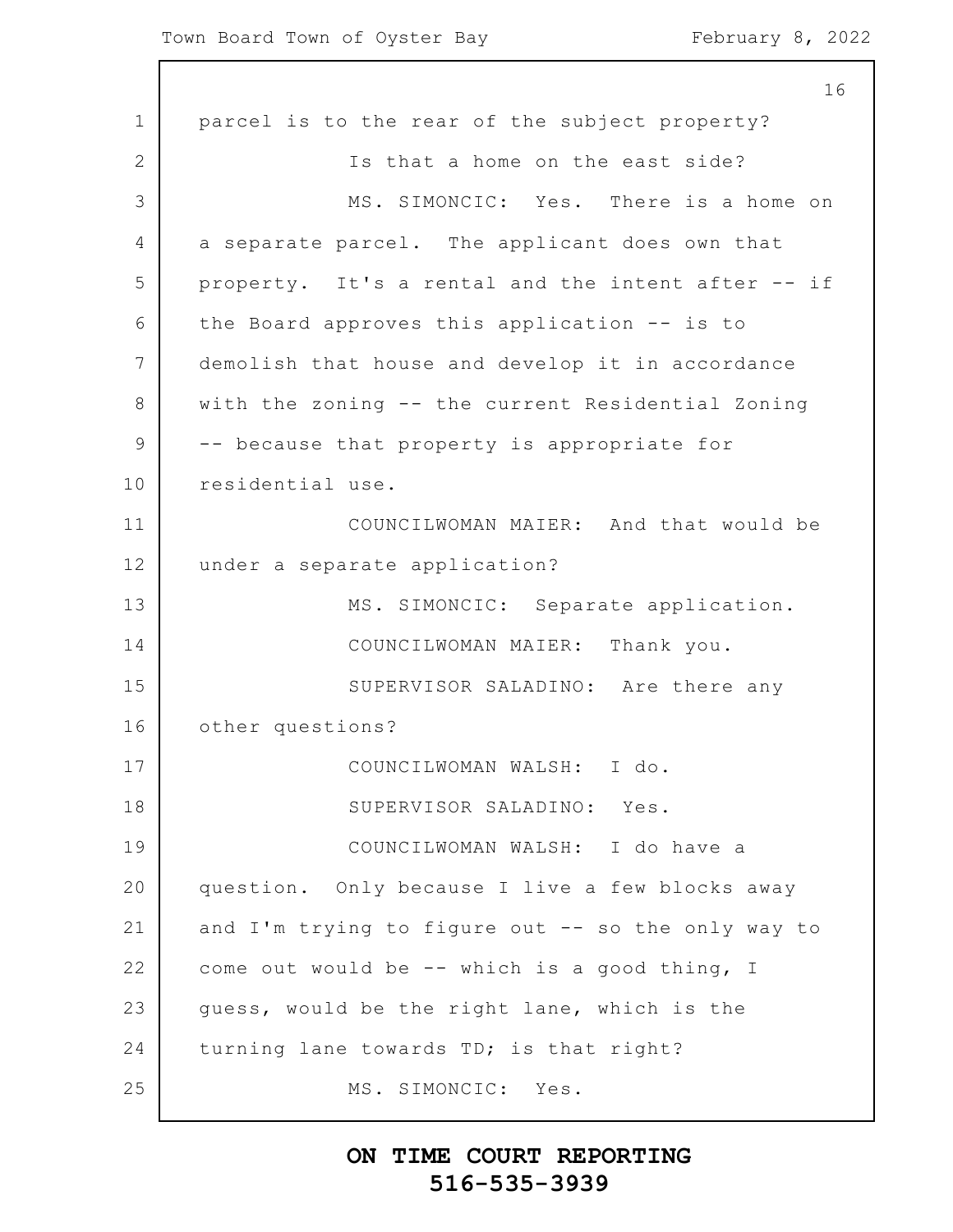parcel is to the rear of the subject property?

Is that a home on the east side?

MS. SIMONCIC: Yes. There is a home on a separate parcel. The applicant does own that property. It's a rental and the intent after -- if the Board approves this application -- is to demolish that house and develop it in accordance with the zoning -- the current Residential Zoning -- because that property is appropriate for residential use.

COUNCILWOMAN MAIER: And that would be under a separate application?

MS. SIMONCIC: Separate application.

COUNCILWOMAN MAIER: Thank you.

SUPERVISOR SALADINO: Are there any other questions?

COUNCILWOMAN WALSH: I do.

SUPERVISOR SALADINO: Yes.

COUNCILWOMAN WALSH: I do have a question. Only because I live a few blocks away and I'm trying to figure out -- so the only way to come out would be -- which is a good thing, I guess, would be the right lane, which is the turning lane towards TD; is that right?

MS. SIMONCIC: Yes.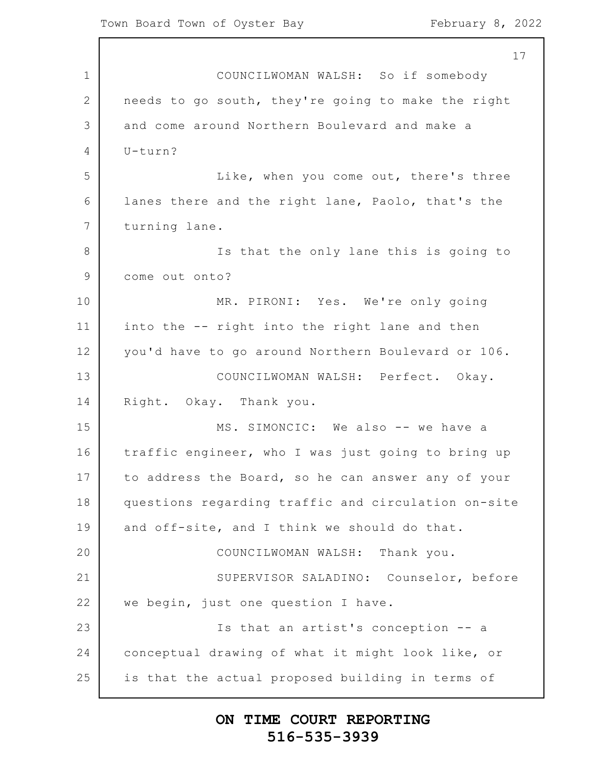COUNCILWOMAN WALSH: So if somebody needs to go south, they're going to make the right and come around Northern Boulevard and make a U-turn?

Like, when you come out, there's three lanes there and the right lane, Paolo, that's the turning lane.

Is that the only lane this is going to come out onto?

MR. PIRONI: Yes. We're only going into the -- right into the right lane and then you'd have to go around Northern Boulevard or 106.

COUNCILWOMAN WALSH: Perfect. Okay. Right. Okay. Thank you.

MS. SIMONCIC: We also -- we have a traffic engineer, who I was just going to bring up to address the Board, so he can answer any of your questions regarding traffic and circulation on-site and off-site, and I think we should do that.

COUNCILWOMAN WALSH: Thank you.

SUPERVISOR SALADINO: Counselor, before we begin, just one question I have.

Is that an artist's conception -- a conceptual drawing of what it might look like, or is that the actual proposed building in terms of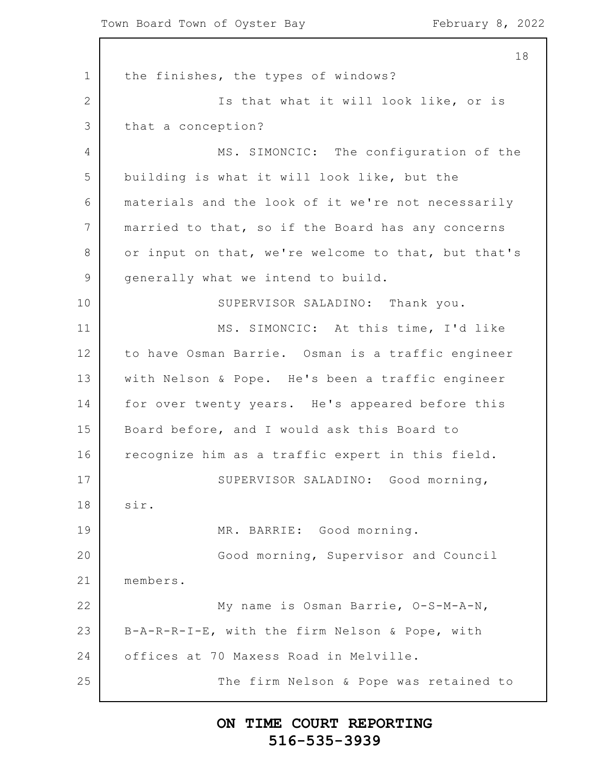the finishes, the types of windows?

Is that what it will look like, or is that a conception?

MS. SIMONCIC: The configuration of the building is what it will look like, but the materials and the look of it we're not necessarily married to that, so if the Board has any concerns or input on that, we're welcome to that, but that's generally what we intend to build.

SUPERVISOR SALADINO: Thank you.

MS. SIMONCIC: At this time, I'd like to have Osman Barrie. Osman is a traffic engineer with Nelson & Pope. He's been a traffic engineer for over twenty years. He's appeared before this Board before, and I would ask this Board to recognize him as a traffic expert in this field.

SUPERVISOR SALADINO: Good morning, sir.

MR. BARRIE: Good morning.

Good morning, Supervisor and Council members.

My name is Osman Barrie, O-S-M-A-N, B-A-R-R-I-E, with the firm Nelson & Pope, with offices at 70 Maxess Road in Melville.

The firm Nelson & Pope was retained to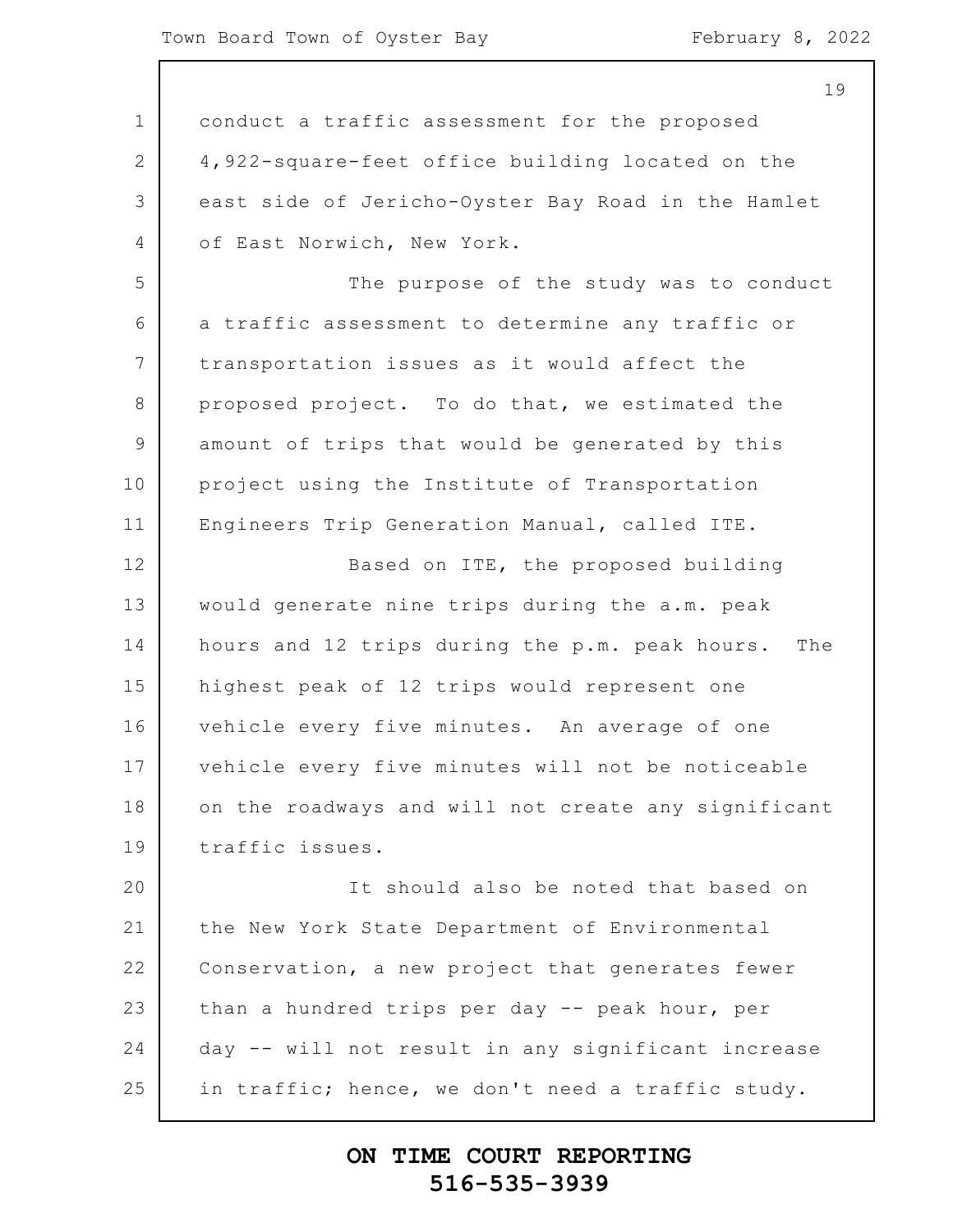conduct a traffic assessment for the proposed 4,922-square-feet office building located on the east side of Jericho-Oyster Bay Road in the Hamlet of East Norwich, New York.

The purpose of the study was to conduct a traffic assessment to determine any traffic or transportation issues as it would affect the proposed project. To do that, we estimated the amount of trips that would be generated by this project using the Institute of Transportation Engineers Trip Generation Manual, called ITE.

Based on ITE, the proposed building would generate nine trips during the a.m. peak hours and 12 trips during the p.m. peak hours. The highest peak of 12 trips would represent one vehicle every five minutes. An average of one vehicle every five minutes will not be noticeable on the roadways and will not create any significant traffic issues.

It should also be noted that based on the New York State Department of Environmental Conservation, a new project that generates fewer than a hundred trips per day -- peak hour, per day -- will not result in any significant increase in traffic; hence, we don't need a traffic study.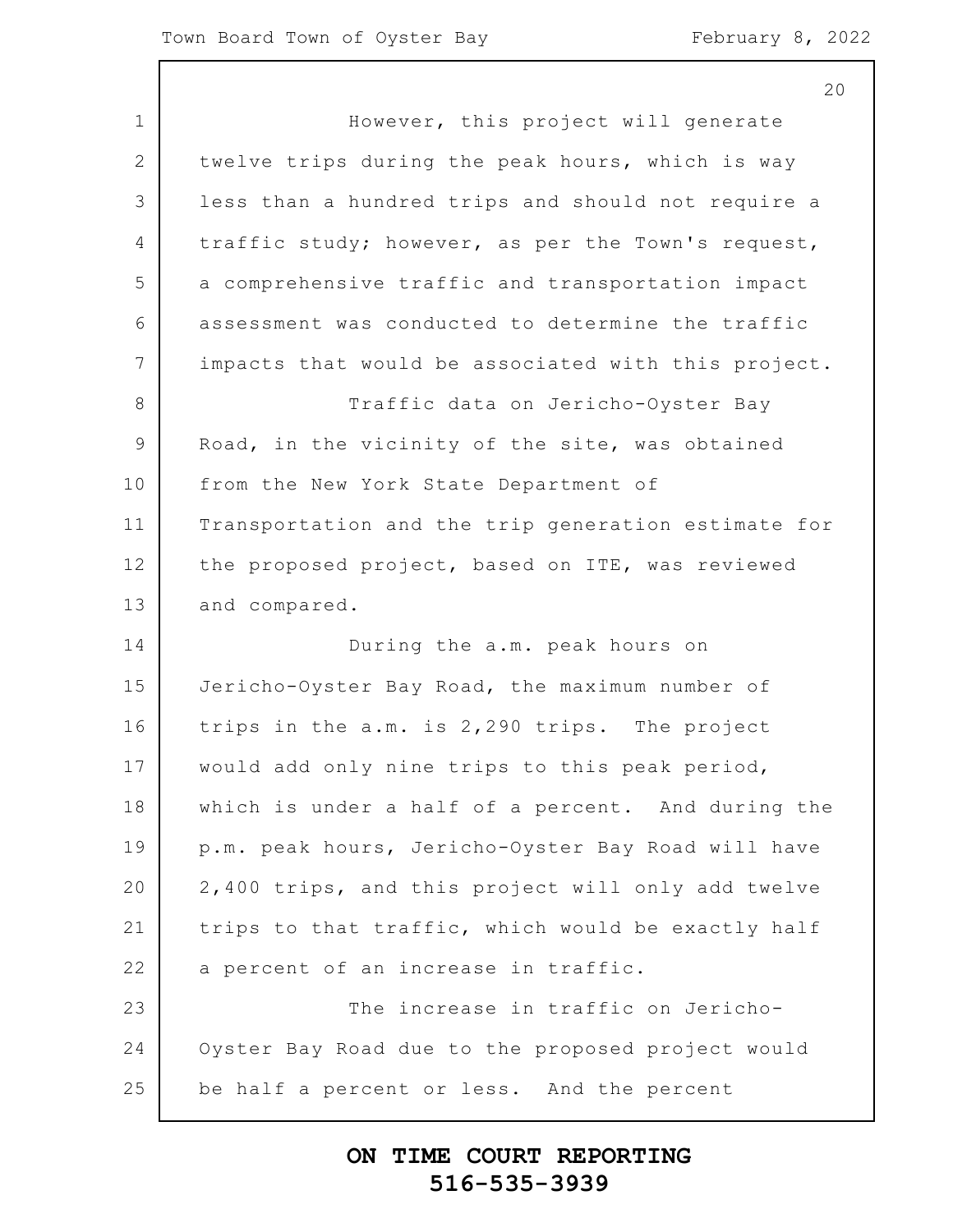However, this project will generate twelve trips during the peak hours, which is way less than a hundred trips and should not require a traffic study; however, as per the Town's request, a comprehensive traffic and transportation impact assessment was conducted to determine the traffic impacts that would be associated with this project.

Traffic data on Jericho-Oyster Bay Road, in the vicinity of the site, was obtained from the New York State Department of Transportation and the trip generation estimate for the proposed project, based on ITE, was reviewed and compared.

During the a.m. peak hours on Jericho-Oyster Bay Road, the maximum number of trips in the a.m. is 2,290 trips. The project would add only nine trips to this peak period, which is under a half of a percent. And during the p.m. peak hours, Jericho-Oyster Bay Road will have 2,400 trips, and this project will only add twelve trips to that traffic, which would be exactly half a percent of an increase in traffic.

The increase in traffic on Jericho-Oyster Bay Road due to the proposed project would be half a percent or less. And the percent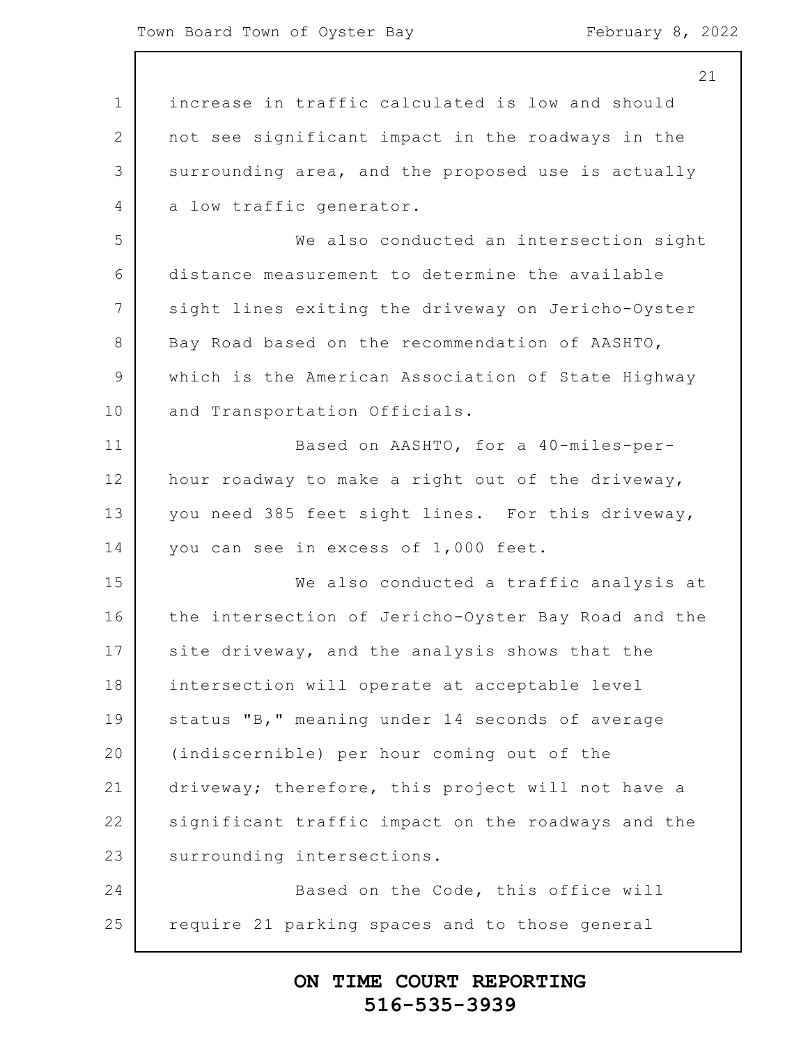increase in traffic calculated is low and should not see significant impact in the roadways in the surrounding area, and the proposed use is actually a low traffic generator.

We also conducted an intersection sight distance measurement to determine the available sight lines exiting the driveway on Jericho-Oyster Bay Road based on the recommendation of AASHTO, which is the American Association of State Highway and Transportation Officials.

Based on AASHTO, for a 40-miles-per-hour roadway to make a right out of the driveway, you need 385 feet sight lines. For this driveway, you can see in excess of 1,000 feet.

We also conducted a traffic analysis at the intersection of Jericho-Oyster Bay Road and the site driveway, and the analysis shows that the intersection will operate at acceptable level status "B," meaning under 14 seconds of average (indiscernible) per hour coming out of the driveway; therefore, this project will not have a significant traffic impact on the roadways and the surrounding intersections.

Based on the Code, this office will require 21 parking spaces and to those general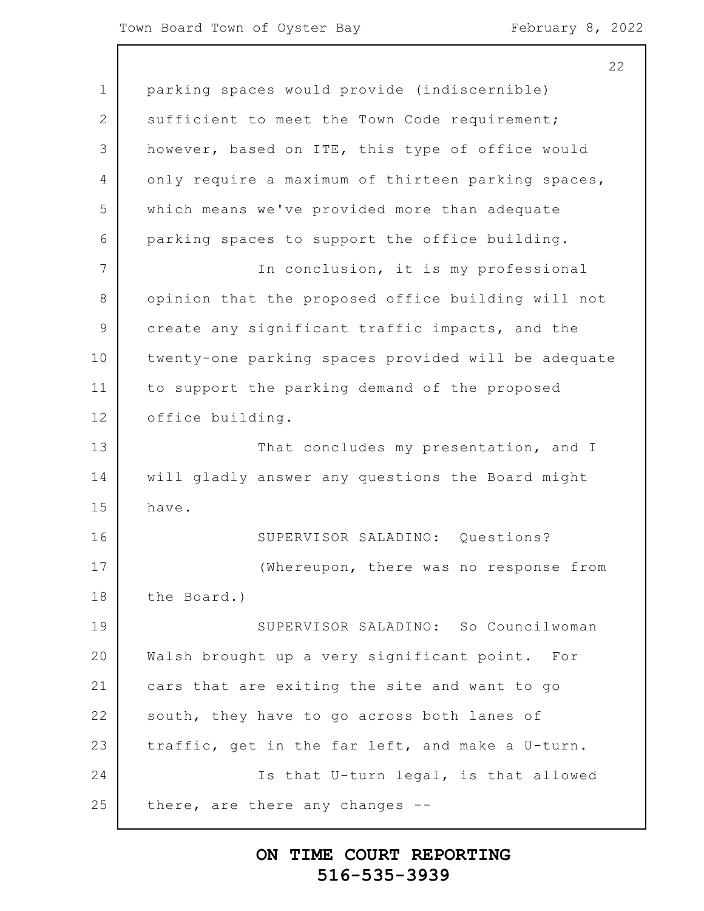parking spaces would provide (indiscernible) sufficient to meet the Town Code requirement; however, based on ITE, this type of office would only require a maximum of thirteen parking spaces, which means we've provided more than adequate parking spaces to support the office building.

In conclusion, it is my professional opinion that the proposed office building will not create any significant traffic impacts, and the twenty-one parking spaces provided will be adequate to support the parking demand of the proposed office building.

That concludes my presentation, and I will gladly answer any questions the Board might have.

SUPERVISOR SALADINO: Questions?

(Whereupon, there was no response from the Board.)

SUPERVISOR SALADINO: So Councilwoman Walsh brought up a very significant point. For cars that are exiting the site and want to go south, they have to go across both lanes of traffic, get in the far left, and make a U-turn.

Is that U-turn legal, is that allowed there, are there any changes --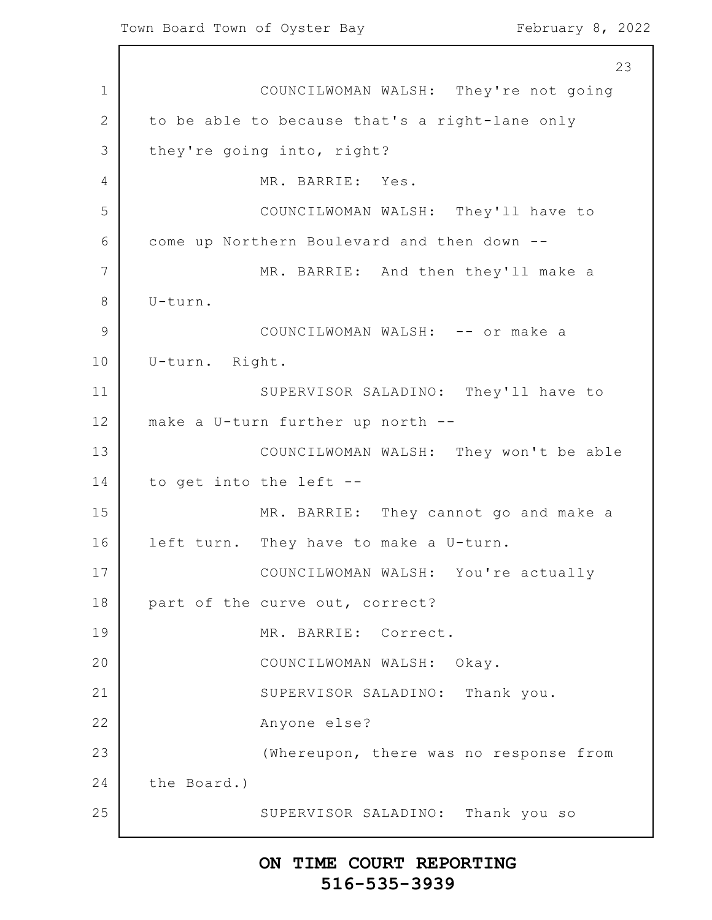COUNCILWOMAN WALSH: They're not going to be able to because that's a right-lane only they're going into, right?

MR. BARRIE: Yes.

COUNCILWOMAN WALSH: They'll have to come up Northern Boulevard and then down --

MR. BARRIE: And then they'll make a U-turn.

COUNCILWOMAN WALSH: -- or make a U-turn. Right.

SUPERVISOR SALADINO: They'll have to make a U-turn further up north --

COUNCILWOMAN WALSH: They won't be able to get into the left --

MR. BARRIE: They cannot go and make a left turn. They have to make a U-turn.

COUNCILWOMAN WALSH: You're actually part of the curve out, correct?

MR. BARRIE: Correct.

COUNCILWOMAN WALSH: Okay.

SUPERVISOR SALADINO: Thank you.

Anyone else?

(Whereupon, there was no response from the Board.)

SUPERVISOR SALADINO: Thank you so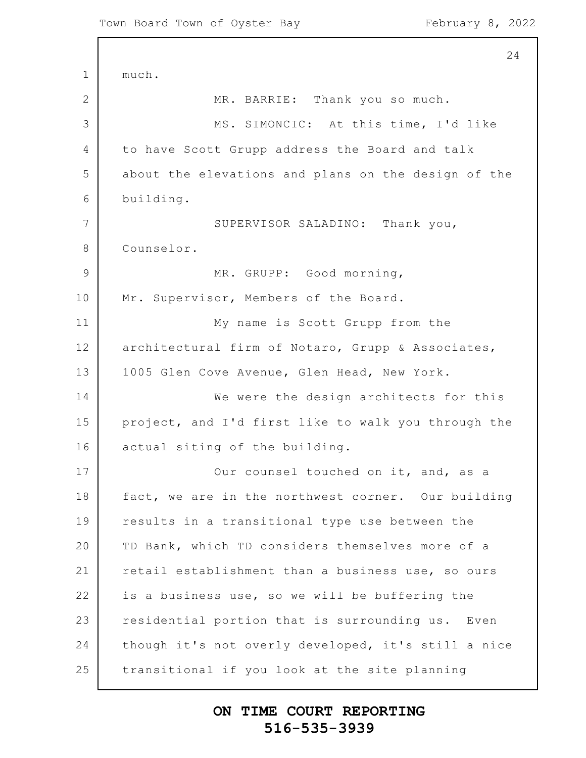much.

MR. BARRIE: Thank you so much.

MS. SIMONCIC: At this time, I'd like to have Scott Grupp address the Board and talk about the elevations and plans on the design of the building.

SUPERVISOR SALADINO: Thank you, Counselor.

MR. GRUPP: Good morning, Mr. Supervisor, Members of the Board.

My name is Scott Grupp from the architectural firm of Notaro, Grupp & Associates, 1005 Glen Cove Avenue, Glen Head, New York.

We were the design architects for this project, and I'd first like to walk you through the actual siting of the building.

Our counsel touched on it, and, as a fact, we are in the northwest corner. Our building results in a transitional type use between the TD Bank, which TD considers themselves more of a retail establishment than a business use, so ours is a business use, so we will be buffering the residential portion that is surrounding us. Even though it's not overly developed, it's still a nice transitional if you look at the site planning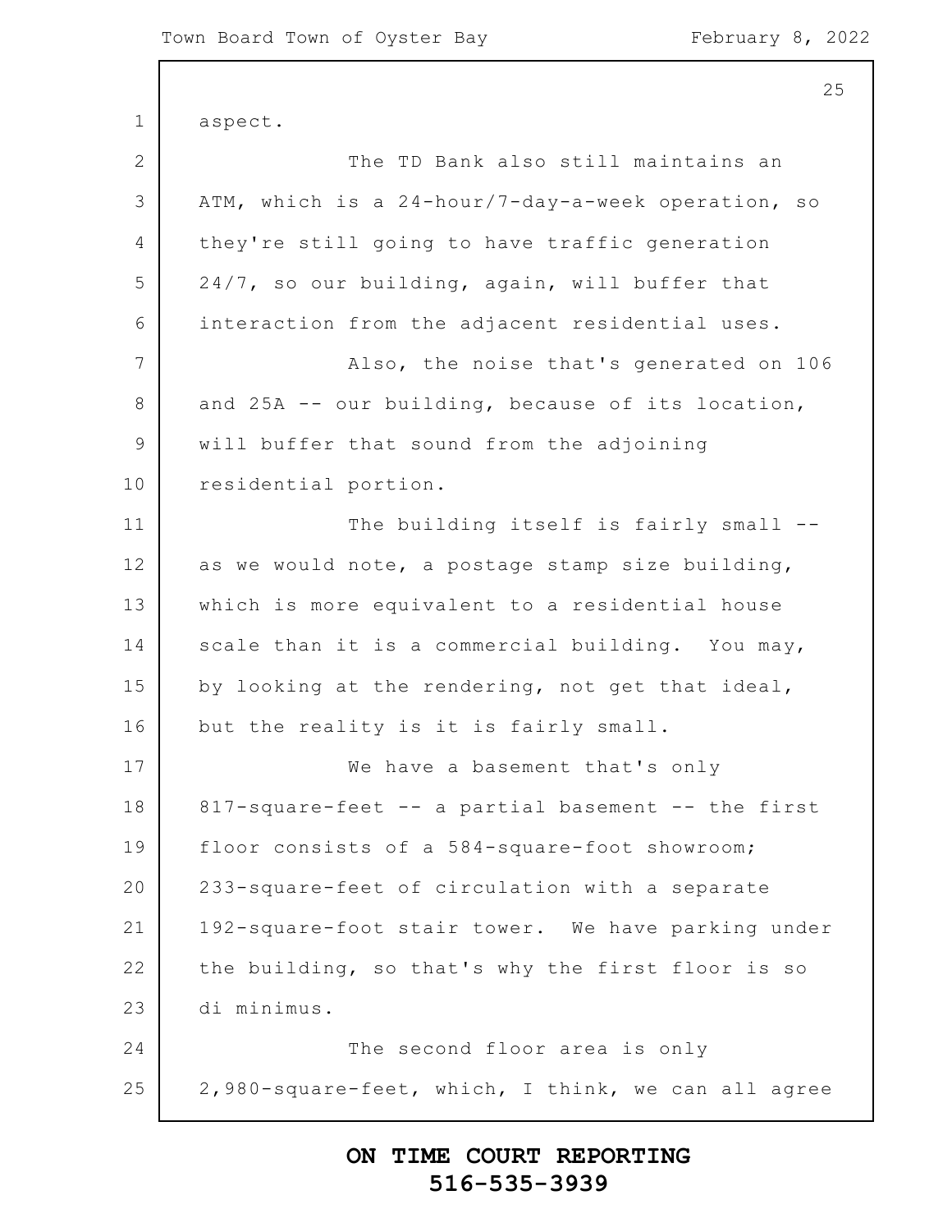aspect.

The TD Bank also still maintains an ATM, which is a 24-hour/7-day-a-week operation, so they're still going to have traffic generation 24/7, so our building, again, will buffer that interaction from the adjacent residential uses.

Also, the noise that's generated on 106 and 25A -- our building, because of its location, will buffer that sound from the adjoining residential portion.

The building itself is fairly small -- as we would note, a postage stamp size building, which is more equivalent to a residential house scale than it is a commercial building. You may, by looking at the rendering, not get that ideal, but the reality is it is fairly small.

We have a basement that's only 817-square-feet -- a partial basement -- the first floor consists of a 584-square-foot showroom; 233-square-feet of circulation with a separate 192-square-foot stair tower. We have parking under the building, so that's why the first floor is so di minimus.

The second floor area is only 2,980-square-feet, which, I think, we can all agree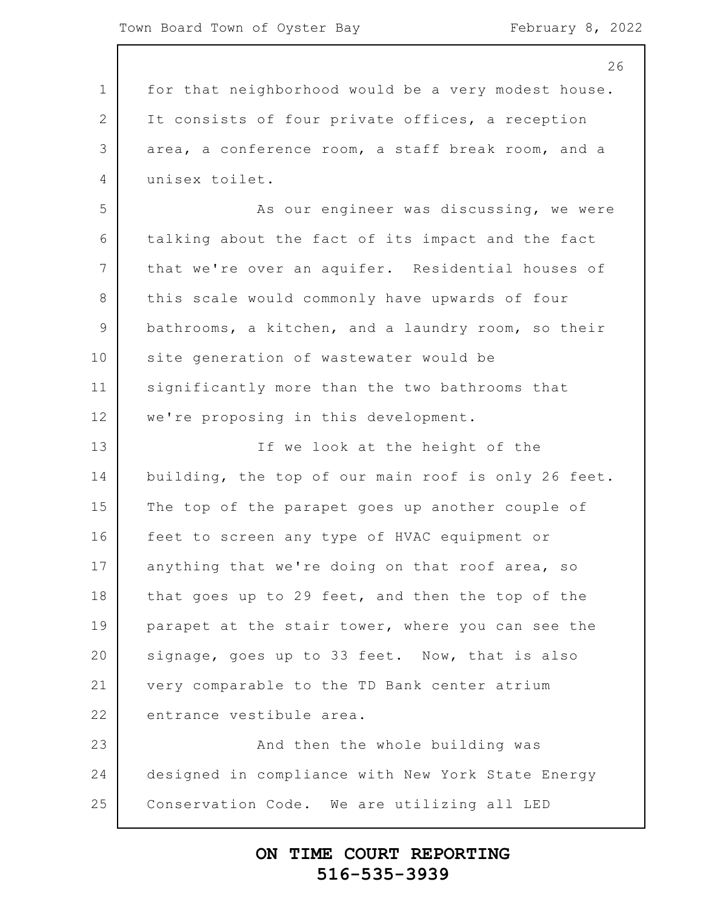for that neighborhood would be a very modest house. It consists of four private offices, a reception area, a conference room, a staff break room, and a unisex toilet.

As our engineer was discussing, we were talking about the fact of its impact and the fact that we're over an aquifer. Residential houses of this scale would commonly have upwards of four bathrooms, a kitchen, and a laundry room, so their site generation of wastewater would be significantly more than the two bathrooms that we're proposing in this development.

If we look at the height of the building, the top of our main roof is only 26 feet. The top of the parapet goes up another couple of feet to screen any type of HVAC equipment or anything that we're doing on that roof area, so that goes up to 29 feet, and then the top of the parapet at the stair tower, where you can see the signage, goes up to 33 feet. Now, that is also very comparable to the TD Bank center atrium entrance vestibule area.

And then the whole building was designed in compliance with New York State Energy Conservation Code. We are utilizing all LED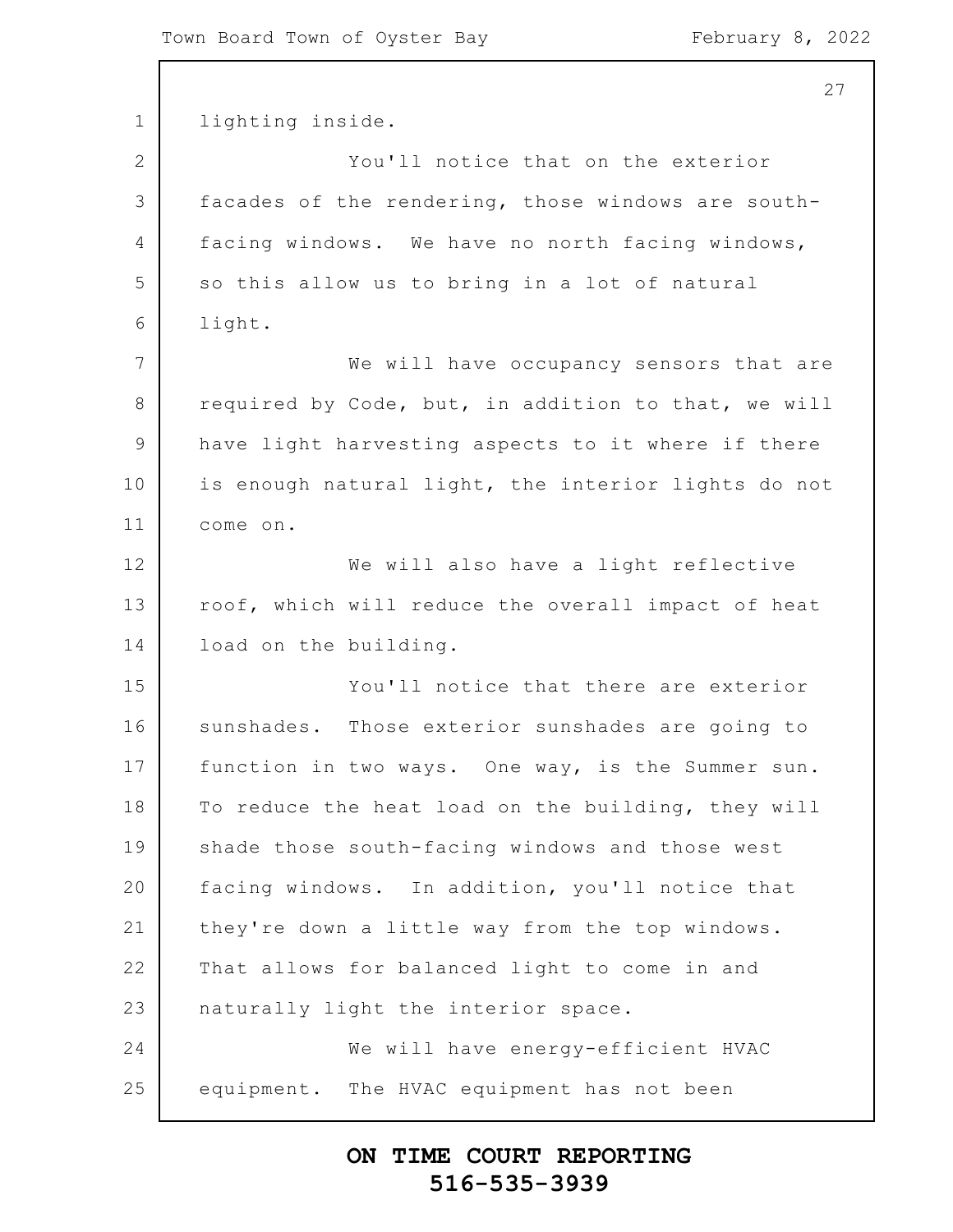lighting inside.

You'll notice that on the exterior facades of the rendering, those windows are south-facing windows. We have no north facing windows, so this allow us to bring in a lot of natural light.

We will have occupancy sensors that are required by Code, but, in addition to that, we will have light harvesting aspects to it where if there is enough natural light, the interior lights do not come on.

We will also have a light reflective roof, which will reduce the overall impact of heat load on the building.

You'll notice that there are exterior sunshades. Those exterior sunshades are going to function in two ways. One way, is the Summer sun. To reduce the heat load on the building, they will shade those south-facing windows and those west facing windows. In addition, you'll notice that they're down a little way from the top windows. That allows for balanced light to come in and naturally light the interior space.

We will have energy-efficient HVAC equipment. The HVAC equipment has not been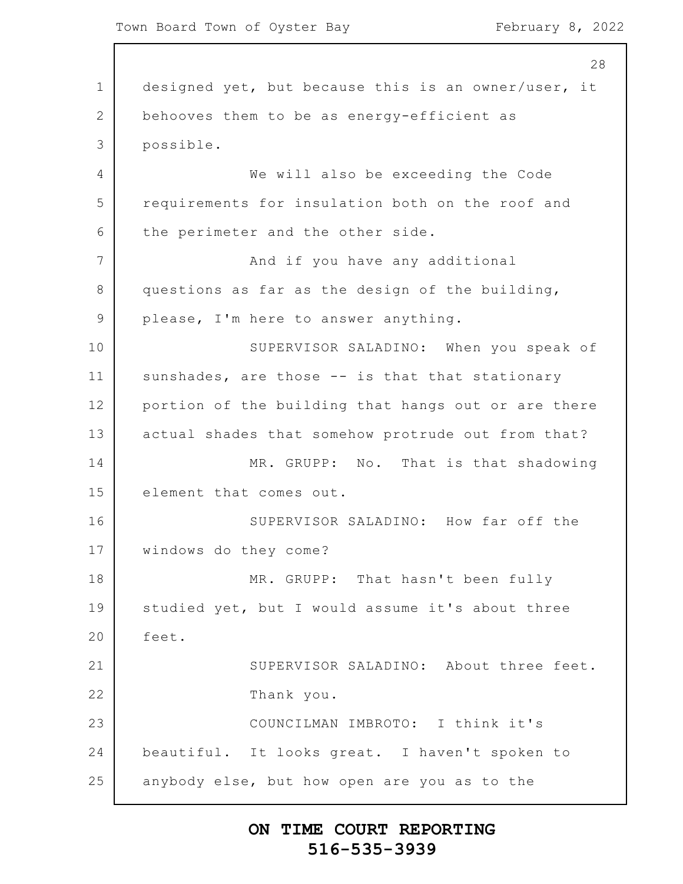designed yet, but because this is an owner/user, it behooves them to be as energy-efficient as possible.

We will also be exceeding the Code requirements for insulation both on the roof and the perimeter and the other side.

And if you have any additional questions as far as the design of the building, please, I'm here to answer anything.

SUPERVISOR SALADINO: When you speak of sunshades, are those -- is that that stationary portion of the building that hangs out or are there actual shades that somehow protrude out from that?

MR. GRUPP: No. That is that shadowing element that comes out.

SUPERVISOR SALADINO: How far off the windows do they come?

MR. GRUPP: That hasn't been fully studied yet, but I would assume it's about three feet.

SUPERVISOR SALADINO: About three feet. Thank you.

COUNCILMAN IMBROTO: I think it's beautiful. It looks great. I haven't spoken to anybody else, but how open are you as to the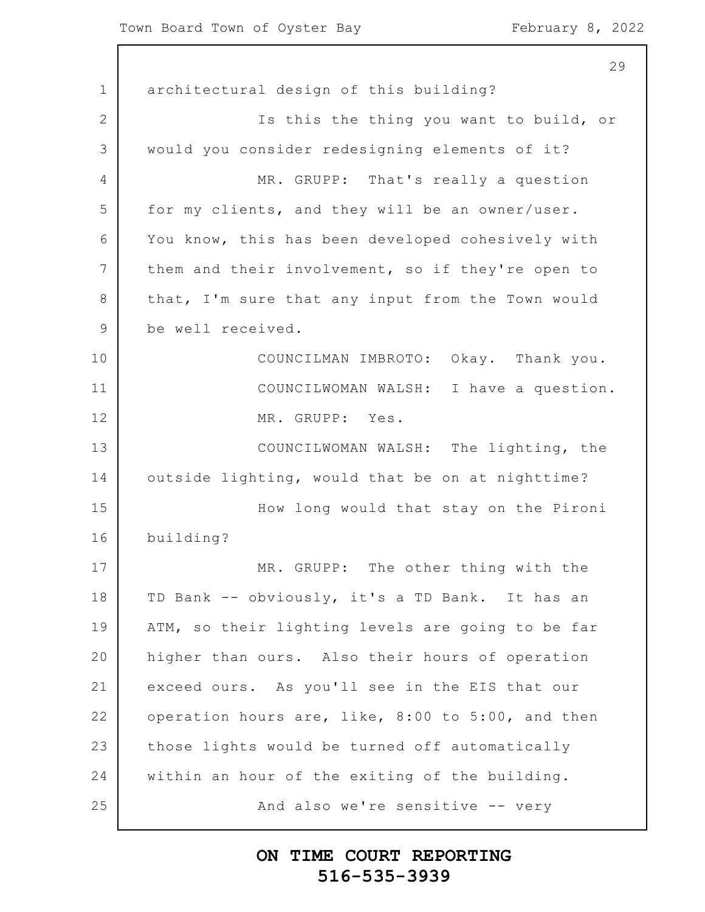architectural design of this building?

Is this the thing you want to build, or would you consider redesigning elements of it?

MR. GRUPP: That's really a question for my clients, and they will be an owner/user. You know, this has been developed cohesively with them and their involvement, so if they're open to that, I'm sure that any input from the Town would be well received.

COUNCILMAN IMBROTO: Okay. Thank you.

COUNCILWOMAN WALSH: I have a question.

MR. GRUPP: Yes.

COUNCILWOMAN WALSH: The lighting, the outside lighting, would that be on at nighttime?

How long would that stay on the Pironi building?

MR. GRUPP: The other thing with the TD Bank -- obviously, it's a TD Bank. It has an ATM, so their lighting levels are going to be far higher than ours. Also their hours of operation exceed ours. As you'll see in the EIS that our operation hours are, like, 8:00 to 5:00, and then those lights would be turned off automatically within an hour of the exiting of the building.

And also we're sensitive -- very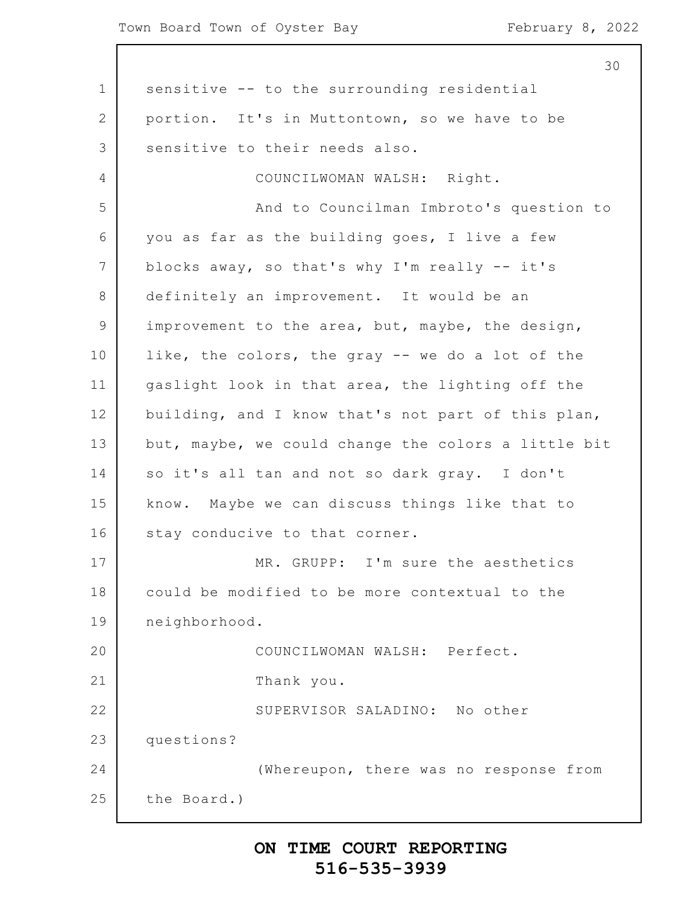sensitive -- to the surrounding residential portion. It's in Muttontown, so we have to be sensitive to their needs also.

COUNCILWOMAN WALSH: Right.

And to Councilman Imbroto's question to you as far as the building goes, I live a few blocks away, so that's why I'm really -- it's definitely an improvement. It would be an improvement to the area, but, maybe, the design, like, the colors, the gray -- we do a lot of the gaslight look in that area, the lighting off the building, and I know that's not part of this plan, but, maybe, we could change the colors a little bit so it's all tan and not so dark gray. I don't know. Maybe we can discuss things like that to stay conducive to that corner.

MR. GRUPP: I'm sure the aesthetics could be modified to be more contextual to the neighborhood.

COUNCILWOMAN WALSH: Perfect.

Thank you.

SUPERVISOR SALADINO: No other questions?

(Whereupon, there was no response from the Board.)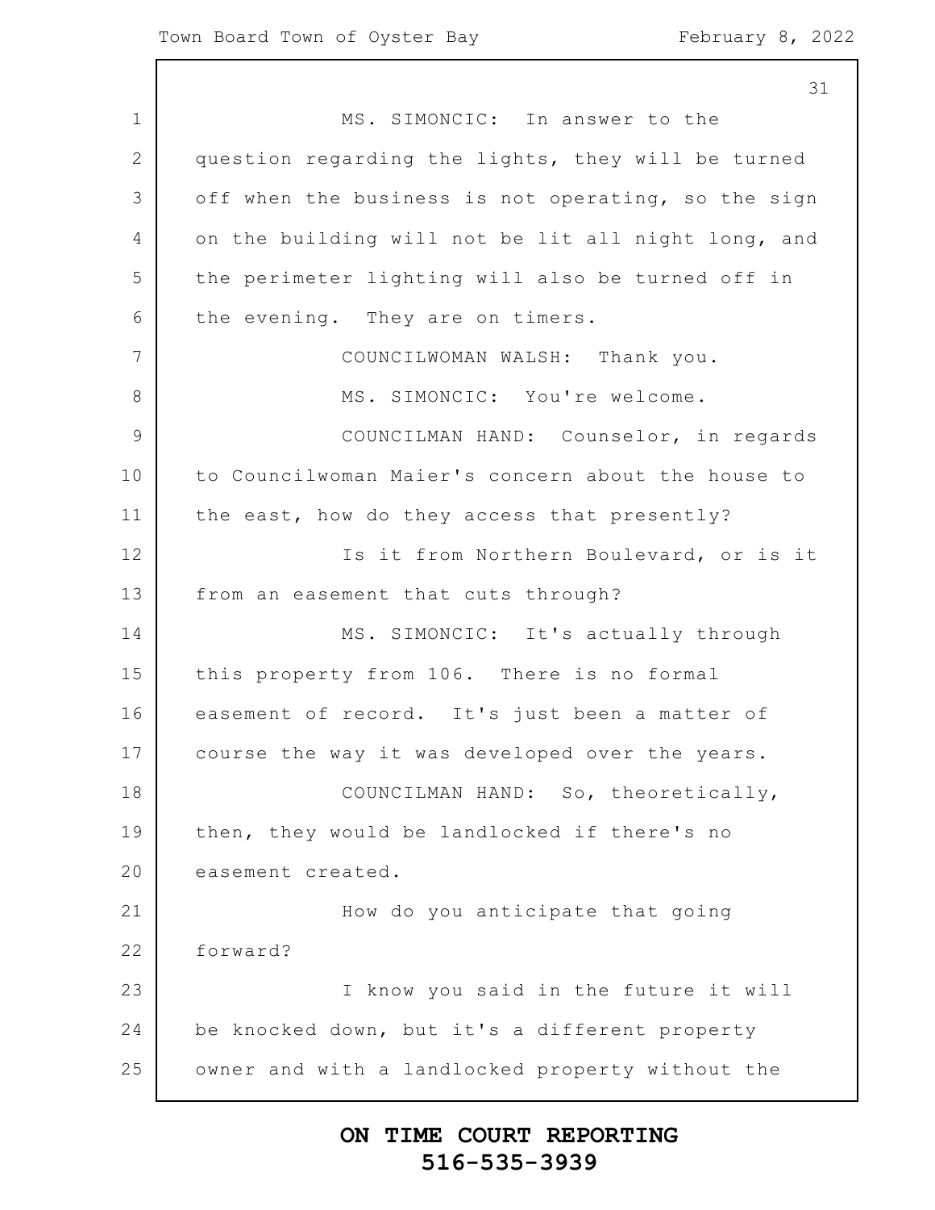MS. SIMONCIC: In answer to the question regarding the lights, they will be turned off when the business is not operating, so the sign on the building will not be lit all night long, and the perimeter lighting will also be turned off in the evening. They are on timers.

COUNCILWOMAN WALSH: Thank you.

MS. SIMONCIC: You're welcome.

COUNCILMAN HAND: Counselor, in regards to Councilwoman Maier's concern about the house to the east, how do they access that presently?

Is it from Northern Boulevard, or is it from an easement that cuts through?

MS. SIMONCIC: It's actually through this property from 106. There is no formal easement of record. It's just been a matter of course the way it was developed over the years.

COUNCILMAN HAND: So, theoretically, then, they would be landlocked if there's no easement created.

How do you anticipate that going forward?

I know you said in the future it will be knocked down, but it's a different property owner and with a landlocked property without the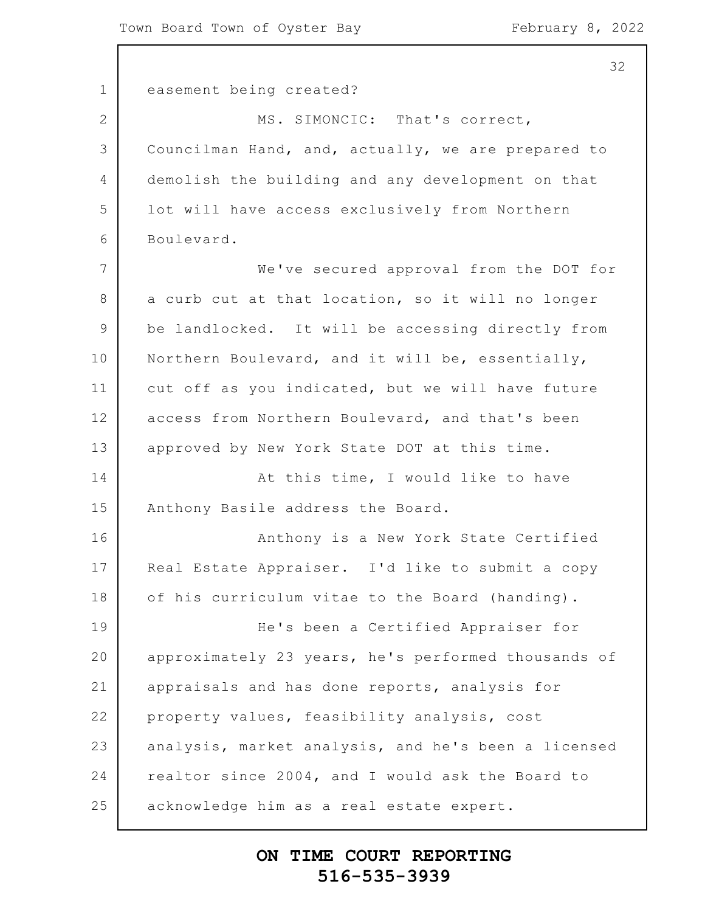easement being created?

MS. SIMONCIC: That's correct, Councilman Hand, and, actually, we are prepared to demolish the building and any development on that lot will have access exclusively from Northern Boulevard.

We've secured approval from the DOT for a curb cut at that location, so it will no longer be landlocked. It will be accessing directly from Northern Boulevard, and it will be, essentially, cut off as you indicated, but we will have future access from Northern Boulevard, and that's been approved by New York State DOT at this time.

At this time, I would like to have Anthony Basile address the Board.

Anthony is a New York State Certified Real Estate Appraiser. I'd like to submit a copy of his curriculum vitae to the Board (handing).

He's been a Certified Appraiser for approximately 23 years, he's performed thousands of appraisals and has done reports, analysis for property values, feasibility analysis, cost analysis, market analysis, and he's been a licensed realtor since 2004, and I would ask the Board to acknowledge him as a real estate expert.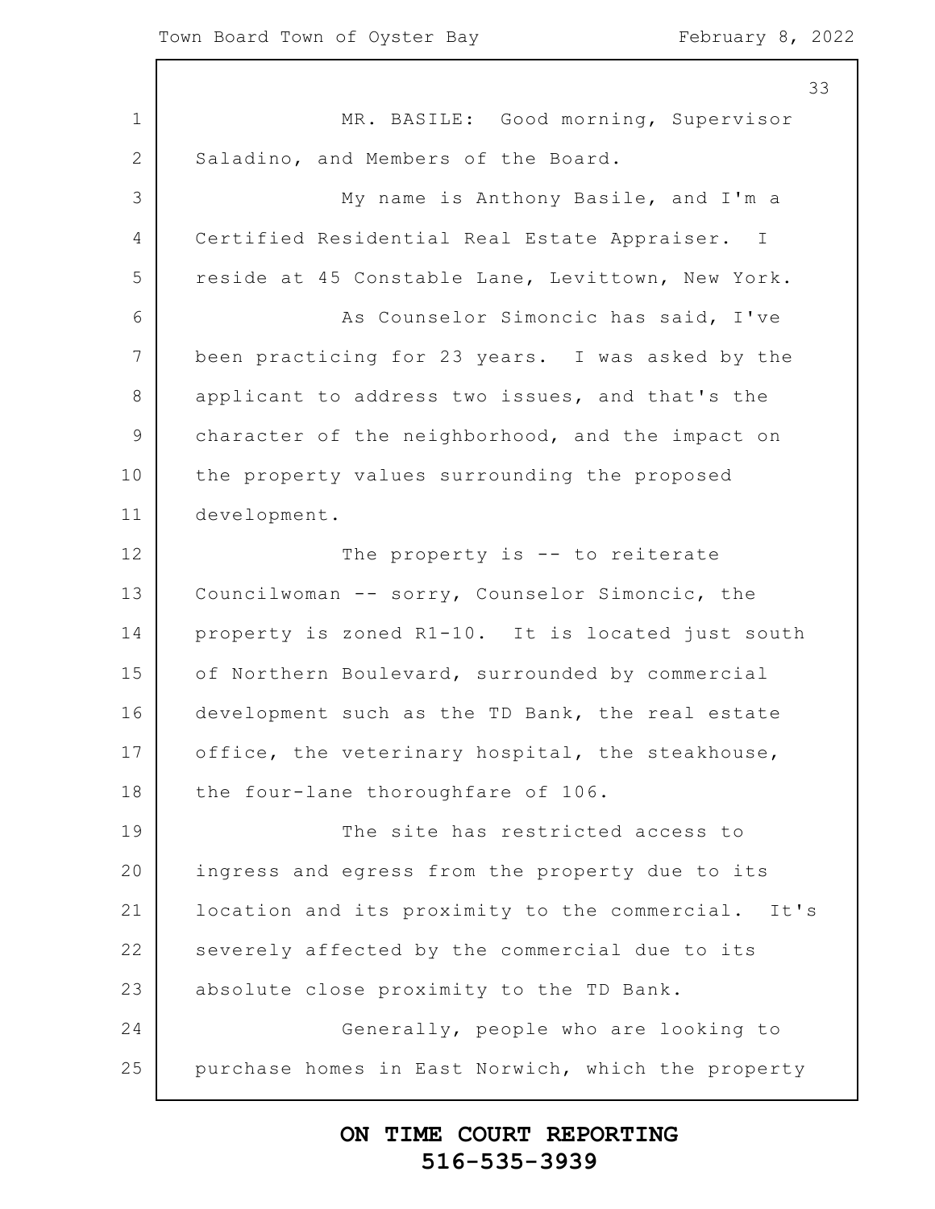MR. BASILE: Good morning, Supervisor Saladino, and Members of the Board.

My name is Anthony Basile, and I'm a Certified Residential Real Estate Appraiser. I reside at 45 Constable Lane, Levittown, New York.

As Counselor Simoncic has said, I've been practicing for 23 years. I was asked by the applicant to address two issues, and that's the character of the neighborhood, and the impact on the property values surrounding the proposed development.

The property is -- to reiterate Councilwoman -- sorry, Counselor Simoncic, the property is zoned R1-10. It is located just south of Northern Boulevard, surrounded by commercial development such as the TD Bank, the real estate office, the veterinary hospital, the steakhouse, the four-lane thoroughfare of 106.

The site has restricted access to ingress and egress from the property due to its location and its proximity to the commercial. It's severely affected by the commercial due to its absolute close proximity to the TD Bank.

Generally, people who are looking to purchase homes in East Norwich, which the property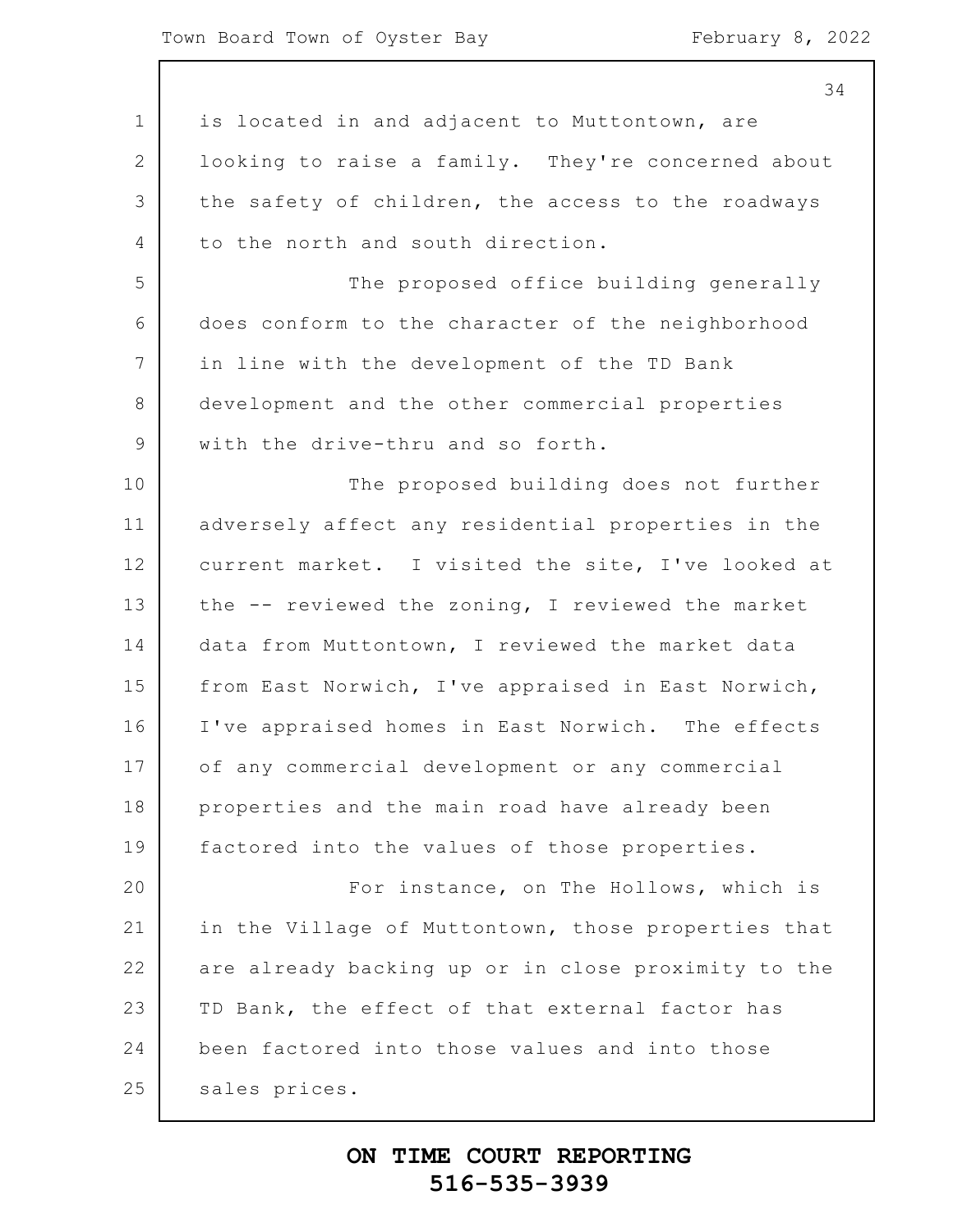is located in and adjacent to Muttontown, are looking to raise a family. They're concerned about the safety of children, the access to the roadways to the north and south direction.

The proposed office building generally does conform to the character of the neighborhood in line with the development of the TD Bank development and the other commercial properties with the drive-thru and so forth.

The proposed building does not further adversely affect any residential properties in the current market. I visited the site, I've looked at the -- reviewed the zoning, I reviewed the market data from Muttontown, I reviewed the market data from East Norwich, I've appraised in East Norwich, I've appraised homes in East Norwich. The effects of any commercial development or any commercial properties and the main road have already been factored into the values of those properties.

For instance, on The Hollows, which is in the Village of Muttontown, those properties that are already backing up or in close proximity to the TD Bank, the effect of that external factor has been factored into those values and into those sales prices.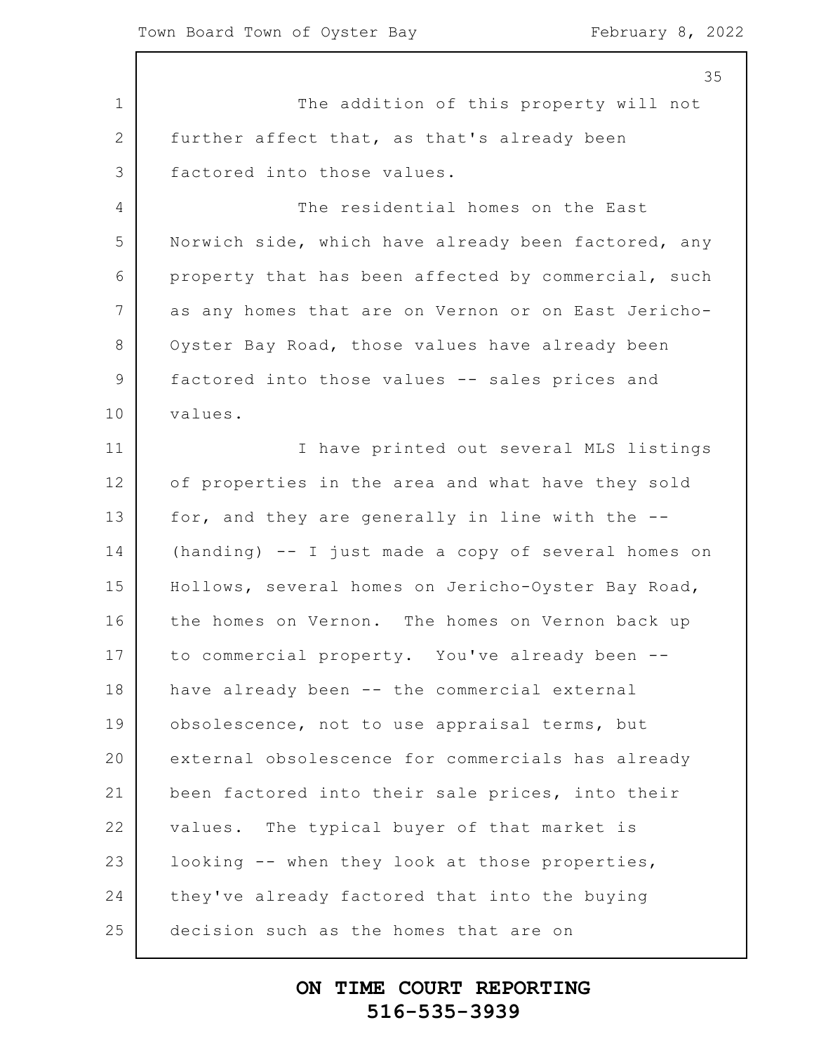The addition of this property will not further affect that, as that's already been factored into those values.

The residential homes on the East Norwich side, which have already been factored, any property that has been affected by commercial, such as any homes that are on Vernon or on East Jericho-Oyster Bay Road, those values have already been factored into those values -- sales prices and values.

I have printed out several MLS listings of properties in the area and what have they sold for, and they are generally in line with the -- (handing) -- I just made a copy of several homes on Hollows, several homes on Jericho-Oyster Bay Road, the homes on Vernon. The homes on Vernon back up to commercial property. You've already been -- have already been -- the commercial external obsolescence, not to use appraisal terms, but external obsolescence for commercials has already been factored into their sale prices, into their values. The typical buyer of that market is looking -- when they look at those properties, they've already factored that into the buying decision such as the homes that are on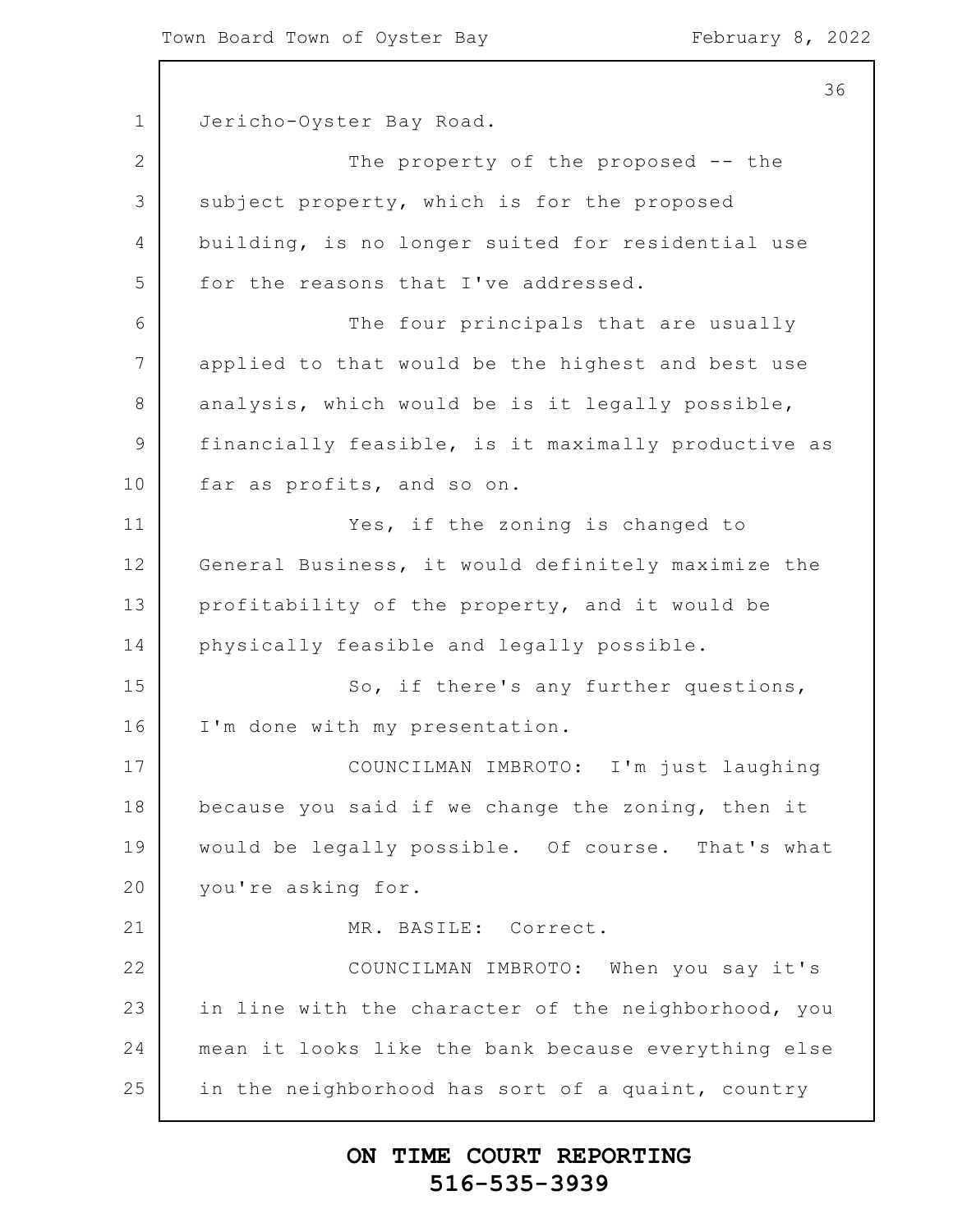Jericho-Oyster Bay Road.

The property of the proposed -- the subject property, which is for the proposed building, is no longer suited for residential use for the reasons that I've addressed.

The four principals that are usually applied to that would be the highest and best use analysis, which would be is it legally possible, financially feasible, is it maximally productive as far as profits, and so on.

Yes, if the zoning is changed to General Business, it would definitely maximize the profitability of the property, and it would be physically feasible and legally possible.

So, if there's any further questions, I'm done with my presentation.

COUNCILMAN IMBROTO: I'm just laughing because you said if we change the zoning, then it would be legally possible. Of course. That's what you're asking for.

MR. BASILE: Correct.

COUNCILMAN IMBROTO: When you say it's in line with the character of the neighborhood, you mean it looks like the bank because everything else in the neighborhood has sort of a quaint, country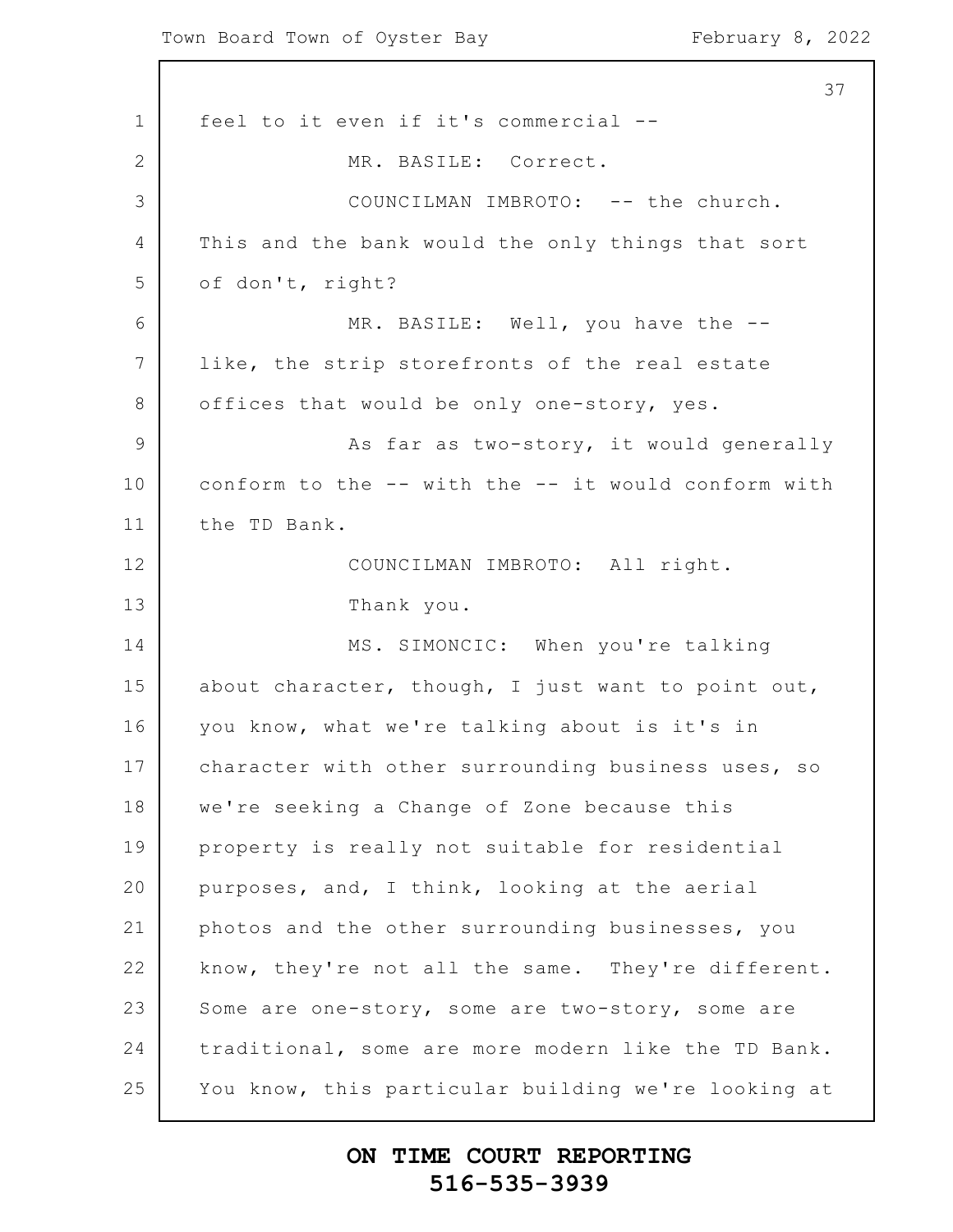feel to it even if it's commercial --

MR. BASILE: Correct.

COUNCILMAN IMBROTO: -- the church. This and the bank would the only things that sort of don't, right?

MR. BASILE: Well, you have the -- like, the strip storefronts of the real estate offices that would be only one-story, yes.

As far as two-story, it would generally conform to the -- with the -- it would conform with the TD Bank.

COUNCILMAN IMBROTO: All right.

Thank you.

MS. SIMONCIC: When you're talking about character, though, I just want to point out, you know, what we're talking about is it's in character with other surrounding business uses, so we're seeking a Change of Zone because this property is really not suitable for residential purposes, and, I think, looking at the aerial photos and the other surrounding businesses, you know, they're not all the same. They're different. Some are one-story, some are two-story, some are traditional, some are more modern like the TD Bank. You know, this particular building we're looking at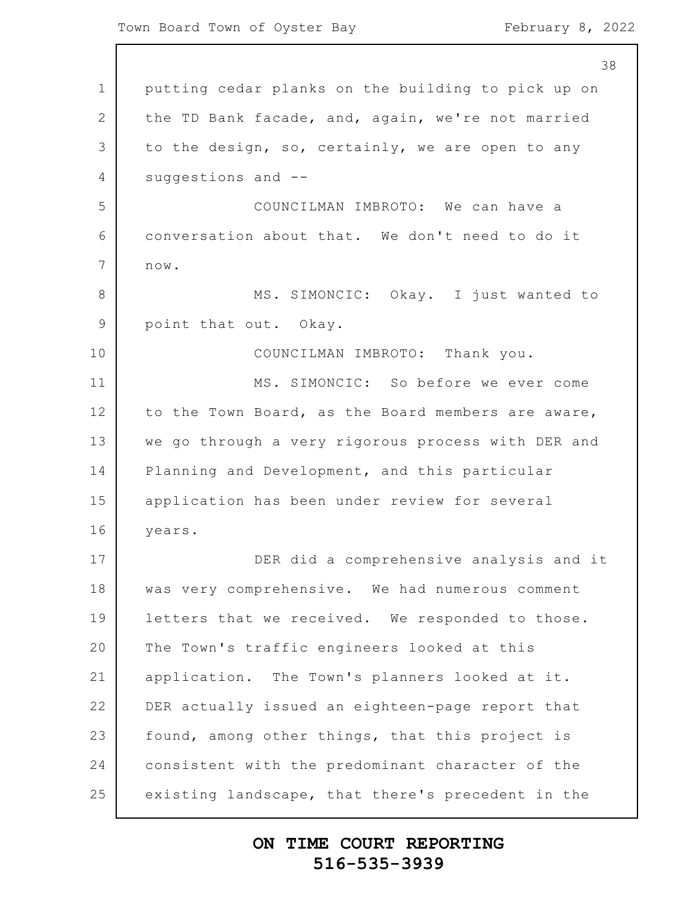putting cedar planks on the building to pick up on the TD Bank facade, and, again, we're not married to the design, so, certainly, we are open to any suggestions and --

COUNCILMAN IMBROTO: We can have a conversation about that. We don't need to do it now.

MS. SIMONCIC: Okay. I just wanted to point that out. Okay.

COUNCILMAN IMBROTO: Thank you.

MS. SIMONCIC: So before we ever come to the Town Board, as the Board members are aware, we go through a very rigorous process with DER and Planning and Development, and this particular application has been under review for several years.

DER did a comprehensive analysis and it was very comprehensive. We had numerous comment letters that we received. We responded to those. The Town's traffic engineers looked at this application. The Town's planners looked at it. DER actually issued an eighteen-page report that found, among other things, that this project is consistent with the predominant character of the existing landscape, that there's precedent in the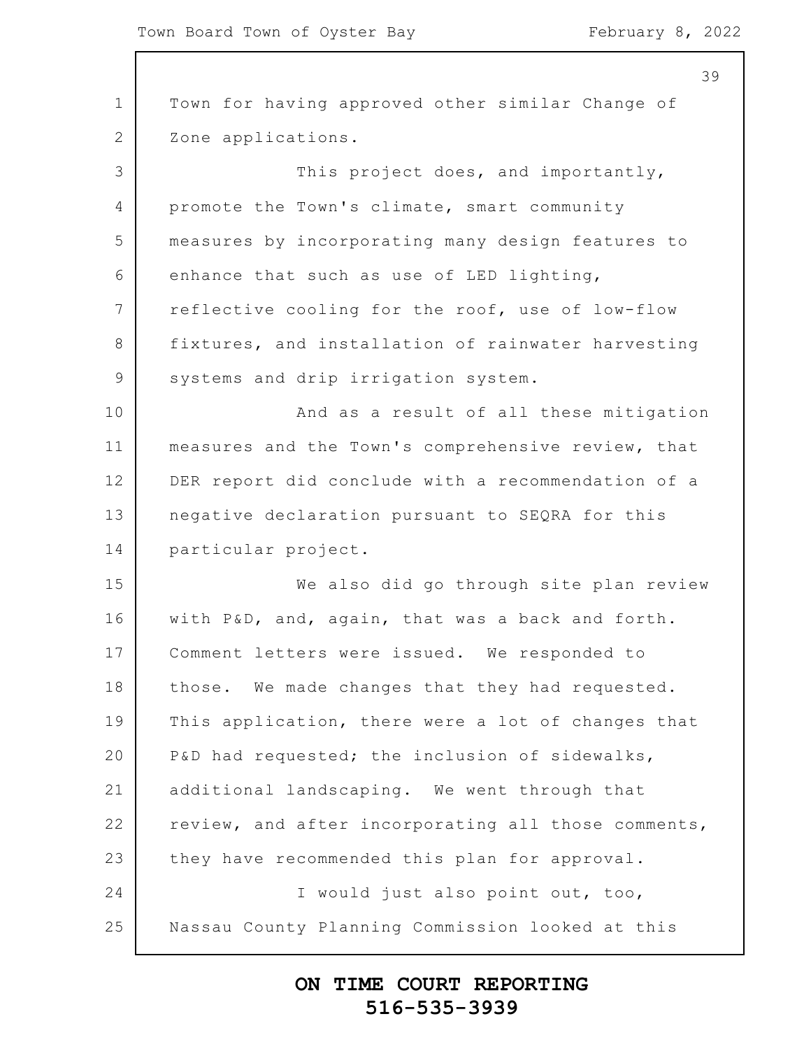Town for having approved other similar Change of Zone applications.

This project does, and importantly, promote the Town's climate, smart community measures by incorporating many design features to enhance that such as use of LED lighting, reflective cooling for the roof, use of low-flow fixtures, and installation of rainwater harvesting systems and drip irrigation system.

And as a result of all these mitigation measures and the Town's comprehensive review, that DER report did conclude with a recommendation of a negative declaration pursuant to SEQRA for this particular project.

We also did go through site plan review with P&D, and, again, that was a back and forth. Comment letters were issued. We responded to those. We made changes that they had requested. This application, there were a lot of changes that P&D had requested; the inclusion of sidewalks, additional landscaping. We went through that review, and after incorporating all those comments, they have recommended this plan for approval.

I would just also point out, too, Nassau County Planning Commission looked at this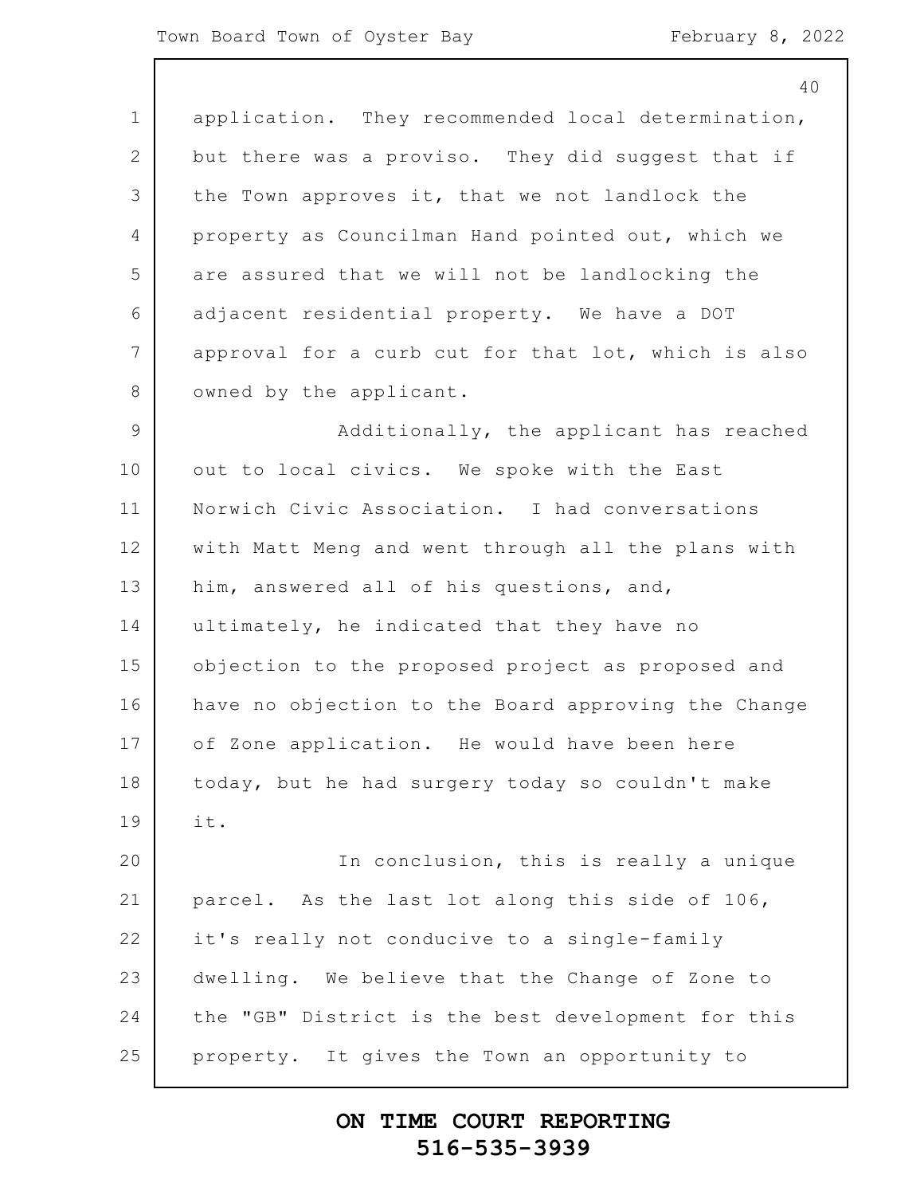application. They recommended local determination, but there was a proviso. They did suggest that if the Town approves it, that we not landlock the property as Councilman Hand pointed out, which we are assured that we will not be landlocking the adjacent residential property. We have a DOT approval for a curb cut for that lot, which is also owned by the applicant.

Additionally, the applicant has reached out to local civics. We spoke with the East Norwich Civic Association. I had conversations with Matt Meng and went through all the plans with him, answered all of his questions, and, ultimately, he indicated that they have no objection to the proposed project as proposed and have no objection to the Board approving the Change of Zone application. He would have been here today, but he had surgery today so couldn't make it.

In conclusion, this is really a unique parcel. As the last lot along this side of 106, it's really not conducive to a single-family dwelling. We believe that the Change of Zone to the "GB" District is the best development for this property. It gives the Town an opportunity to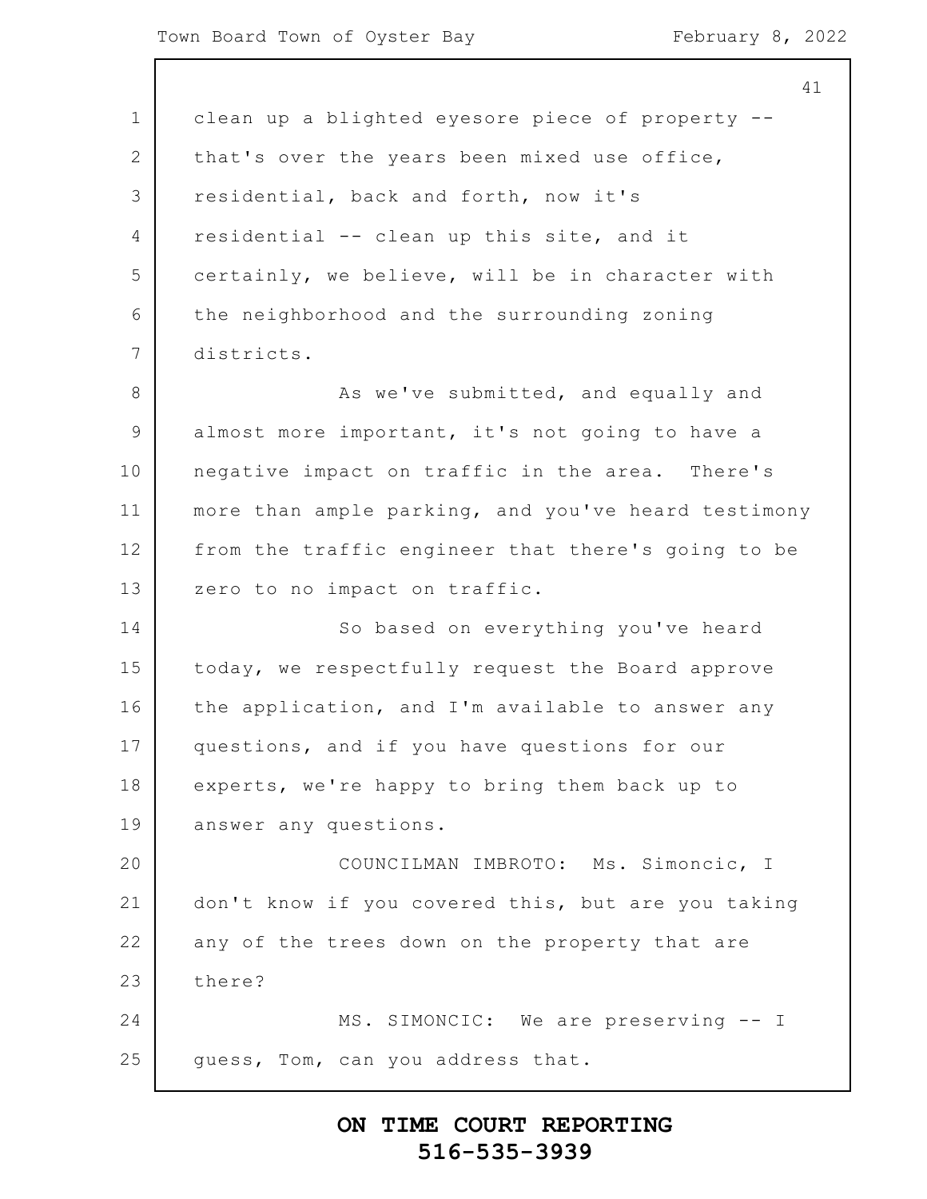clean up a blighted eyesore piece of property -- that's over the years been mixed use office, residential, back and forth, now it's residential -- clean up this site, and it certainly, we believe, will be in character with the neighborhood and the surrounding zoning districts.

As we've submitted, and equally and almost more important, it's not going to have a negative impact on traffic in the area. There's more than ample parking, and you've heard testimony from the traffic engineer that there's going to be zero to no impact on traffic.

So based on everything you've heard today, we respectfully request the Board approve the application, and I'm available to answer any questions, and if you have questions for our experts, we're happy to bring them back up to answer any questions.

COUNCILMAN IMBROTO: Ms. Simoncic, I don't know if you covered this, but are you taking any of the trees down on the property that are there?

MS. SIMONCIC: We are preserving -- I guess, Tom, can you address that.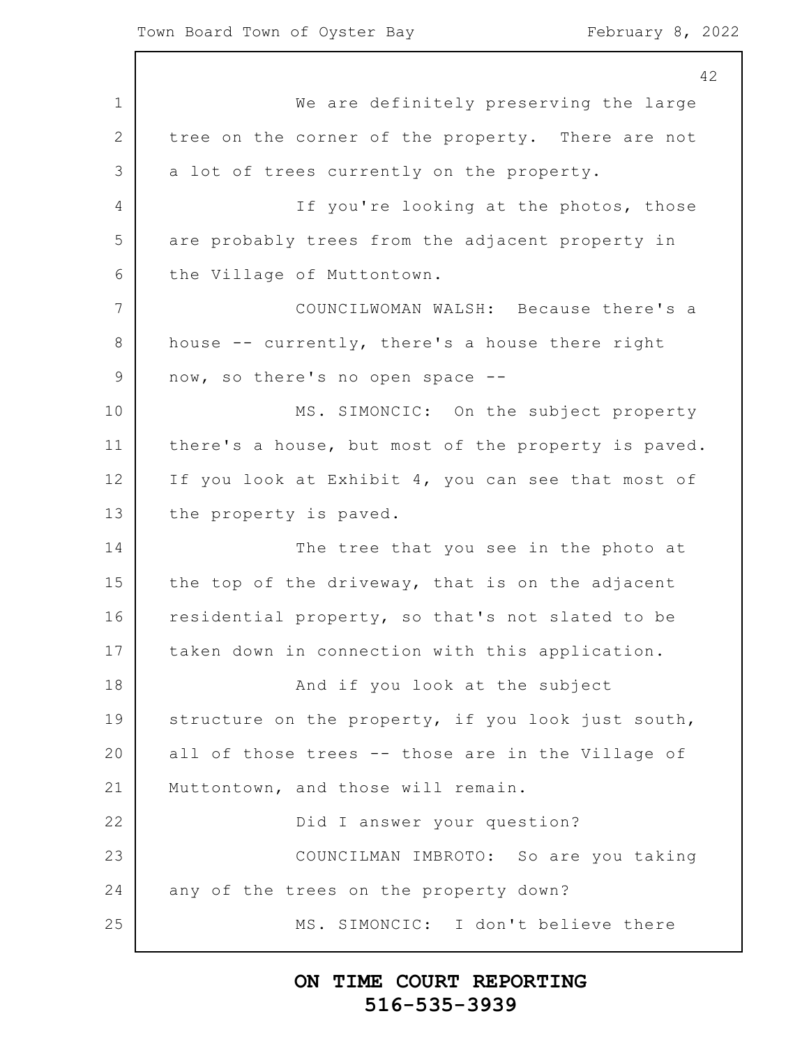We are definitely preserving the large tree on the corner of the property. There are not a lot of trees currently on the property.

If you're looking at the photos, those are probably trees from the adjacent property in the Village of Muttontown.

COUNCILWOMAN WALSH: Because there's a house -- currently, there's a house there right now, so there's no open space --

MS. SIMONCIC: On the subject property there's a house, but most of the property is paved. If you look at Exhibit 4, you can see that most of the property is paved.

The tree that you see in the photo at the top of the driveway, that is on the adjacent residential property, so that's not slated to be taken down in connection with this application.

And if you look at the subject structure on the property, if you look just south, all of those trees -- those are in the Village of Muttontown, and those will remain.

Did I answer your question?

COUNCILMAN IMBROTO: So are you taking any of the trees on the property down?

MS. SIMONCIC: I don't believe there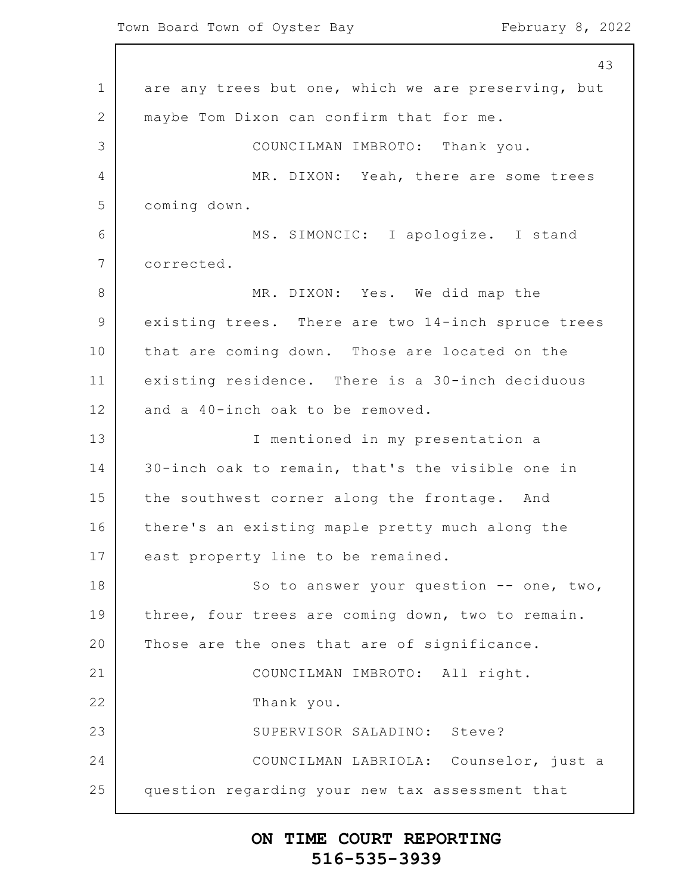are any trees but one, which we are preserving, but maybe Tom Dixon can confirm that for me.

COUNCILMAN IMBROTO: Thank you.

MR. DIXON: Yeah, there are some trees coming down.

MS. SIMONCIC: I apologize. I stand corrected.

MR. DIXON: Yes. We did map the existing trees. There are two 14-inch spruce trees that are coming down. Those are located on the existing residence. There is a 30-inch deciduous and a 40-inch oak to be removed.

I mentioned in my presentation a 30-inch oak to remain, that's the visible one in the southwest corner along the frontage. And there's an existing maple pretty much along the east property line to be remained.

So to answer your question -- one, two, three, four trees are coming down, two to remain. Those are the ones that are of significance.

COUNCILMAN IMBROTO: All right.

Thank you.

SUPERVISOR SALADINO: Steve?

COUNCILMAN LABRIOLA: Counselor, just a question regarding your new tax assessment that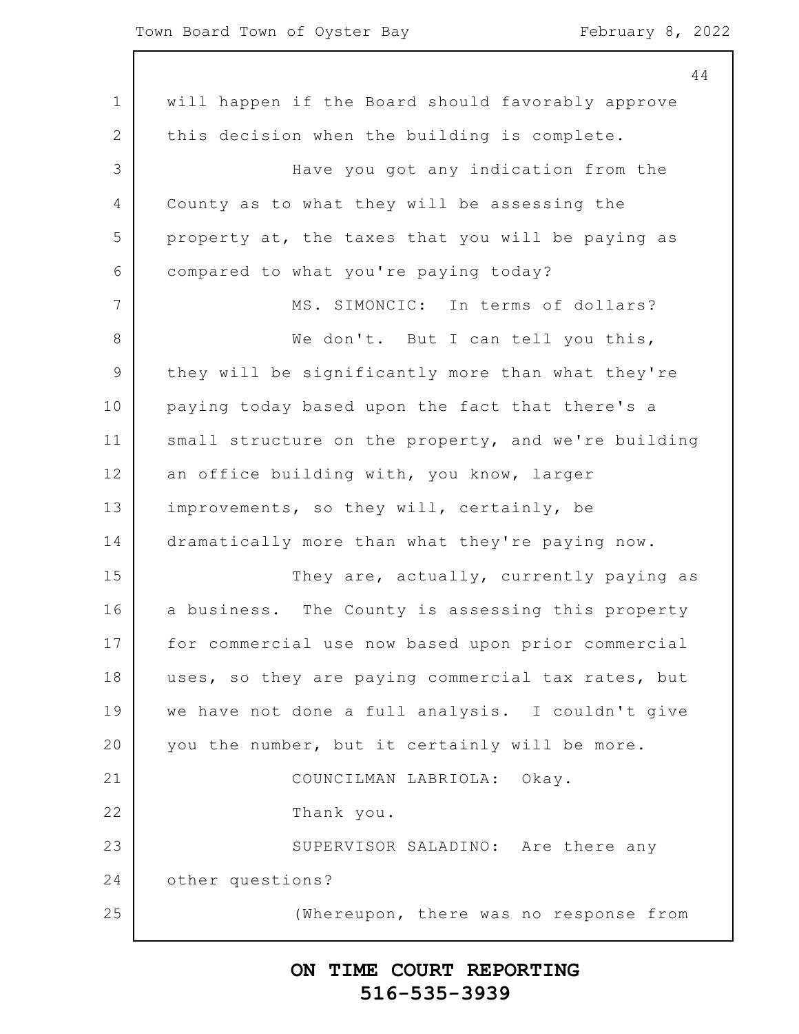will happen if the Board should favorably approve this decision when the building is complete.

Have you got any indication from the County as to what they will be assessing the property at, the taxes that you will be paying as compared to what you're paying today?

MS. SIMONCIC: In terms of dollars?

We don't. But I can tell you this, they will be significantly more than what they're paying today based upon the fact that there's a small structure on the property, and we're building an office building with, you know, larger improvements, so they will, certainly, be dramatically more than what they're paying now.

They are, actually, currently paying as a business. The County is assessing this property for commercial use now based upon prior commercial uses, so they are paying commercial tax rates, but we have not done a full analysis. I couldn't give you the number, but it certainly will be more.

COUNCILMAN LABRIOLA: Okay.

Thank you.

SUPERVISOR SALADINO: Are there any other questions?

(Whereupon, there was no response from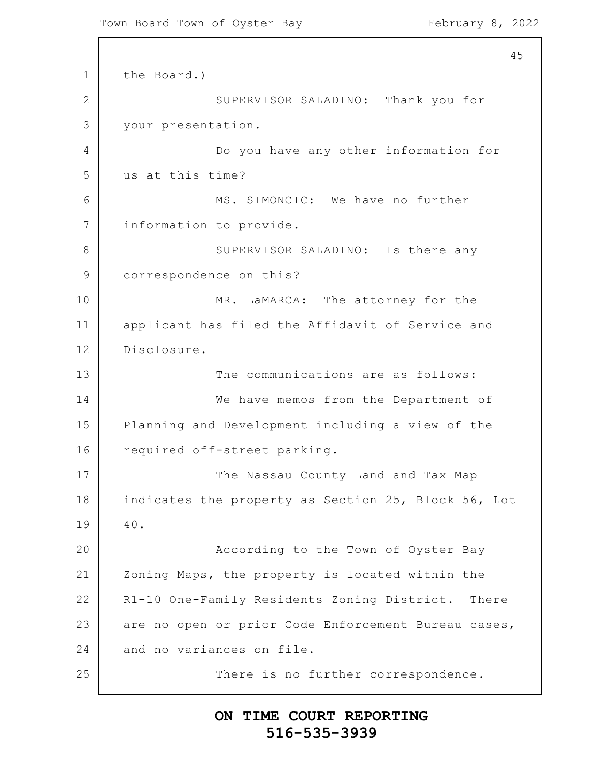the Board.)

SUPERVISOR SALADINO: Thank you for your presentation.

Do you have any other information for us at this time?

MS. SIMONCIC: We have no further information to provide.

SUPERVISOR SALADINO: Is there any correspondence on this?

MR. LaMARCA: The attorney for the applicant has filed the Affidavit of Service and Disclosure.

The communications are as follows:

We have memos from the Department of Planning and Development including a view of the required off-street parking.

The Nassau County Land and Tax Map indicates the property as Section 25, Block 56, Lot 40.

According to the Town of Oyster Bay Zoning Maps, the property is located within the R1-10 One-Family Residents Zoning District. There are no open or prior Code Enforcement Bureau cases, and no variances on file.

There is no further correspondence.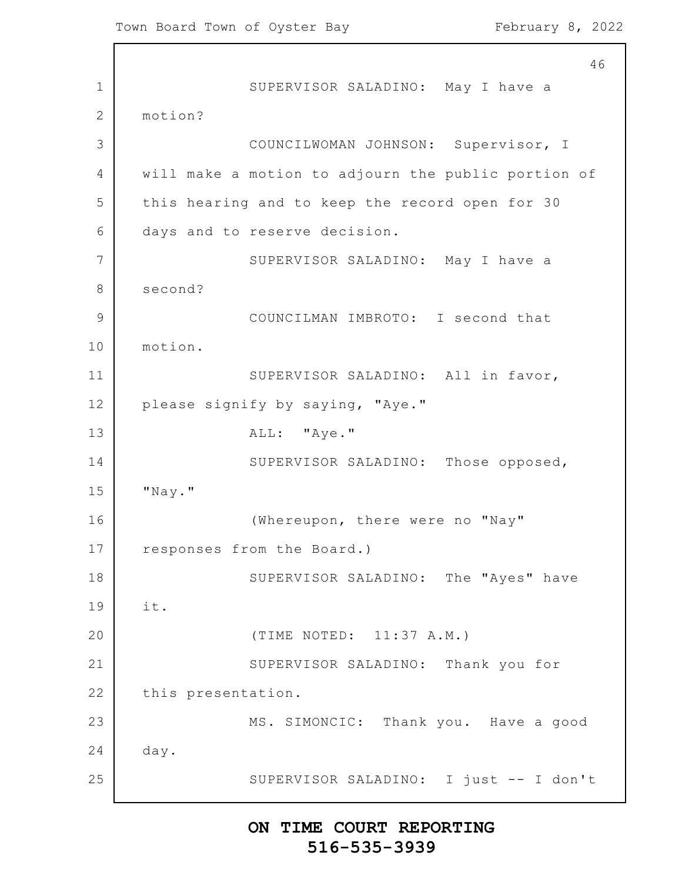SUPERVISOR SALADINO: May I have a motion?

COUNCILWOMAN JOHNSON: Supervisor, I will make a motion to adjourn the public portion of this hearing and to keep the record open for 30 days and to reserve decision.

SUPERVISOR SALADINO: May I have a second?

COUNCILMAN IMBROTO: I second that motion.

SUPERVISOR SALADINO: All in favor, please signify by saying, "Aye."

ALL: "Aye."

SUPERVISOR SALADINO: Those opposed, "Nay."

(Whereupon, there were no "Nay" responses from the Board.)

SUPERVISOR SALADINO: The "Ayes" have it.

(TIME NOTED: 11:37 A.M.)

SUPERVISOR SALADINO: Thank you for this presentation.

MS. SIMONCIC: Thank you. Have a good day.

SUPERVISOR SALADINO: I just -- I don't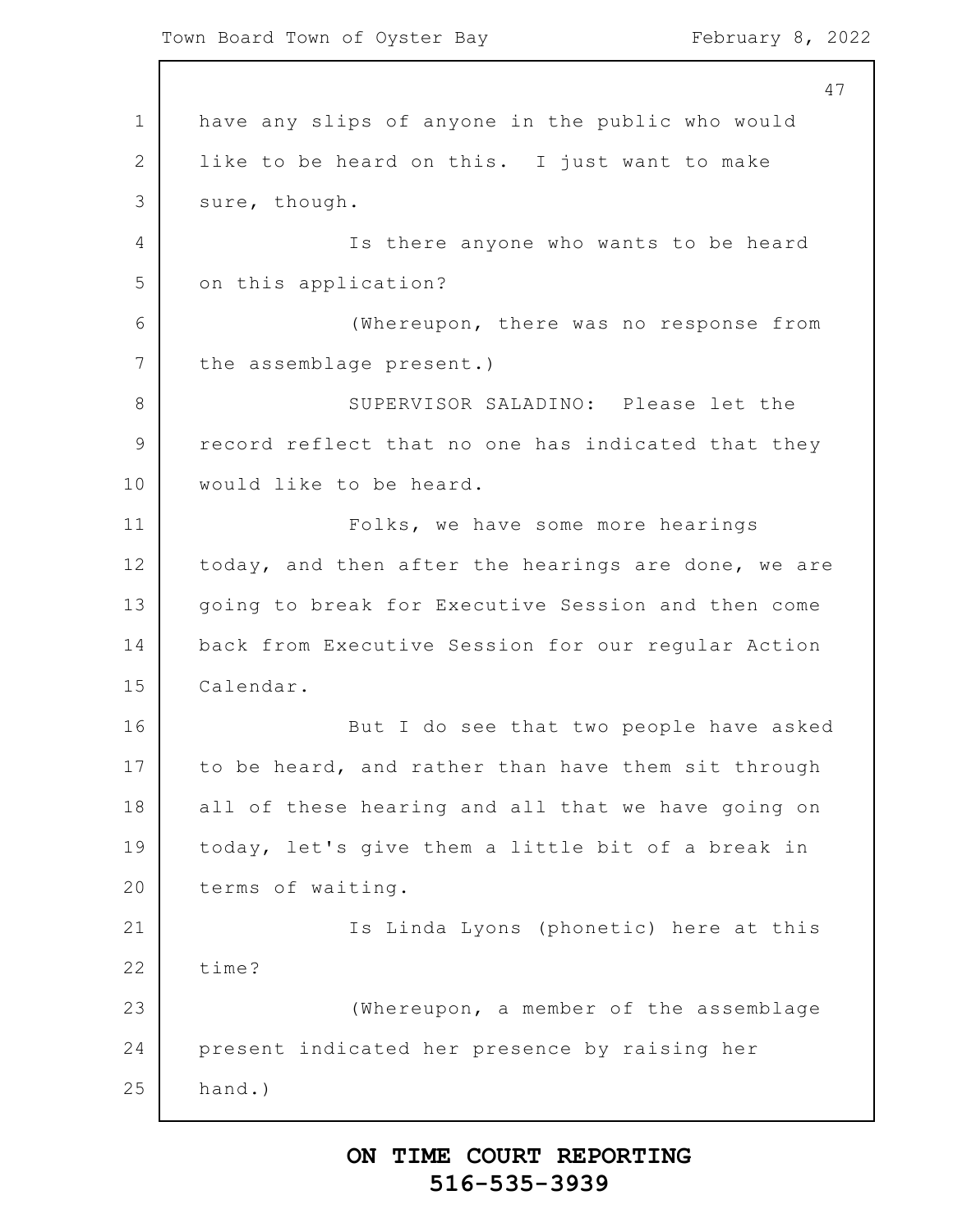have any slips of anyone in the public who would like to be heard on this. I just want to make sure, though.

Is there anyone who wants to be heard on this application?

(Whereupon, there was no response from the assemblage present.)

SUPERVISOR SALADINO: Please let the record reflect that no one has indicated that they would like to be heard.

Folks, we have some more hearings today, and then after the hearings are done, we are going to break for Executive Session and then come back from Executive Session for our regular Action Calendar.

But I do see that two people have asked to be heard, and rather than have them sit through all of these hearing and all that we have going on today, let's give them a little bit of a break in terms of waiting.

Is Linda Lyons (phonetic) here at this time?

(Whereupon, a member of the assemblage present indicated her presence by raising her hand.)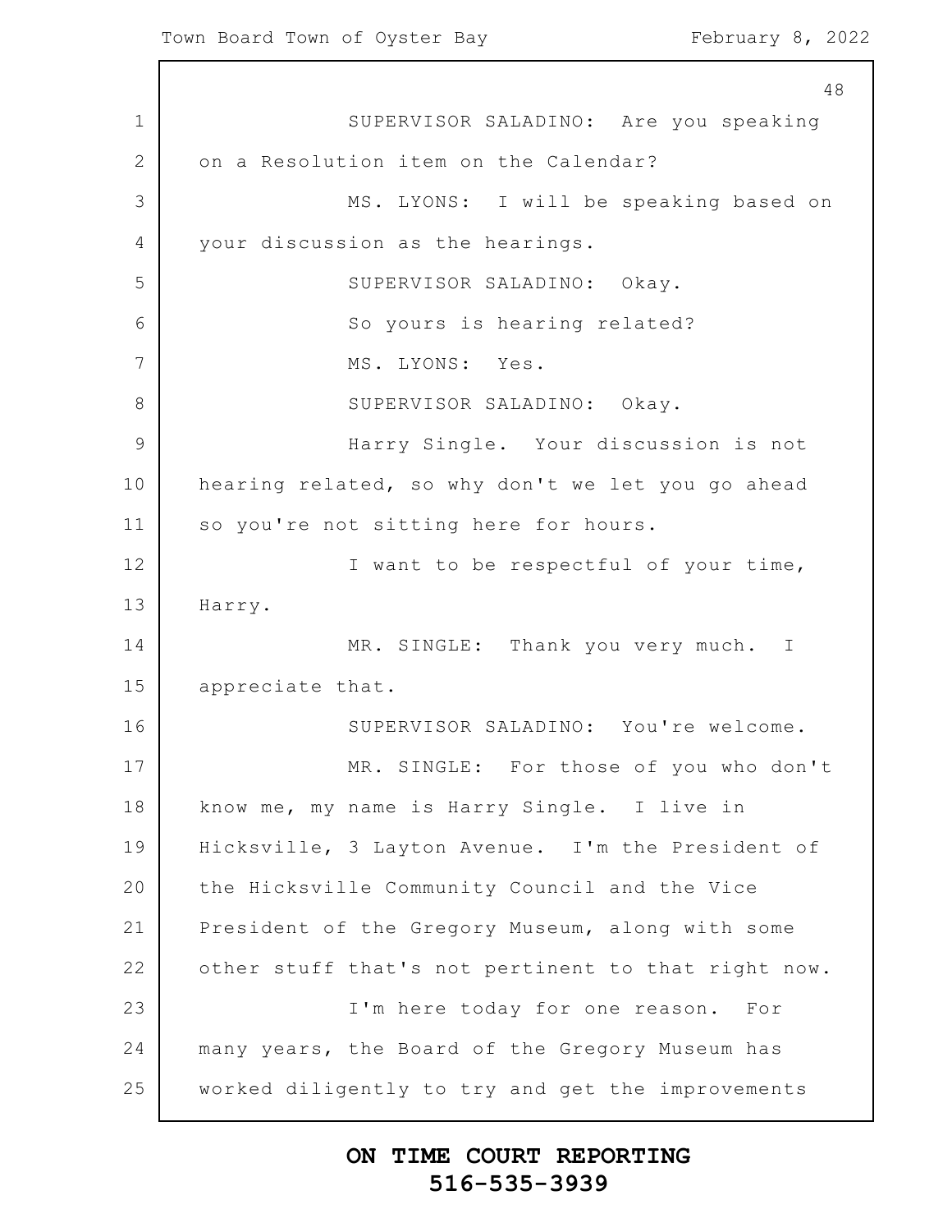SUPERVISOR SALADINO: Are you speaking on a Resolution item on the Calendar?

MS. LYONS: I will be speaking based on your discussion as the hearings.

SUPERVISOR SALADINO: Okay.

So yours is hearing related?

MS. LYONS: Yes.

SUPERVISOR SALADINO: Okay.

Harry Single. Your discussion is not hearing related, so why don't we let you go ahead so you're not sitting here for hours.

I want to be respectful of your time, Harry.

MR. SINGLE: Thank you very much. I appreciate that.

SUPERVISOR SALADINO: You're welcome.

MR. SINGLE: For those of you who don't know me, my name is Harry Single. I live in Hicksville, 3 Layton Avenue. I'm the President of the Hicksville Community Council and the Vice President of the Gregory Museum, along with some other stuff that's not pertinent to that right now.

I'm here today for one reason. For many years, the Board of the Gregory Museum has worked diligently to try and get the improvements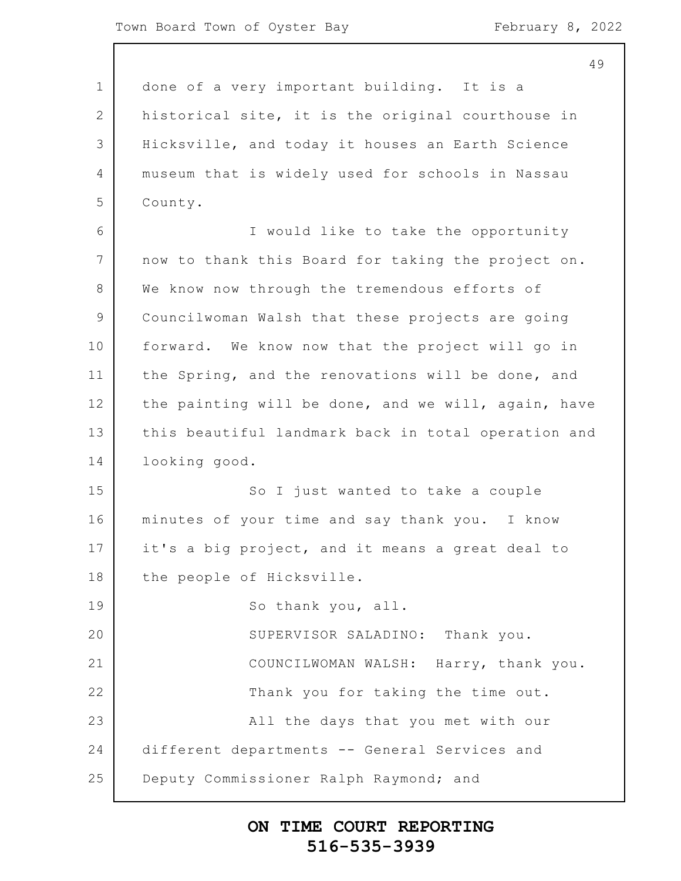done of a very important building. It is a historical site, it is the original courthouse in Hicksville, and today it houses an Earth Science museum that is widely used for schools in Nassau County.

I would like to take the opportunity now to thank this Board for taking the project on. We know now through the tremendous efforts of Councilwoman Walsh that these projects are going forward. We know now that the project will go in the Spring, and the renovations will be done, and the painting will be done, and we will, again, have this beautiful landmark back in total operation and looking good.

So I just wanted to take a couple minutes of your time and say thank you. I know it's a big project, and it means a great deal to the people of Hicksville.

So thank you, all.

SUPERVISOR SALADINO: Thank you.

COUNCILWOMAN WALSH: Harry, thank you.

Thank you for taking the time out.

All the days that you met with our different departments -- General Services and Deputy Commissioner Ralph Raymond; and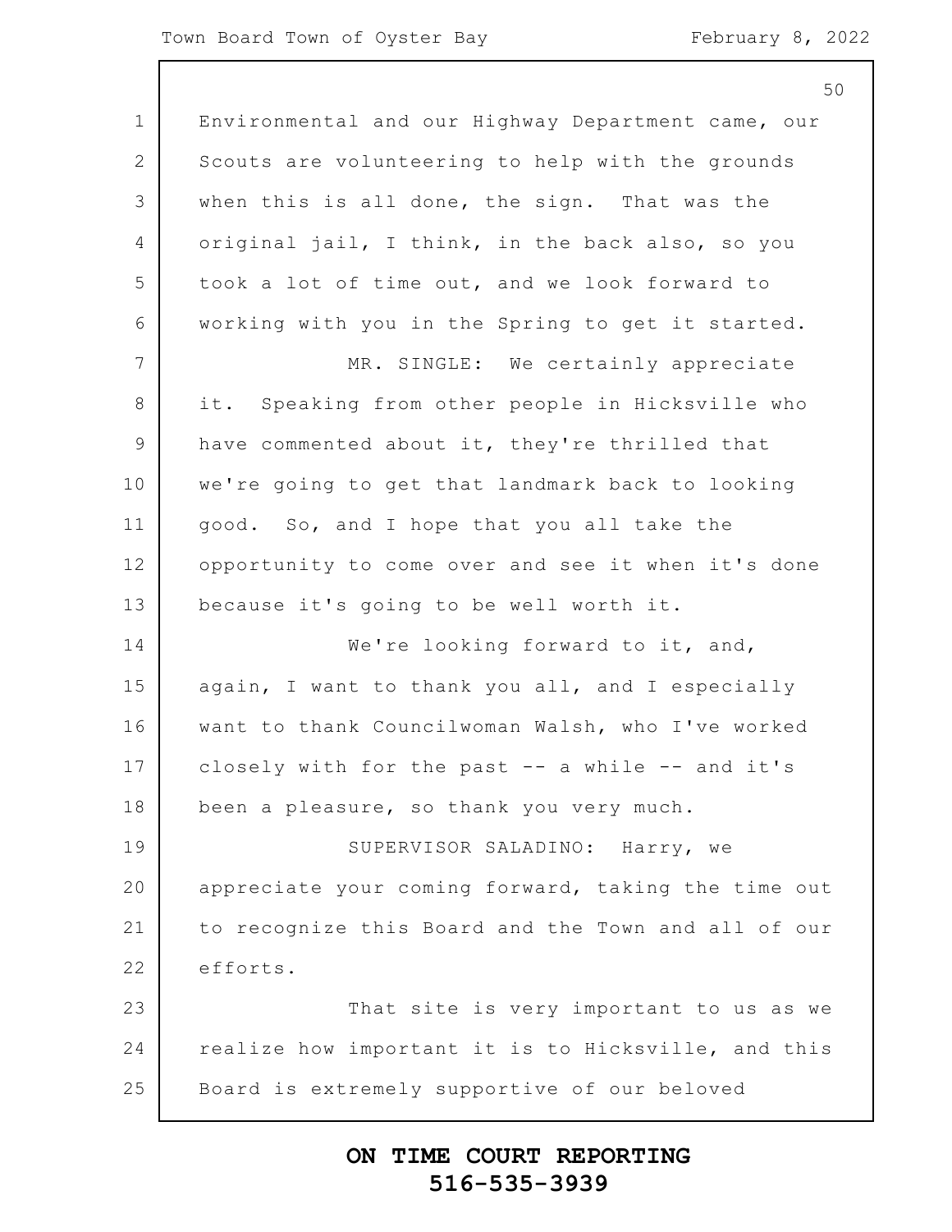Environmental and our Highway Department came, our Scouts are volunteering to help with the grounds when this is all done, the sign. That was the original jail, I think, in the back also, so you took a lot of time out, and we look forward to working with you in the Spring to get it started.

MR. SINGLE: We certainly appreciate it. Speaking from other people in Hicksville who have commented about it, they're thrilled that we're going to get that landmark back to looking good. So, and I hope that you all take the opportunity to come over and see it when it's done because it's going to be well worth it.

We're looking forward to it, and, again, I want to thank you all, and I especially want to thank Councilwoman Walsh, who I've worked closely with for the past -- a while -- and it's been a pleasure, so thank you very much.

SUPERVISOR SALADINO: Harry, we appreciate your coming forward, taking the time out to recognize this Board and the Town and all of our efforts.

That site is very important to us as we realize how important it is to Hicksville, and this Board is extremely supportive of our beloved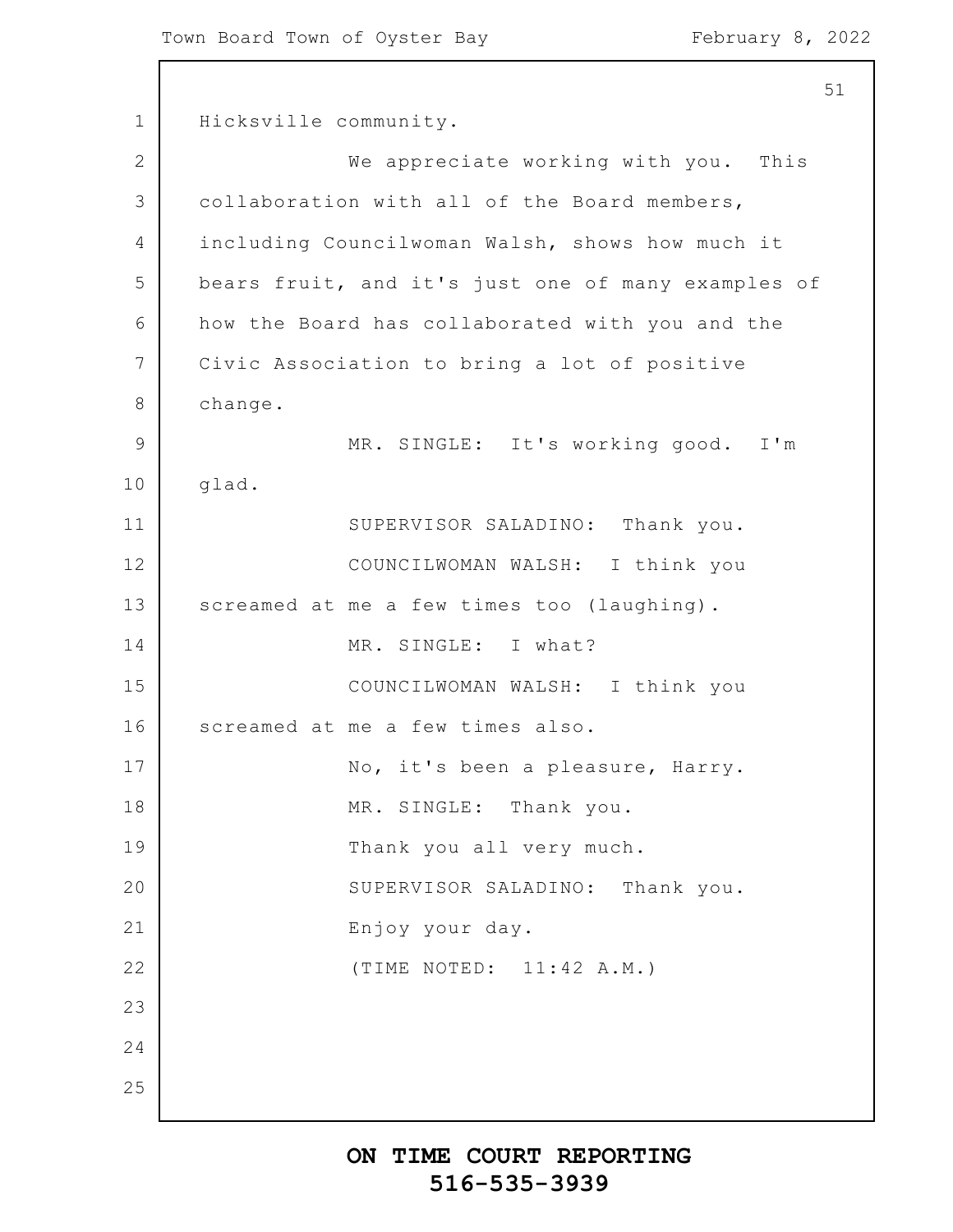Hicksville community.

We appreciate working with you. This collaboration with all of the Board members, including Councilwoman Walsh, shows how much it bears fruit, and it's just one of many examples of how the Board has collaborated with you and the Civic Association to bring a lot of positive change.

MR. SINGLE: It's working good. I'm glad.

SUPERVISOR SALADINO: Thank you.

COUNCILWOMAN WALSH: I think you screamed at me a few times too (laughing).

MR. SINGLE: I what?

COUNCILWOMAN WALSH: I think you screamed at me a few times also.

No, it's been a pleasure, Harry.

MR. SINGLE: Thank you.

Thank you all very much.

SUPERVISOR SALADINO: Thank you.

Enjoy your day.

(TIME NOTED: 11:42 A.M.)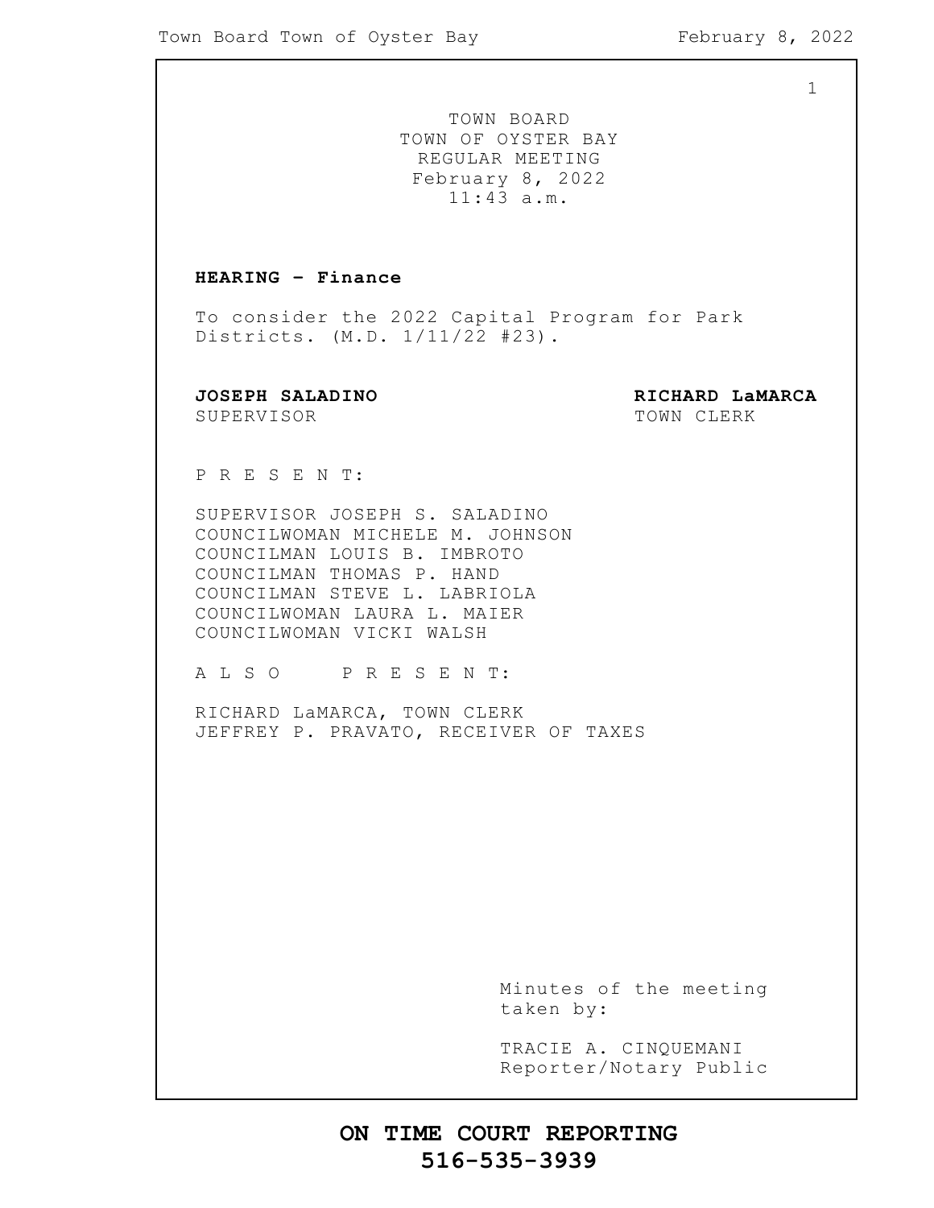TOWN BOARD
TOWN OF OYSTER BAY
REGULAR MEETING
February 8, 2022
11:43 a.m.

**HEARING – Finance**

To consider the 2022 Capital Program for Park Districts. (M.D. 1/11/22 #23).

**JOSEPH SALADINO**
SUPERVISOR

**RICHARD LaMARCA**
TOWN CLERK

P R E S E N T:

SUPERVISOR JOSEPH S. SALADINO
COUNCILWOMAN MICHELE M. JOHNSON
COUNCILMAN LOUIS B. IMBROTO
COUNCILMAN THOMAS P. HAND
COUNCILMAN STEVE L. LABRIOLA
COUNCILWOMAN LAURA L. MAIER
COUNCILWOMAN VICKI WALSH

A L S O &nbsp;&nbsp;&nbsp; P R E S E N T:

RICHARD LaMARCA, TOWN CLERK
JEFFREY P. PRAVATO, RECEIVER OF TAXES

Minutes of the meeting taken by:

TRACIE A. CINQUEMANI
Reporter/Notary Public

**ON TIME COURT REPORTING**
**516-535-3939**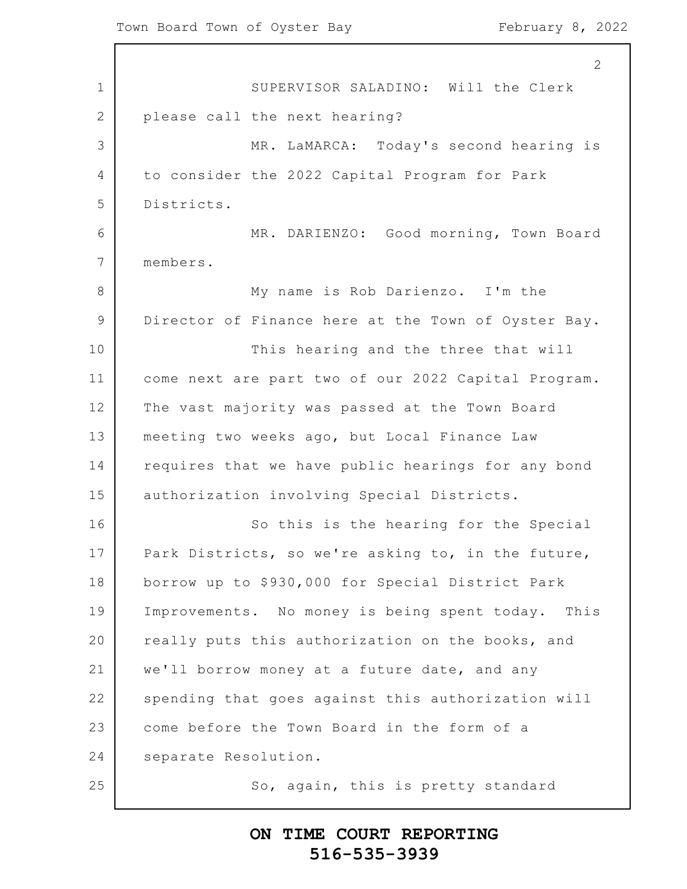SUPERVISOR SALADINO: Will the Clerk please call the next hearing?

MR. LaMARCA: Today's second hearing is to consider the 2022 Capital Program for Park Districts.

MR. DARIENZO: Good morning, Town Board members.

My name is Rob Darienzo. I'm the Director of Finance here at the Town of Oyster Bay.

This hearing and the three that will come next are part two of our 2022 Capital Program. The vast majority was passed at the Town Board meeting two weeks ago, but Local Finance Law requires that we have public hearings for any bond authorization involving Special Districts.

So this is the hearing for the Special Park Districts, so we're asking to, in the future, borrow up to $930,000 for Special District Park Improvements. No money is being spent today. This really puts this authorization on the books, and we'll borrow money at a future date, and any spending that goes against this authorization will come before the Town Board in the form of a separate Resolution.

So, again, this is pretty standard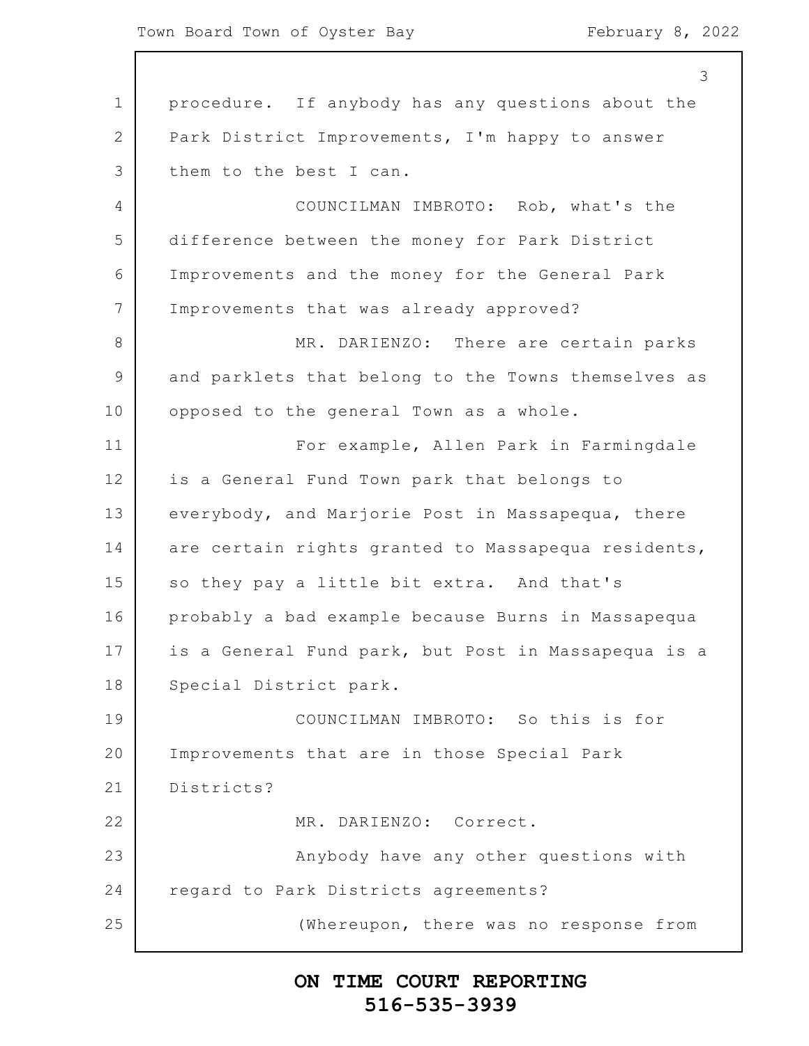procedure. If anybody has any questions about the Park District Improvements, I'm happy to answer them to the best I can.

COUNCILMAN IMBROTO: Rob, what's the difference between the money for Park District Improvements and the money for the General Park Improvements that was already approved?

MR. DARIENZO: There are certain parks and parklets that belong to the Towns themselves as opposed to the general Town as a whole.

For example, Allen Park in Farmingdale is a General Fund Town park that belongs to everybody, and Marjorie Post in Massapequa, there are certain rights granted to Massapequa residents, so they pay a little bit extra. And that's probably a bad example because Burns in Massapequa is a General Fund park, but Post in Massapequa is a Special District park.

COUNCILMAN IMBROTO: So this is for Improvements that are in those Special Park Districts?

MR. DARIENZO: Correct.

Anybody have any other questions with regard to Park Districts agreements?

(Whereupon, there was no response from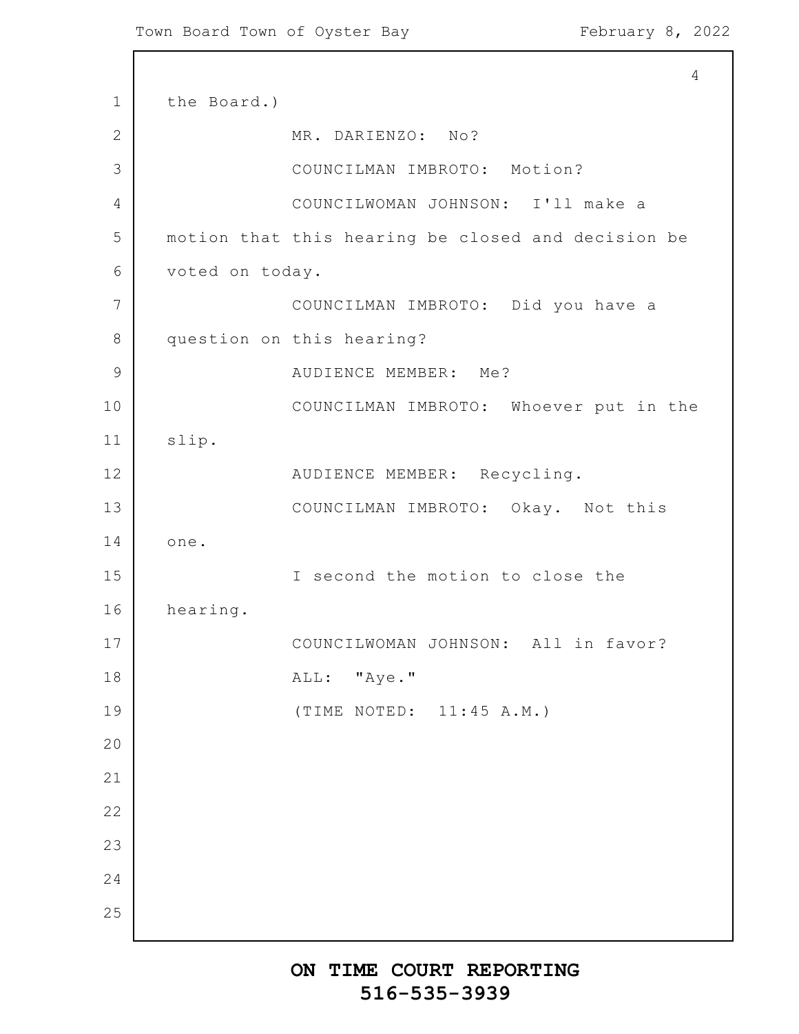the Board.)

MR. DARIENZO: No?

COUNCILMAN IMBROTO: Motion?

COUNCILWOMAN JOHNSON: I'll make a motion that this hearing be closed and decision be voted on today.

COUNCILMAN IMBROTO: Did you have a question on this hearing?

AUDIENCE MEMBER: Me?

COUNCILMAN IMBROTO: Whoever put in the slip.

AUDIENCE MEMBER: Recycling.

COUNCILMAN IMBROTO: Okay. Not this one.

I second the motion to close the hearing.

COUNCILWOMAN JOHNSON: All in favor?

ALL: "Aye."

(TIME NOTED: 11:45 A.M.)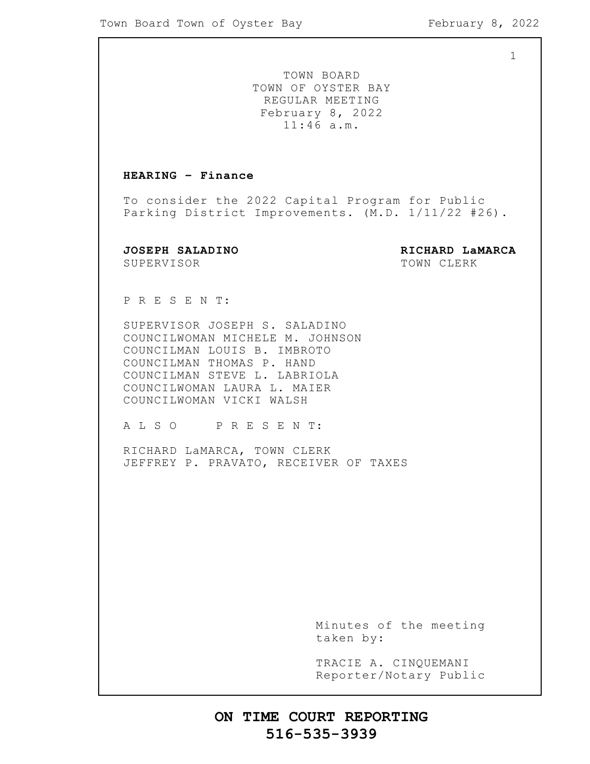TOWN BOARD
TOWN OF OYSTER BAY
REGULAR MEETING
February 8, 2022
11:46 a.m.

**HEARING - Finance**

To consider the 2022 Capital Program for Public Parking District Improvements. (M.D. 1/11/22 #26).

**JOSEPH SALADINO**
SUPERVISOR

**RICHARD LaMARCA**
TOWN CLERK

P R E S E N T:

SUPERVISOR JOSEPH S. SALADINO
COUNCILWOMAN MICHELE M. JOHNSON
COUNCILMAN LOUIS B. IMBROTO
COUNCILMAN THOMAS P. HAND
COUNCILMAN STEVE L. LABRIOLA
COUNCILWOMAN LAURA L. MAIER
COUNCILWOMAN VICKI WALSH

A L S O   P R E S E N T:

RICHARD LaMARCA, TOWN CLERK
JEFFREY P. PRAVATO, RECEIVER OF TAXES

Minutes of the meeting taken by:

TRACIE A. CINQUEMANI
Reporter/Notary Public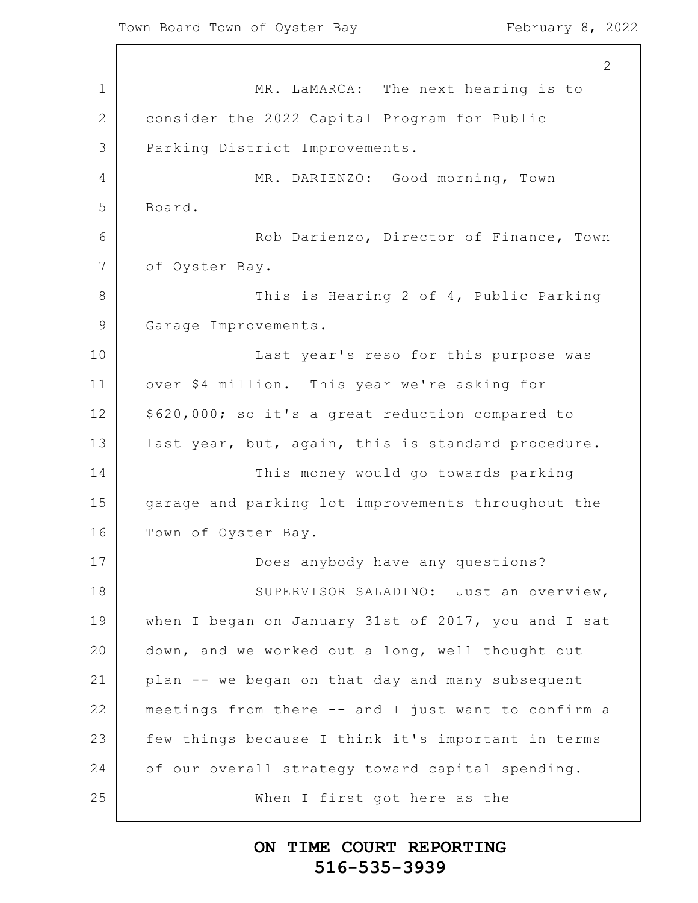MR. LaMARCA: The next hearing is to consider the 2022 Capital Program for Public Parking District Improvements.

MR. DARIENZO: Good morning, Town Board.

Rob Darienzo, Director of Finance, Town of Oyster Bay.

This is Hearing 2 of 4, Public Parking Garage Improvements.

Last year's reso for this purpose was over $4 million. This year we're asking for $620,000; so it's a great reduction compared to last year, but, again, this is standard procedure.

This money would go towards parking garage and parking lot improvements throughout the Town of Oyster Bay.

Does anybody have any questions?

SUPERVISOR SALADINO: Just an overview, when I began on January 31st of 2017, you and I sat down, and we worked out a long, well thought out plan -- we began on that day and many subsequent meetings from there -- and I just want to confirm a few things because I think it's important in terms of our overall strategy toward capital spending.

When I first got here as the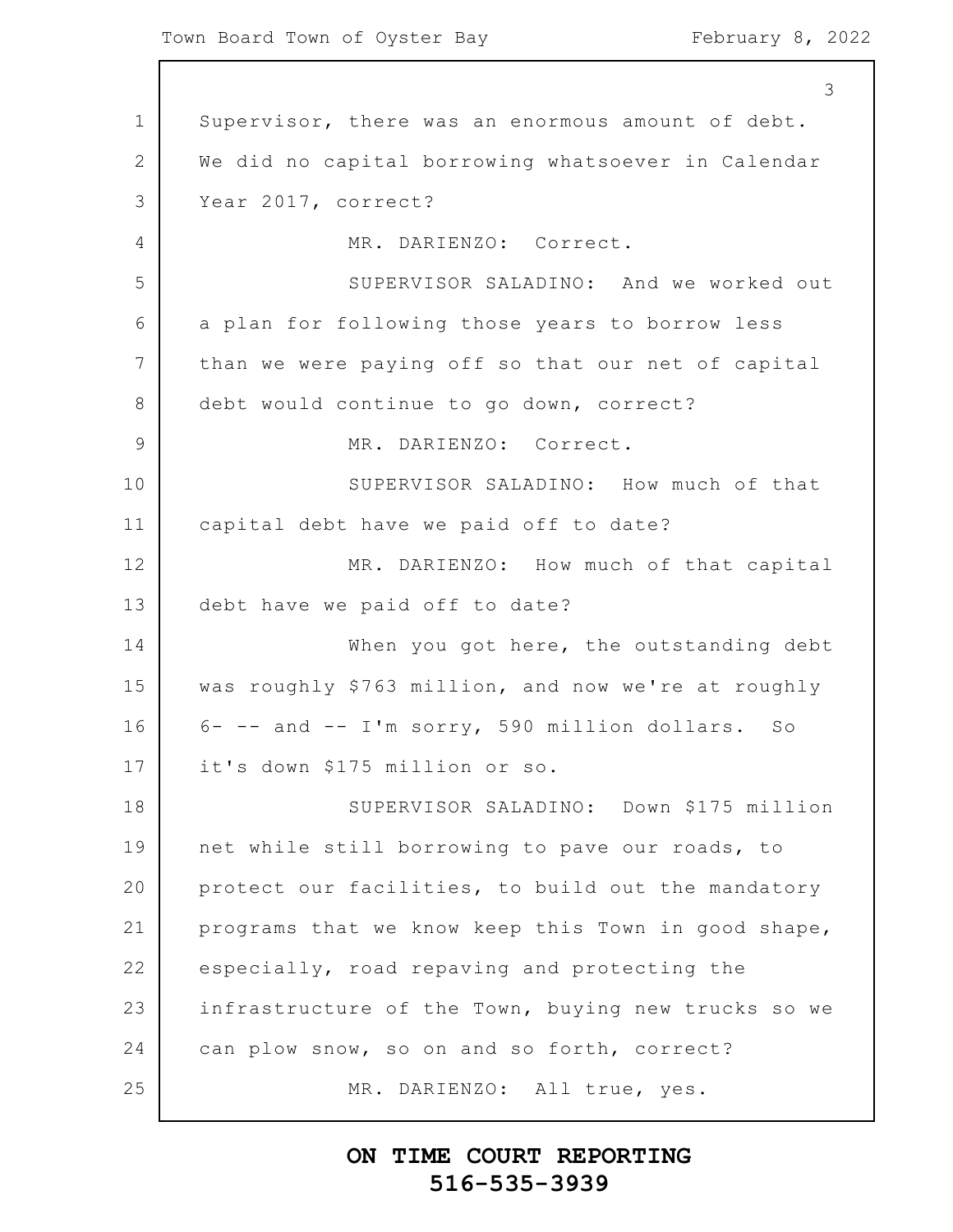Supervisor, there was an enormous amount of debt. We did no capital borrowing whatsoever in Calendar Year 2017, correct?

MR. DARIENZO: Correct.

SUPERVISOR SALADINO: And we worked out a plan for following those years to borrow less than we were paying off so that our net of capital debt would continue to go down, correct?

MR. DARIENZO: Correct.

SUPERVISOR SALADINO: How much of that capital debt have we paid off to date?

MR. DARIENZO: How much of that capital debt have we paid off to date?

When you got here, the outstanding debt was roughly $763 million, and now we're at roughly 6- -- and -- I'm sorry, 590 million dollars. So it's down $175 million or so.

SUPERVISOR SALADINO: Down $175 million net while still borrowing to pave our roads, to protect our facilities, to build out the mandatory programs that we know keep this Town in good shape, especially, road repaving and protecting the infrastructure of the Town, buying new trucks so we can plow snow, so on and so forth, correct?

MR. DARIENZO: All true, yes.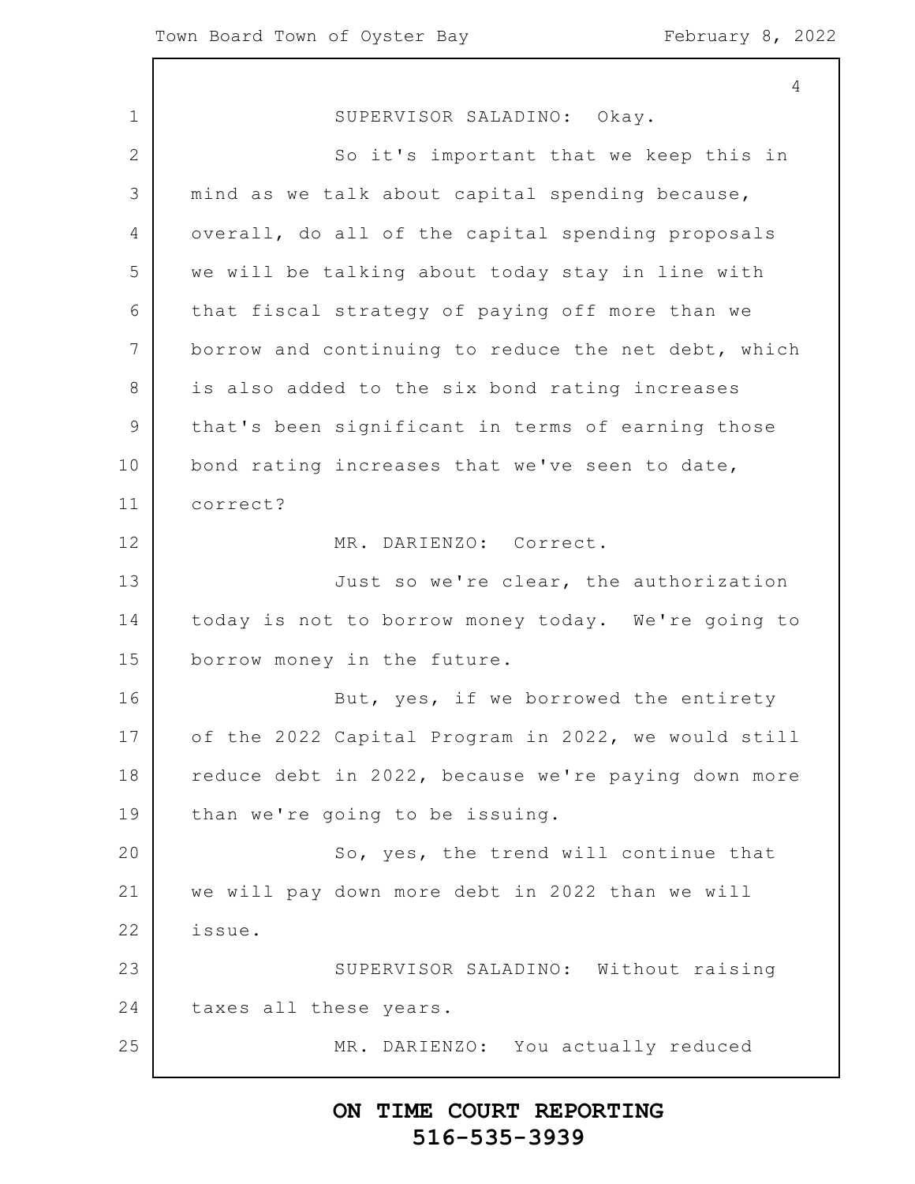SUPERVISOR SALADINO: Okay.

So it's important that we keep this in mind as we talk about capital spending because, overall, do all of the capital spending proposals we will be talking about today stay in line with that fiscal strategy of paying off more than we borrow and continuing to reduce the net debt, which is also added to the six bond rating increases that's been significant in terms of earning those bond rating increases that we've seen to date, correct?

MR. DARIENZO: Correct.

Just so we're clear, the authorization today is not to borrow money today. We're going to borrow money in the future.

But, yes, if we borrowed the entirety of the 2022 Capital Program in 2022, we would still reduce debt in 2022, because we're paying down more than we're going to be issuing.

So, yes, the trend will continue that we will pay down more debt in 2022 than we will issue.

SUPERVISOR SALADINO: Without raising taxes all these years.

MR. DARIENZO: You actually reduced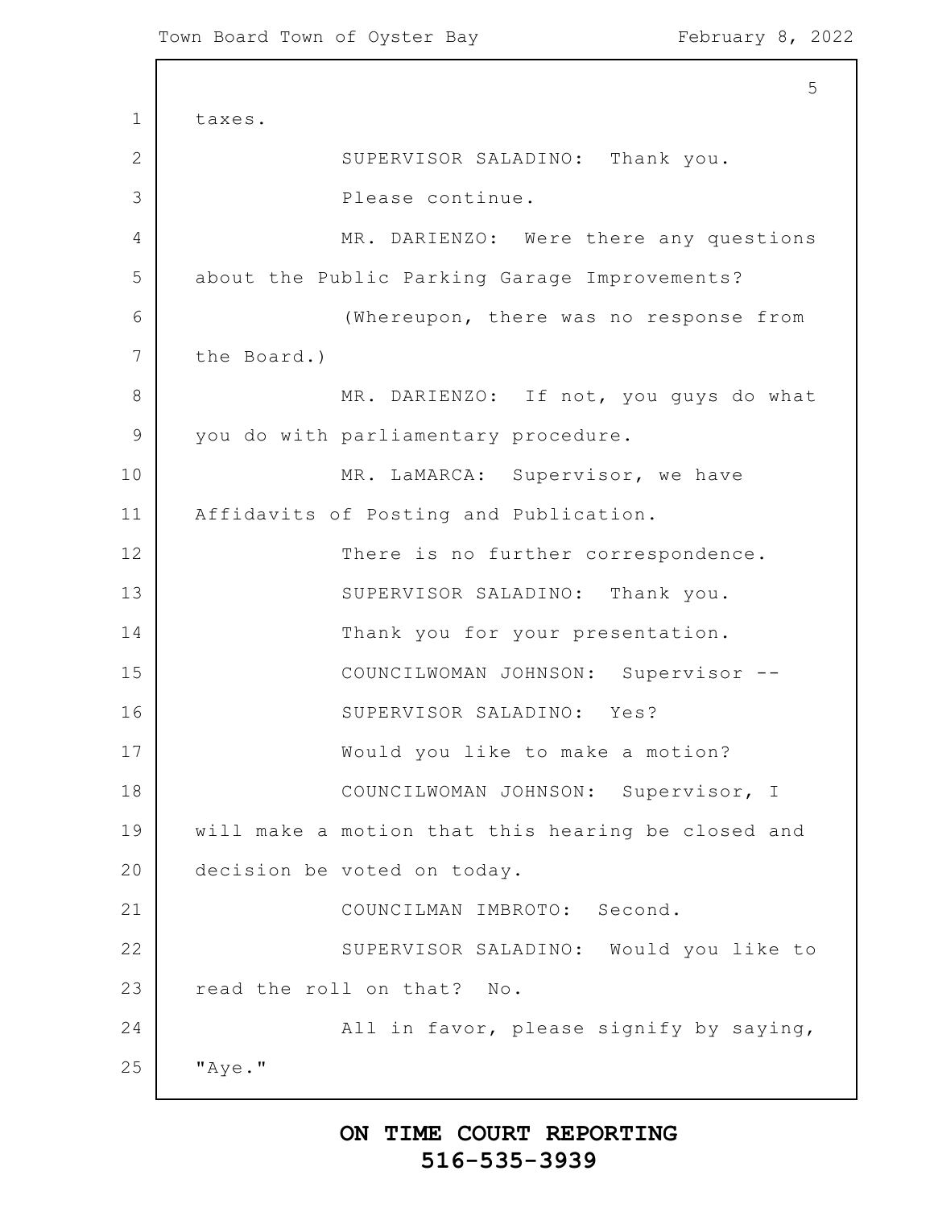taxes.

SUPERVISOR SALADINO: Thank you.

Please continue.

MR. DARIENZO: Were there any questions about the Public Parking Garage Improvements?

(Whereupon, there was no response from the Board.)

MR. DARIENZO: If not, you guys do what you do with parliamentary procedure.

MR. LaMARCA: Supervisor, we have Affidavits of Posting and Publication.

There is no further correspondence.

SUPERVISOR SALADINO: Thank you.

Thank you for your presentation.

COUNCILWOMAN JOHNSON: Supervisor --

SUPERVISOR SALADINO: Yes?

Would you like to make a motion?

COUNCILWOMAN JOHNSON: Supervisor, I will make a motion that this hearing be closed and decision be voted on today.

COUNCILMAN IMBROTO: Second.

SUPERVISOR SALADINO: Would you like to read the roll on that? No.

All in favor, please signify by saying, "Aye."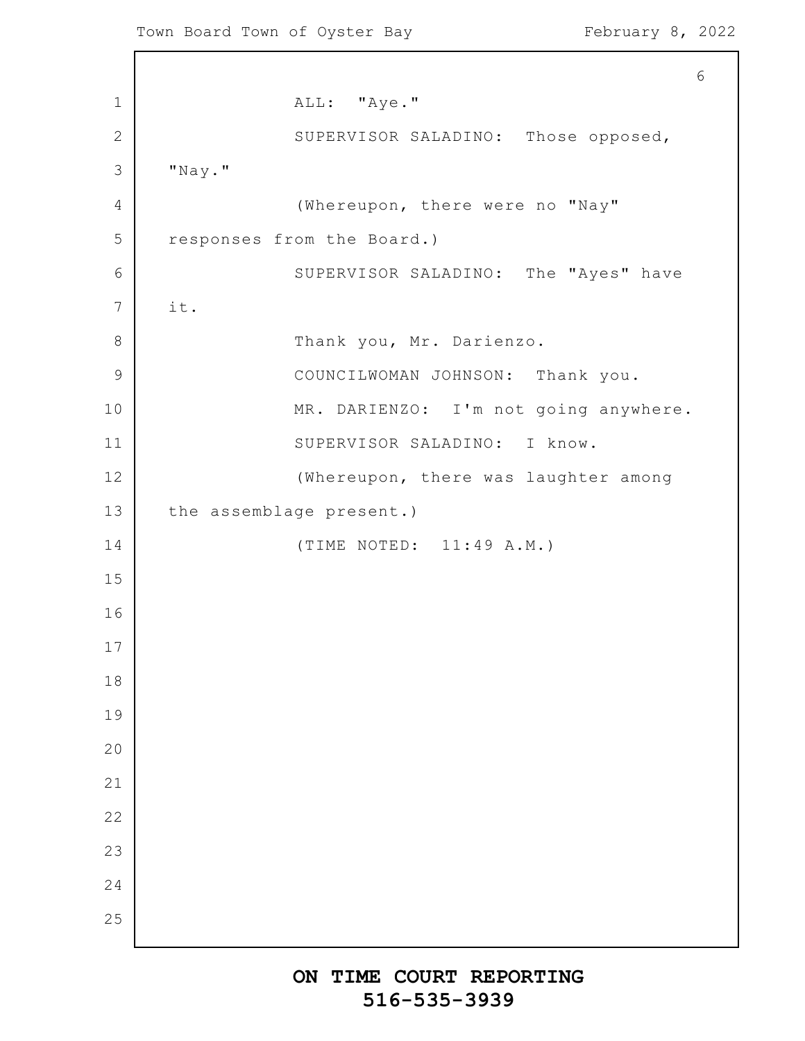ALL: "Aye."

SUPERVISOR SALADINO: Those opposed, "Nay."

(Whereupon, there were no "Nay" responses from the Board.)

SUPERVISOR SALADINO: The "Ayes" have it.

Thank you, Mr. Darienzo.

COUNCILWOMAN JOHNSON: Thank you.

MR. DARIENZO: I'm not going anywhere.

SUPERVISOR SALADINO: I know.

(Whereupon, there was laughter among the assemblage present.)

(TIME NOTED: 11:49 A.M.)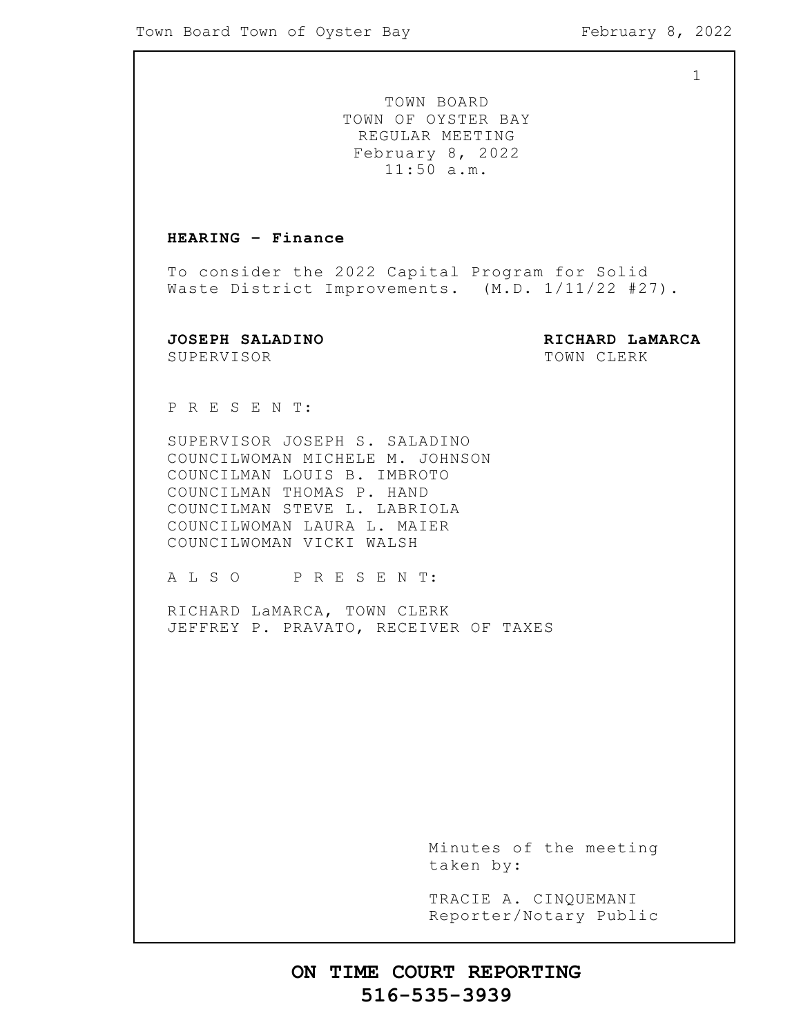TOWN BOARD
TOWN OF OYSTER BAY
REGULAR MEETING
February 8, 2022
11:50 a.m.

**HEARING - Finance**

To consider the 2022 Capital Program for Solid Waste District Improvements. (M.D. 1/11/22 #27).

**JOSEPH SALADINO**
SUPERVISOR

**RICHARD LaMARCA**
TOWN CLERK

P R E S E N T:

SUPERVISOR JOSEPH S. SALADINO
COUNCILWOMAN MICHELE M. JOHNSON
COUNCILMAN LOUIS B. IMBROTO
COUNCILMAN THOMAS P. HAND
COUNCILMAN STEVE L. LABRIOLA
COUNCILWOMAN LAURA L. MAIER
COUNCILWOMAN VICKI WALSH

A L S O   P R E S E N T:

RICHARD LaMARCA, TOWN CLERK
JEFFREY P. PRAVATO, RECEIVER OF TAXES

Minutes of the meeting taken by:

TRACIE A. CINQUEMANI
Reporter/Notary Public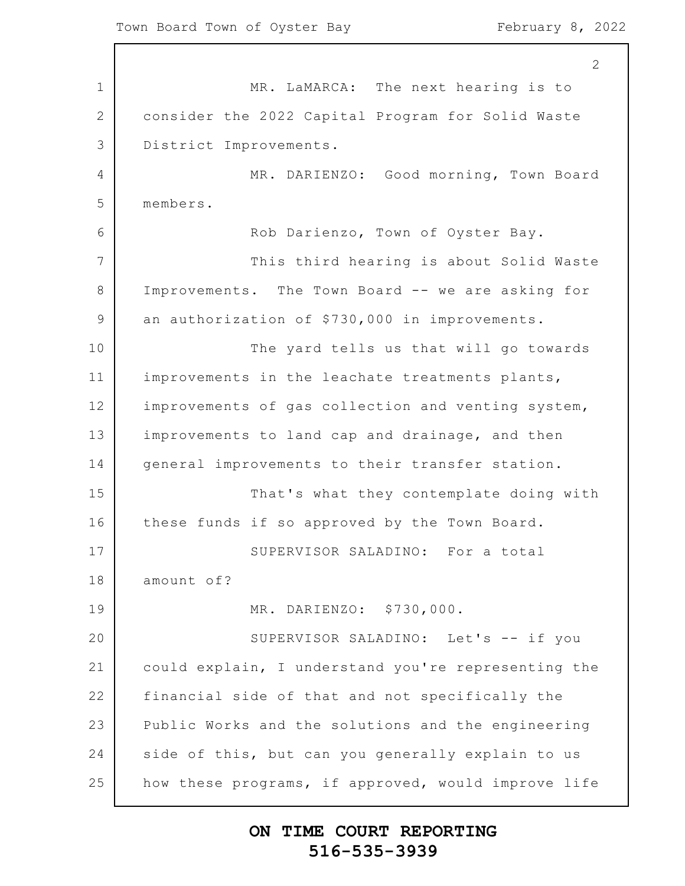MR. LaMARCA: The next hearing is to consider the 2022 Capital Program for Solid Waste District Improvements.

MR. DARIENZO: Good morning, Town Board members.

Rob Darienzo, Town of Oyster Bay.

This third hearing is about Solid Waste Improvements. The Town Board -- we are asking for an authorization of $730,000 in improvements.

The yard tells us that will go towards improvements in the leachate treatments plants, improvements of gas collection and venting system, improvements to land cap and drainage, and then general improvements to their transfer station.

That's what they contemplate doing with these funds if so approved by the Town Board.

SUPERVISOR SALADINO: For a total amount of?

MR. DARIENZO: $730,000.

SUPERVISOR SALADINO: Let's -- if you could explain, I understand you're representing the financial side of that and not specifically the Public Works and the solutions and the engineering side of this, but can you generally explain to us how these programs, if approved, would improve life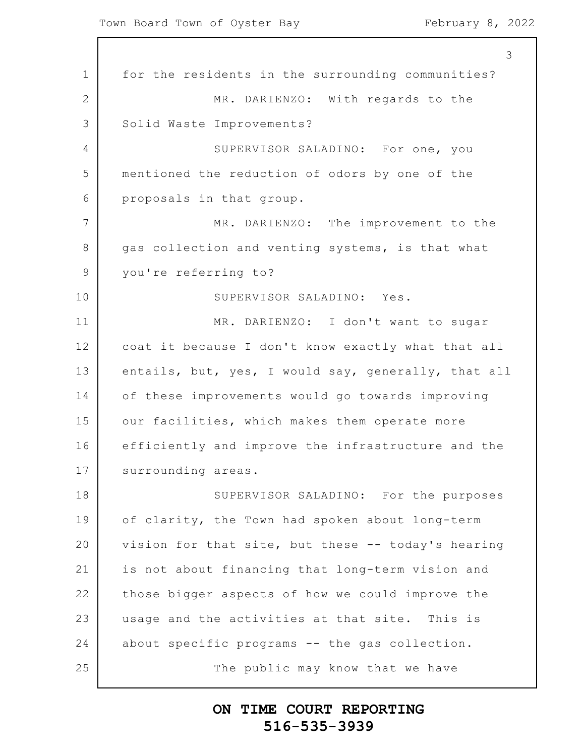for the residents in the surrounding communities?

MR. DARIENZO: With regards to the Solid Waste Improvements?

SUPERVISOR SALADINO: For one, you mentioned the reduction of odors by one of the proposals in that group.

MR. DARIENZO: The improvement to the gas collection and venting systems, is that what you're referring to?

SUPERVISOR SALADINO: Yes.

MR. DARIENZO: I don't want to sugar coat it because I don't know exactly what that all entails, but, yes, I would say, generally, that all of these improvements would go towards improving our facilities, which makes them operate more efficiently and improve the infrastructure and the surrounding areas.

SUPERVISOR SALADINO: For the purposes of clarity, the Town had spoken about long-term vision for that site, but these -- today's hearing is not about financing that long-term vision and those bigger aspects of how we could improve the usage and the activities at that site. This is about specific programs -- the gas collection.

The public may know that we have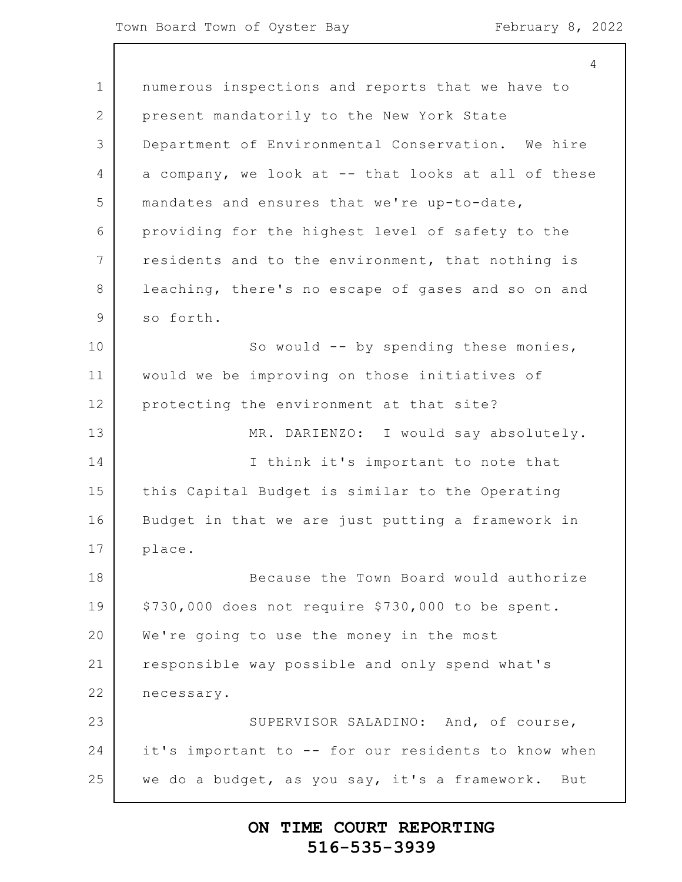numerous inspections and reports that we have to present mandatorily to the New York State Department of Environmental Conservation. We hire a company, we look at -- that looks at all of these mandates and ensures that we're up-to-date, providing for the highest level of safety to the residents and to the environment, that nothing is leaching, there's no escape of gases and so on and so forth.

So would -- by spending these monies, would we be improving on those initiatives of protecting the environment at that site?

MR. DARIENZO: I would say absolutely.

I think it's important to note that this Capital Budget is similar to the Operating Budget in that we are just putting a framework in place.

Because the Town Board would authorize $730,000 does not require $730,000 to be spent. We're going to use the money in the most responsible way possible and only spend what's necessary.

SUPERVISOR SALADINO: And, of course, it's important to -- for our residents to know when we do a budget, as you say, it's a framework. But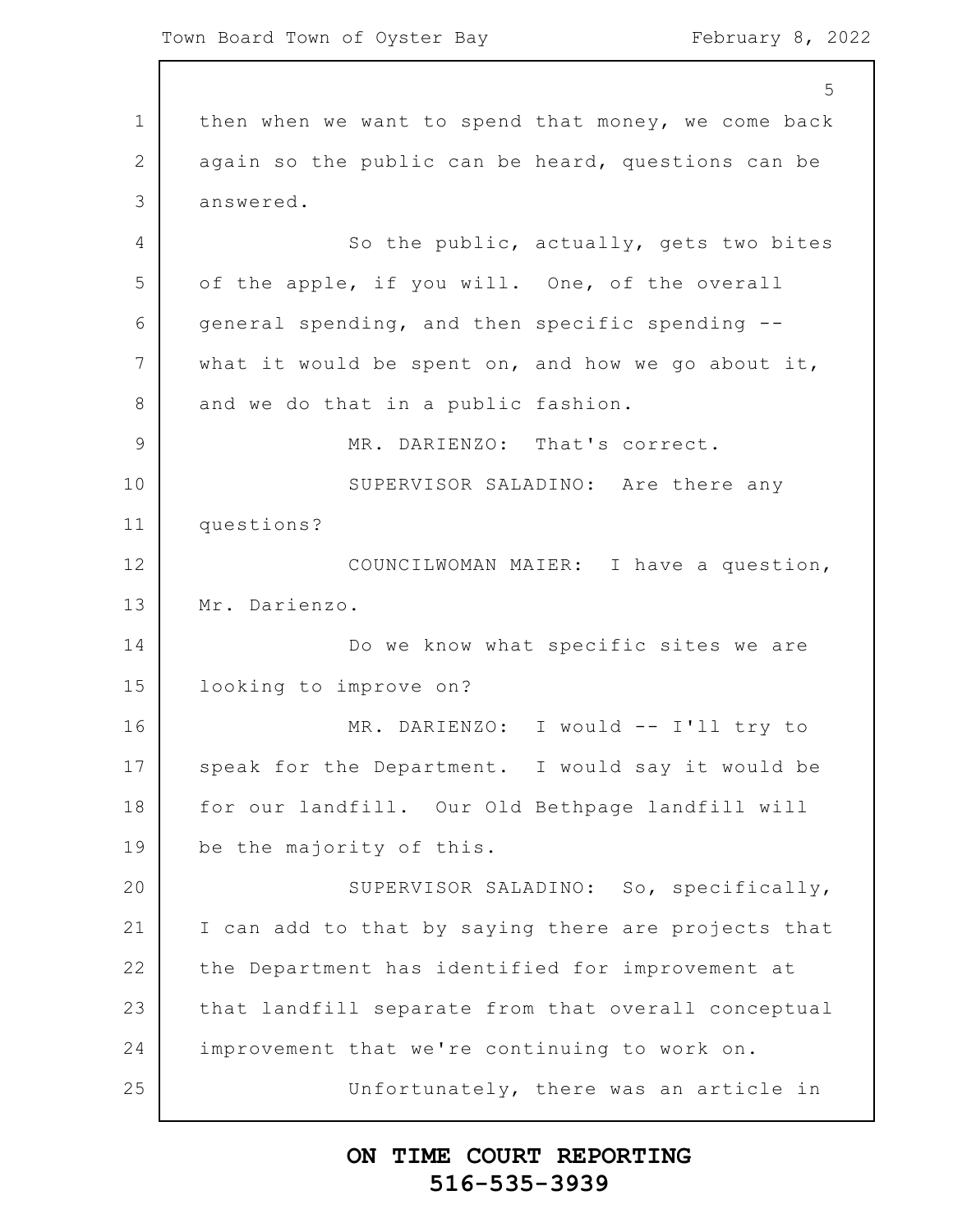then when we want to spend that money, we come back again so the public can be heard, questions can be answered.

So the public, actually, gets two bites of the apple, if you will. One, of the overall general spending, and then specific spending -- what it would be spent on, and how we go about it, and we do that in a public fashion.

MR. DARIENZO: That's correct.

SUPERVISOR SALADINO: Are there any questions?

COUNCILWOMAN MAIER: I have a question, Mr. Darienzo.

Do we know what specific sites we are looking to improve on?

MR. DARIENZO: I would -- I'll try to speak for the Department. I would say it would be for our landfill. Our Old Bethpage landfill will be the majority of this.

SUPERVISOR SALADINO: So, specifically, I can add to that by saying there are projects that the Department has identified for improvement at that landfill separate from that overall conceptual improvement that we're continuing to work on.

Unfortunately, there was an article in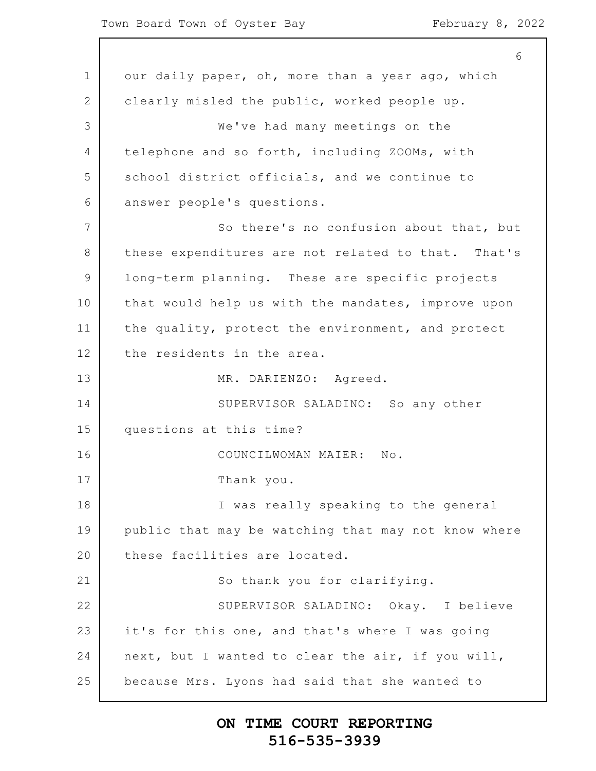our daily paper, oh, more than a year ago, which clearly misled the public, worked people up.

We've had many meetings on the telephone and so forth, including ZOOMs, with school district officials, and we continue to answer people's questions.

So there's no confusion about that, but these expenditures are not related to that. That's long-term planning. These are specific projects that would help us with the mandates, improve upon the quality, protect the environment, and protect the residents in the area.

MR. DARIENZO: Agreed.

SUPERVISOR SALADINO: So any other questions at this time?

COUNCILWOMAN MAIER: No.

Thank you.

I was really speaking to the general public that may be watching that may not know where these facilities are located.

So thank you for clarifying.

SUPERVISOR SALADINO: Okay. I believe it's for this one, and that's where I was going next, but I wanted to clear the air, if you will, because Mrs. Lyons had said that she wanted to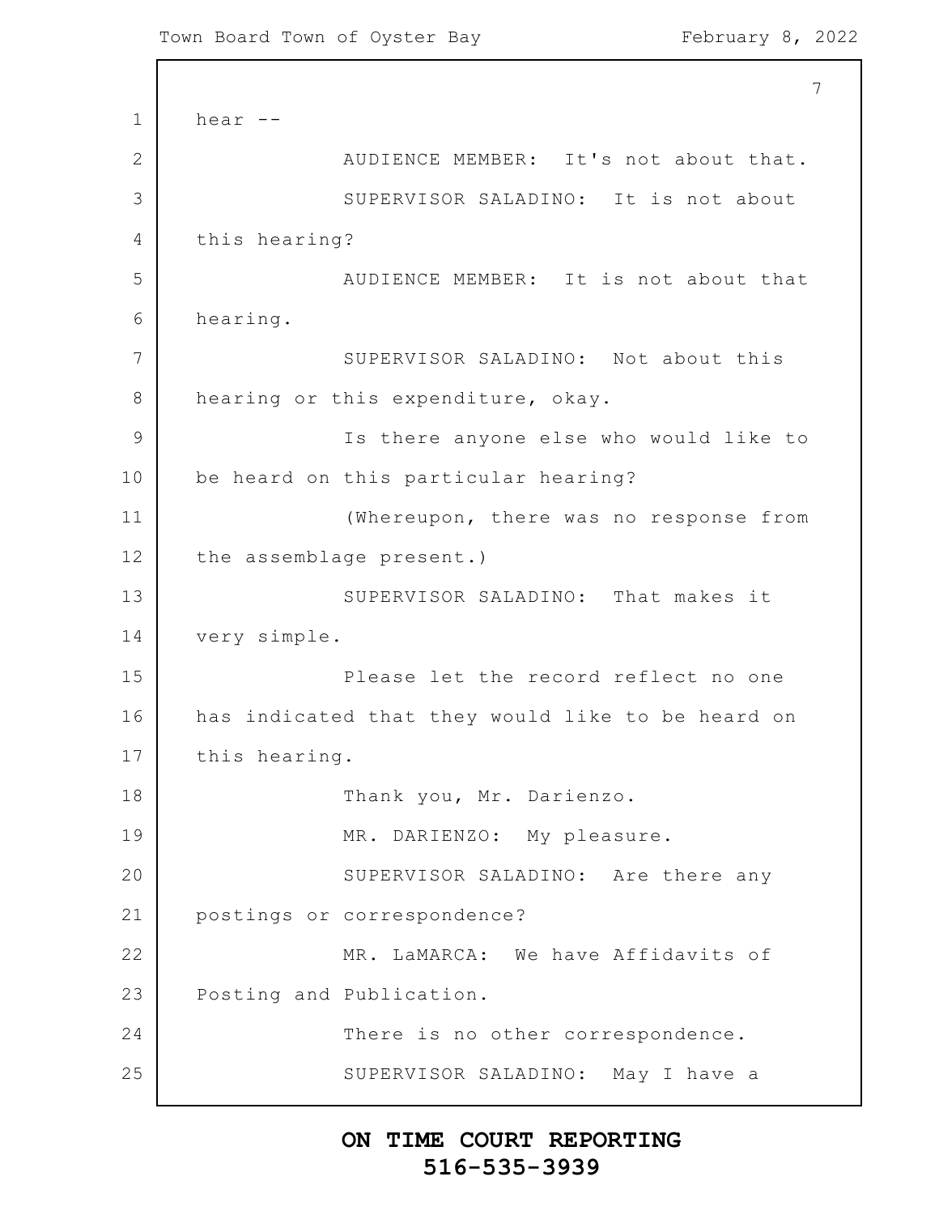hear --

AUDIENCE MEMBER: It's not about that.

SUPERVISOR SALADINO: It is not about this hearing?

AUDIENCE MEMBER: It is not about that hearing.

SUPERVISOR SALADINO: Not about this hearing or this expenditure, okay.

Is there anyone else who would like to be heard on this particular hearing?

(Whereupon, there was no response from the assemblage present.)

SUPERVISOR SALADINO: That makes it very simple.

Please let the record reflect no one has indicated that they would like to be heard on this hearing.

Thank you, Mr. Darienzo.

MR. DARIENZO: My pleasure.

SUPERVISOR SALADINO: Are there any postings or correspondence?

MR. LaMARCA: We have Affidavits of Posting and Publication.

There is no other correspondence.

SUPERVISOR SALADINO: May I have a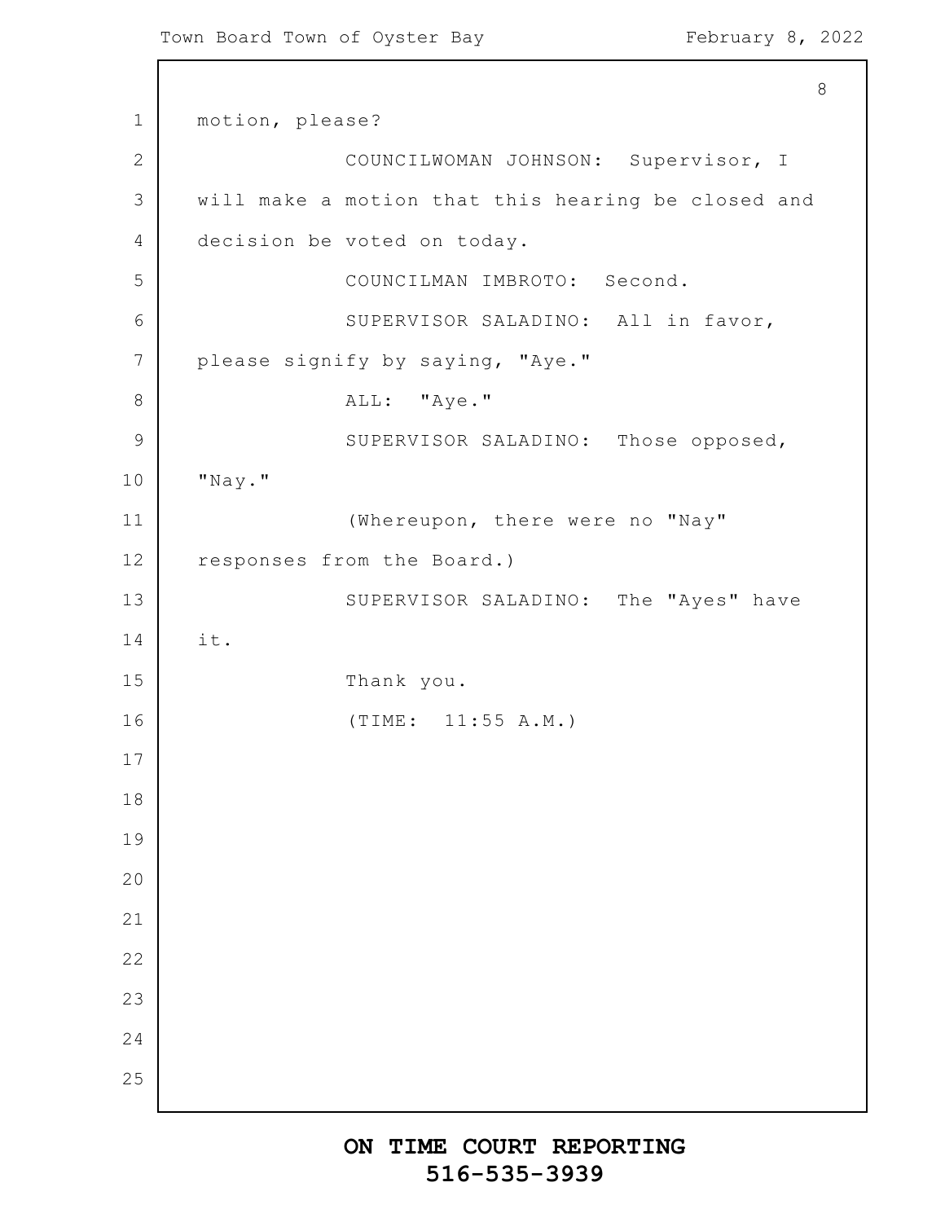motion, please?

COUNCILWOMAN JOHNSON: Supervisor, I will make a motion that this hearing be closed and decision be voted on today.

COUNCILMAN IMBROTO: Second.

SUPERVISOR SALADINO: All in favor, please signify by saying, "Aye."

ALL: "Aye."

SUPERVISOR SALADINO: Those opposed, "Nay."

(Whereupon, there were no "Nay" responses from the Board.)

SUPERVISOR SALADINO: The "Ayes" have it.

Thank you.

(TIME: 11:55 A.M.)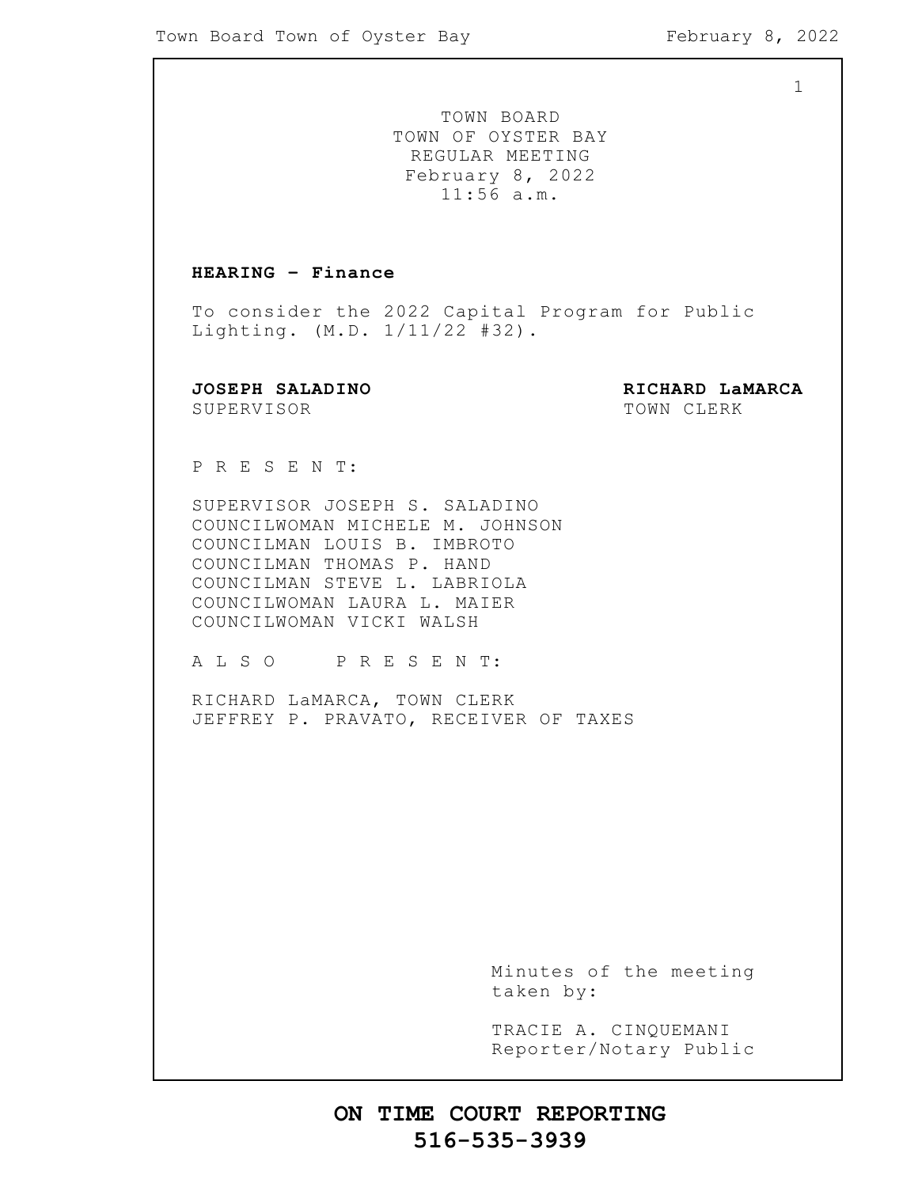TOWN BOARD
TOWN OF OYSTER BAY
REGULAR MEETING
February 8, 2022
11:56 a.m.

**HEARING – Finance**

To consider the 2022 Capital Program for Public Lighting. (M.D. 1/11/22 #32).

**JOSEPH SALADINO**
SUPERVISOR

**RICHARD LaMARCA**
TOWN CLERK

P R E S E N T:

SUPERVISOR JOSEPH S. SALADINO
COUNCILWOMAN MICHELE M. JOHNSON
COUNCILMAN LOUIS B. IMBROTO
COUNCILMAN THOMAS P. HAND
COUNCILMAN STEVE L. LABRIOLA
COUNCILWOMAN LAURA L. MAIER
COUNCILWOMAN VICKI WALSH

A L S O P R E S E N T:

RICHARD LaMARCA, TOWN CLERK
JEFFREY P. PRAVATO, RECEIVER OF TAXES

Minutes of the meeting taken by:

TRACIE A. CINQUEMANI
Reporter/Notary Public

**ON TIME COURT REPORTING**
**516-535-3939**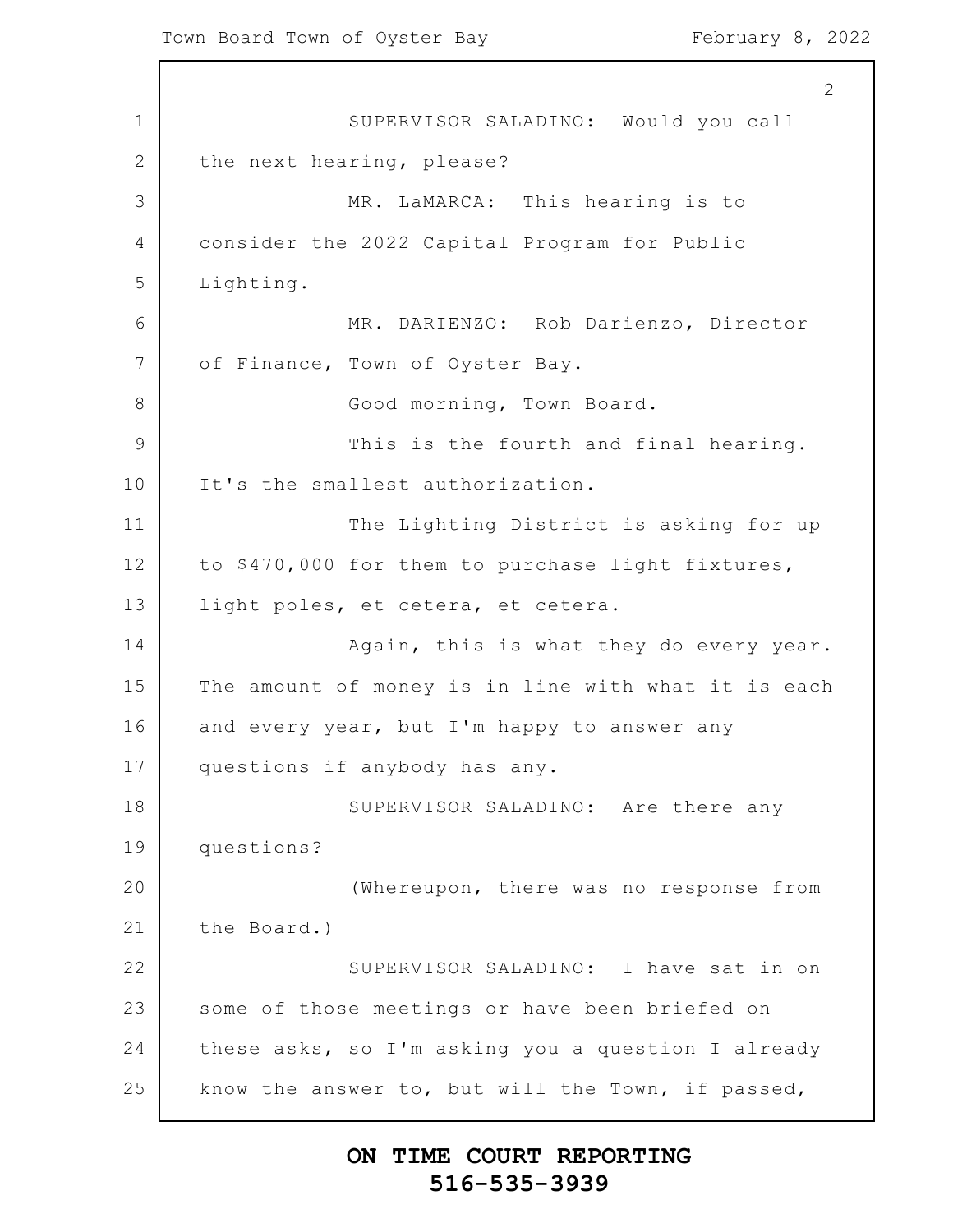SUPERVISOR SALADINO: Would you call the next hearing, please?

MR. LaMARCA: This hearing is to consider the 2022 Capital Program for Public Lighting.

MR. DARIENZO: Rob Darienzo, Director of Finance, Town of Oyster Bay.

Good morning, Town Board.

This is the fourth and final hearing. It's the smallest authorization.

The Lighting District is asking for up to $470,000 for them to purchase light fixtures, light poles, et cetera, et cetera.

Again, this is what they do every year. The amount of money is in line with what it is each and every year, but I'm happy to answer any questions if anybody has any.

SUPERVISOR SALADINO: Are there any questions?

(Whereupon, there was no response from the Board.)

SUPERVISOR SALADINO: I have sat in on some of those meetings or have been briefed on these asks, so I'm asking you a question I already know the answer to, but will the Town, if passed,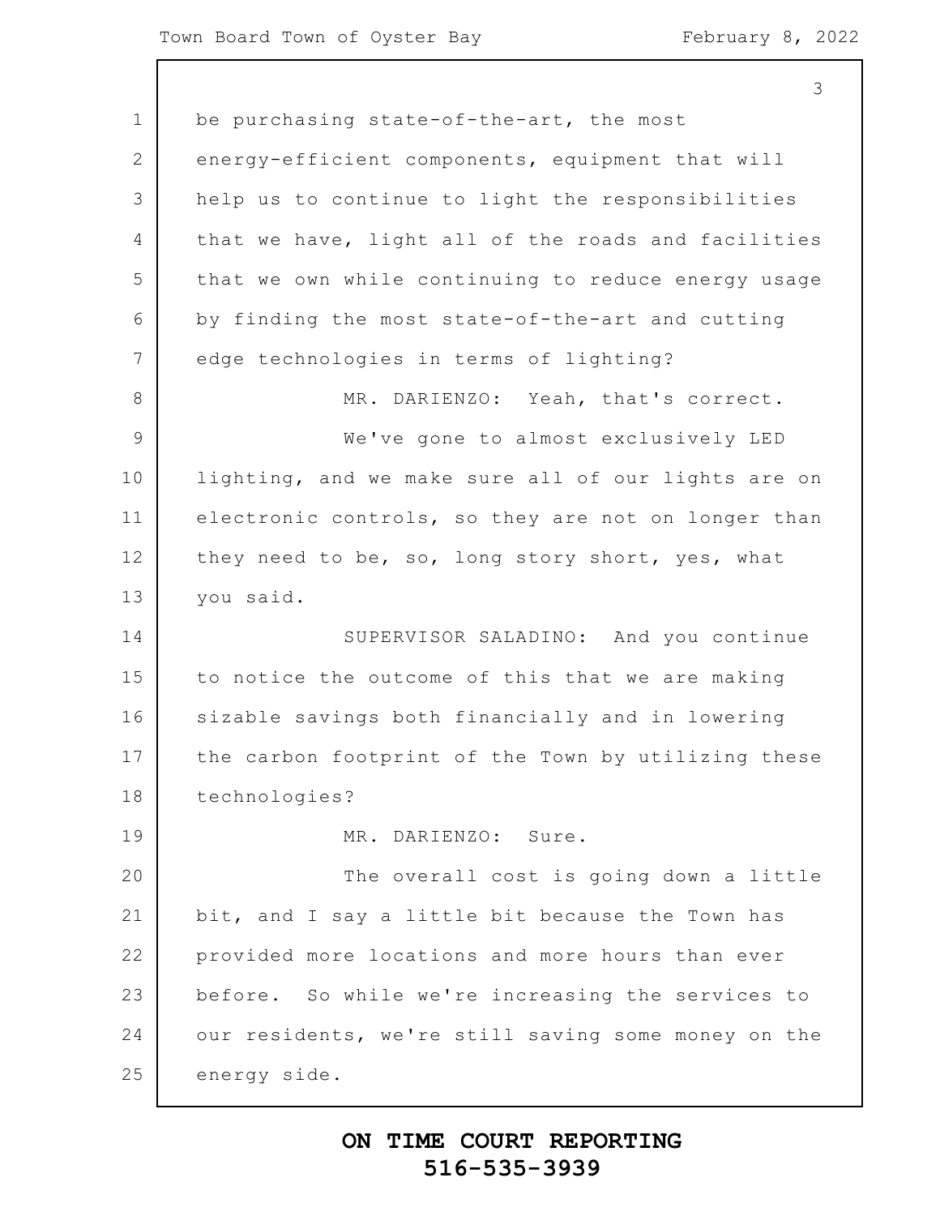be purchasing state-of-the-art, the most energy-efficient components, equipment that will help us to continue to light the responsibilities that we have, light all of the roads and facilities that we own while continuing to reduce energy usage by finding the most state-of-the-art and cutting edge technologies in terms of lighting?

MR. DARIENZO: Yeah, that's correct.

We've gone to almost exclusively LED lighting, and we make sure all of our lights are on electronic controls, so they are not on longer than they need to be, so, long story short, yes, what you said.

SUPERVISOR SALADINO: And you continue to notice the outcome of this that we are making sizable savings both financially and in lowering the carbon footprint of the Town by utilizing these technologies?

MR. DARIENZO: Sure.

The overall cost is going down a little bit, and I say a little bit because the Town has provided more locations and more hours than ever before. So while we're increasing the services to our residents, we're still saving some money on the energy side.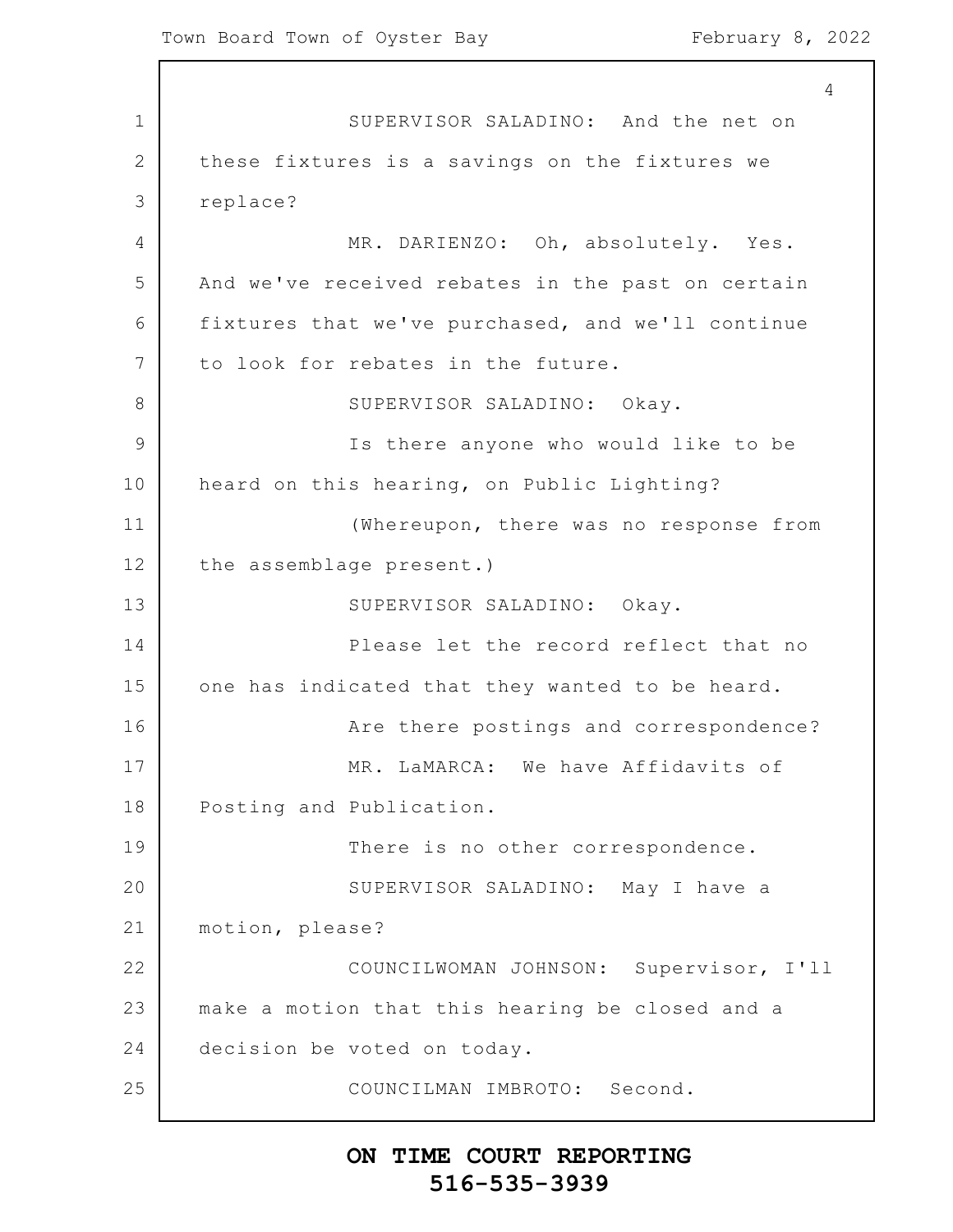SUPERVISOR SALADINO: And the net on these fixtures is a savings on the fixtures we replace?

MR. DARIENZO: Oh, absolutely. Yes. And we've received rebates in the past on certain fixtures that we've purchased, and we'll continue to look for rebates in the future.

SUPERVISOR SALADINO: Okay.

Is there anyone who would like to be heard on this hearing, on Public Lighting?

(Whereupon, there was no response from the assemblage present.)

SUPERVISOR SALADINO: Okay.

Please let the record reflect that no one has indicated that they wanted to be heard.

Are there postings and correspondence?

MR. LaMARCA: We have Affidavits of Posting and Publication.

There is no other correspondence.

SUPERVISOR SALADINO: May I have a motion, please?

COUNCILWOMAN JOHNSON: Supervisor, I'll make a motion that this hearing be closed and a decision be voted on today.

COUNCILMAN IMBROTO: Second.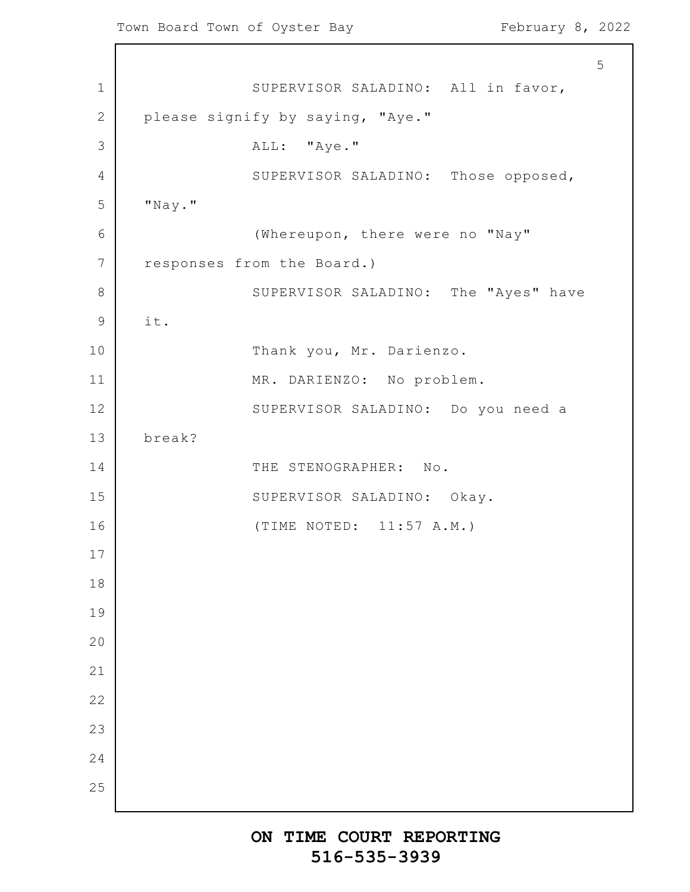SUPERVISOR SALADINO: All in favor, please signify by saying, "Aye."

ALL: "Aye."

SUPERVISOR SALADINO: Those opposed, "Nay."

(Whereupon, there were no "Nay" responses from the Board.)

SUPERVISOR SALADINO: The "Ayes" have it.

Thank you, Mr. Darienzo.

MR. DARIENZO: No problem.

SUPERVISOR SALADINO: Do you need a break?

THE STENOGRAPHER: No.

SUPERVISOR SALADINO: Okay.

(TIME NOTED: 11:57 A.M.)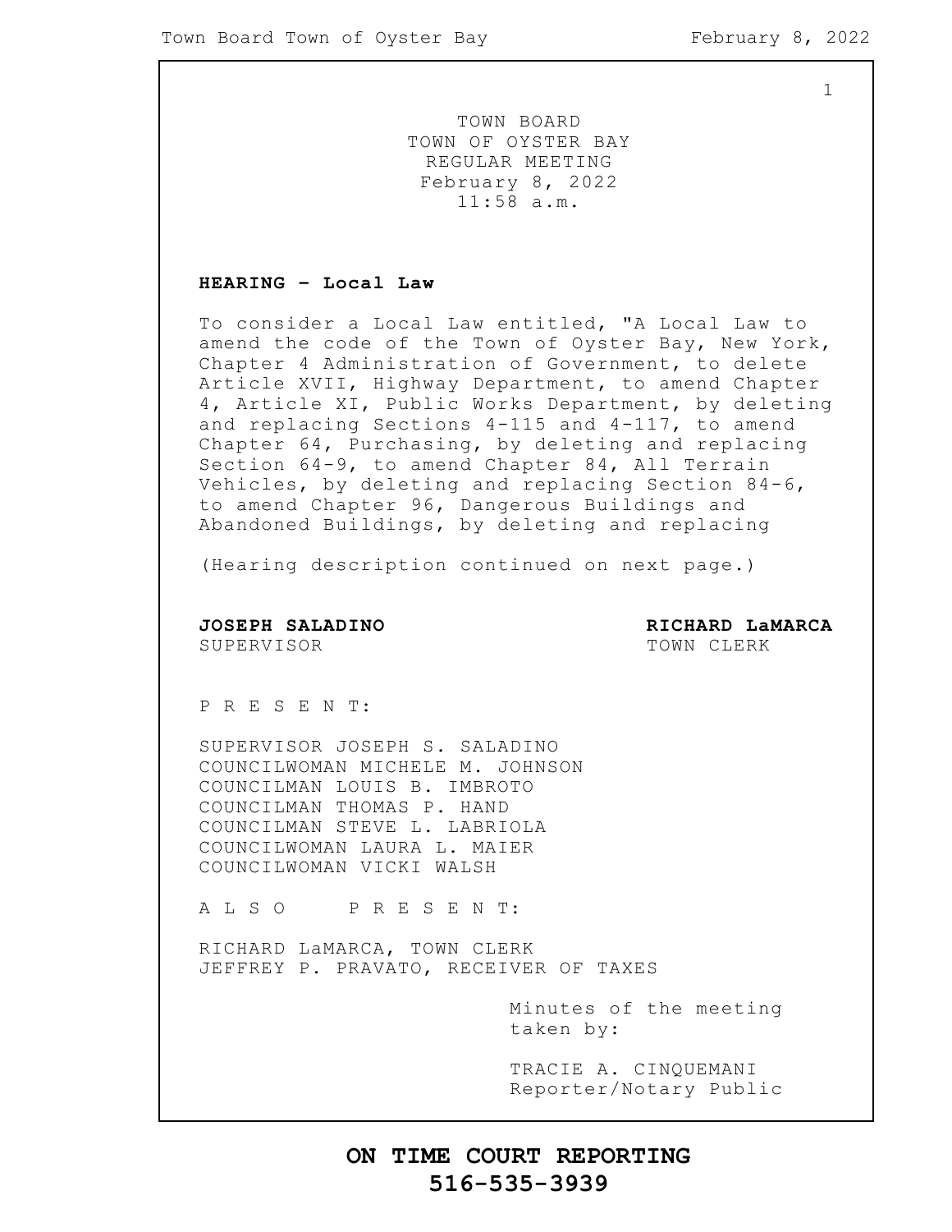TOWN BOARD
TOWN OF OYSTER BAY
REGULAR MEETING
February 8, 2022
11:58 a.m.

**HEARING – Local Law**

To consider a Local Law entitled, "A Local Law to amend the code of the Town of Oyster Bay, New York, Chapter 4 Administration of Government, to delete Article XVII, Highway Department, to amend Chapter 4, Article XI, Public Works Department, by deleting and replacing Sections 4-115 and 4-117, to amend Chapter 64, Purchasing, by deleting and replacing Section 64-9, to amend Chapter 84, All Terrain Vehicles, by deleting and replacing Section 84-6, to amend Chapter 96, Dangerous Buildings and Abandoned Buildings, by deleting and replacing

(Hearing description continued on next page.)

**JOSEPH SALADINO**
SUPERVISOR

**RICHARD LaMARCA**
TOWN CLERK

P R E S E N T:

SUPERVISOR JOSEPH S. SALADINO
COUNCILWOMAN MICHELE M. JOHNSON
COUNCILMAN LOUIS B. IMBROTO
COUNCILMAN THOMAS P. HAND
COUNCILMAN STEVE L. LABRIOLA
COUNCILWOMAN LAURA L. MAIER
COUNCILWOMAN VICKI WALSH

A L S O P R E S E N T:

RICHARD LaMARCA, TOWN CLERK
JEFFREY P. PRAVATO, RECEIVER OF TAXES

Minutes of the meeting taken by:

TRACIE A. CINQUEMANI
Reporter/Notary Public

**ON TIME COURT REPORTING**
**516-535-3939**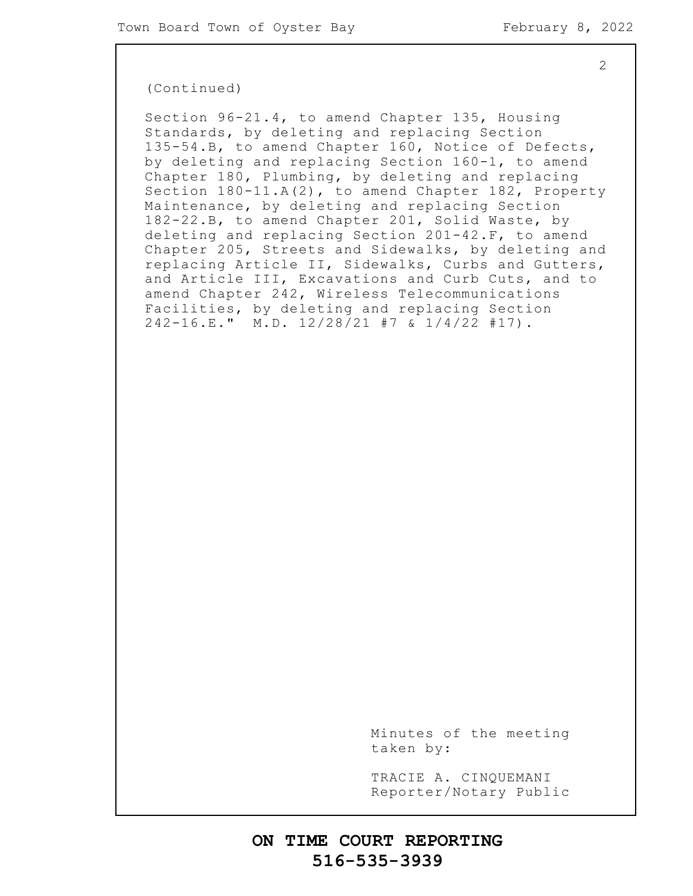(Continued)

Section 96-21.4, to amend Chapter 135, Housing Standards, by deleting and replacing Section 135-54.B, to amend Chapter 160, Notice of Defects, by deleting and replacing Section 160-1, to amend Chapter 180, Plumbing, by deleting and replacing Section 180-11.A(2), to amend Chapter 182, Property Maintenance, by deleting and replacing Section 182-22.B, to amend Chapter 201, Solid Waste, by deleting and replacing Section 201-42.F, to amend Chapter 205, Streets and Sidewalks, by deleting and replacing Article II, Sidewalks, Curbs and Gutters, and Article III, Excavations and Curb Cuts, and to amend Chapter 242, Wireless Telecommunications Facilities, by deleting and replacing Section 242-16.E." M.D. 12/28/21 #7 & 1/4/22 #17).

Minutes of the meeting taken by:

TRACIE A. CINQUEMANI
Reporter/Notary Public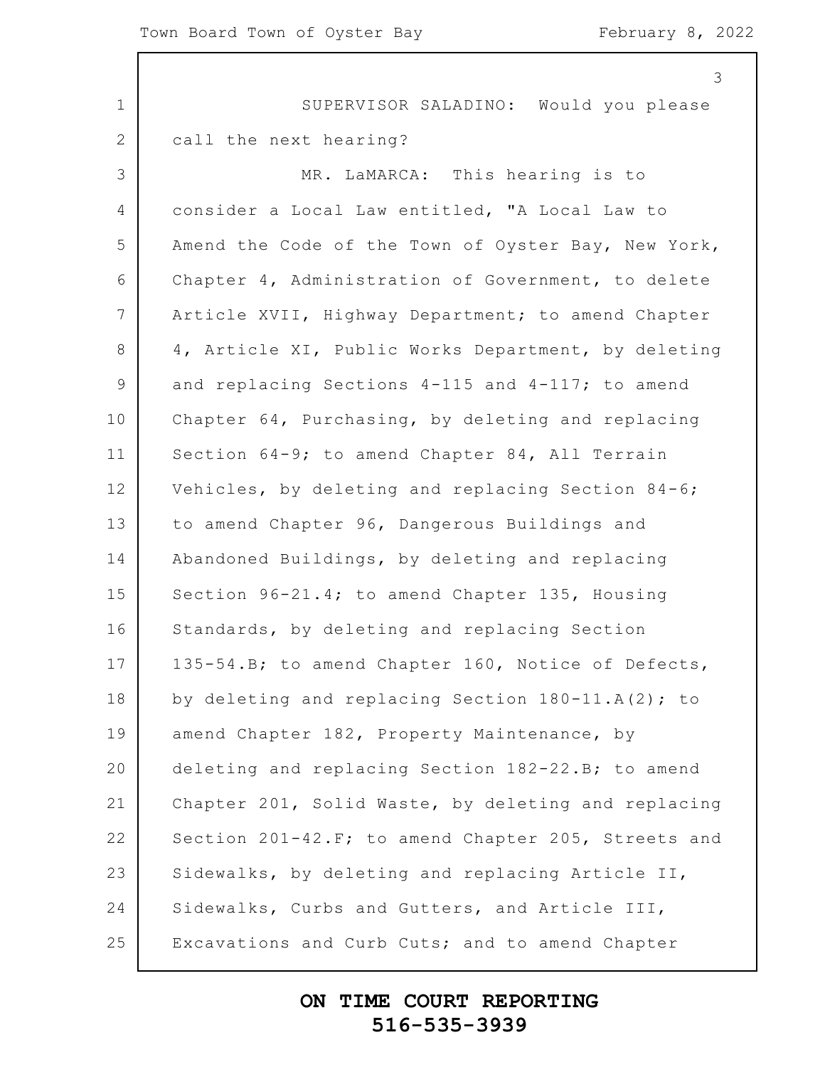SUPERVISOR SALADINO: Would you please call the next hearing?

MR. LaMARCA: This hearing is to consider a Local Law entitled, "A Local Law to Amend the Code of the Town of Oyster Bay, New York, Chapter 4, Administration of Government, to delete Article XVII, Highway Department; to amend Chapter 4, Article XI, Public Works Department, by deleting and replacing Sections 4-115 and 4-117; to amend Chapter 64, Purchasing, by deleting and replacing Section 64-9; to amend Chapter 84, All Terrain Vehicles, by deleting and replacing Section 84-6; to amend Chapter 96, Dangerous Buildings and Abandoned Buildings, by deleting and replacing Section 96-21.4; to amend Chapter 135, Housing Standards, by deleting and replacing Section 135-54.B; to amend Chapter 160, Notice of Defects, by deleting and replacing Section 180-11.A(2); to amend Chapter 182, Property Maintenance, by deleting and replacing Section 182-22.B; to amend Chapter 201, Solid Waste, by deleting and replacing Section 201-42.F; to amend Chapter 205, Streets and Sidewalks, by deleting and replacing Article II, Sidewalks, Curbs and Gutters, and Article III, Excavations and Curb Cuts; and to amend Chapter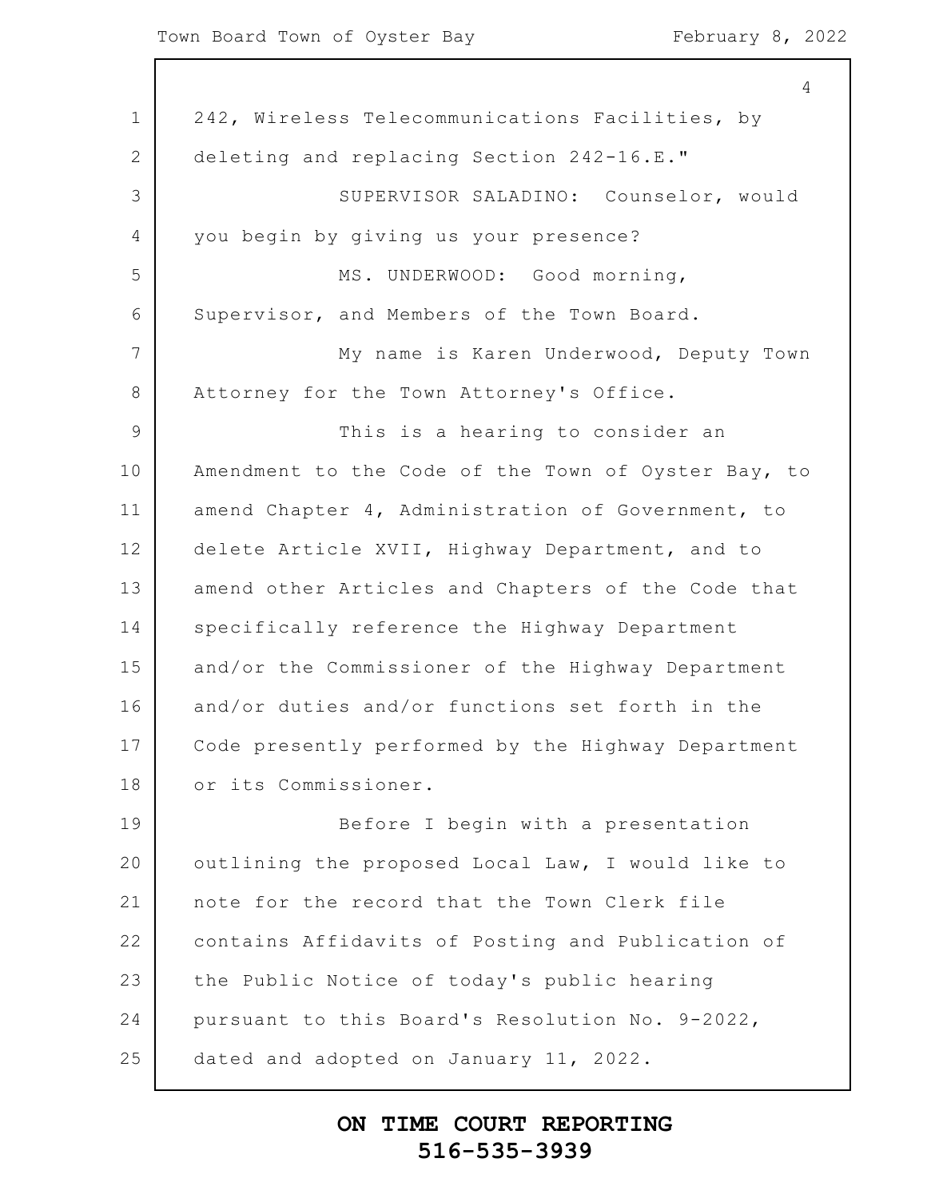242, Wireless Telecommunications Facilities, by deleting and replacing Section 242-16.E."

SUPERVISOR SALADINO: Counselor, would you begin by giving us your presence?

MS. UNDERWOOD: Good morning, Supervisor, and Members of the Town Board.

My name is Karen Underwood, Deputy Town Attorney for the Town Attorney's Office.

This is a hearing to consider an Amendment to the Code of the Town of Oyster Bay, to amend Chapter 4, Administration of Government, to delete Article XVII, Highway Department, and to amend other Articles and Chapters of the Code that specifically reference the Highway Department and/or the Commissioner of the Highway Department and/or duties and/or functions set forth in the Code presently performed by the Highway Department or its Commissioner.

Before I begin with a presentation outlining the proposed Local Law, I would like to note for the record that the Town Clerk file contains Affidavits of Posting and Publication of the Public Notice of today's public hearing pursuant to this Board's Resolution No. 9-2022, dated and adopted on January 11, 2022.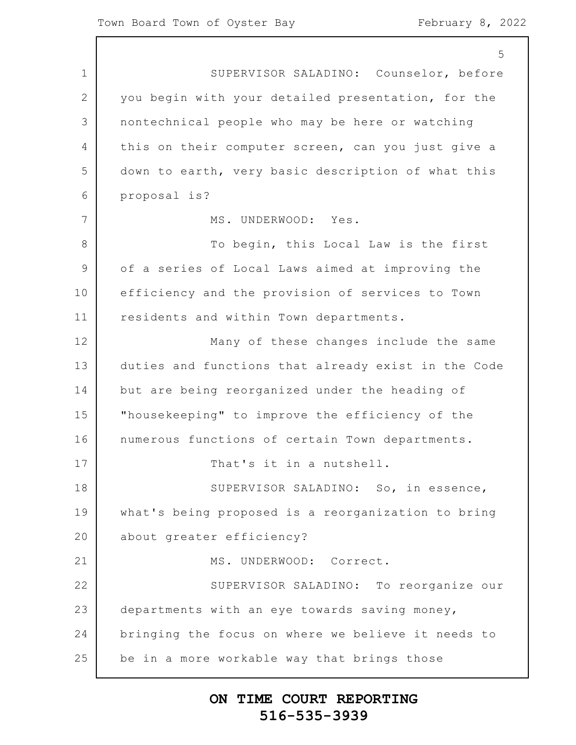SUPERVISOR SALADINO: Counselor, before you begin with your detailed presentation, for the nontechnical people who may be here or watching this on their computer screen, can you just give a down to earth, very basic description of what this proposal is?

MS. UNDERWOOD: Yes.

To begin, this Local Law is the first of a series of Local Laws aimed at improving the efficiency and the provision of services to Town residents and within Town departments.

Many of these changes include the same duties and functions that already exist in the Code but are being reorganized under the heading of "housekeeping" to improve the efficiency of the numerous functions of certain Town departments.

That's it in a nutshell.

SUPERVISOR SALADINO: So, in essence, what's being proposed is a reorganization to bring about greater efficiency?

MS. UNDERWOOD: Correct.

SUPERVISOR SALADINO: To reorganize our departments with an eye towards saving money, bringing the focus on where we believe it needs to be in a more workable way that brings those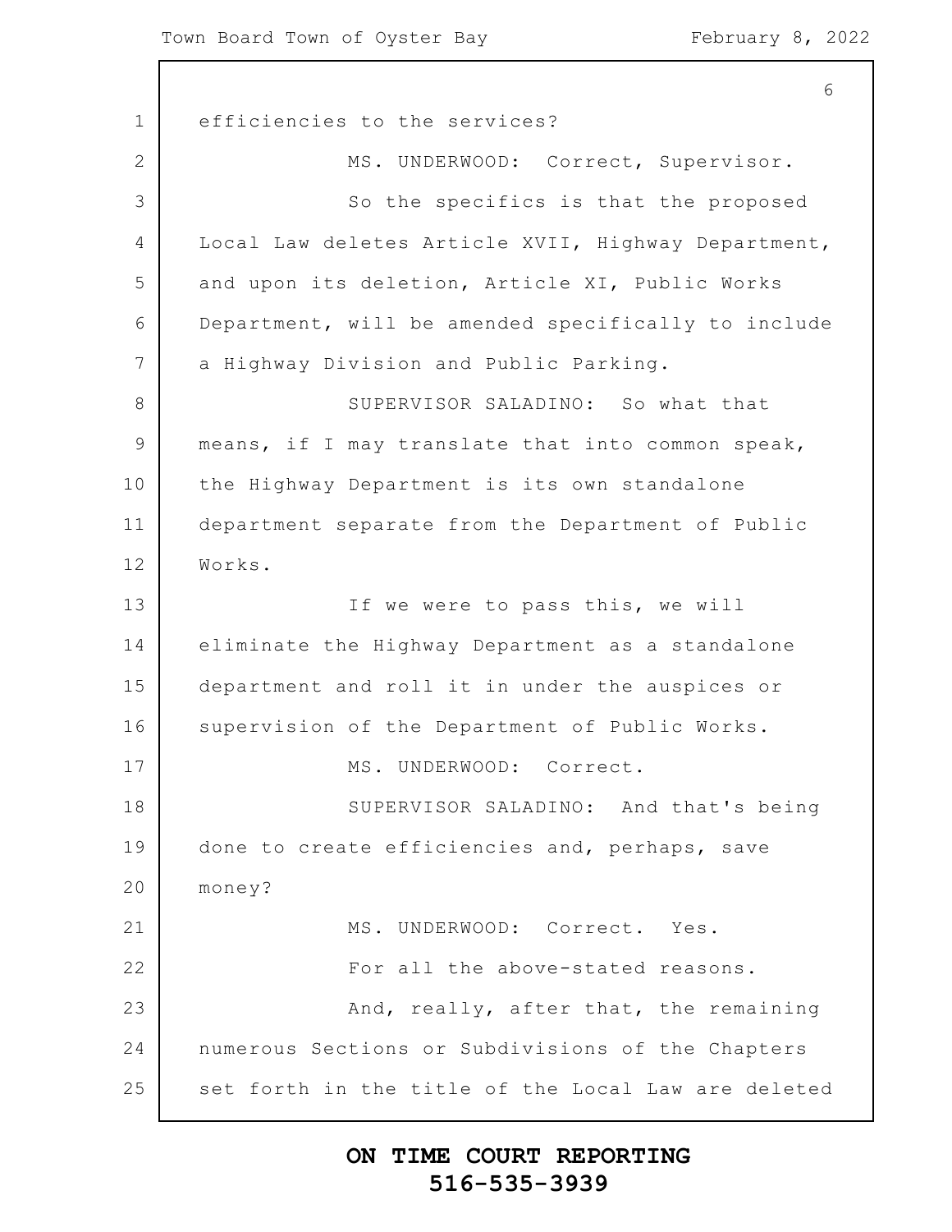efficiencies to the services?

MS. UNDERWOOD: Correct, Supervisor.

So the specifics is that the proposed Local Law deletes Article XVII, Highway Department, and upon its deletion, Article XI, Public Works Department, will be amended specifically to include a Highway Division and Public Parking.

SUPERVISOR SALADINO: So what that means, if I may translate that into common speak, the Highway Department is its own standalone department separate from the Department of Public Works.

If we were to pass this, we will eliminate the Highway Department as a standalone department and roll it in under the auspices or supervision of the Department of Public Works.

MS. UNDERWOOD: Correct.

SUPERVISOR SALADINO: And that's being done to create efficiencies and, perhaps, save money?

MS. UNDERWOOD: Correct. Yes.

For all the above-stated reasons.

And, really, after that, the remaining numerous Sections or Subdivisions of the Chapters set forth in the title of the Local Law are deleted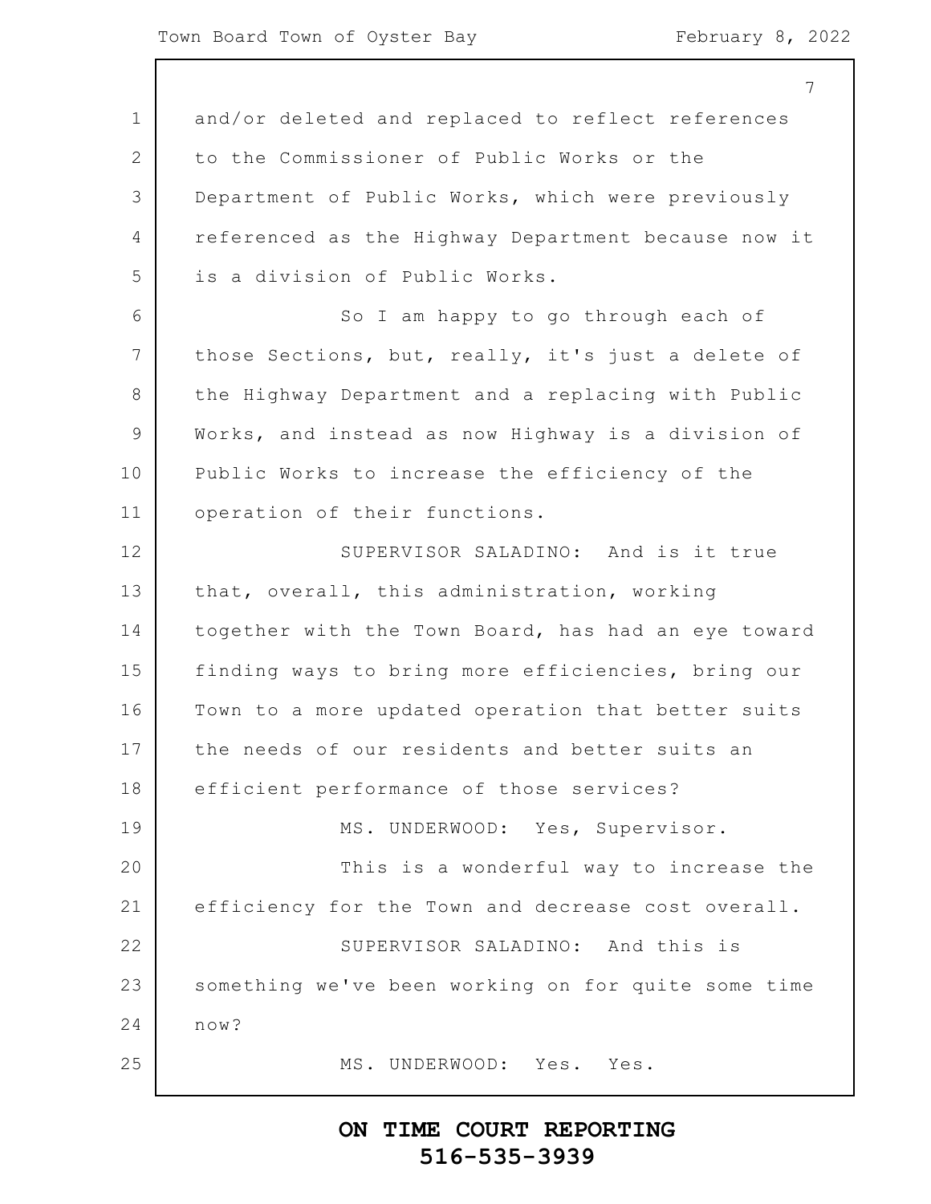and/or deleted and replaced to reflect references to the Commissioner of Public Works or the Department of Public Works, which were previously referenced as the Highway Department because now it is a division of Public Works.

So I am happy to go through each of those Sections, but, really, it's just a delete of the Highway Department and a replacing with Public Works, and instead as now Highway is a division of Public Works to increase the efficiency of the operation of their functions.

SUPERVISOR SALADINO: And is it true that, overall, this administration, working together with the Town Board, has had an eye toward finding ways to bring more efficiencies, bring our Town to a more updated operation that better suits the needs of our residents and better suits an efficient performance of those services?

MS. UNDERWOOD: Yes, Supervisor.

This is a wonderful way to increase the efficiency for the Town and decrease cost overall.

SUPERVISOR SALADINO: And this is something we've been working on for quite some time now?

MS. UNDERWOOD: Yes. Yes.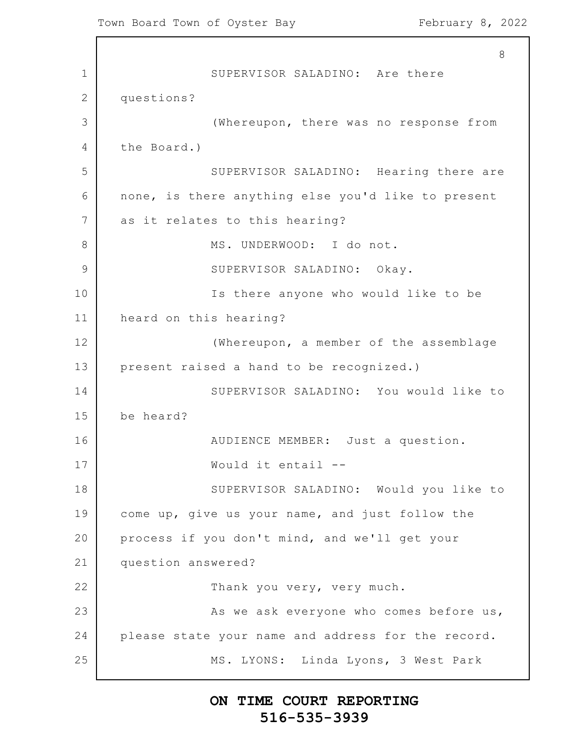SUPERVISOR SALADINO: Are there questions?

(Whereupon, there was no response from the Board.)

SUPERVISOR SALADINO: Hearing there are none, is there anything else you'd like to present as it relates to this hearing?

MS. UNDERWOOD: I do not.

SUPERVISOR SALADINO: Okay.

Is there anyone who would like to be heard on this hearing?

(Whereupon, a member of the assemblage present raised a hand to be recognized.)

SUPERVISOR SALADINO: You would like to be heard?

AUDIENCE MEMBER: Just a question.

Would it entail --

SUPERVISOR SALADINO: Would you like to come up, give us your name, and just follow the process if you don't mind, and we'll get your question answered?

Thank you very, very much.

As we ask everyone who comes before us, please state your name and address for the record.

MS. LYONS: Linda Lyons, 3 West Park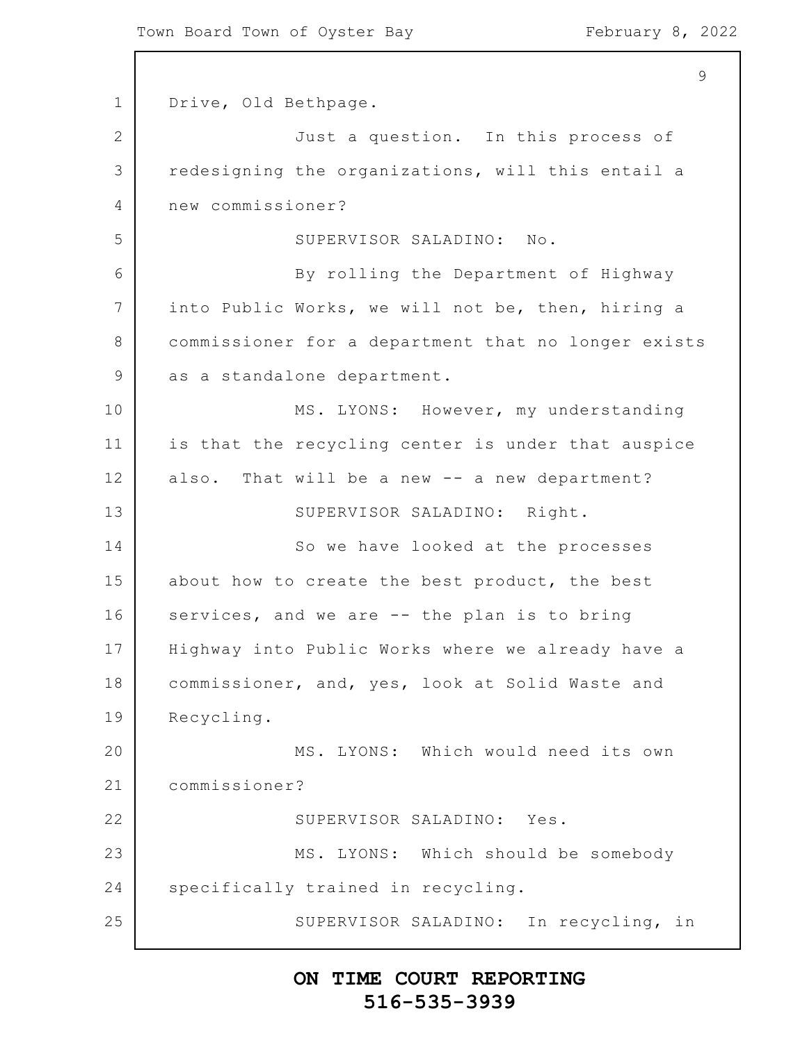Drive, Old Bethpage.

Just a question. In this process of redesigning the organizations, will this entail a new commissioner?

SUPERVISOR SALADINO: No.

By rolling the Department of Highway into Public Works, we will not be, then, hiring a commissioner for a department that no longer exists as a standalone department.

MS. LYONS: However, my understanding is that the recycling center is under that auspice also. That will be a new -- a new department?

SUPERVISOR SALADINO: Right.

So we have looked at the processes about how to create the best product, the best services, and we are -- the plan is to bring Highway into Public Works where we already have a commissioner, and, yes, look at Solid Waste and Recycling.

MS. LYONS: Which would need its own commissioner?

SUPERVISOR SALADINO: Yes.

MS. LYONS: Which should be somebody specifically trained in recycling.

SUPERVISOR SALADINO: In recycling, in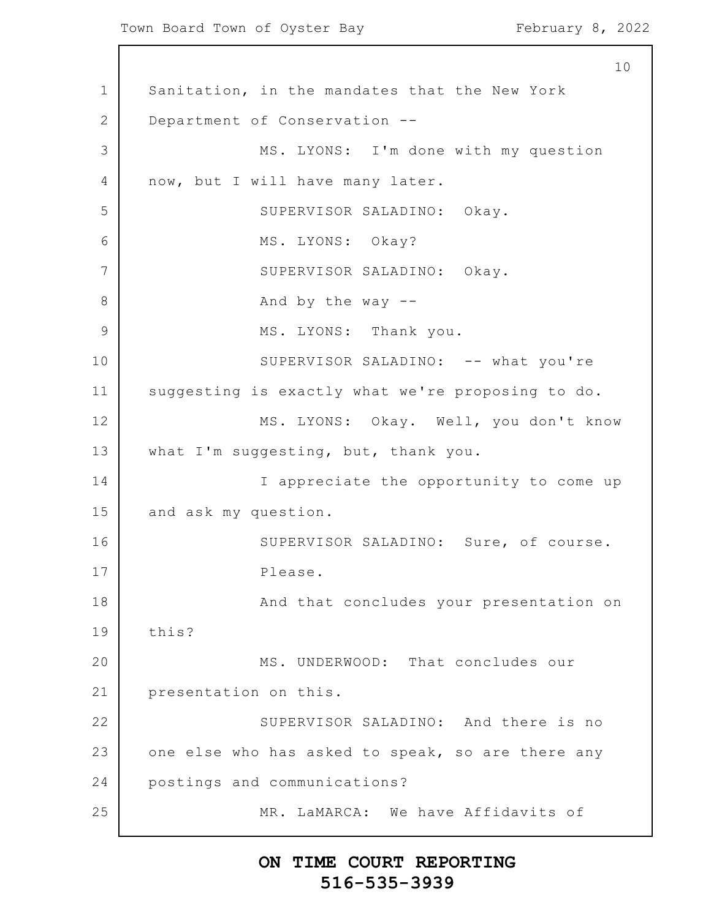Sanitation, in the mandates that the New York Department of Conservation --

MS. LYONS: I'm done with my question now, but I will have many later.

SUPERVISOR SALADINO: Okay.

MS. LYONS: Okay?

SUPERVISOR SALADINO: Okay.

And by the way --

MS. LYONS: Thank you.

SUPERVISOR SALADINO: -- what you're suggesting is exactly what we're proposing to do.

MS. LYONS: Okay. Well, you don't know what I'm suggesting, but, thank you.

I appreciate the opportunity to come up and ask my question.

SUPERVISOR SALADINO: Sure, of course.

Please.

And that concludes your presentation on this?

MS. UNDERWOOD: That concludes our presentation on this.

SUPERVISOR SALADINO: And there is no one else who has asked to speak, so are there any postings and communications?

MR. LaMARCA: We have Affidavits of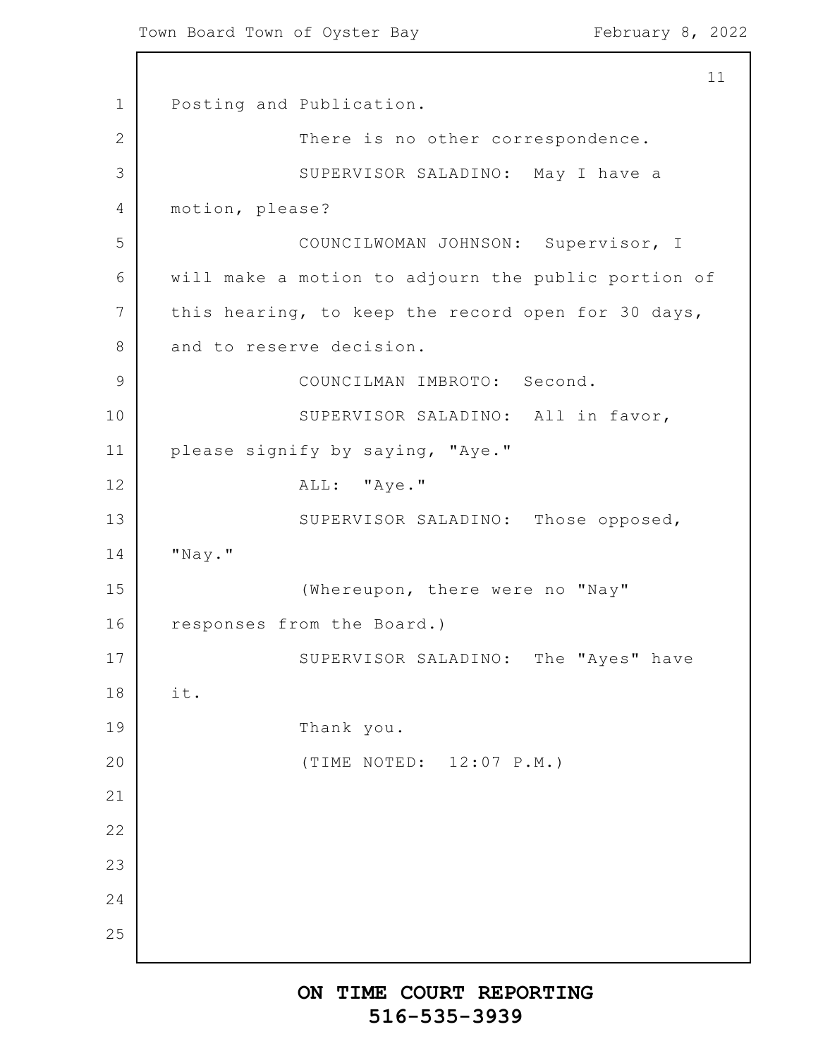Posting and Publication.

There is no other correspondence.

SUPERVISOR SALADINO: May I have a motion, please?

COUNCILWOMAN JOHNSON: Supervisor, I will make a motion to adjourn the public portion of this hearing, to keep the record open for 30 days, and to reserve decision.

COUNCILMAN IMBROTO: Second.

SUPERVISOR SALADINO: All in favor, please signify by saying, "Aye."

ALL: "Aye."

SUPERVISOR SALADINO: Those opposed, "Nay."

(Whereupon, there were no "Nay" responses from the Board.)

SUPERVISOR SALADINO: The "Ayes" have it.

Thank you.

(TIME NOTED: 12:07 P.M.)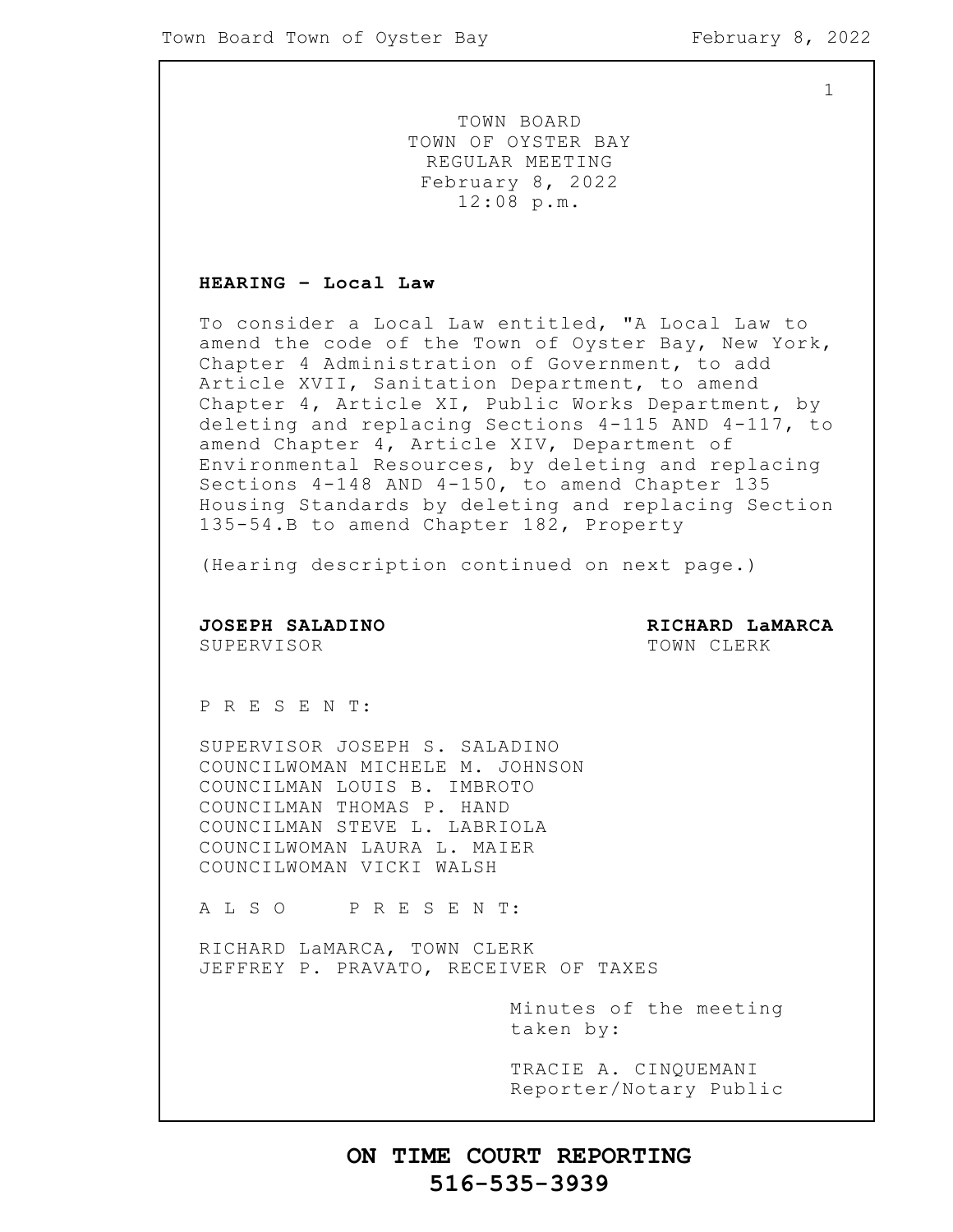TOWN BOARD
TOWN OF OYSTER BAY
REGULAR MEETING
February 8, 2022
12:08 p.m.

**HEARING – Local Law**

To consider a Local Law entitled, "A Local Law to amend the code of the Town of Oyster Bay, New York, Chapter 4 Administration of Government, to add Article XVII, Sanitation Department, to amend Chapter 4, Article XI, Public Works Department, by deleting and replacing Sections 4-115 AND 4-117, to amend Chapter 4, Article XIV, Department of Environmental Resources, by deleting and replacing Sections 4-148 AND 4-150, to amend Chapter 135 Housing Standards by deleting and replacing Section 135-54.B to amend Chapter 182, Property

(Hearing description continued on next page.)

**JOSEPH SALADINO**
SUPERVISOR

**RICHARD LaMARCA**
TOWN CLERK

P R E S E N T:

SUPERVISOR JOSEPH S. SALADINO
COUNCILWOMAN MICHELE M. JOHNSON
COUNCILMAN LOUIS B. IMBROTO
COUNCILMAN THOMAS P. HAND
COUNCILMAN STEVE L. LABRIOLA
COUNCILWOMAN LAURA L. MAIER
COUNCILWOMAN VICKI WALSH

A L S O P R E S E N T:

RICHARD LaMARCA, TOWN CLERK
JEFFREY P. PRAVATO, RECEIVER OF TAXES

Minutes of the meeting taken by:

TRACIE A. CINQUEMANI
Reporter/Notary Public

**ON TIME COURT REPORTING**
**516-535-3939**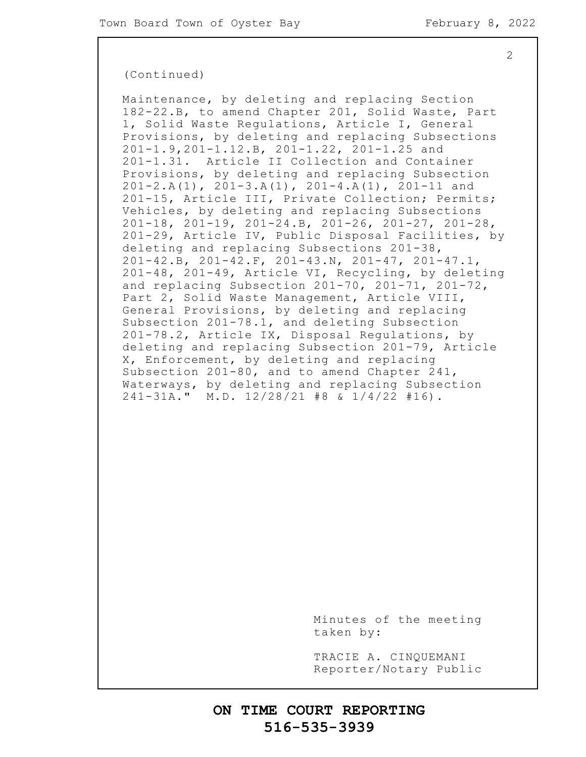(Continued)

Maintenance, by deleting and replacing Section 182-22.B, to amend Chapter 201, Solid Waste, Part 1, Solid Waste Regulations, Article I, General Provisions, by deleting and replacing Subsections 201-1.9,201-1.12.B, 201-1.22, 201-1.25 and 201-1.31. Article II Collection and Container Provisions, by deleting and replacing Subsection 201-2.A(1), 201-3.A(1), 201-4.A(1), 201-11 and 201-15, Article III, Private Collection; Permits; Vehicles, by deleting and replacing Subsections 201-18, 201-19, 201-24.B, 201-26, 201-27, 201-28, 201-29, Article IV, Public Disposal Facilities, by deleting and replacing Subsections 201-38, 201-42.B, 201-42.F, 201-43.N, 201-47, 201-47.1, 201-48, 201-49, Article VI, Recycling, by deleting and replacing Subsection 201-70, 201-71, 201-72, Part 2, Solid Waste Management, Article VIII, General Provisions, by deleting and replacing Subsection 201-78.1, and deleting Subsection 201-78.2, Article IX, Disposal Regulations, by deleting and replacing Subsection 201-79, Article X, Enforcement, by deleting and replacing Subsection 201-80, and to amend Chapter 241, Waterways, by deleting and replacing Subsection 241-31A." M.D. 12/28/21 #8 & 1/4/22 #16).

Minutes of the meeting taken by:

TRACIE A. CINQUEMANI
Reporter/Notary Public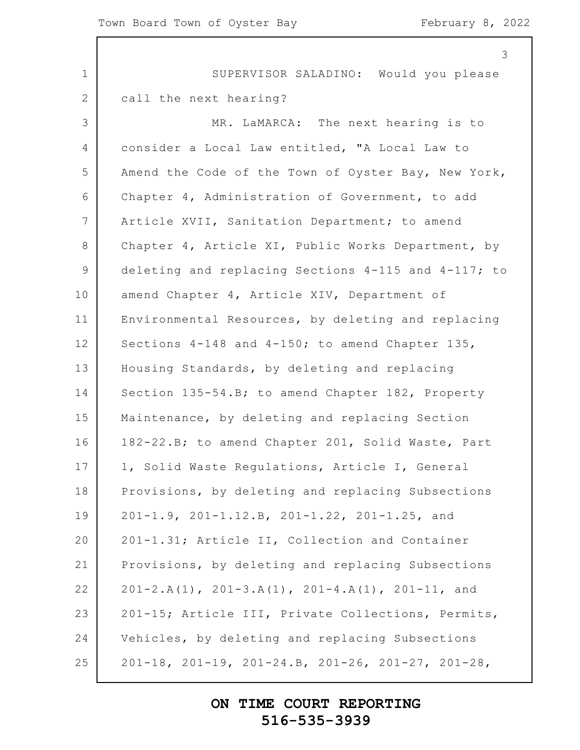SUPERVISOR SALADINO: Would you please call the next hearing?

MR. LaMARCA: The next hearing is to consider a Local Law entitled, "A Local Law to Amend the Code of the Town of Oyster Bay, New York, Chapter 4, Administration of Government, to add Article XVII, Sanitation Department; to amend Chapter 4, Article XI, Public Works Department, by deleting and replacing Sections 4-115 and 4-117; to amend Chapter 4, Article XIV, Department of Environmental Resources, by deleting and replacing Sections 4-148 and 4-150; to amend Chapter 135, Housing Standards, by deleting and replacing Section 135-54.B; to amend Chapter 182, Property Maintenance, by deleting and replacing Section 182-22.B; to amend Chapter 201, Solid Waste, Part 1, Solid Waste Regulations, Article I, General Provisions, by deleting and replacing Subsections 201-1.9, 201-1.12.B, 201-1.22, 201-1.25, and 201-1.31; Article II, Collection and Container Provisions, by deleting and replacing Subsections 201-2.A(1), 201-3.A(1), 201-4.A(1), 201-11, and 201-15; Article III, Private Collections, Permits, Vehicles, by deleting and replacing Subsections 201-18, 201-19, 201-24.B, 201-26, 201-27, 201-28,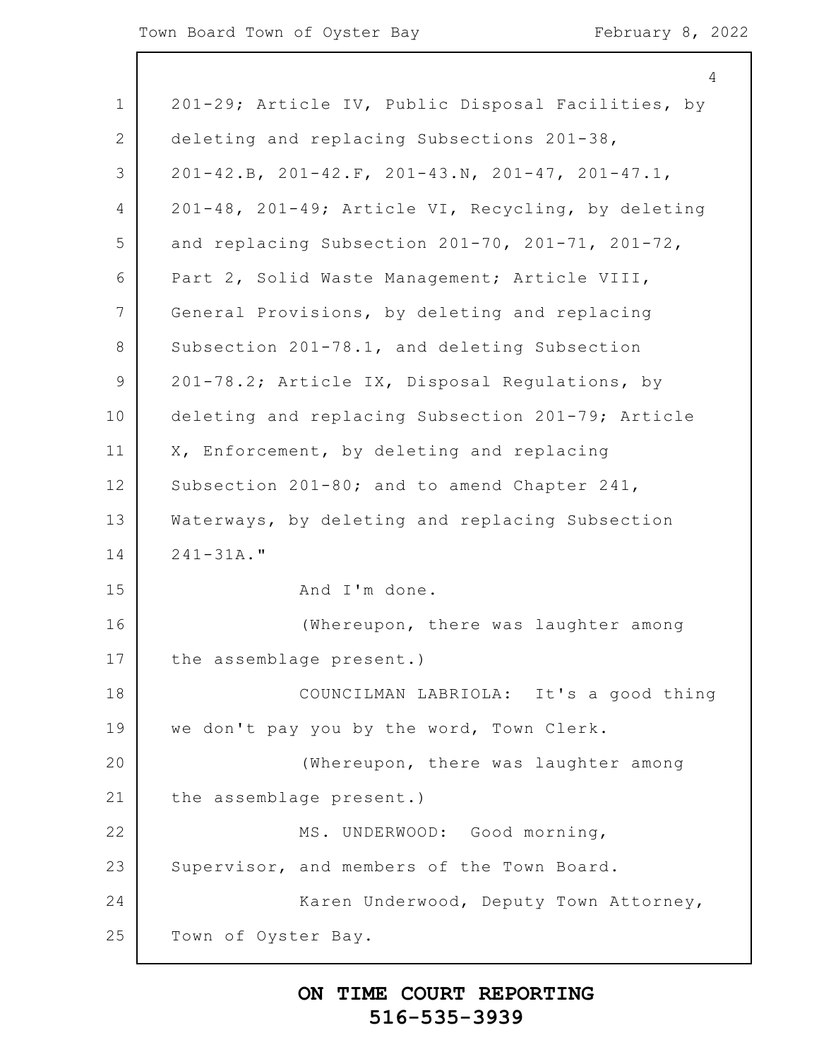201-29; Article IV, Public Disposal Facilities, by deleting and replacing Subsections 201-38, 201-42.B, 201-42.F, 201-43.N, 201-47, 201-47.1, 201-48, 201-49; Article VI, Recycling, by deleting and replacing Subsection 201-70, 201-71, 201-72, Part 2, Solid Waste Management; Article VIII, General Provisions, by deleting and replacing Subsection 201-78.1, and deleting Subsection 201-78.2; Article IX, Disposal Regulations, by deleting and replacing Subsection 201-79; Article X, Enforcement, by deleting and replacing Subsection 201-80; and to amend Chapter 241, Waterways, by deleting and replacing Subsection 241-31A."

And I'm done.

(Whereupon, there was laughter among the assemblage present.)

COUNCILMAN LABRIOLA: It's a good thing we don't pay you by the word, Town Clerk.

(Whereupon, there was laughter among the assemblage present.)

MS. UNDERWOOD: Good morning, Supervisor, and members of the Town Board.

Karen Underwood, Deputy Town Attorney, Town of Oyster Bay.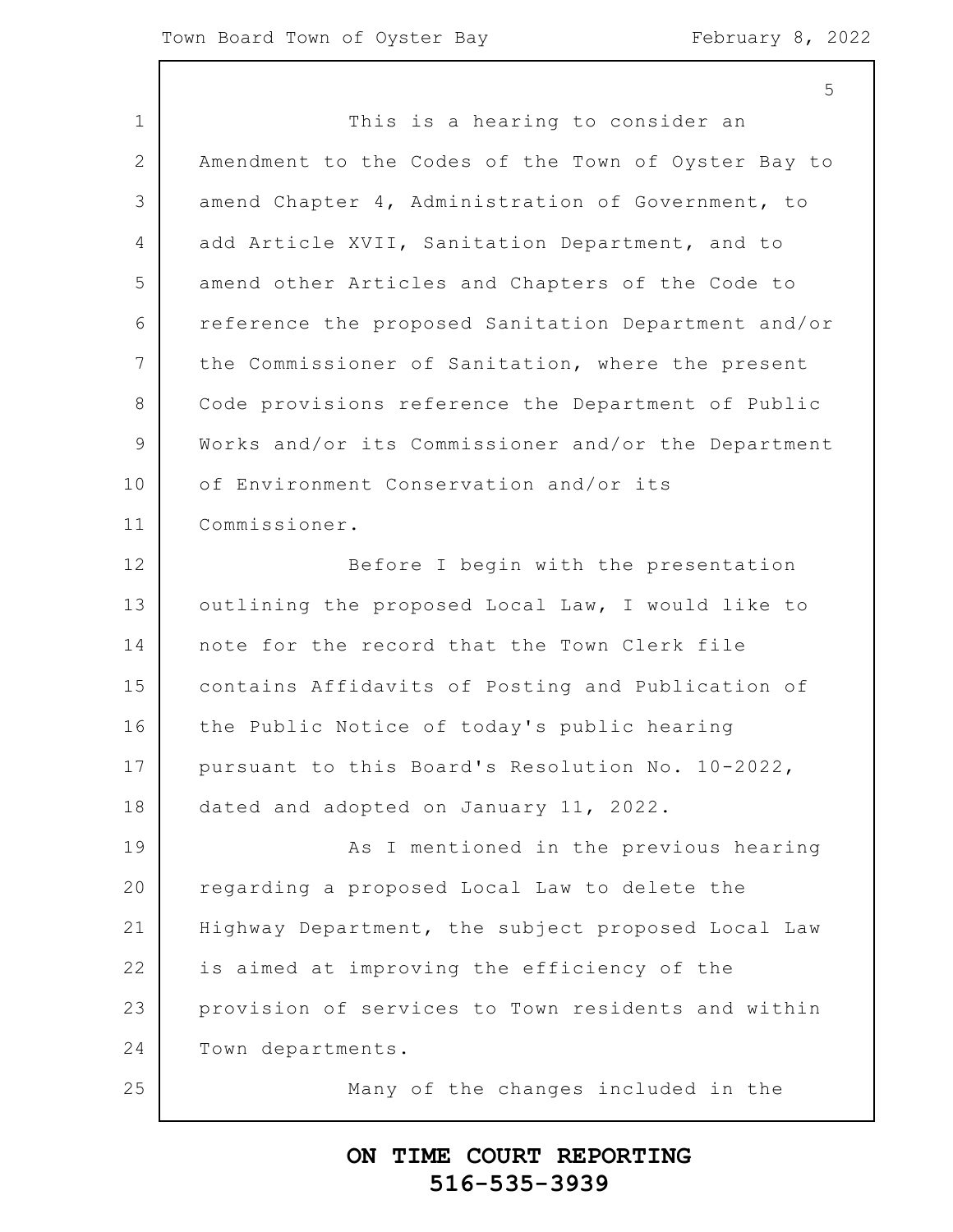This is a hearing to consider an Amendment to the Codes of the Town of Oyster Bay to amend Chapter 4, Administration of Government, to add Article XVII, Sanitation Department, and to amend other Articles and Chapters of the Code to reference the proposed Sanitation Department and/or the Commissioner of Sanitation, where the present Code provisions reference the Department of Public Works and/or its Commissioner and/or the Department of Environment Conservation and/or its Commissioner.

Before I begin with the presentation outlining the proposed Local Law, I would like to note for the record that the Town Clerk file contains Affidavits of Posting and Publication of the Public Notice of today's public hearing pursuant to this Board's Resolution No. 10-2022, dated and adopted on January 11, 2022.

As I mentioned in the previous hearing regarding a proposed Local Law to delete the Highway Department, the subject proposed Local Law is aimed at improving the efficiency of the provision of services to Town residents and within Town departments.

Many of the changes included in the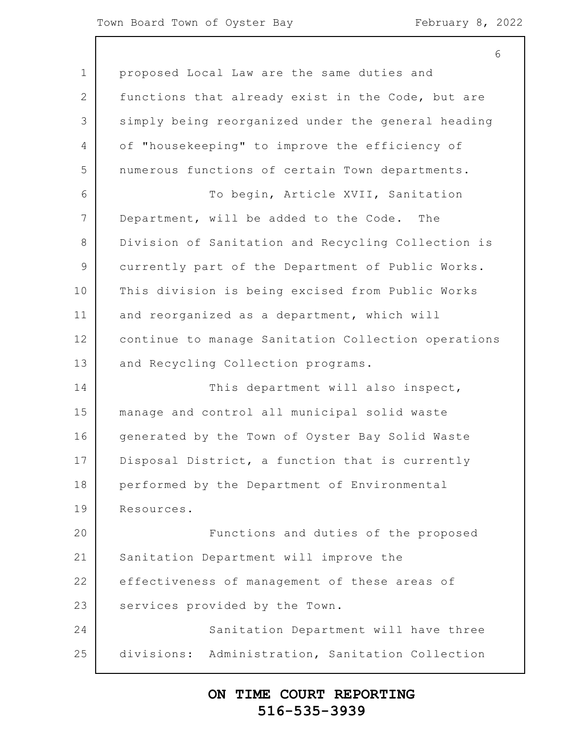proposed Local Law are the same duties and functions that already exist in the Code, but are simply being reorganized under the general heading of "housekeeping" to improve the efficiency of numerous functions of certain Town departments.

To begin, Article XVII, Sanitation Department, will be added to the Code. The Division of Sanitation and Recycling Collection is currently part of the Department of Public Works. This division is being excised from Public Works and reorganized as a department, which will continue to manage Sanitation Collection operations and Recycling Collection programs.

This department will also inspect, manage and control all municipal solid waste generated by the Town of Oyster Bay Solid Waste Disposal District, a function that is currently performed by the Department of Environmental Resources.

Functions and duties of the proposed Sanitation Department will improve the effectiveness of management of these areas of services provided by the Town.

Sanitation Department will have three divisions: Administration, Sanitation Collection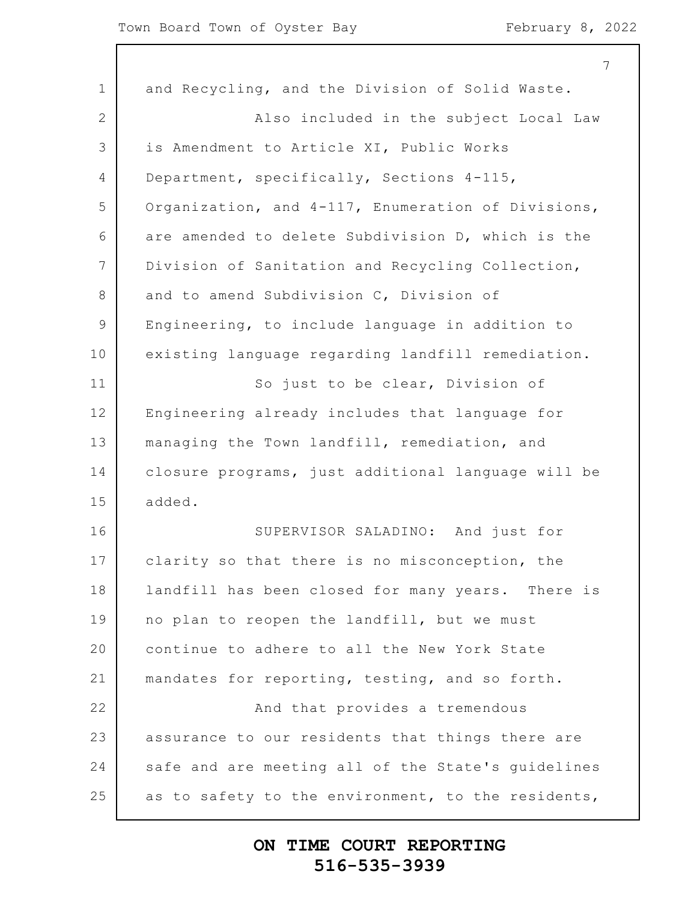and Recycling, and the Division of Solid Waste.

Also included in the subject Local Law is Amendment to Article XI, Public Works Department, specifically, Sections 4-115, Organization, and 4-117, Enumeration of Divisions, are amended to delete Subdivision D, which is the Division of Sanitation and Recycling Collection, and to amend Subdivision C, Division of Engineering, to include language in addition to existing language regarding landfill remediation.

So just to be clear, Division of Engineering already includes that language for managing the Town landfill, remediation, and closure programs, just additional language will be added.

SUPERVISOR SALADINO: And just for clarity so that there is no misconception, the landfill has been closed for many years. There is no plan to reopen the landfill, but we must continue to adhere to all the New York State mandates for reporting, testing, and so forth.

And that provides a tremendous assurance to our residents that things there are safe and are meeting all of the State's guidelines as to safety to the environment, to the residents,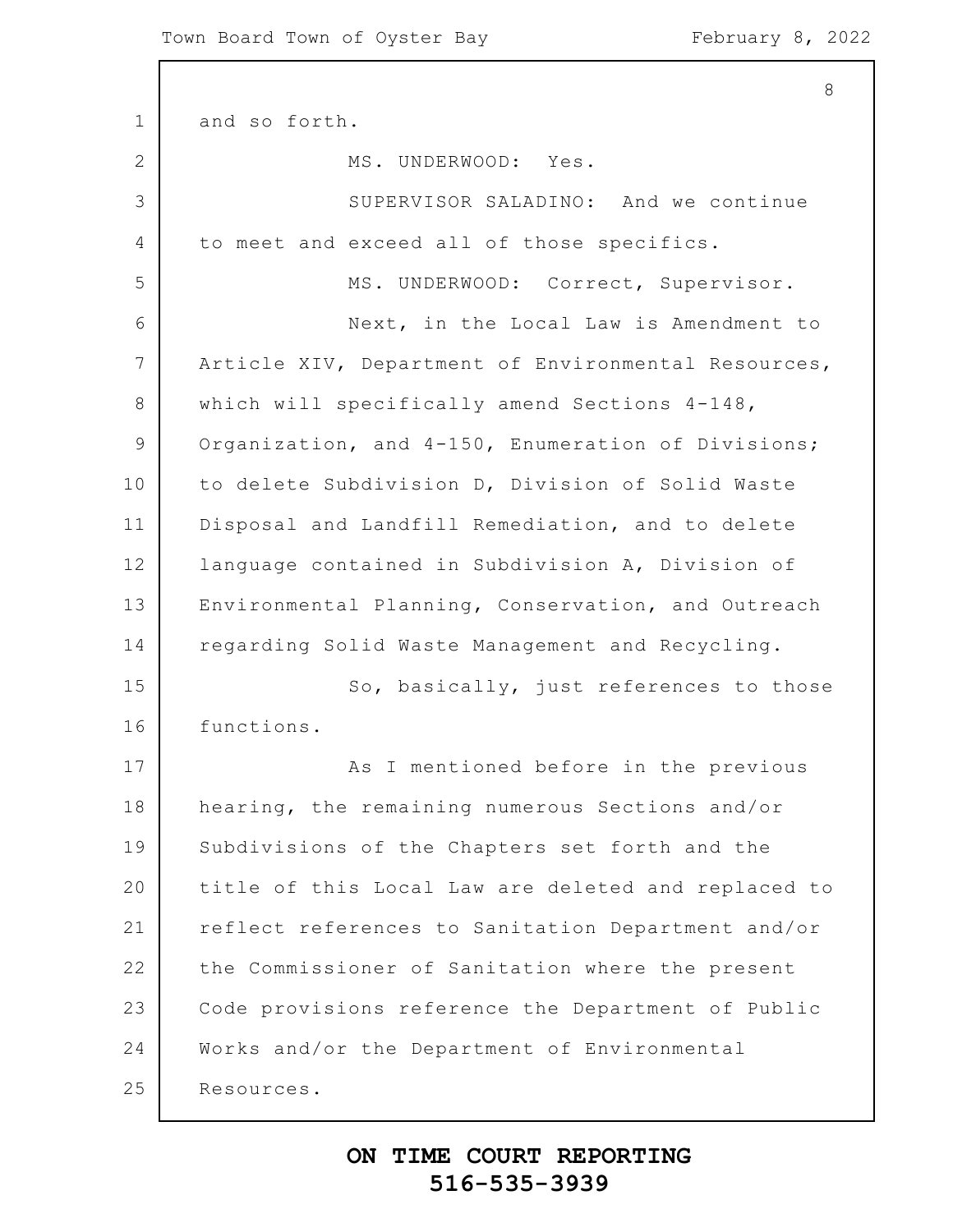and so forth.

MS. UNDERWOOD: Yes.

SUPERVISOR SALADINO: And we continue to meet and exceed all of those specifics.

MS. UNDERWOOD: Correct, Supervisor.

Next, in the Local Law is Amendment to Article XIV, Department of Environmental Resources, which will specifically amend Sections 4-148, Organization, and 4-150, Enumeration of Divisions; to delete Subdivision D, Division of Solid Waste Disposal and Landfill Remediation, and to delete language contained in Subdivision A, Division of Environmental Planning, Conservation, and Outreach regarding Solid Waste Management and Recycling.

So, basically, just references to those functions.

As I mentioned before in the previous hearing, the remaining numerous Sections and/or Subdivisions of the Chapters set forth and the title of this Local Law are deleted and replaced to reflect references to Sanitation Department and/or the Commissioner of Sanitation where the present Code provisions reference the Department of Public Works and/or the Department of Environmental Resources.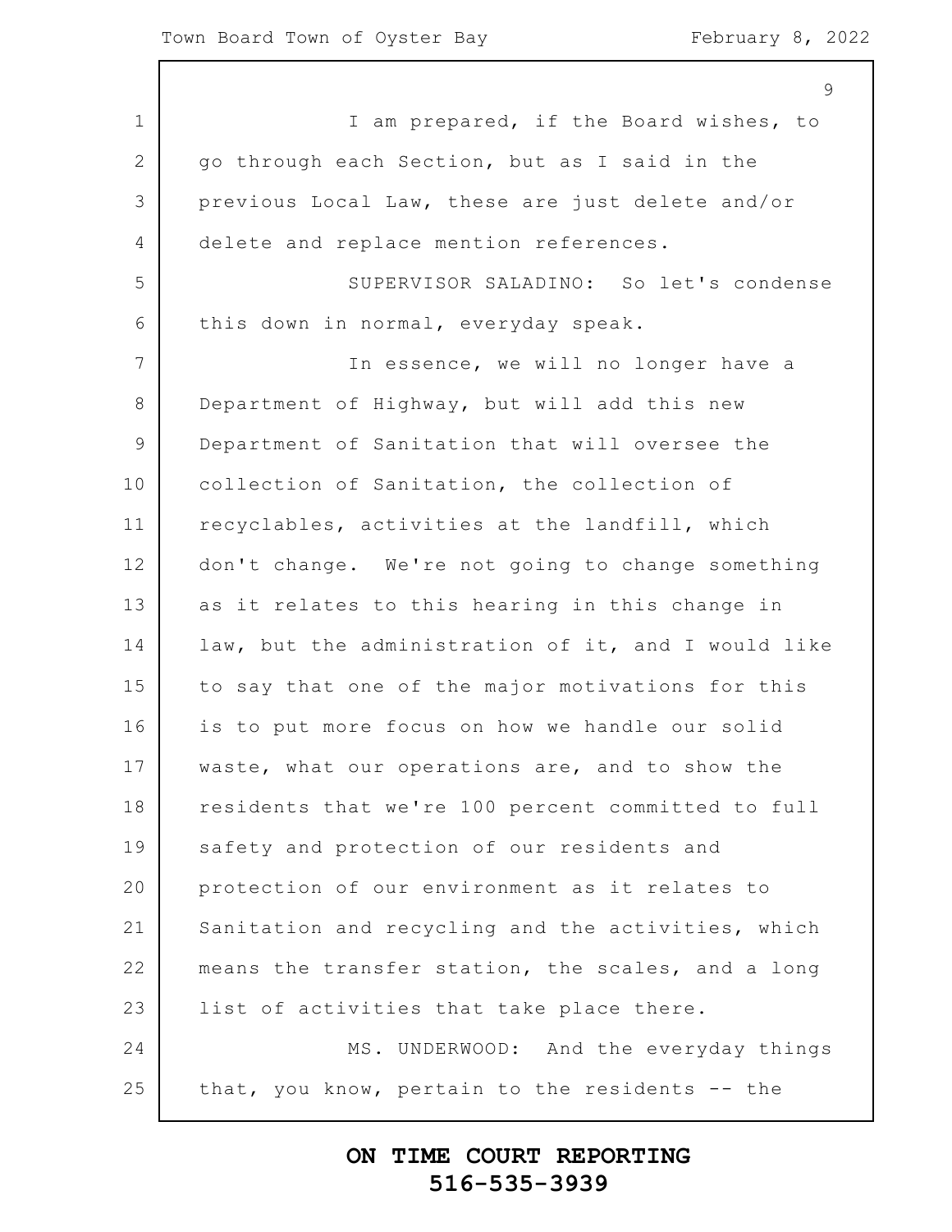I am prepared, if the Board wishes, to go through each Section, but as I said in the previous Local Law, these are just delete and/or delete and replace mention references.

SUPERVISOR SALADINO: So let's condense this down in normal, everyday speak.

In essence, we will no longer have a Department of Highway, but will add this new Department of Sanitation that will oversee the collection of Sanitation, the collection of recyclables, activities at the landfill, which don't change. We're not going to change something as it relates to this hearing in this change in law, but the administration of it, and I would like to say that one of the major motivations for this is to put more focus on how we handle our solid waste, what our operations are, and to show the residents that we're 100 percent committed to full safety and protection of our residents and protection of our environment as it relates to Sanitation and recycling and the activities, which means the transfer station, the scales, and a long list of activities that take place there.

MS. UNDERWOOD: And the everyday things that, you know, pertain to the residents -- the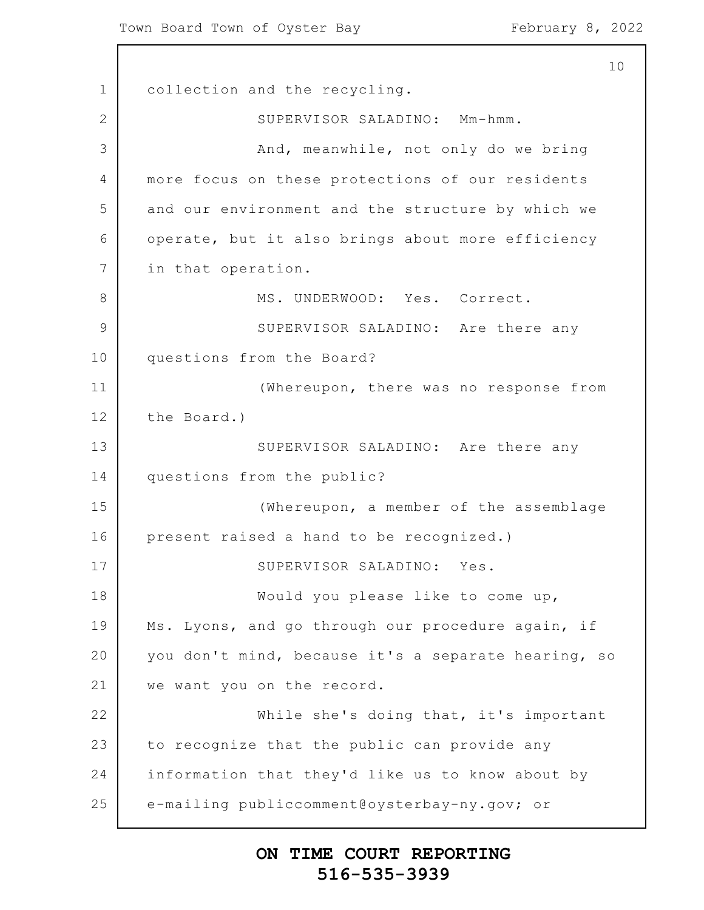collection and the recycling.

SUPERVISOR SALADINO: Mm-hmm.

And, meanwhile, not only do we bring more focus on these protections of our residents and our environment and the structure by which we operate, but it also brings about more efficiency in that operation.

MS. UNDERWOOD: Yes. Correct.

SUPERVISOR SALADINO: Are there any questions from the Board?

(Whereupon, there was no response from the Board.)

SUPERVISOR SALADINO: Are there any questions from the public?

(Whereupon, a member of the assemblage present raised a hand to be recognized.)

SUPERVISOR SALADINO: Yes.

Would you please like to come up, Ms. Lyons, and go through our procedure again, if you don't mind, because it's a separate hearing, so we want you on the record.

While she's doing that, it's important to recognize that the public can provide any information that they'd like us to know about by e-mailing publiccomment@oysterbay-ny.gov; or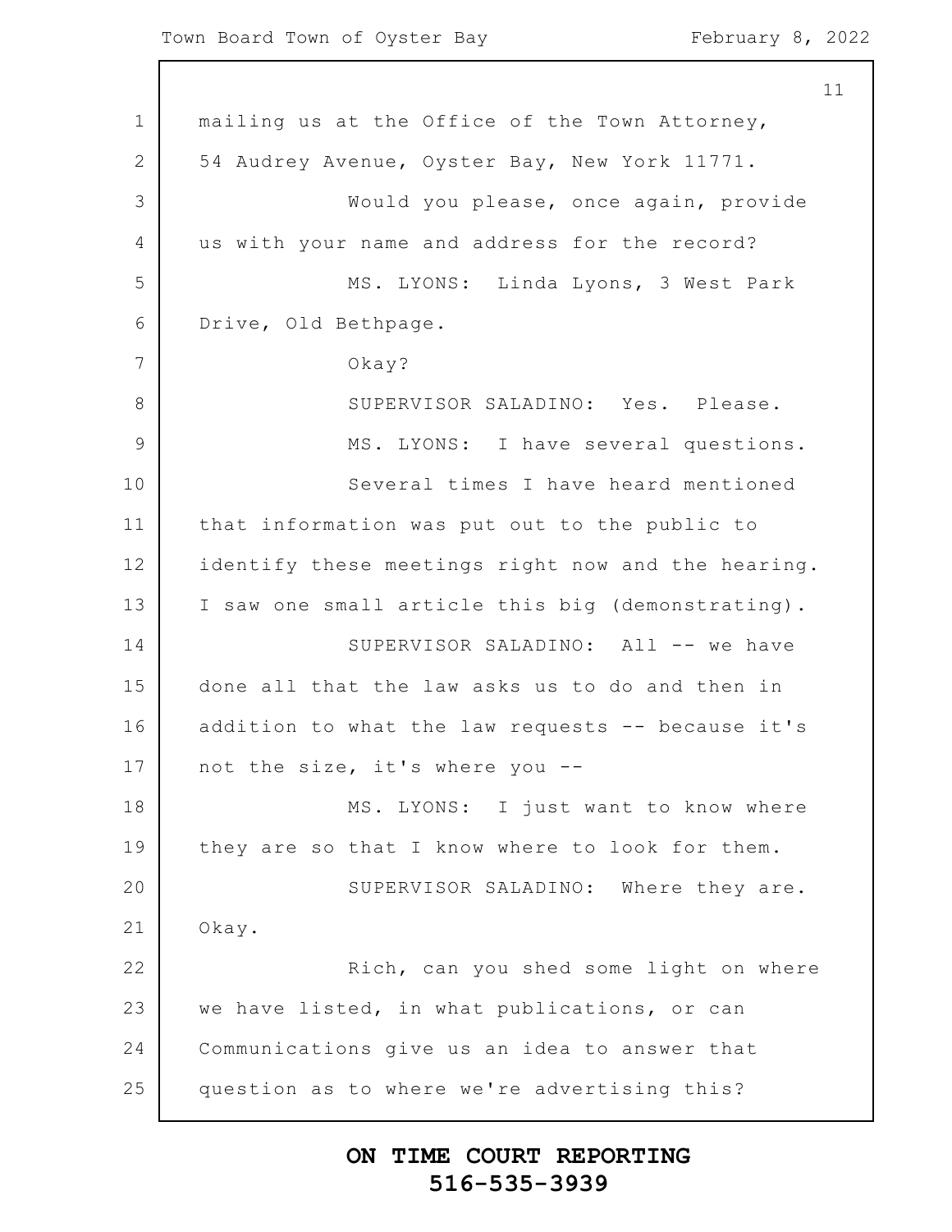mailing us at the Office of the Town Attorney, 54 Audrey Avenue, Oyster Bay, New York 11771.

Would you please, once again, provide us with your name and address for the record?

MS. LYONS: Linda Lyons, 3 West Park Drive, Old Bethpage.

Okay?

SUPERVISOR SALADINO: Yes. Please.

MS. LYONS: I have several questions.

Several times I have heard mentioned that information was put out to the public to identify these meetings right now and the hearing. I saw one small article this big (demonstrating).

SUPERVISOR SALADINO: All -- we have done all that the law asks us to do and then in addition to what the law requests -- because it's not the size, it's where you --

MS. LYONS: I just want to know where they are so that I know where to look for them.

SUPERVISOR SALADINO: Where they are. Okay.

Rich, can you shed some light on where we have listed, in what publications, or can Communications give us an idea to answer that question as to where we're advertising this?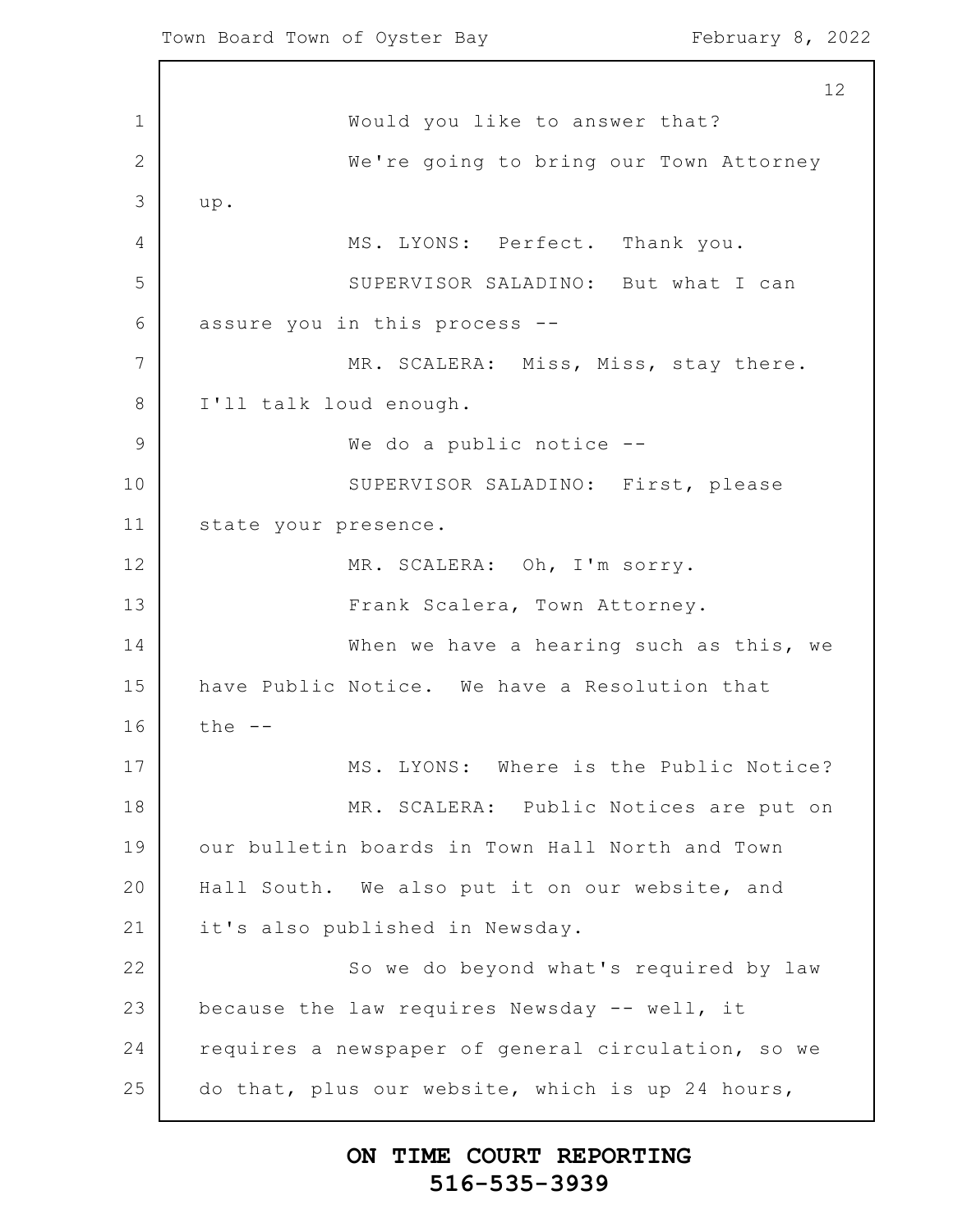Would you like to answer that?

We're going to bring our Town Attorney up.

MS. LYONS: Perfect. Thank you.

SUPERVISOR SALADINO: But what I can assure you in this process --

MR. SCALERA: Miss, Miss, stay there. I'll talk loud enough.

We do a public notice --

SUPERVISOR SALADINO: First, please state your presence.

MR. SCALERA: Oh, I'm sorry.

Frank Scalera, Town Attorney.

When we have a hearing such as this, we have Public Notice. We have a Resolution that the --

MS. LYONS: Where is the Public Notice?

MR. SCALERA: Public Notices are put on our bulletin boards in Town Hall North and Town Hall South. We also put it on our website, and it's also published in Newsday.

So we do beyond what's required by law because the law requires Newsday -- well, it requires a newspaper of general circulation, so we do that, plus our website, which is up 24 hours,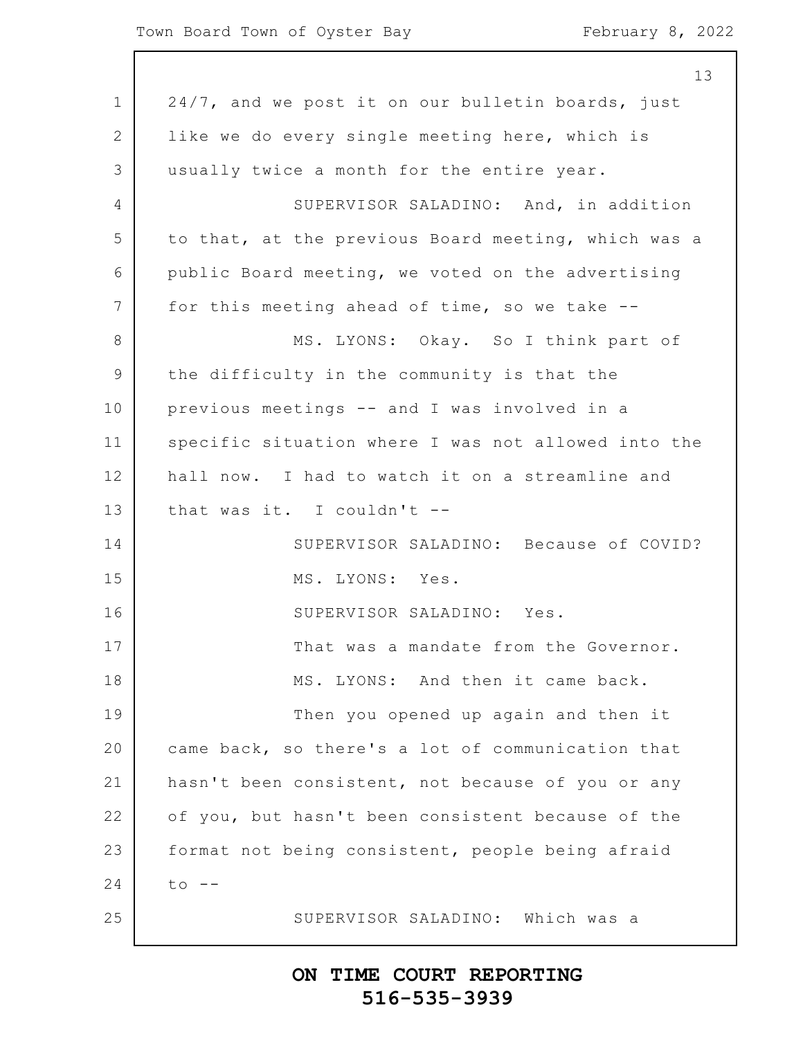24/7, and we post it on our bulletin boards, just like we do every single meeting here, which is usually twice a month for the entire year.

SUPERVISOR SALADINO: And, in addition to that, at the previous Board meeting, which was a public Board meeting, we voted on the advertising for this meeting ahead of time, so we take --

MS. LYONS: Okay. So I think part of the difficulty in the community is that the previous meetings -- and I was involved in a specific situation where I was not allowed into the hall now. I had to watch it on a streamline and that was it. I couldn't --

SUPERVISOR SALADINO: Because of COVID?

MS. LYONS: Yes.

SUPERVISOR SALADINO: Yes.

That was a mandate from the Governor.

MS. LYONS: And then it came back.

Then you opened up again and then it came back, so there's a lot of communication that hasn't been consistent, not because of you or any of you, but hasn't been consistent because of the format not being consistent, people being afraid to --

SUPERVISOR SALADINO: Which was a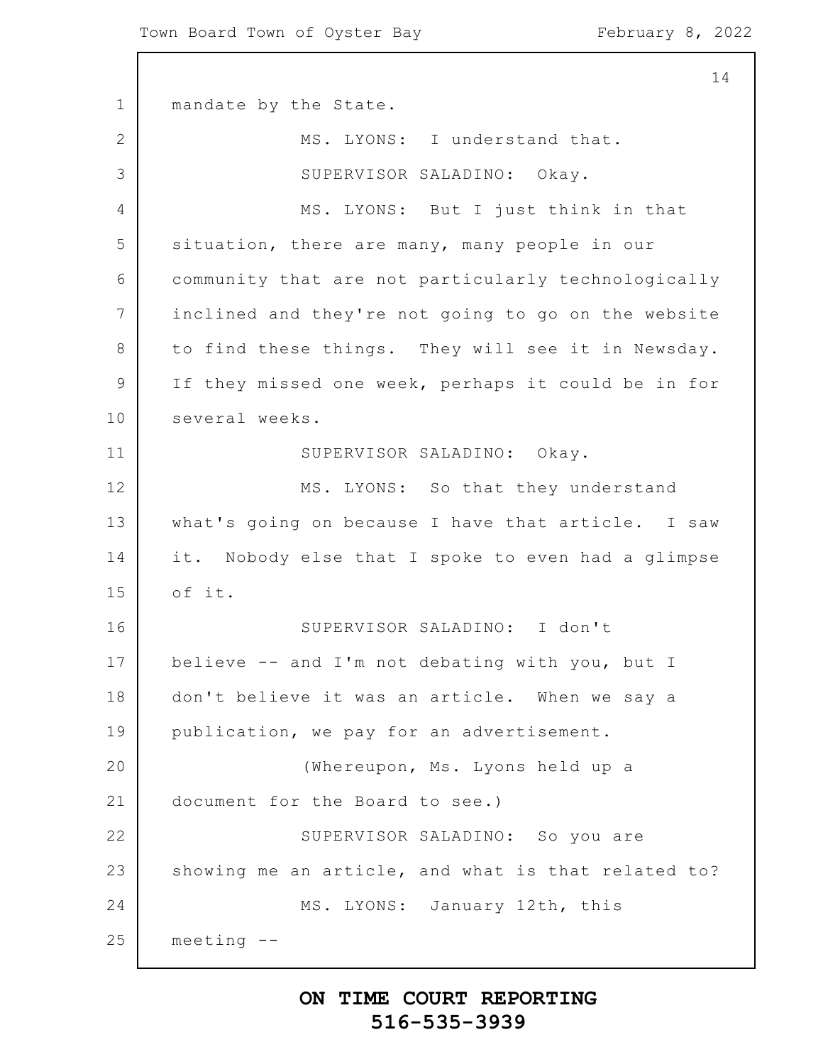mandate by the State.

MS. LYONS: I understand that.

SUPERVISOR SALADINO: Okay.

MS. LYONS: But I just think in that situation, there are many, many people in our community that are not particularly technologically inclined and they're not going to go on the website to find these things. They will see it in Newsday. If they missed one week, perhaps it could be in for several weeks.

SUPERVISOR SALADINO: Okay.

MS. LYONS: So that they understand what's going on because I have that article. I saw it. Nobody else that I spoke to even had a glimpse of it.

SUPERVISOR SALADINO: I don't believe -- and I'm not debating with you, but I don't believe it was an article. When we say a publication, we pay for an advertisement.

(Whereupon, Ms. Lyons held up a document for the Board to see.)

SUPERVISOR SALADINO: So you are showing me an article, and what is that related to?

MS. LYONS: January 12th, this meeting --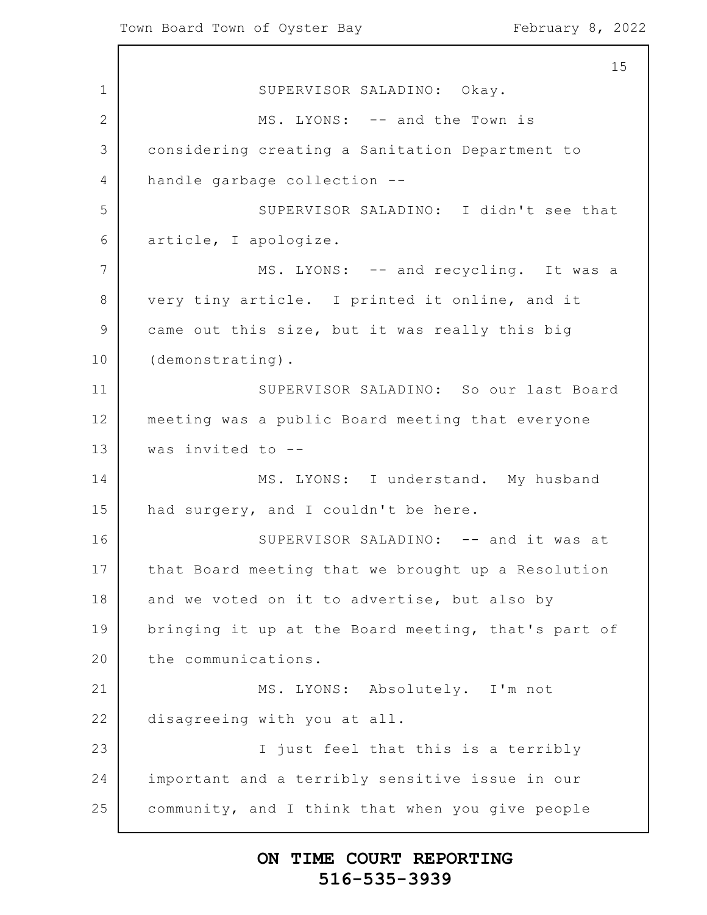SUPERVISOR SALADINO: Okay.

MS. LYONS: -- and the Town is considering creating a Sanitation Department to handle garbage collection --

SUPERVISOR SALADINO: I didn't see that article, I apologize.

MS. LYONS: -- and recycling. It was a very tiny article. I printed it online, and it came out this size, but it was really this big (demonstrating).

SUPERVISOR SALADINO: So our last Board meeting was a public Board meeting that everyone was invited to --

MS. LYONS: I understand. My husband had surgery, and I couldn't be here.

SUPERVISOR SALADINO: -- and it was at that Board meeting that we brought up a Resolution and we voted on it to advertise, but also by bringing it up at the Board meeting, that's part of the communications.

MS. LYONS: Absolutely. I'm not disagreeing with you at all.

I just feel that this is a terribly important and a terribly sensitive issue in our community, and I think that when you give people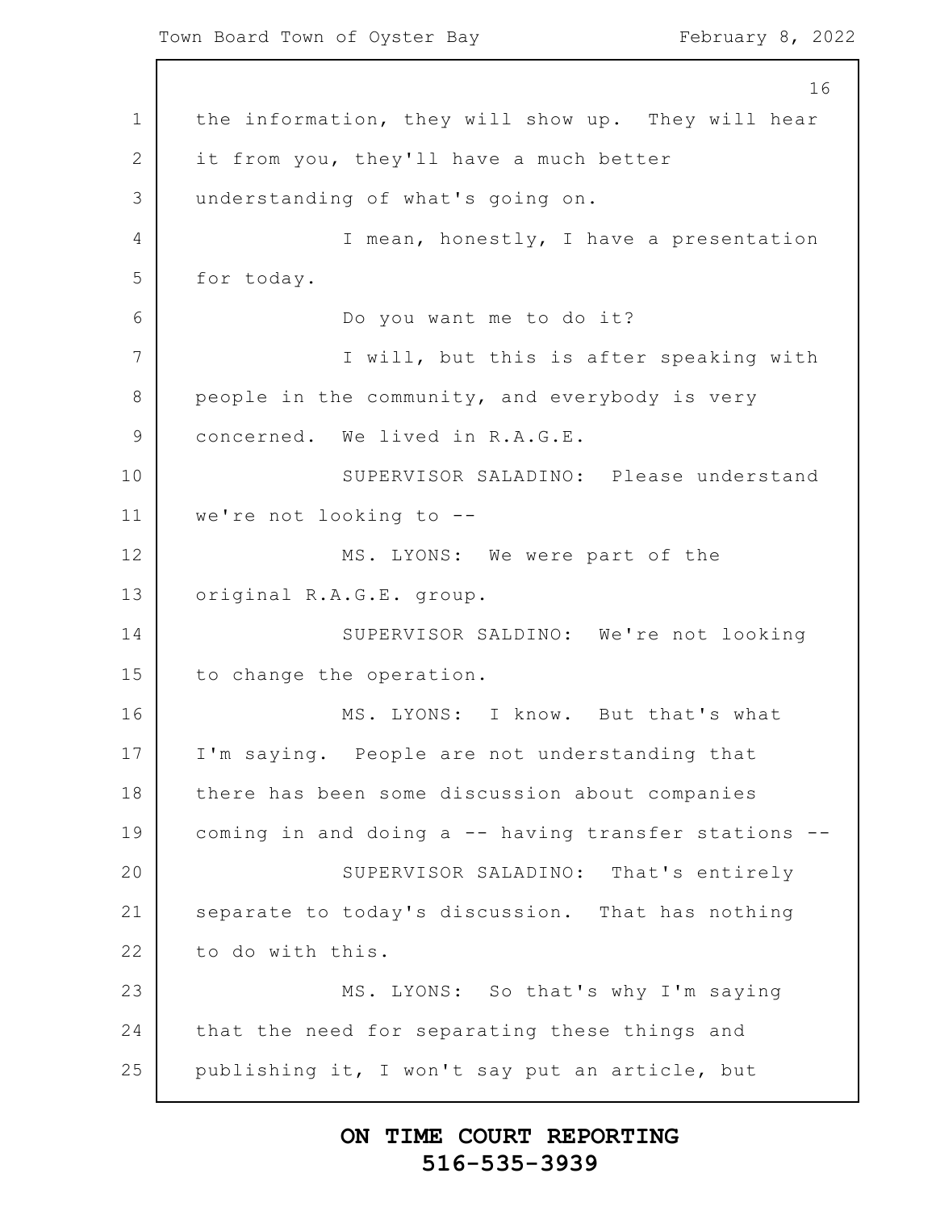the information, they will show up. They will hear it from you, they'll have a much better understanding of what's going on.

I mean, honestly, I have a presentation for today.

Do you want me to do it?

I will, but this is after speaking with people in the community, and everybody is very concerned. We lived in R.A.G.E.

SUPERVISOR SALADINO: Please understand we're not looking to --

MS. LYONS: We were part of the original R.A.G.E. group.

SUPERVISOR SALDINO: We're not looking to change the operation.

MS. LYONS: I know. But that's what I'm saying. People are not understanding that there has been some discussion about companies coming in and doing a -- having transfer stations --

SUPERVISOR SALADINO: That's entirely separate to today's discussion. That has nothing to do with this.

MS. LYONS: So that's why I'm saying that the need for separating these things and publishing it, I won't say put an article, but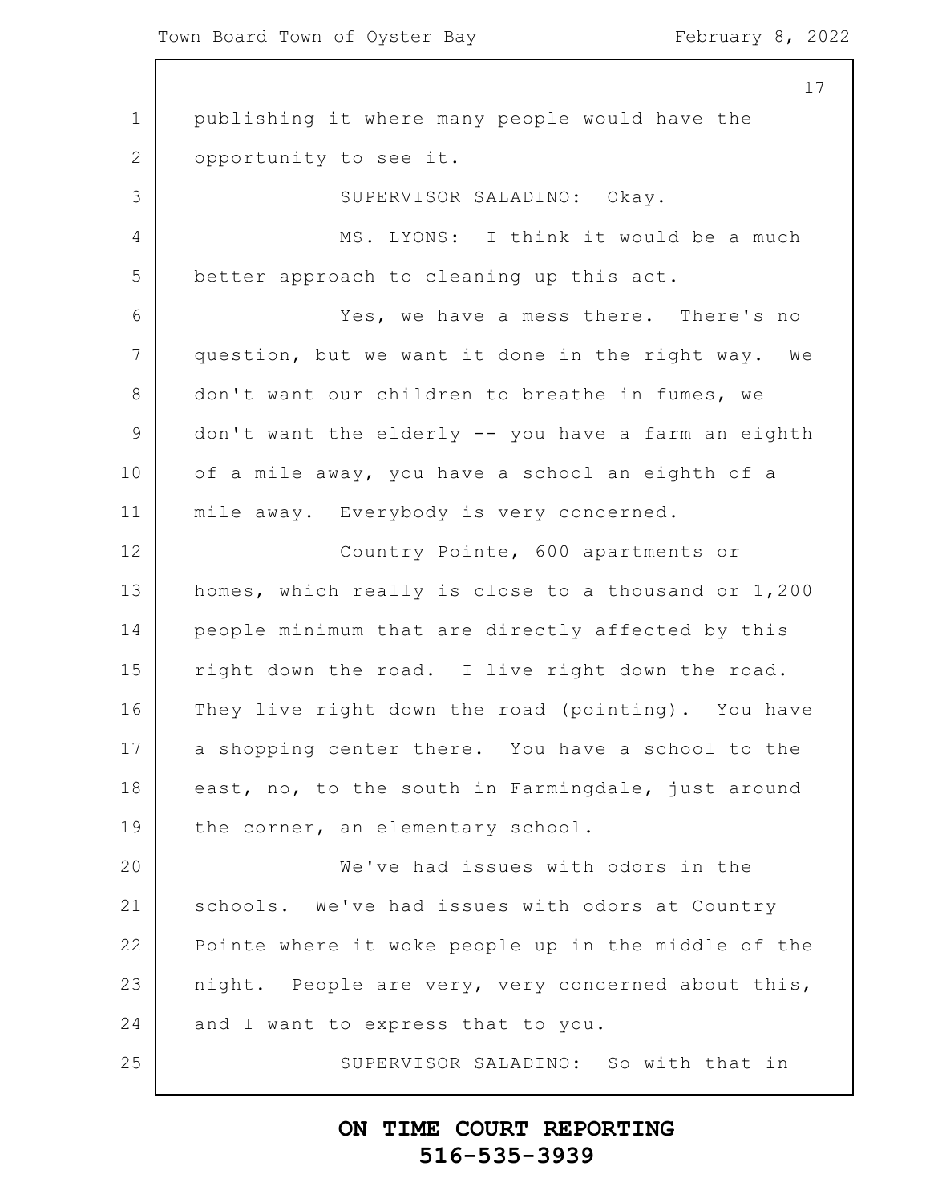publishing it where many people would have the opportunity to see it.

SUPERVISOR SALADINO: Okay.

MS. LYONS: I think it would be a much better approach to cleaning up this act.

Yes, we have a mess there. There's no question, but we want it done in the right way. We don't want our children to breathe in fumes, we don't want the elderly -- you have a farm an eighth of a mile away, you have a school an eighth of a mile away. Everybody is very concerned.

Country Pointe, 600 apartments or homes, which really is close to a thousand or 1,200 people minimum that are directly affected by this right down the road. I live right down the road. They live right down the road (pointing). You have a shopping center there. You have a school to the east, no, to the south in Farmingdale, just around the corner, an elementary school.

We've had issues with odors in the schools. We've had issues with odors at Country Pointe where it woke people up in the middle of the night. People are very, very concerned about this, and I want to express that to you.

SUPERVISOR SALADINO: So with that in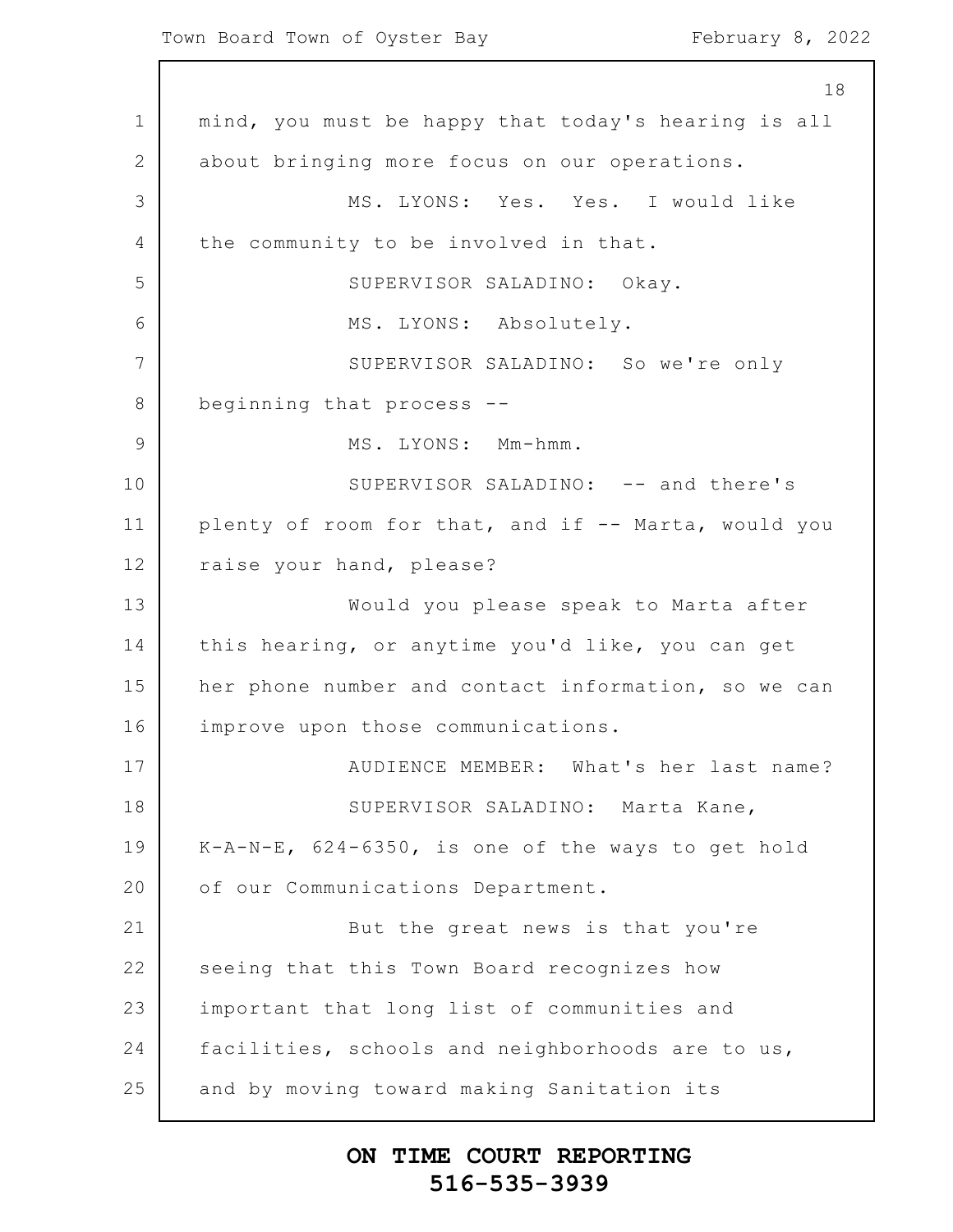mind, you must be happy that today's hearing is all about bringing more focus on our operations.

MS. LYONS: Yes. Yes. I would like the community to be involved in that.

SUPERVISOR SALADINO: Okay.

MS. LYONS: Absolutely.

SUPERVISOR SALADINO: So we're only beginning that process --

MS. LYONS: Mm-hmm.

SUPERVISOR SALADINO: -- and there's plenty of room for that, and if -- Marta, would you raise your hand, please?

Would you please speak to Marta after this hearing, or anytime you'd like, you can get her phone number and contact information, so we can improve upon those communications.

AUDIENCE MEMBER: What's her last name?

SUPERVISOR SALADINO: Marta Kane, K-A-N-E, 624-6350, is one of the ways to get hold of our Communications Department.

But the great news is that you're seeing that this Town Board recognizes how important that long list of communities and facilities, schools and neighborhoods are to us, and by moving toward making Sanitation its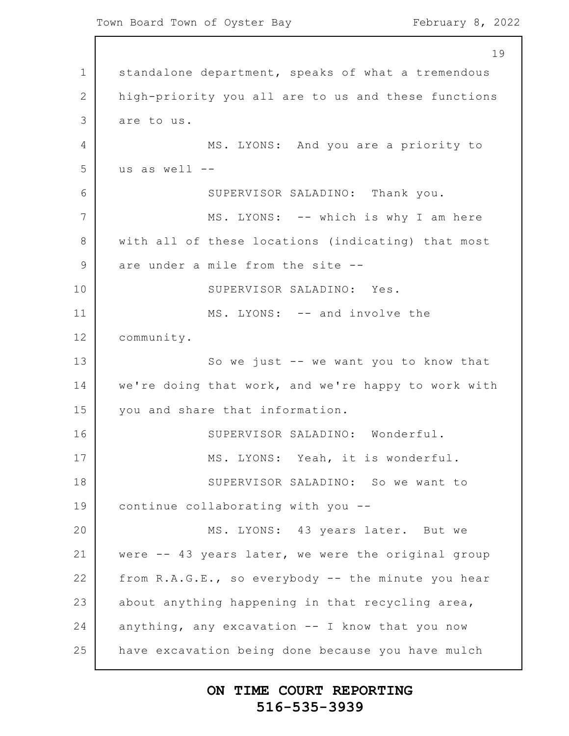standalone department, speaks of what a tremendous high-priority you all are to us and these functions are to us.

MS. LYONS: And you are a priority to us as well --

SUPERVISOR SALADINO: Thank you.

MS. LYONS: -- which is why I am here with all of these locations (indicating) that most are under a mile from the site --

SUPERVISOR SALADINO: Yes.

MS. LYONS: -- and involve the community.

So we just -- we want you to know that we're doing that work, and we're happy to work with you and share that information.

SUPERVISOR SALADINO: Wonderful.

MS. LYONS: Yeah, it is wonderful.

SUPERVISOR SALADINO: So we want to continue collaborating with you --

MS. LYONS: 43 years later. But we were -- 43 years later, we were the original group from R.A.G.E., so everybody -- the minute you hear about anything happening in that recycling area, anything, any excavation -- I know that you now have excavation being done because you have mulch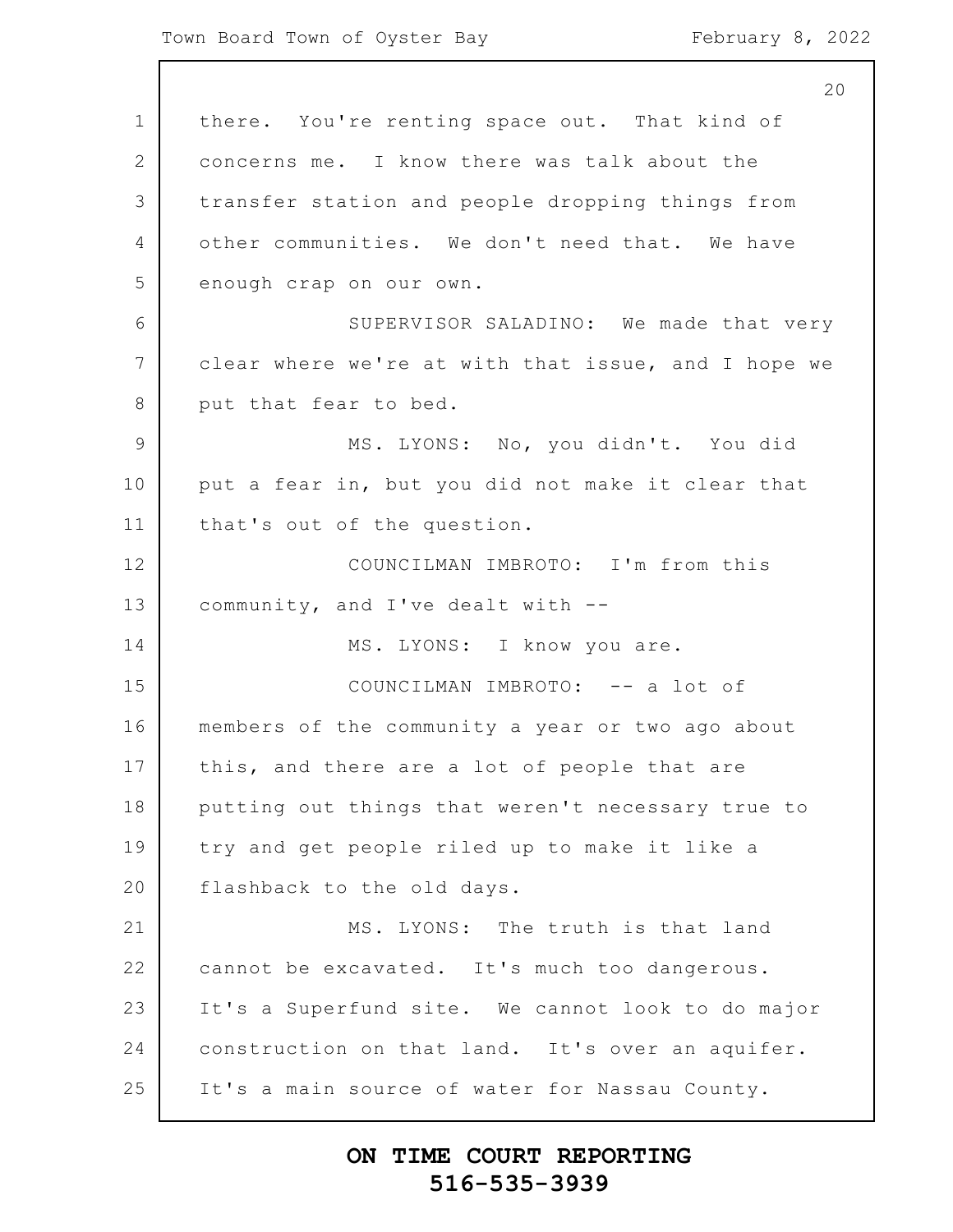there. You're renting space out. That kind of concerns me. I know there was talk about the transfer station and people dropping things from other communities. We don't need that. We have enough crap on our own.

SUPERVISOR SALADINO: We made that very clear where we're at with that issue, and I hope we put that fear to bed.

MS. LYONS: No, you didn't. You did put a fear in, but you did not make it clear that that's out of the question.

COUNCILMAN IMBROTO: I'm from this community, and I've dealt with --

MS. LYONS: I know you are.

COUNCILMAN IMBROTO: -- a lot of members of the community a year or two ago about this, and there are a lot of people that are putting out things that weren't necessary true to try and get people riled up to make it like a flashback to the old days.

MS. LYONS: The truth is that land cannot be excavated. It's much too dangerous. It's a Superfund site. We cannot look to do major construction on that land. It's over an aquifer. It's a main source of water for Nassau County.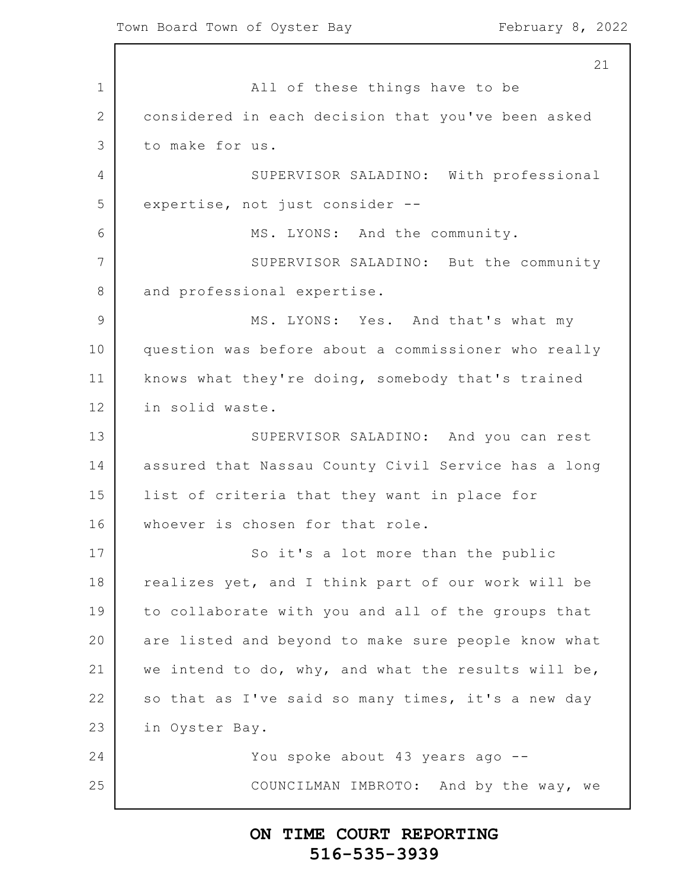All of these things have to be considered in each decision that you've been asked to make for us.

SUPERVISOR SALADINO: With professional expertise, not just consider --

MS. LYONS: And the community.

SUPERVISOR SALADINO: But the community and professional expertise.

MS. LYONS: Yes. And that's what my question was before about a commissioner who really knows what they're doing, somebody that's trained in solid waste.

SUPERVISOR SALADINO: And you can rest assured that Nassau County Civil Service has a long list of criteria that they want in place for whoever is chosen for that role.

So it's a lot more than the public realizes yet, and I think part of our work will be to collaborate with you and all of the groups that are listed and beyond to make sure people know what we intend to do, why, and what the results will be, so that as I've said so many times, it's a new day in Oyster Bay.

You spoke about 43 years ago --

COUNCILMAN IMBROTO: And by the way, we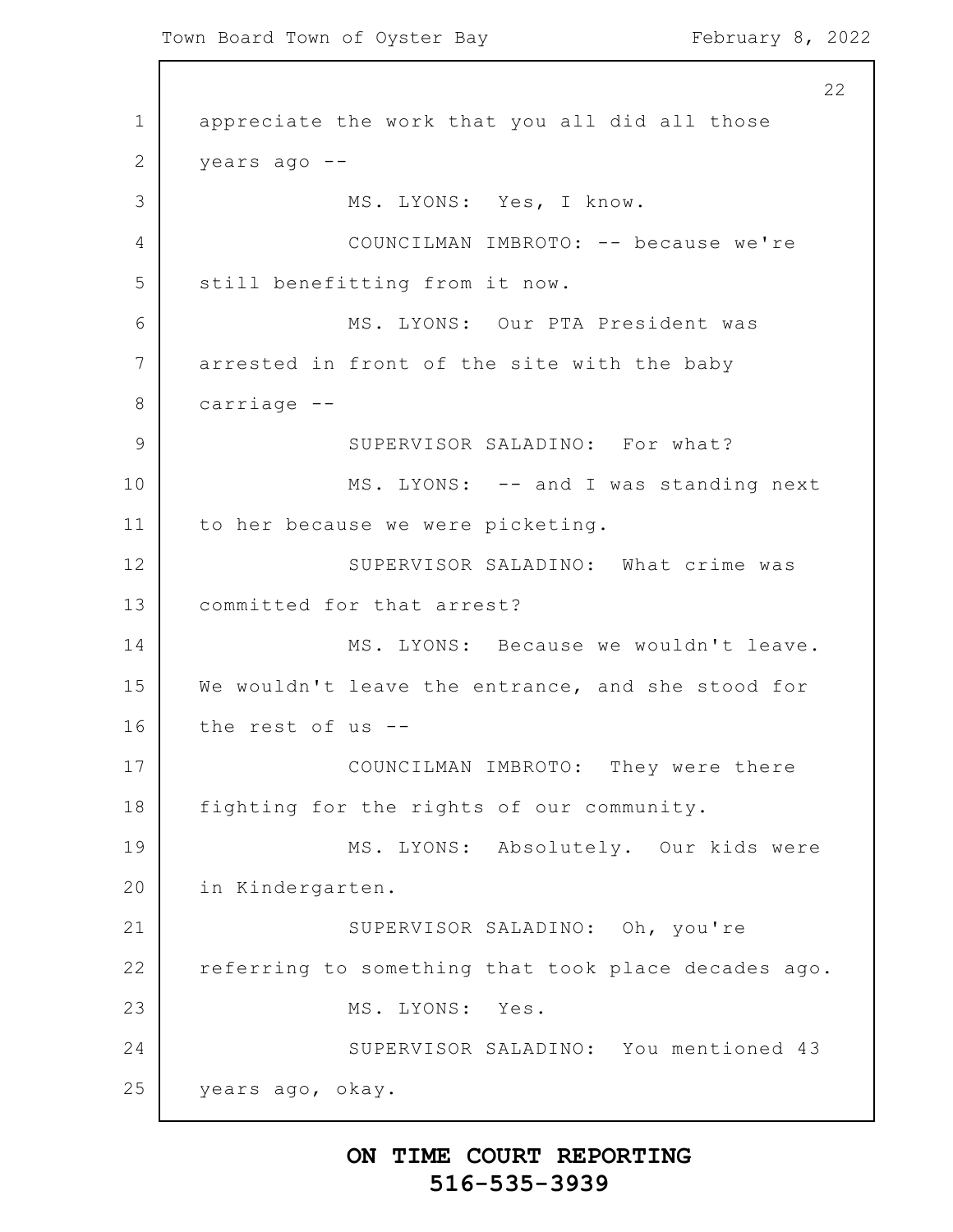appreciate the work that you all did all those years ago --

MS. LYONS: Yes, I know.

COUNCILMAN IMBROTO: -- because we're still benefitting from it now.

MS. LYONS: Our PTA President was arrested in front of the site with the baby carriage --

SUPERVISOR SALADINO: For what?

MS. LYONS: -- and I was standing next to her because we were picketing.

SUPERVISOR SALADINO: What crime was committed for that arrest?

MS. LYONS: Because we wouldn't leave. We wouldn't leave the entrance, and she stood for the rest of us --

COUNCILMAN IMBROTO: They were there fighting for the rights of our community.

MS. LYONS: Absolutely. Our kids were in Kindergarten.

SUPERVISOR SALADINO: Oh, you're referring to something that took place decades ago.

MS. LYONS: Yes.

SUPERVISOR SALADINO: You mentioned 43 years ago, okay.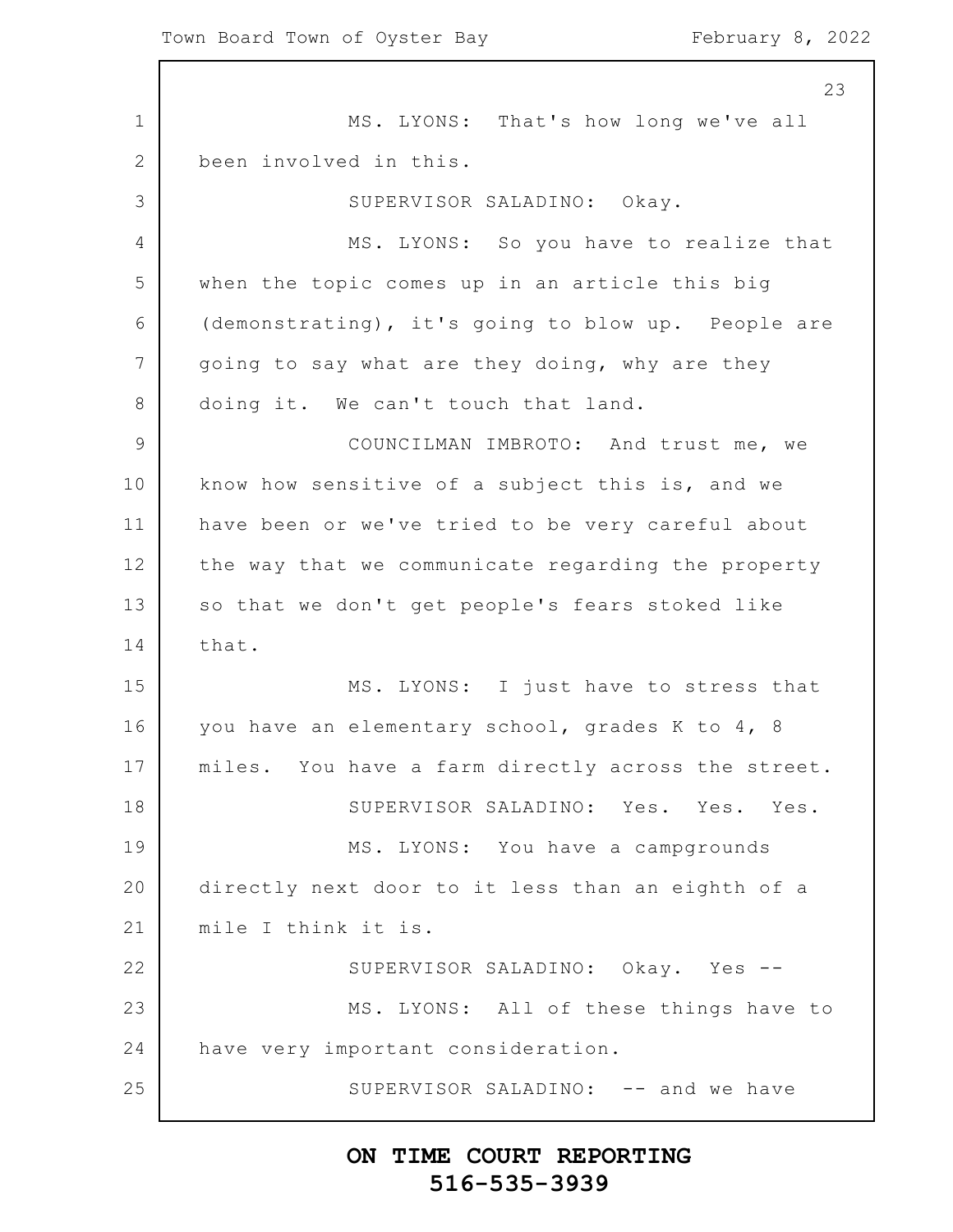MS. LYONS: That's how long we've all been involved in this.

SUPERVISOR SALADINO: Okay.

MS. LYONS: So you have to realize that when the topic comes up in an article this big (demonstrating), it's going to blow up. People are going to say what are they doing, why are they doing it. We can't touch that land.

COUNCILMAN IMBROTO: And trust me, we know how sensitive of a subject this is, and we have been or we've tried to be very careful about the way that we communicate regarding the property so that we don't get people's fears stoked like that.

MS. LYONS: I just have to stress that you have an elementary school, grades K to 4, 8 miles. You have a farm directly across the street.

SUPERVISOR SALADINO: Yes. Yes. Yes.

MS. LYONS: You have a campgrounds directly next door to it less than an eighth of a mile I think it is.

SUPERVISOR SALADINO: Okay. Yes --

MS. LYONS: All of these things have to have very important consideration.

SUPERVISOR SALADINO: -- and we have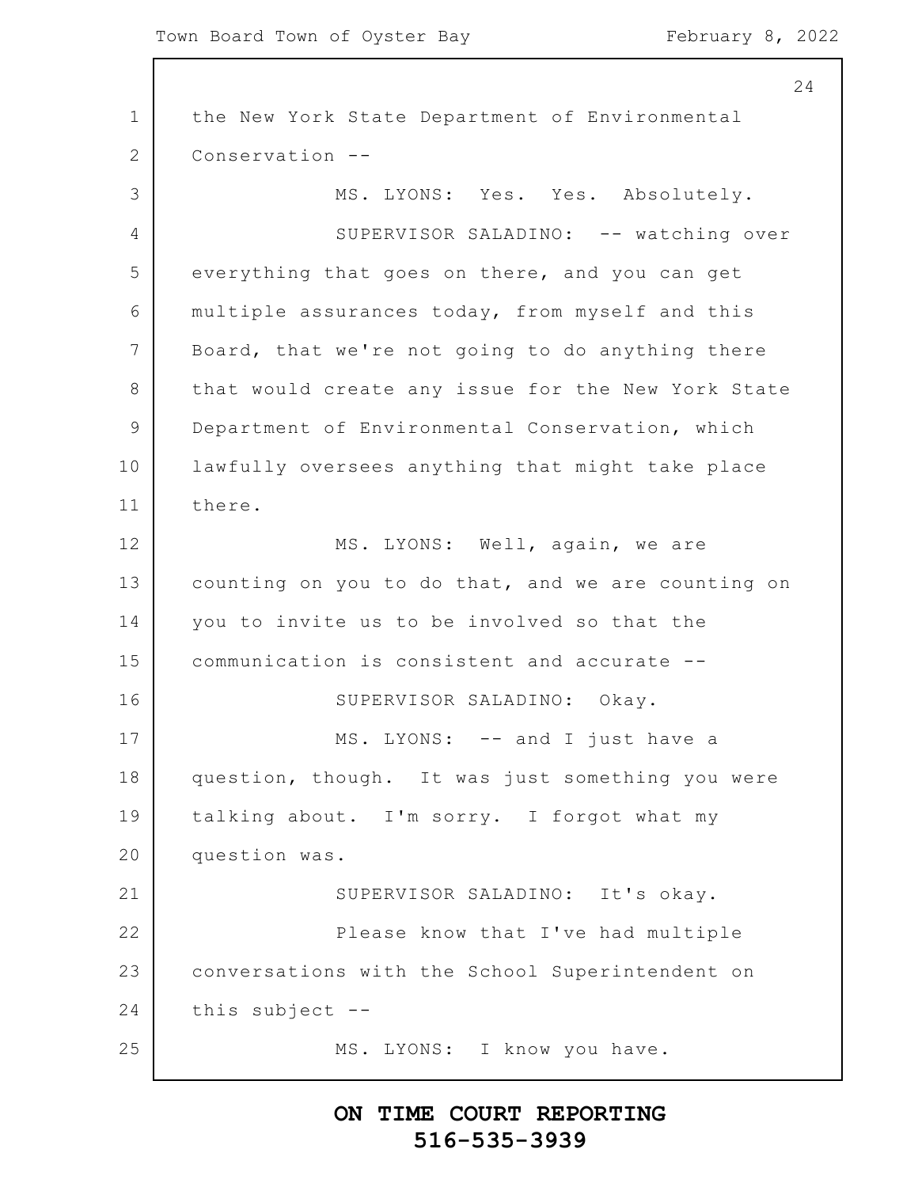the New York State Department of Environmental Conservation --

MS. LYONS: Yes. Yes. Absolutely.

SUPERVISOR SALADINO: -- watching over everything that goes on there, and you can get multiple assurances today, from myself and this Board, that we're not going to do anything there that would create any issue for the New York State Department of Environmental Conservation, which lawfully oversees anything that might take place there.

MS. LYONS: Well, again, we are counting on you to do that, and we are counting on you to invite us to be involved so that the communication is consistent and accurate --

SUPERVISOR SALADINO: Okay.

MS. LYONS: -- and I just have a question, though. It was just something you were talking about. I'm sorry. I forgot what my question was.

SUPERVISOR SALADINO: It's okay.

Please know that I've had multiple conversations with the School Superintendent on this subject --

MS. LYONS: I know you have.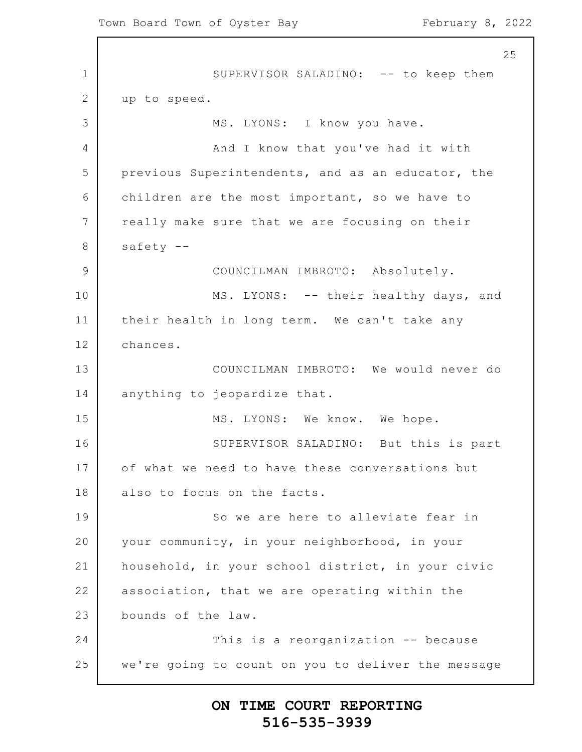SUPERVISOR SALADINO: -- to keep them up to speed.

MS. LYONS: I know you have.

And I know that you've had it with previous Superintendents, and as an educator, the children are the most important, so we have to really make sure that we are focusing on their safety --

COUNCILMAN IMBROTO: Absolutely.

MS. LYONS: -- their healthy days, and their health in long term. We can't take any chances.

COUNCILMAN IMBROTO: We would never do anything to jeopardize that.

MS. LYONS: We know. We hope.

SUPERVISOR SALADINO: But this is part of what we need to have these conversations but also to focus on the facts.

So we are here to alleviate fear in your community, in your neighborhood, in your household, in your school district, in your civic association, that we are operating within the bounds of the law.

This is a reorganization -- because we're going to count on you to deliver the message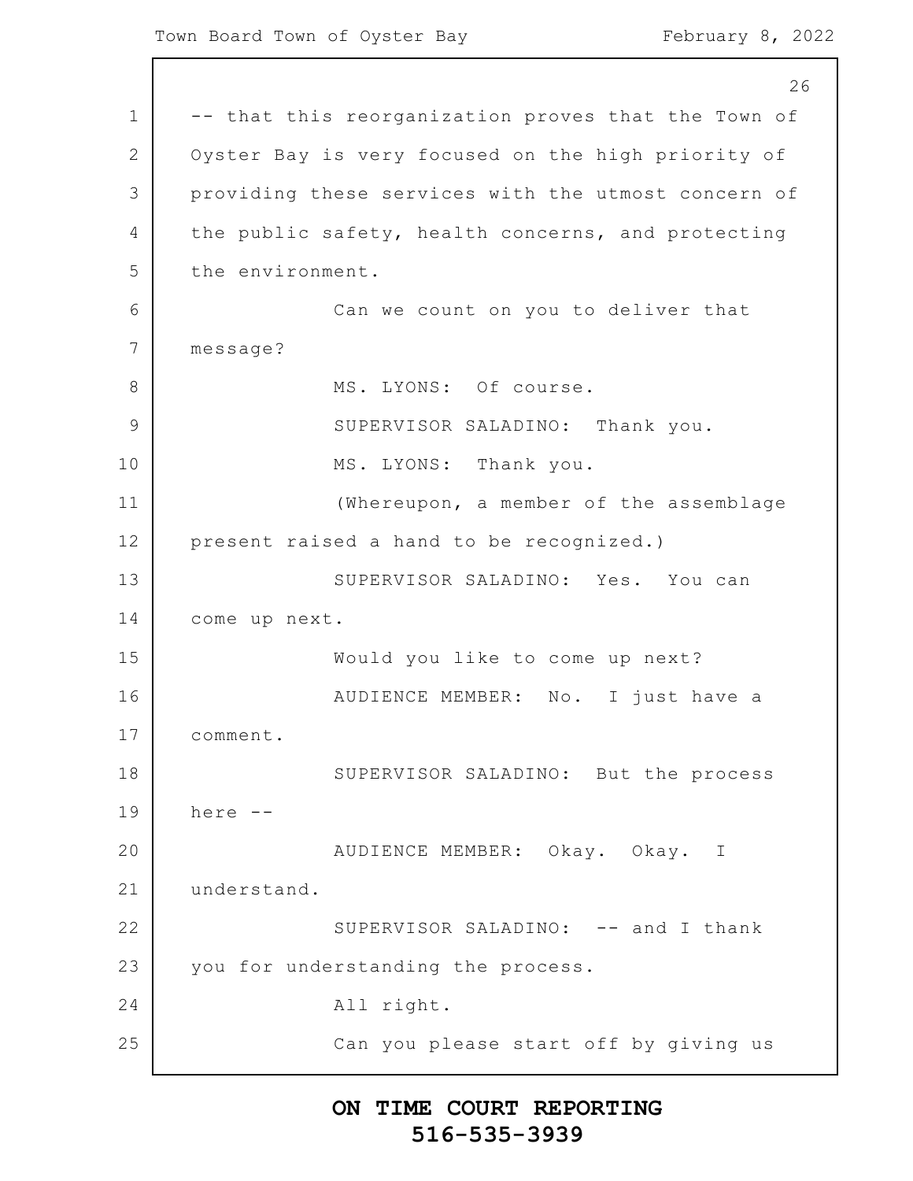-- that this reorganization proves that the Town of Oyster Bay is very focused on the high priority of providing these services with the utmost concern of the public safety, health concerns, and protecting the environment.

Can we count on you to deliver that message?

MS. LYONS: Of course.

SUPERVISOR SALADINO: Thank you.

MS. LYONS: Thank you.

(Whereupon, a member of the assemblage present raised a hand to be recognized.)

SUPERVISOR SALADINO: Yes. You can come up next.

Would you like to come up next?

AUDIENCE MEMBER: No. I just have a comment.

SUPERVISOR SALADINO: But the process here --

AUDIENCE MEMBER: Okay. Okay. I understand.

SUPERVISOR SALADINO: -- and I thank you for understanding the process.

All right.

Can you please start off by giving us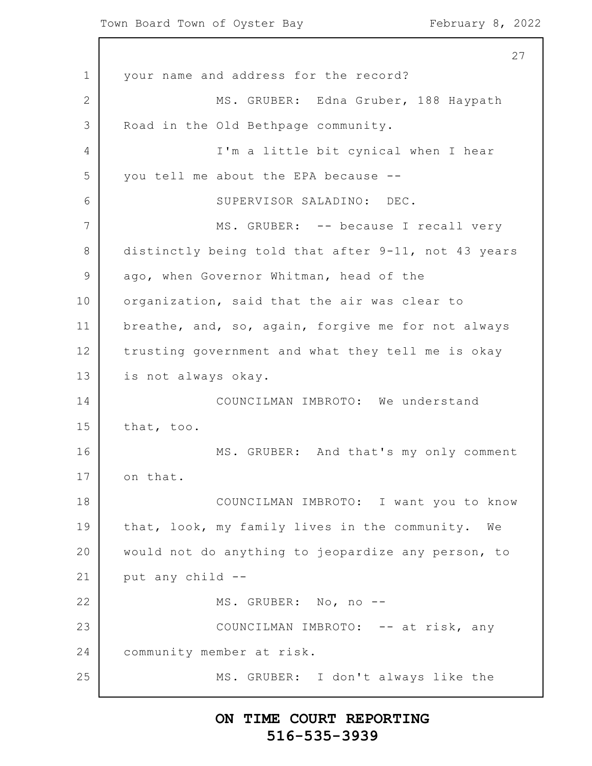your name and address for the record?

MS. GRUBER: Edna Gruber, 188 Haypath Road in the Old Bethpage community.

I'm a little bit cynical when I hear you tell me about the EPA because --

SUPERVISOR SALADINO: DEC.

MS. GRUBER: -- because I recall very distinctly being told that after 9-11, not 43 years ago, when Governor Whitman, head of the organization, said that the air was clear to breathe, and, so, again, forgive me for not always trusting government and what they tell me is okay is not always okay.

COUNCILMAN IMBROTO: We understand that, too.

MS. GRUBER: And that's my only comment on that.

COUNCILMAN IMBROTO: I want you to know that, look, my family lives in the community. We would not do anything to jeopardize any person, to put any child --

MS. GRUBER: No, no --

COUNCILMAN IMBROTO: -- at risk, any community member at risk.

MS. GRUBER: I don't always like the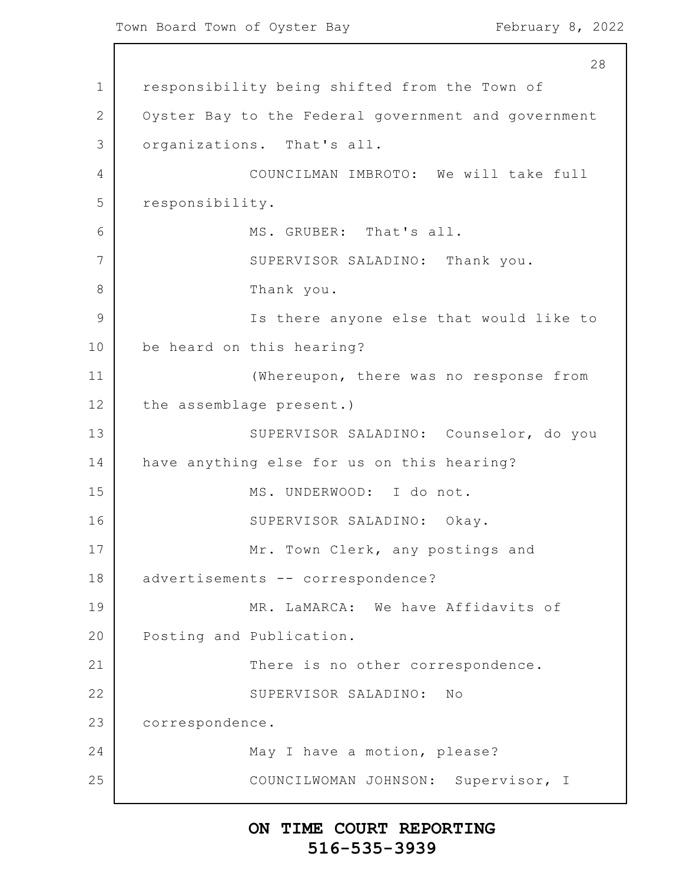responsibility being shifted from the Town of Oyster Bay to the Federal government and government organizations. That's all.

COUNCILMAN IMBROTO: We will take full responsibility.

MS. GRUBER: That's all.

SUPERVISOR SALADINO: Thank you.

Thank you.

Is there anyone else that would like to be heard on this hearing?

(Whereupon, there was no response from the assemblage present.)

SUPERVISOR SALADINO: Counselor, do you have anything else for us on this hearing?

MS. UNDERWOOD: I do not.

SUPERVISOR SALADINO: Okay.

Mr. Town Clerk, any postings and advertisements -- correspondence?

MR. LaMARCA: We have Affidavits of Posting and Publication.

There is no other correspondence.

SUPERVISOR SALADINO: No correspondence.

May I have a motion, please?

COUNCILWOMAN JOHNSON: Supervisor, I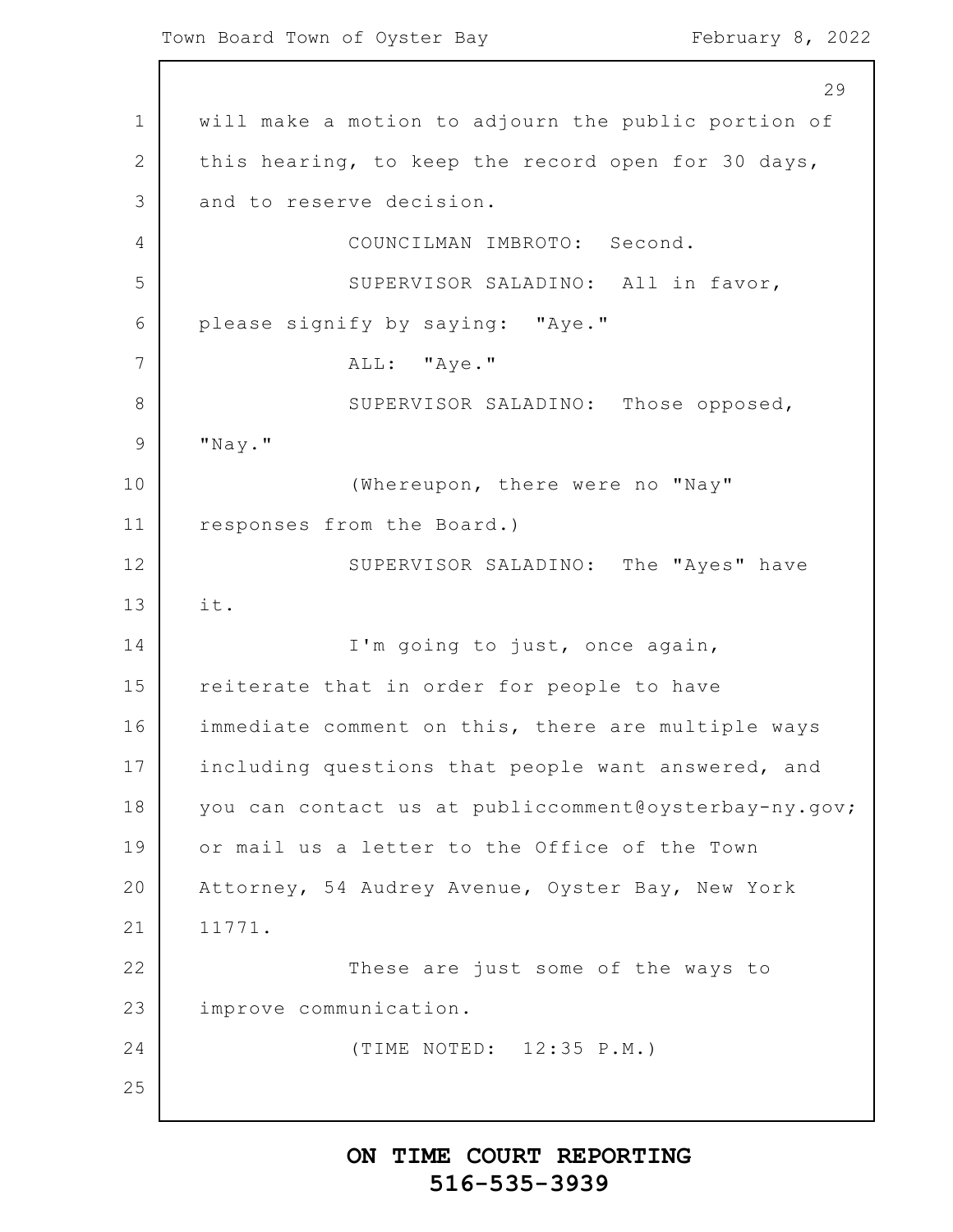will make a motion to adjourn the public portion of this hearing, to keep the record open for 30 days, and to reserve decision.

COUNCILMAN IMBROTO: Second.

SUPERVISOR SALADINO: All in favor, please signify by saying: "Aye."

ALL: "Aye."

SUPERVISOR SALADINO: Those opposed, "Nay."

(Whereupon, there were no "Nay" responses from the Board.)

SUPERVISOR SALADINO: The "Ayes" have it.

I'm going to just, once again, reiterate that in order for people to have immediate comment on this, there are multiple ways including questions that people want answered, and you can contact us at publiccomment@oysterbay-ny.gov; or mail us a letter to the Office of the Town Attorney, 54 Audrey Avenue, Oyster Bay, New York 11771.

These are just some of the ways to improve communication.

(TIME NOTED: 12:35 P.M.)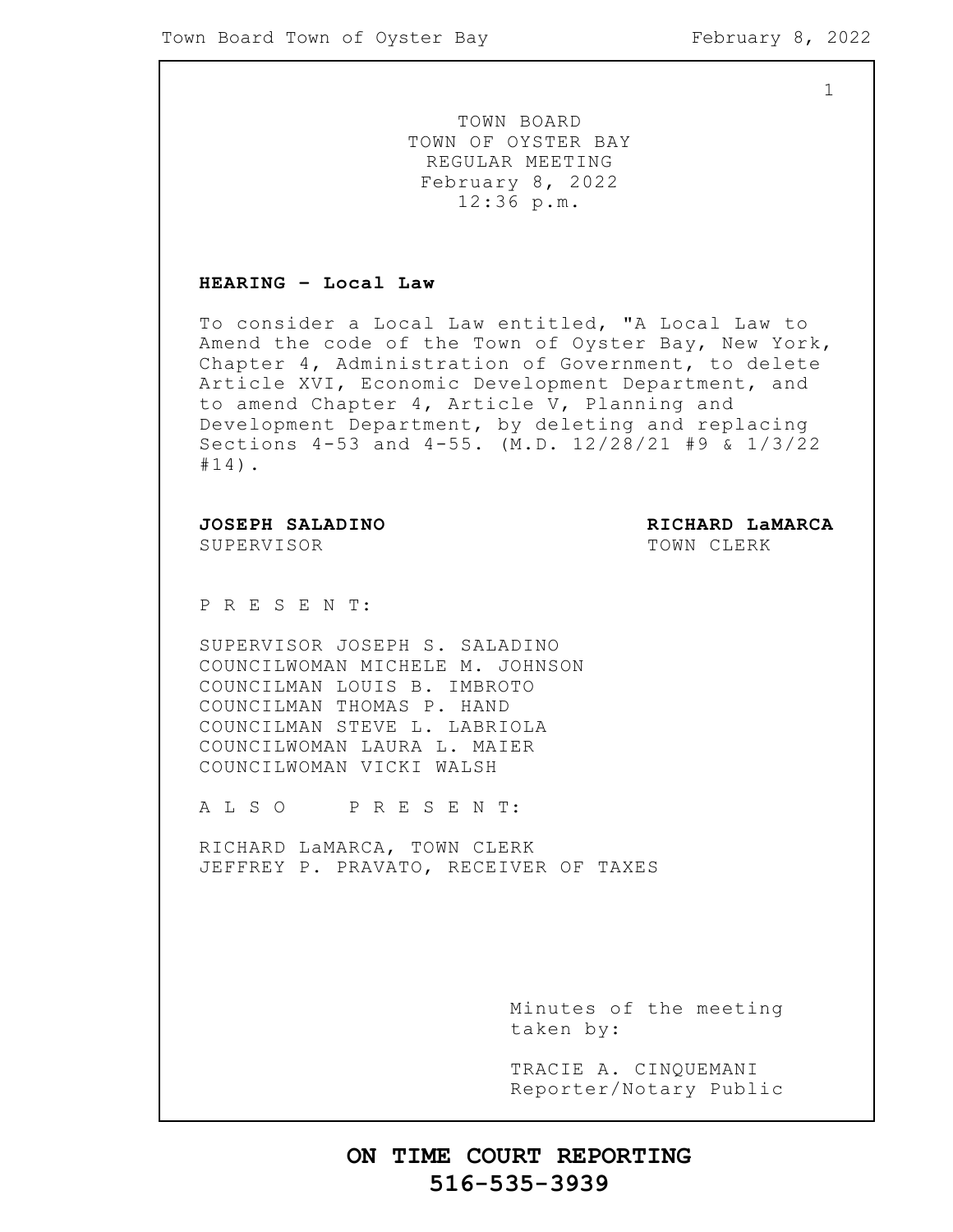TOWN BOARD
TOWN OF OYSTER BAY
REGULAR MEETING
February 8, 2022
12:36 p.m.

**HEARING – Local Law**

To consider a Local Law entitled, "A Local Law to Amend the code of the Town of Oyster Bay, New York, Chapter 4, Administration of Government, to delete Article XVI, Economic Development Department, and to amend Chapter 4, Article V, Planning and Development Department, by deleting and replacing Sections 4-53 and 4-55. (M.D. 12/28/21 #9 & 1/3/22 #14).

**JOSEPH SALADINO**
SUPERVISOR

**RICHARD LaMARCA**
TOWN CLERK

P R E S E N T:

SUPERVISOR JOSEPH S. SALADINO
COUNCILWOMAN MICHELE M. JOHNSON
COUNCILMAN LOUIS B. IMBROTO
COUNCILMAN THOMAS P. HAND
COUNCILMAN STEVE L. LABRIOLA
COUNCILWOMAN LAURA L. MAIER
COUNCILWOMAN VICKI WALSH

A L S O   P R E S E N T:

RICHARD LaMARCA, TOWN CLERK
JEFFREY P. PRAVATO, RECEIVER OF TAXES

Minutes of the meeting taken by:

TRACIE A. CINQUEMANI
Reporter/Notary Public

**ON TIME COURT REPORTING**
**516-535-3939**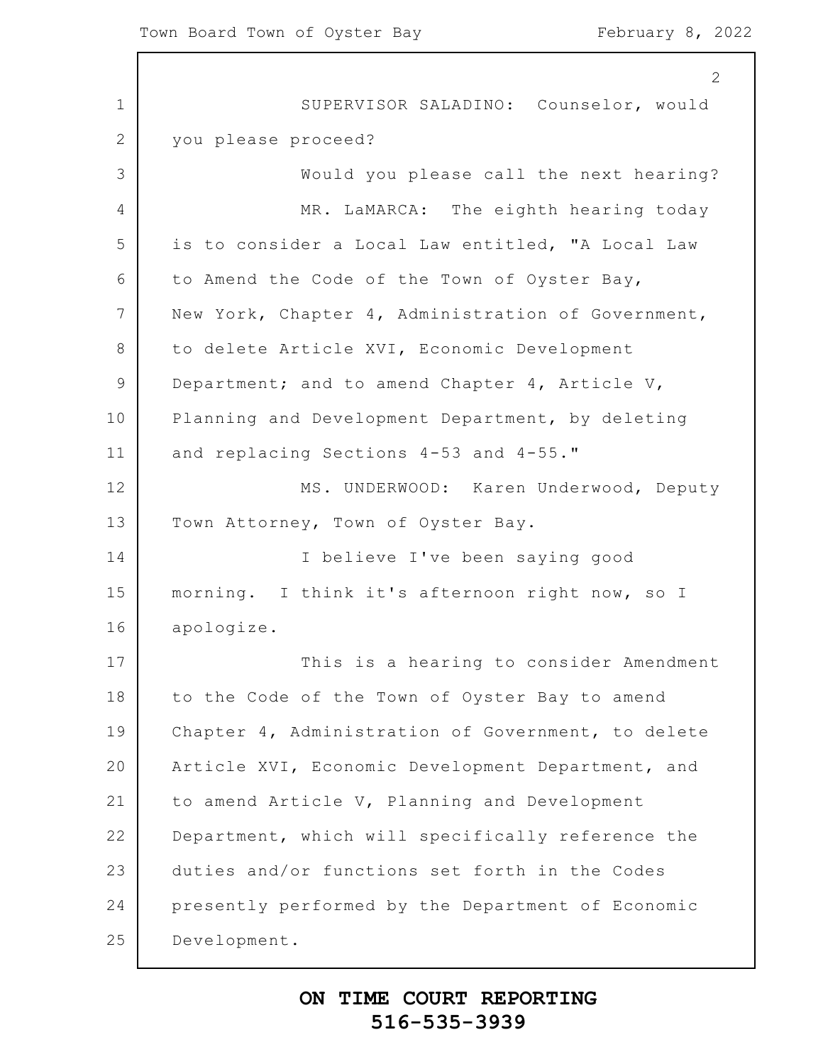SUPERVISOR SALADINO: Counselor, would you please proceed?

Would you please call the next hearing?

MR. LaMARCA: The eighth hearing today is to consider a Local Law entitled, "A Local Law to Amend the Code of the Town of Oyster Bay, New York, Chapter 4, Administration of Government, to delete Article XVI, Economic Development Department; and to amend Chapter 4, Article V, Planning and Development Department, by deleting and replacing Sections 4-53 and 4-55."

MS. UNDERWOOD: Karen Underwood, Deputy Town Attorney, Town of Oyster Bay.

I believe I've been saying good morning. I think it's afternoon right now, so I apologize.

This is a hearing to consider Amendment to the Code of the Town of Oyster Bay to amend Chapter 4, Administration of Government, to delete Article XVI, Economic Development Department, and to amend Article V, Planning and Development Department, which will specifically reference the duties and/or functions set forth in the Codes presently performed by the Department of Economic Development.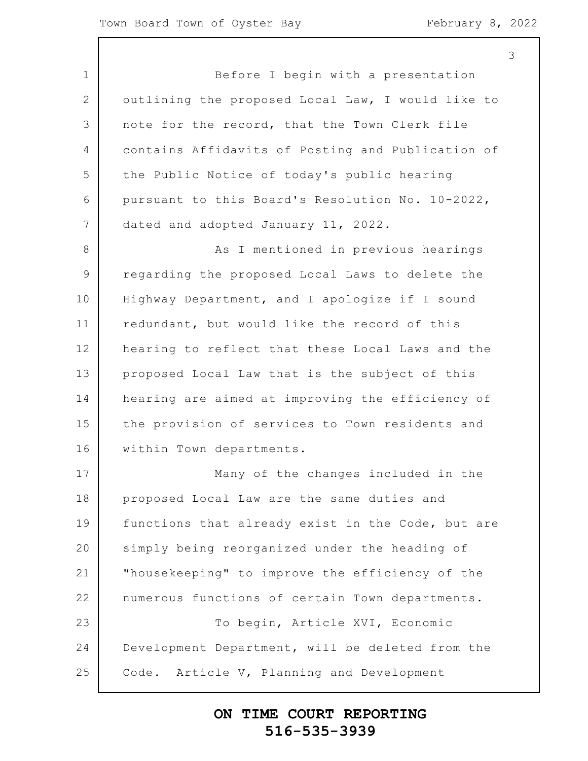Before I begin with a presentation outlining the proposed Local Law, I would like to note for the record, that the Town Clerk file contains Affidavits of Posting and Publication of the Public Notice of today's public hearing pursuant to this Board's Resolution No. 10-2022, dated and adopted January 11, 2022.

As I mentioned in previous hearings regarding the proposed Local Laws to delete the Highway Department, and I apologize if I sound redundant, but would like the record of this hearing to reflect that these Local Laws and the proposed Local Law that is the subject of this hearing are aimed at improving the efficiency of the provision of services to Town residents and within Town departments.

Many of the changes included in the proposed Local Law are the same duties and functions that already exist in the Code, but are simply being reorganized under the heading of "housekeeping" to improve the efficiency of the numerous functions of certain Town departments.

To begin, Article XVI, Economic Development Department, will be deleted from the Code. Article V, Planning and Development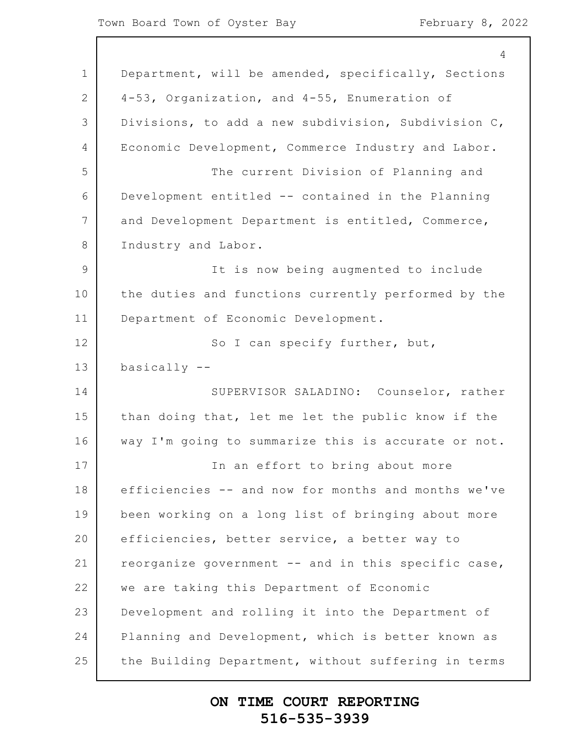Department, will be amended, specifically, Sections 4-53, Organization, and 4-55, Enumeration of Divisions, to add a new subdivision, Subdivision C, Economic Development, Commerce Industry and Labor.

The current Division of Planning and Development entitled -- contained in the Planning and Development Department is entitled, Commerce, Industry and Labor.

It is now being augmented to include the duties and functions currently performed by the Department of Economic Development.

So I can specify further, but, basically --

SUPERVISOR SALADINO: Counselor, rather than doing that, let me let the public know if the way I'm going to summarize this is accurate or not.

In an effort to bring about more efficiencies -- and now for months and months we've been working on a long list of bringing about more efficiencies, better service, a better way to reorganize government -- and in this specific case, we are taking this Department of Economic Development and rolling it into the Department of Planning and Development, which is better known as the Building Department, without suffering in terms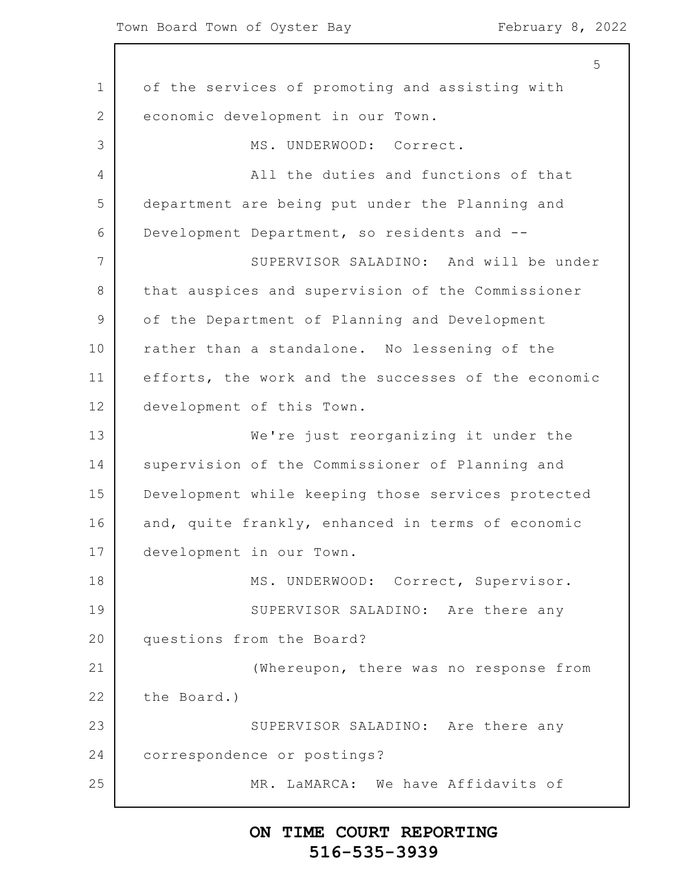of the services of promoting and assisting with economic development in our Town.

MS. UNDERWOOD: Correct.

All the duties and functions of that department are being put under the Planning and Development Department, so residents and --

SUPERVISOR SALADINO: And will be under that auspices and supervision of the Commissioner of the Department of Planning and Development rather than a standalone. No lessening of the efforts, the work and the successes of the economic development of this Town.

We're just reorganizing it under the supervision of the Commissioner of Planning and Development while keeping those services protected and, quite frankly, enhanced in terms of economic development in our Town.

MS. UNDERWOOD: Correct, Supervisor.

SUPERVISOR SALADINO: Are there any questions from the Board?

(Whereupon, there was no response from the Board.)

SUPERVISOR SALADINO: Are there any correspondence or postings?

MR. LaMARCA: We have Affidavits of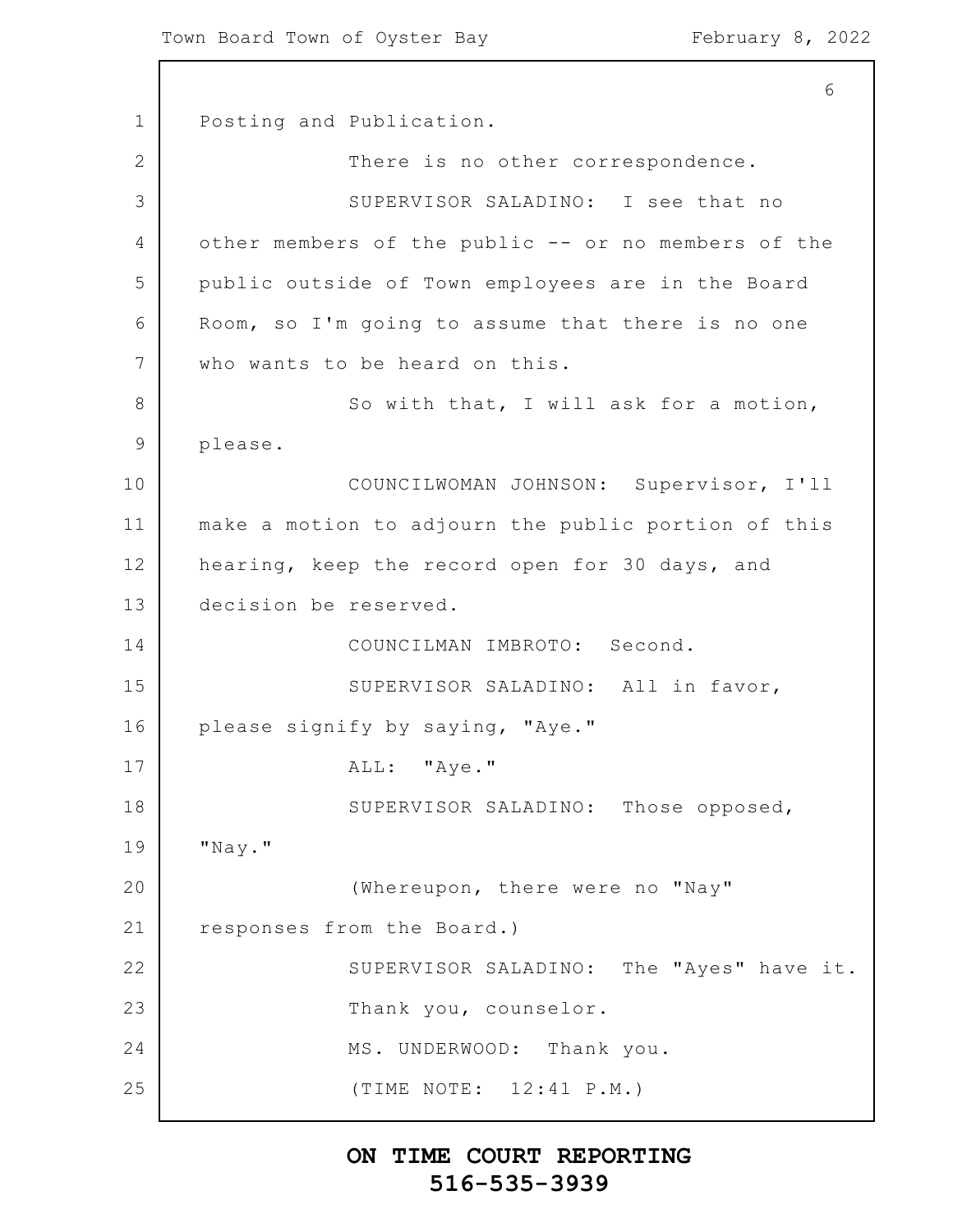Posting and Publication.

There is no other correspondence.

SUPERVISOR SALADINO: I see that no other members of the public -- or no members of the public outside of Town employees are in the Board Room, so I'm going to assume that there is no one who wants to be heard on this.

So with that, I will ask for a motion, please.

COUNCILWOMAN JOHNSON: Supervisor, I'll make a motion to adjourn the public portion of this hearing, keep the record open for 30 days, and decision be reserved.

COUNCILMAN IMBROTO: Second.

SUPERVISOR SALADINO: All in favor, please signify by saying, "Aye."

ALL: "Aye."

SUPERVISOR SALADINO: Those opposed, "Nay."

(Whereupon, there were no "Nay" responses from the Board.)

SUPERVISOR SALADINO: The "Ayes" have it.

Thank you, counselor.

MS. UNDERWOOD: Thank you.

(TIME NOTE: 12:41 P.M.)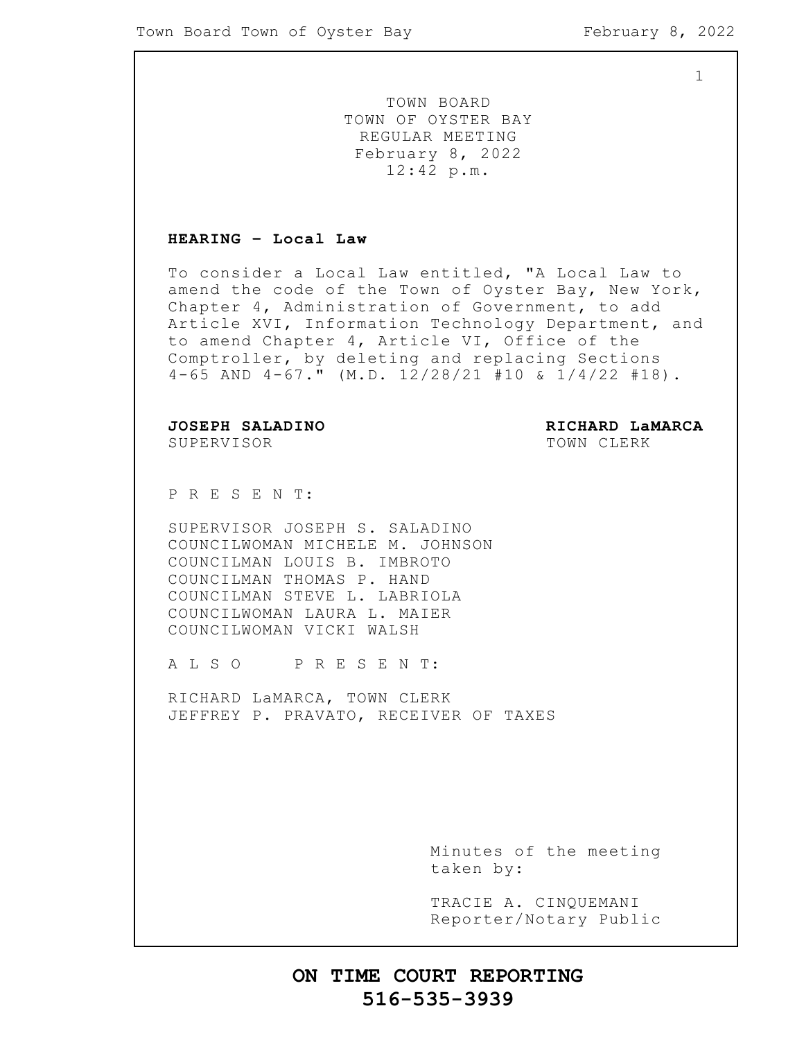TOWN BOARD
TOWN OF OYSTER BAY
REGULAR MEETING
February 8, 2022
12:42 p.m.

**HEARING – Local Law**

To consider a Local Law entitled, "A Local Law to amend the code of the Town of Oyster Bay, New York, Chapter 4, Administration of Government, to add Article XVI, Information Technology Department, and to amend Chapter 4, Article VI, Office of the Comptroller, by deleting and replacing Sections 4-65 AND 4-67." (M.D. 12/28/21 #10 & 1/4/22 #18).

**JOSEPH SALADINO**
SUPERVISOR

**RICHARD LaMARCA**
TOWN CLERK

P R E S E N T:

SUPERVISOR JOSEPH S. SALADINO
COUNCILWOMAN MICHELE M. JOHNSON
COUNCILMAN LOUIS B. IMBROTO
COUNCILMAN THOMAS P. HAND
COUNCILMAN STEVE L. LABRIOLA
COUNCILWOMAN LAURA L. MAIER
COUNCILWOMAN VICKI WALSH

A L S O P R E S E N T:

RICHARD LaMARCA, TOWN CLERK
JEFFREY P. PRAVATO, RECEIVER OF TAXES

Minutes of the meeting taken by:

TRACIE A. CINQUEMANI
Reporter/Notary Public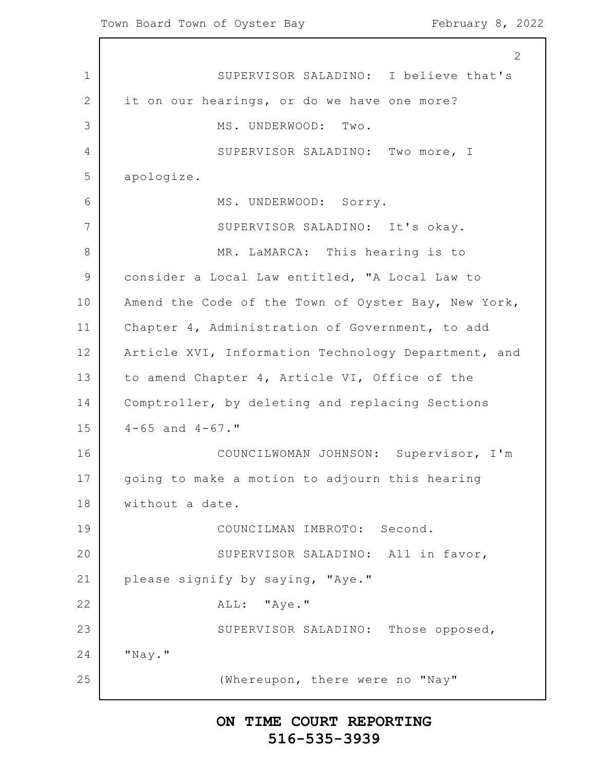SUPERVISOR SALADINO: I believe that's it on our hearings, or do we have one more?

MS. UNDERWOOD: Two.

SUPERVISOR SALADINO: Two more, I apologize.

MS. UNDERWOOD: Sorry.

SUPERVISOR SALADINO: It's okay.

MR. LaMARCA: This hearing is to consider a Local Law entitled, "A Local Law to Amend the Code of the Town of Oyster Bay, New York, Chapter 4, Administration of Government, to add Article XVI, Information Technology Department, and to amend Chapter 4, Article VI, Office of the Comptroller, by deleting and replacing Sections 4-65 and 4-67."

COUNCILWOMAN JOHNSON: Supervisor, I'm going to make a motion to adjourn this hearing without a date.

COUNCILMAN IMBROTO: Second.

SUPERVISOR SALADINO: All in favor, please signify by saying, "Aye."

ALL: "Aye."

SUPERVISOR SALADINO: Those opposed, "Nay."

(Whereupon, there were no "Nay"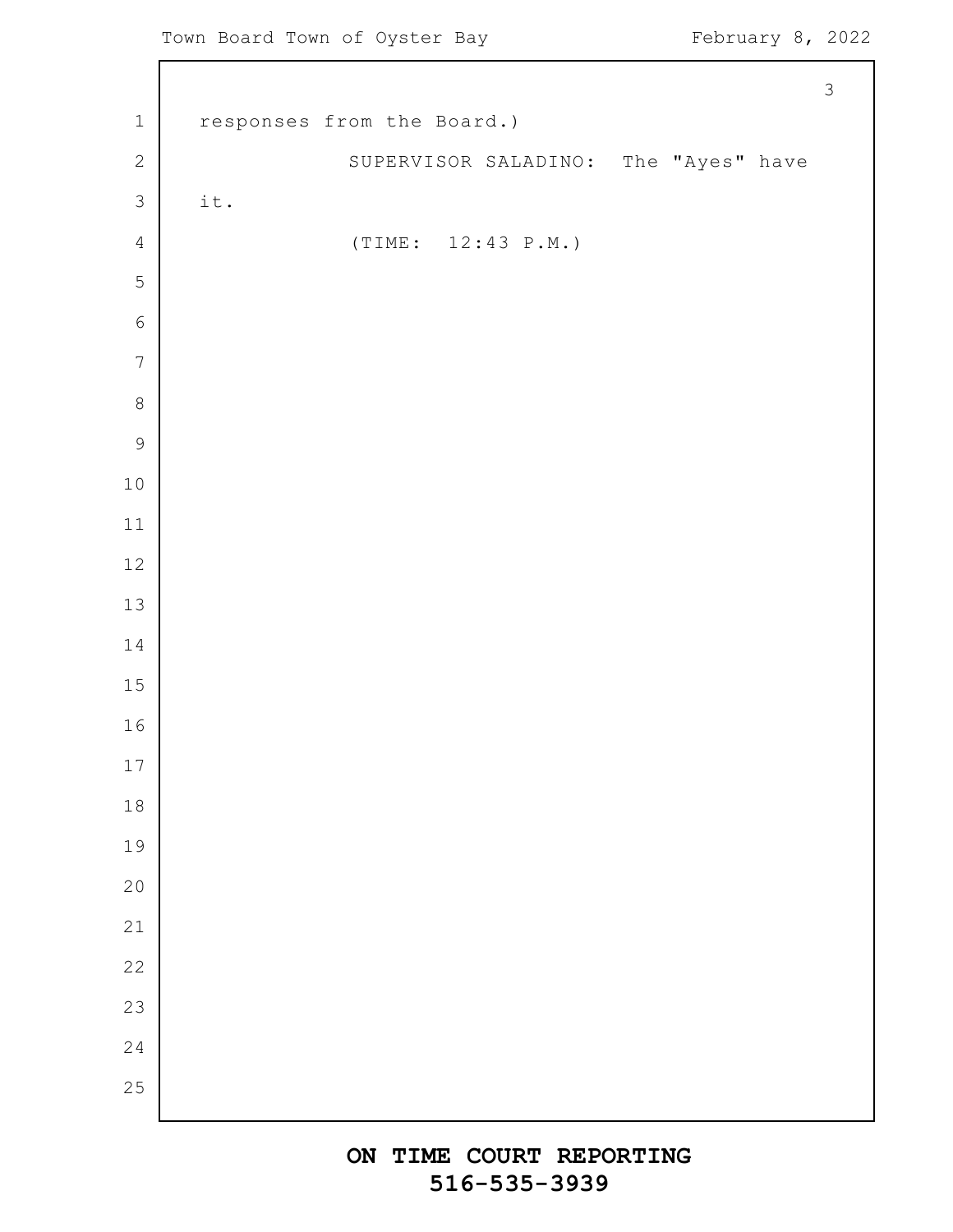responses from the Board.)

SUPERVISOR SALADINO: The "Ayes" have it.

(TIME: 12:43 P.M.)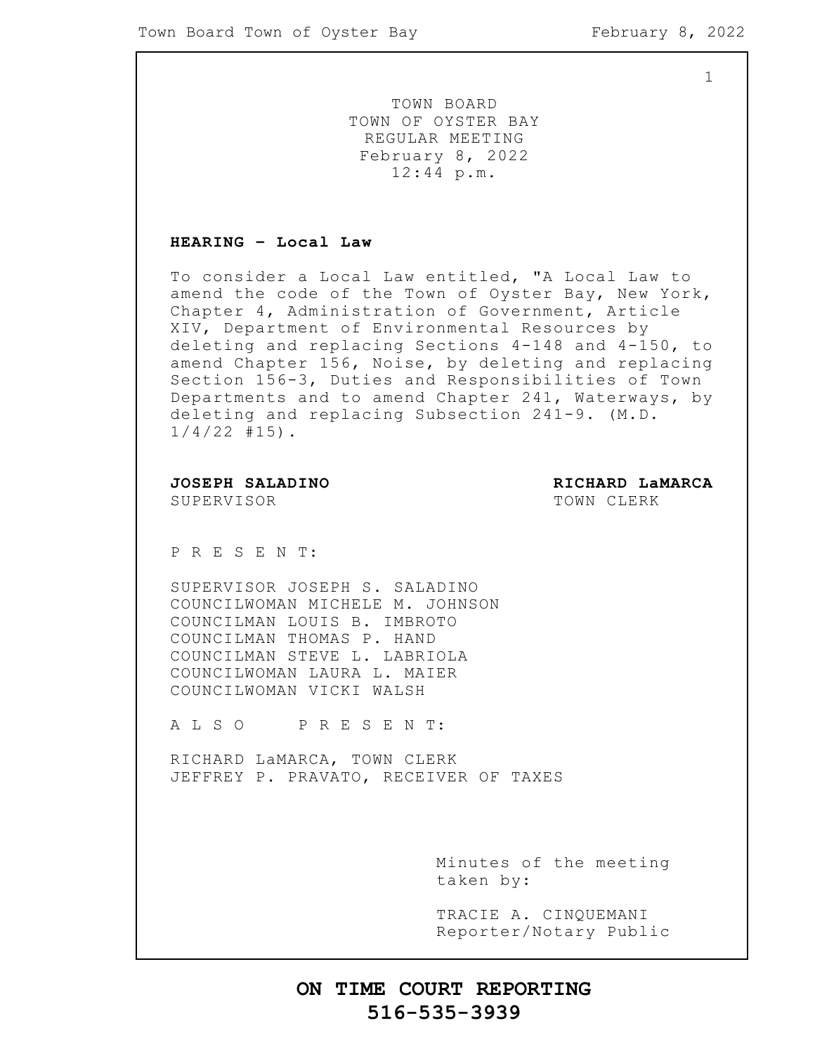TOWN BOARD
TOWN OF OYSTER BAY
REGULAR MEETING
February 8, 2022
12:44 p.m.

**HEARING – Local Law**

To consider a Local Law entitled, "A Local Law to amend the code of the Town of Oyster Bay, New York, Chapter 4, Administration of Government, Article XIV, Department of Environmental Resources by deleting and replacing Sections 4-148 and 4-150, to amend Chapter 156, Noise, by deleting and replacing Section 156-3, Duties and Responsibilities of Town Departments and to amend Chapter 241, Waterways, by deleting and replacing Subsection 241-9. (M.D. 1/4/22 #15).

**JOSEPH SALADINO**
SUPERVISOR

**RICHARD LaMARCA**
TOWN CLERK

P R E S E N T:

SUPERVISOR JOSEPH S. SALADINO
COUNCILWOMAN MICHELE M. JOHNSON
COUNCILMAN LOUIS B. IMBROTO
COUNCILMAN THOMAS P. HAND
COUNCILMAN STEVE L. LABRIOLA
COUNCILWOMAN LAURA L. MAIER
COUNCILWOMAN VICKI WALSH

A L S O P R E S E N T:

RICHARD LaMARCA, TOWN CLERK
JEFFREY P. PRAVATO, RECEIVER OF TAXES

Minutes of the meeting taken by:

TRACIE A. CINQUEMANI
Reporter/Notary Public

**ON TIME COURT REPORTING**
**516-535-3939**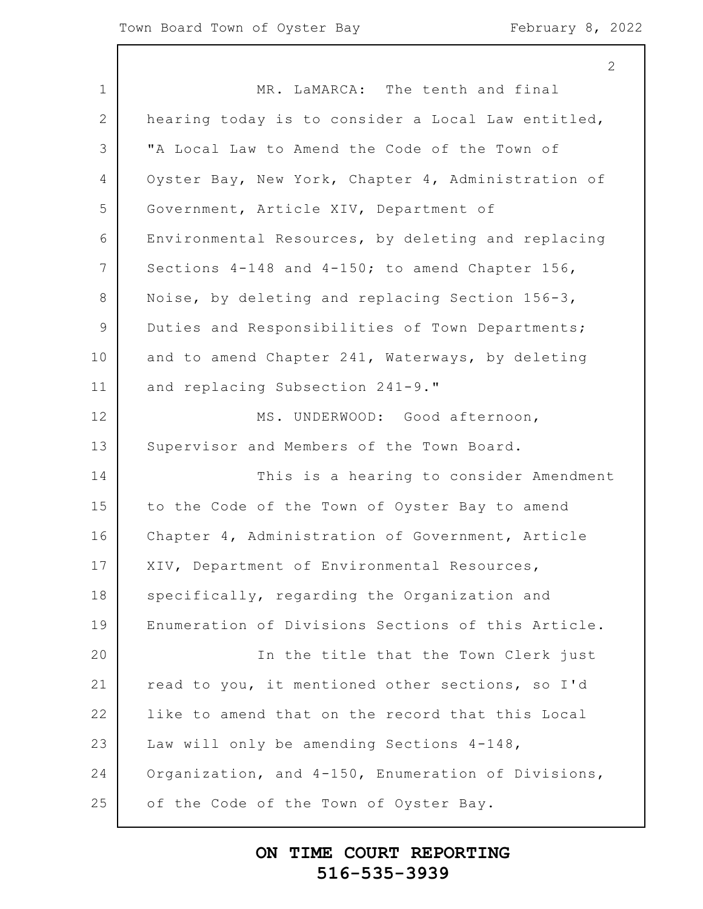MR. LaMARCA: The tenth and final hearing today is to consider a Local Law entitled, "A Local Law to Amend the Code of the Town of Oyster Bay, New York, Chapter 4, Administration of Government, Article XIV, Department of Environmental Resources, by deleting and replacing Sections 4-148 and 4-150; to amend Chapter 156, Noise, by deleting and replacing Section 156-3, Duties and Responsibilities of Town Departments; and to amend Chapter 241, Waterways, by deleting and replacing Subsection 241-9."

MS. UNDERWOOD: Good afternoon, Supervisor and Members of the Town Board.

This is a hearing to consider Amendment to the Code of the Town of Oyster Bay to amend Chapter 4, Administration of Government, Article XIV, Department of Environmental Resources, specifically, regarding the Organization and Enumeration of Divisions Sections of this Article.

In the title that the Town Clerk just read to you, it mentioned other sections, so I'd like to amend that on the record that this Local Law will only be amending Sections 4-148, Organization, and 4-150, Enumeration of Divisions, of the Code of the Town of Oyster Bay.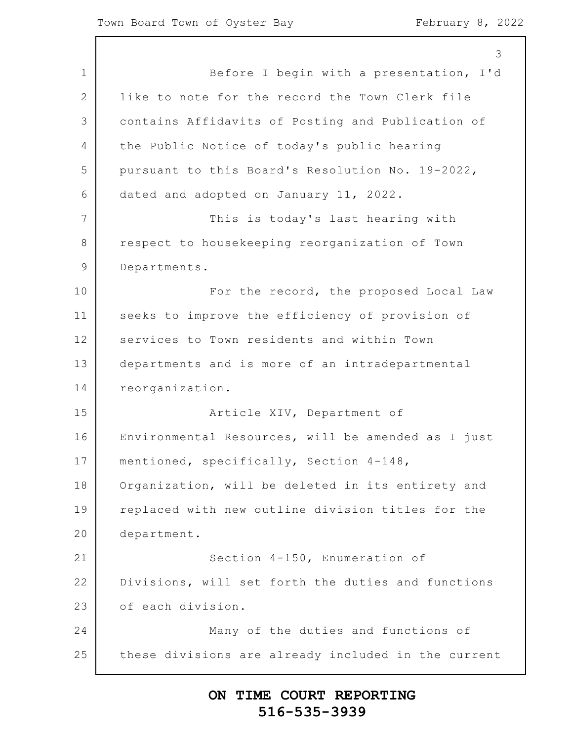Before I begin with a presentation, I'd like to note for the record the Town Clerk file contains Affidavits of Posting and Publication of the Public Notice of today's public hearing pursuant to this Board's Resolution No. 19-2022, dated and adopted on January 11, 2022.

This is today's last hearing with respect to housekeeping reorganization of Town Departments.

For the record, the proposed Local Law seeks to improve the efficiency of provision of services to Town residents and within Town departments and is more of an intradepartmental reorganization.

Article XIV, Department of Environmental Resources, will be amended as I just mentioned, specifically, Section 4-148, Organization, will be deleted in its entirety and replaced with new outline division titles for the department.

Section 4-150, Enumeration of Divisions, will set forth the duties and functions of each division.

Many of the duties and functions of these divisions are already included in the current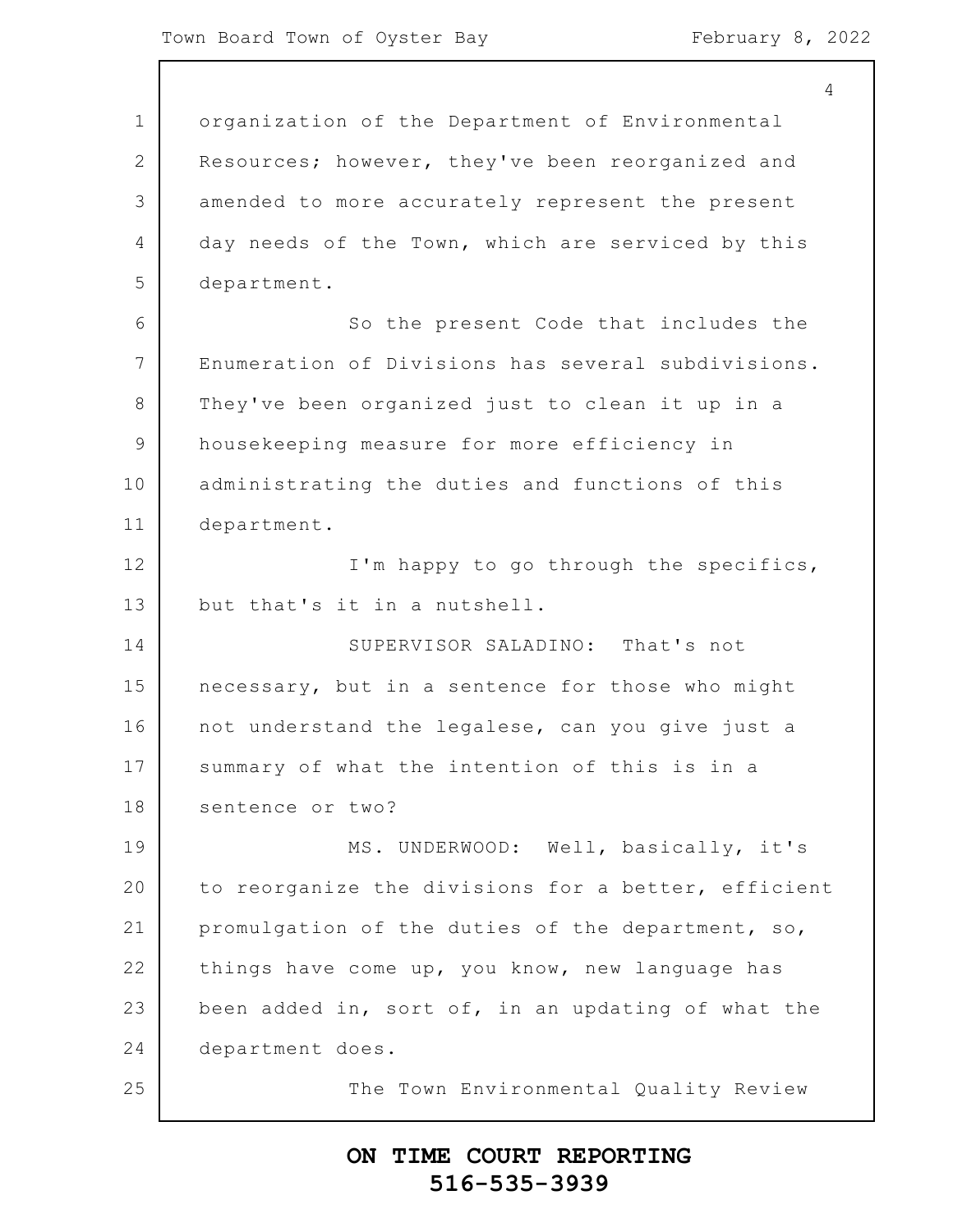organization of the Department of Environmental Resources; however, they've been reorganized and amended to more accurately represent the present day needs of the Town, which are serviced by this department.

So the present Code that includes the Enumeration of Divisions has several subdivisions. They've been organized just to clean it up in a housekeeping measure for more efficiency in administrating the duties and functions of this department.

I'm happy to go through the specifics, but that's it in a nutshell.

SUPERVISOR SALADINO: That's not necessary, but in a sentence for those who might not understand the legalese, can you give just a summary of what the intention of this is in a sentence or two?

MS. UNDERWOOD: Well, basically, it's to reorganize the divisions for a better, efficient promulgation of the duties of the department, so, things have come up, you know, new language has been added in, sort of, in an updating of what the department does.

The Town Environmental Quality Review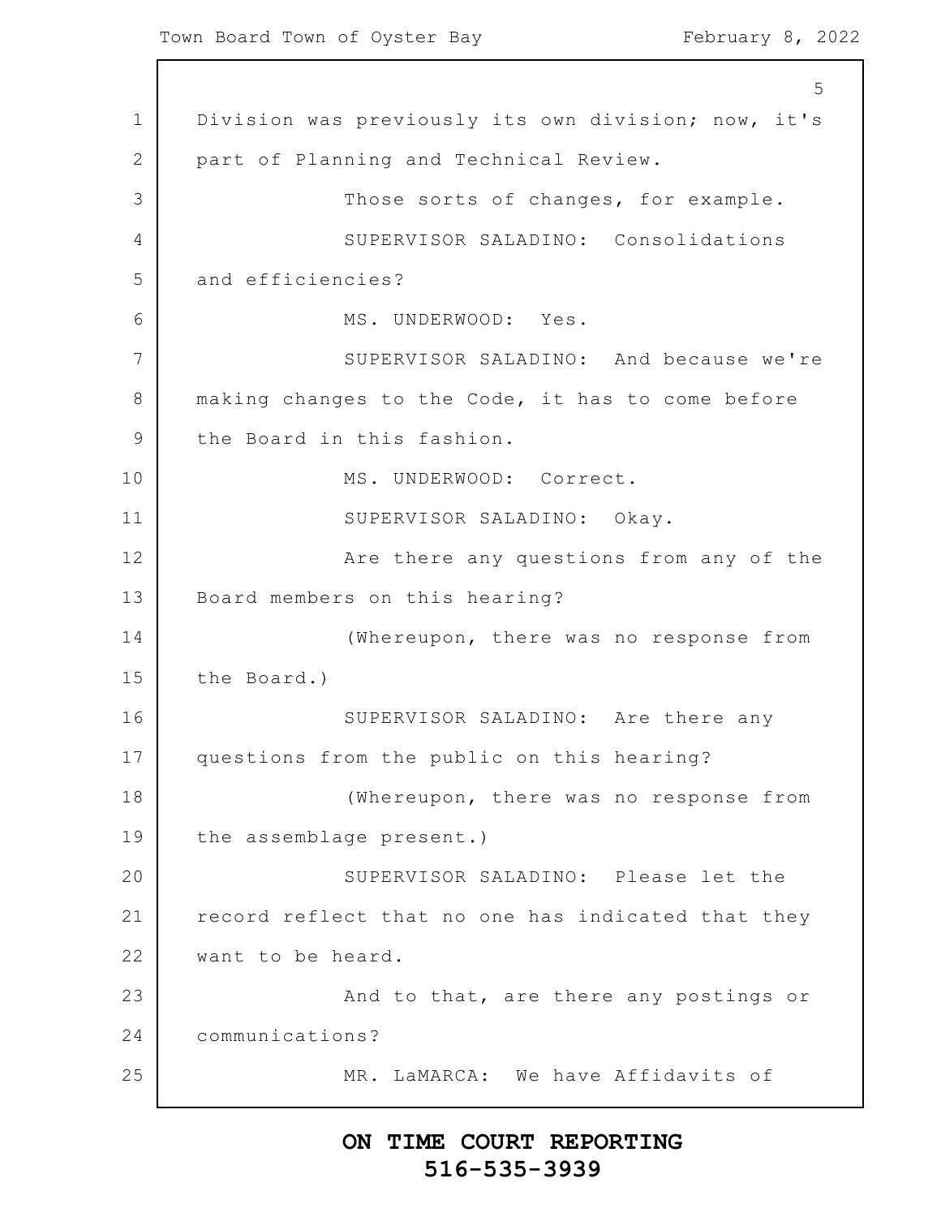Division was previously its own division; now, it's part of Planning and Technical Review.

Those sorts of changes, for example.

SUPERVISOR SALADINO: Consolidations and efficiencies?

MS. UNDERWOOD: Yes.

SUPERVISOR SALADINO: And because we're making changes to the Code, it has to come before the Board in this fashion.

MS. UNDERWOOD: Correct.

SUPERVISOR SALADINO: Okay.

Are there any questions from any of the Board members on this hearing?

(Whereupon, there was no response from the Board.)

SUPERVISOR SALADINO: Are there any questions from the public on this hearing?

(Whereupon, there was no response from the assemblage present.)

SUPERVISOR SALADINO: Please let the record reflect that no one has indicated that they want to be heard.

And to that, are there any postings or communications?

MR. LaMARCA: We have Affidavits of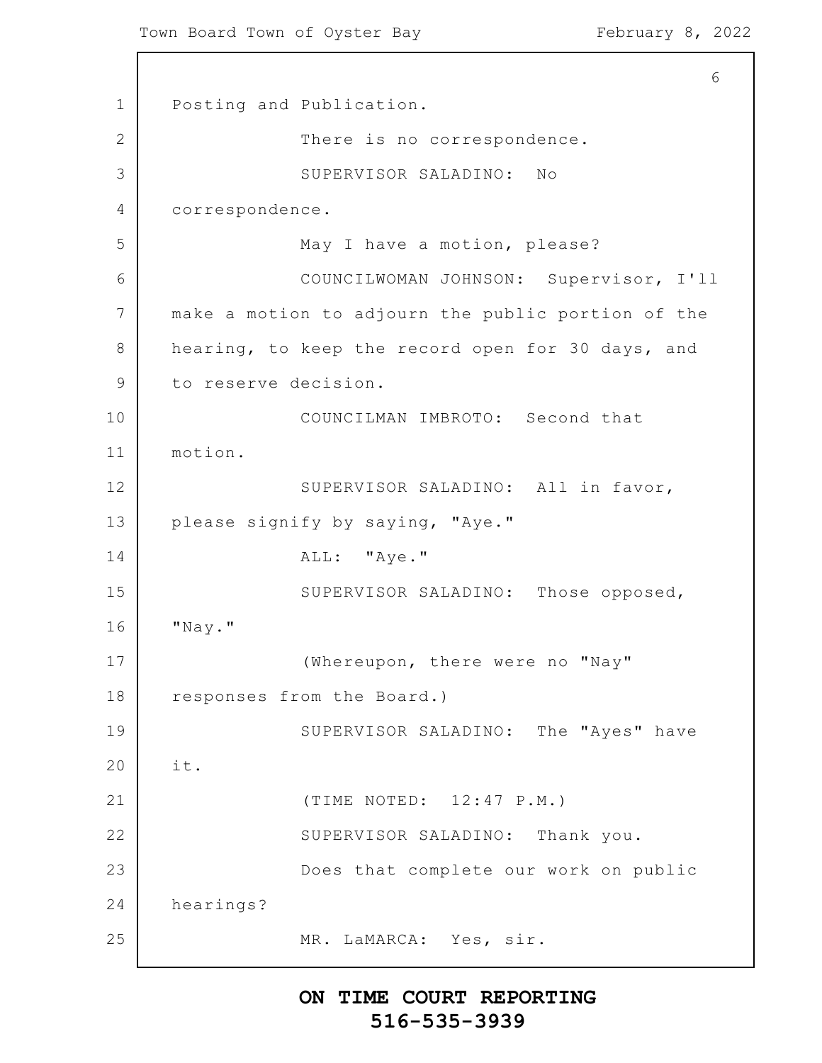Posting and Publication.

There is no correspondence.

SUPERVISOR SALADINO: No correspondence.

May I have a motion, please?

COUNCILWOMAN JOHNSON: Supervisor, I'll make a motion to adjourn the public portion of the hearing, to keep the record open for 30 days, and to reserve decision.

COUNCILMAN IMBROTO: Second that motion.

SUPERVISOR SALADINO: All in favor, please signify by saying, "Aye."

ALL: "Aye."

SUPERVISOR SALADINO: Those opposed, "Nay."

(Whereupon, there were no "Nay" responses from the Board.)

SUPERVISOR SALADINO: The "Ayes" have it.

(TIME NOTED: 12:47 P.M.)

SUPERVISOR SALADINO: Thank you.

Does that complete our work on public hearings?

MR. LaMARCA: Yes, sir.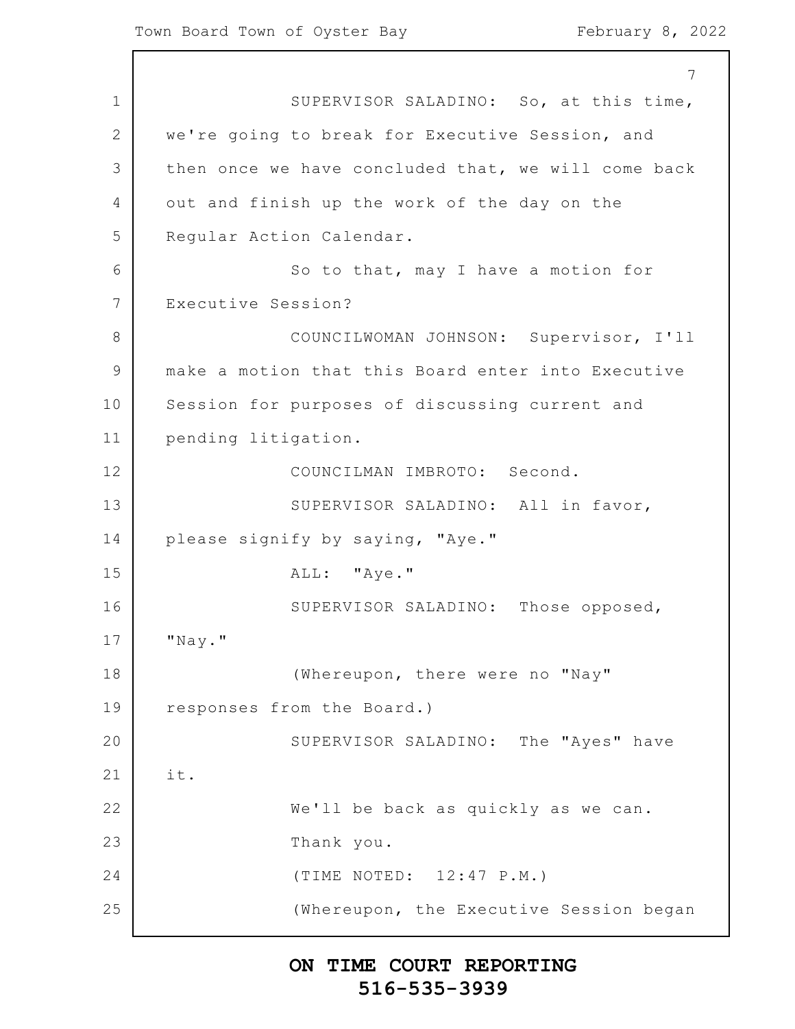SUPERVISOR SALADINO: So, at this time, we're going to break for Executive Session, and then once we have concluded that, we will come back out and finish up the work of the day on the Regular Action Calendar.

So to that, may I have a motion for Executive Session?

COUNCILWOMAN JOHNSON: Supervisor, I'll make a motion that this Board enter into Executive Session for purposes of discussing current and pending litigation.

COUNCILMAN IMBROTO: Second.

SUPERVISOR SALADINO: All in favor, please signify by saying, "Aye."

ALL: "Aye."

SUPERVISOR SALADINO: Those opposed, "Nay."

(Whereupon, there were no "Nay" responses from the Board.)

SUPERVISOR SALADINO: The "Ayes" have it.

We'll be back as quickly as we can.

Thank you.

(TIME NOTED: 12:47 P.M.)

(Whereupon, the Executive Session began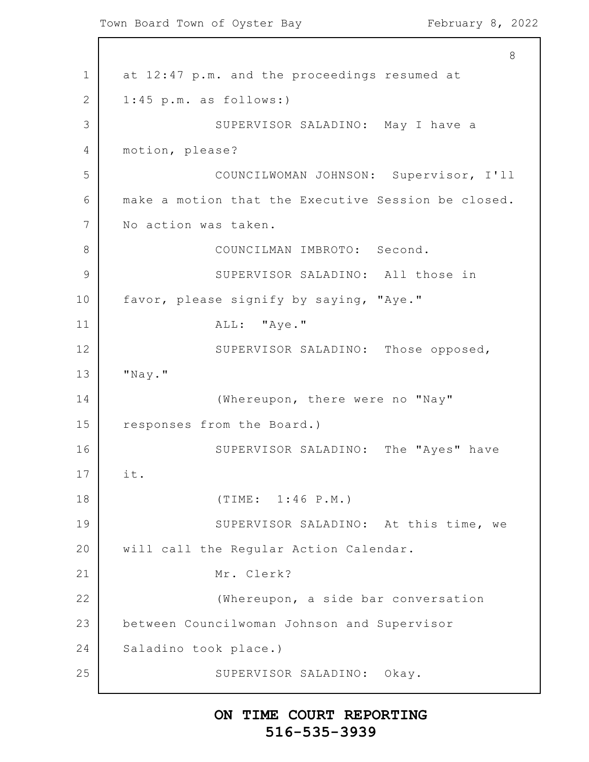at 12:47 p.m. and the proceedings resumed at 1:45 p.m. as follows:)

SUPERVISOR SALADINO: May I have a motion, please?

COUNCILWOMAN JOHNSON: Supervisor, I'll make a motion that the Executive Session be closed. No action was taken.

COUNCILMAN IMBROTO: Second.

SUPERVISOR SALADINO: All those in favor, please signify by saying, "Aye."

ALL: "Aye."

SUPERVISOR SALADINO: Those opposed, "Nay."

(Whereupon, there were no "Nay" responses from the Board.)

SUPERVISOR SALADINO: The "Ayes" have it.

(TIME: 1:46 P.M.)

SUPERVISOR SALADINO: At this time, we will call the Regular Action Calendar.

Mr. Clerk?

(Whereupon, a side bar conversation between Councilwoman Johnson and Supervisor Saladino took place.)

SUPERVISOR SALADINO: Okay.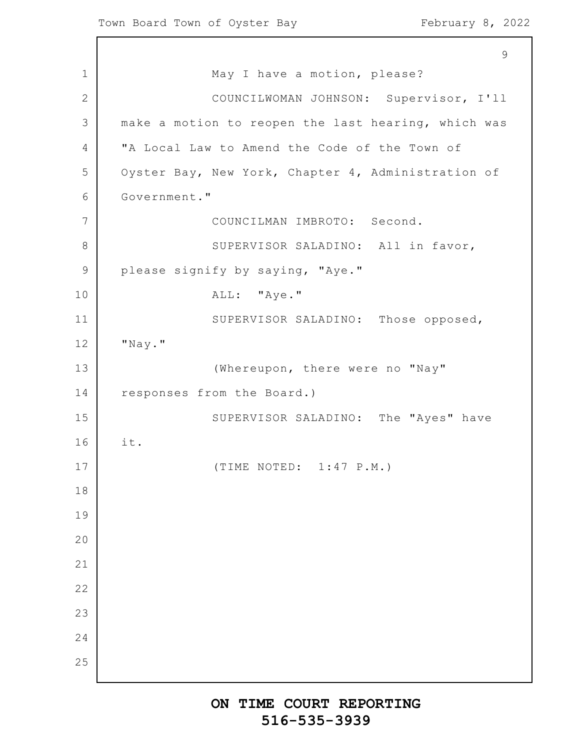May I have a motion, please?

COUNCILWOMAN JOHNSON: Supervisor, I'll make a motion to reopen the last hearing, which was "A Local Law to Amend the Code of the Town of Oyster Bay, New York, Chapter 4, Administration of Government."

COUNCILMAN IMBROTO: Second.

SUPERVISOR SALADINO: All in favor, please signify by saying, "Aye."

ALL: "Aye."

SUPERVISOR SALADINO: Those opposed, "Nay."

(Whereupon, there were no "Nay" responses from the Board.)

SUPERVISOR SALADINO: The "Ayes" have it.

(TIME NOTED: 1:47 P.M.)